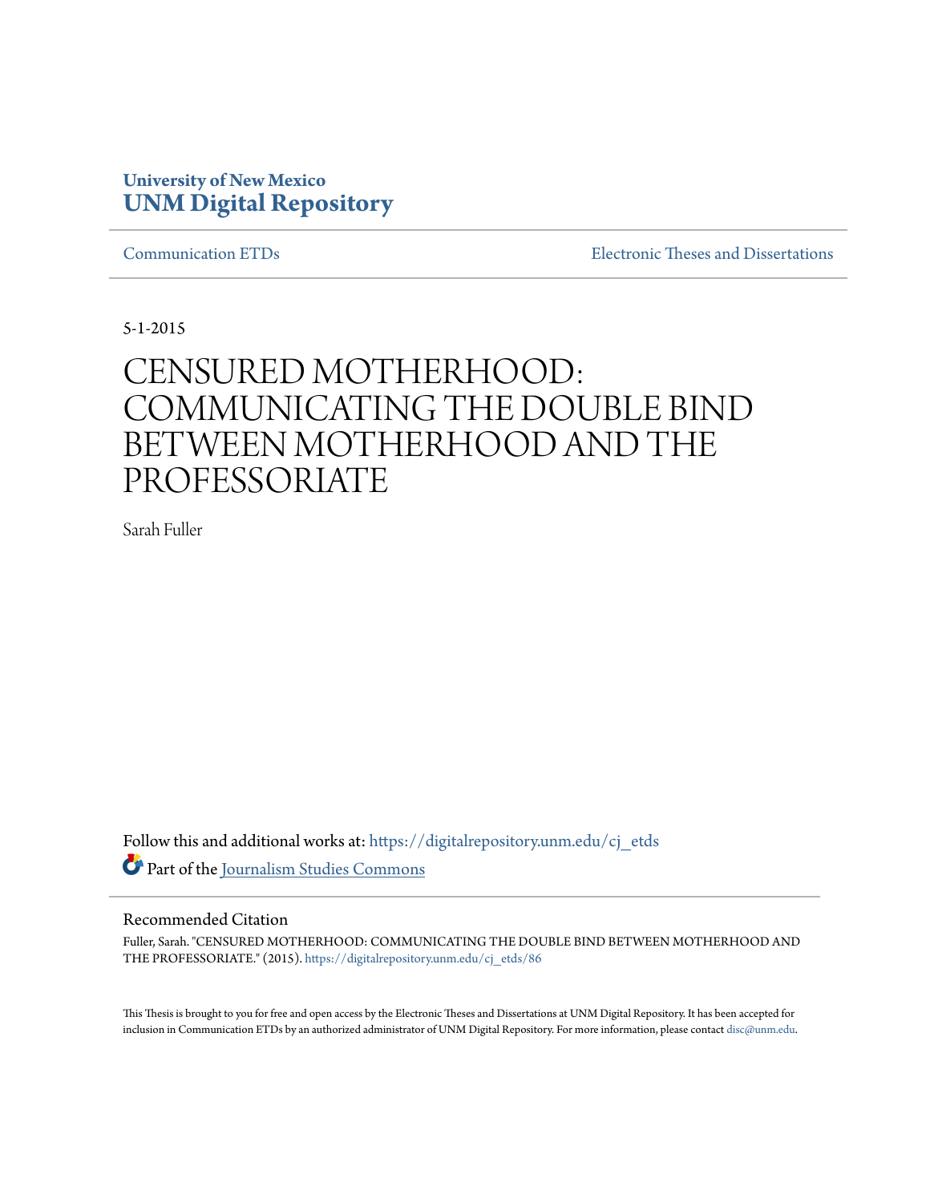University of New Mexico
**UNM Digital Repository**

Communication ETDs

Electronic Theses and Dissertations

5-1-2015

# CENSURED MOTHERHOOD: COMMUNICATING THE DOUBLE BIND BETWEEN MOTHERHOOD AND THE PROFESSORIATE

Sarah Fuller

Follow this and additional works at: https://digitalrepository.unm.edu/cj_etds

Part of the Journalism Studies Commons

## Recommended Citation

Fuller, Sarah. "CENSURED MOTHERHOOD: COMMUNICATING THE DOUBLE BIND BETWEEN MOTHERHOOD AND THE PROFESSORIATE." (2015). https://digitalrepository.unm.edu/cj_etds/86

This Thesis is brought to you for free and open access by the Electronic Theses and Dissertations at UNM Digital Repository. It has been accepted for inclusion in Communication ETDs by an authorized administrator of UNM Digital Repository. For more information, please contact disc@unm.edu.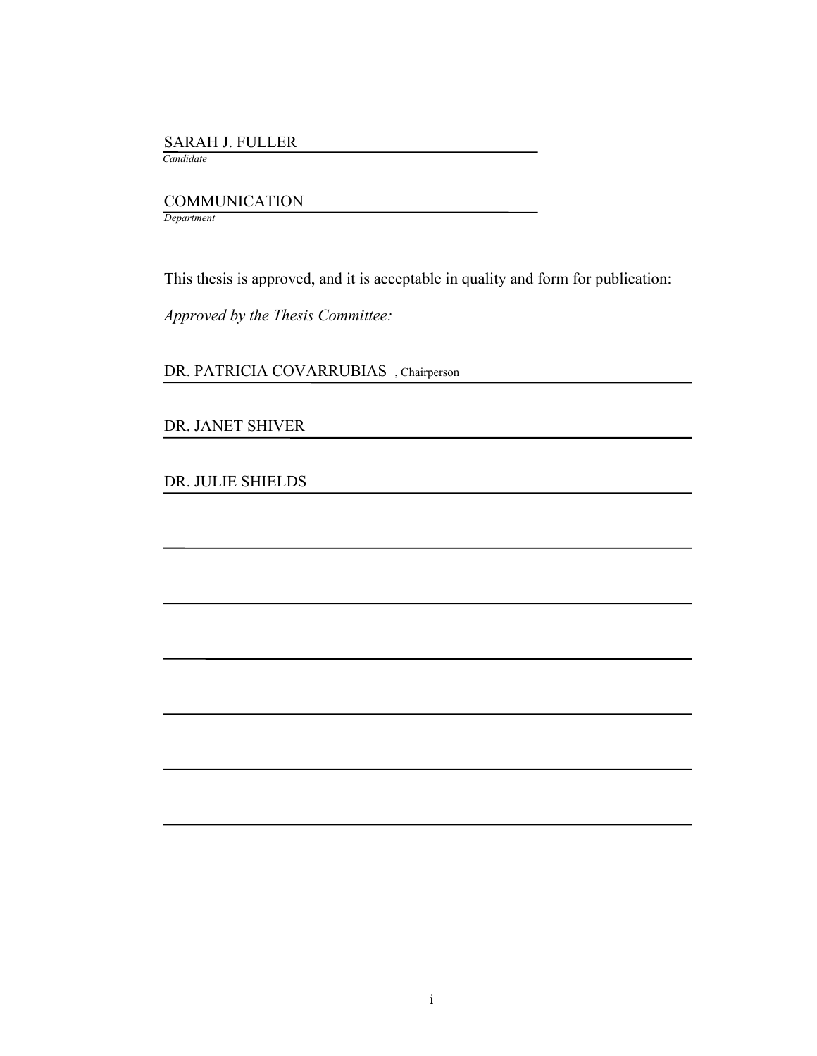SARAH J. FULLER

*Candidate*

COMMUNICATION

*Department*

This thesis is approved, and it is acceptable in quality and form for publication:

*Approved by the Thesis Committee:*

DR. PATRICIA COVARRUBIAS , Chairperson

DR. JANET SHIVER

DR. JULIE SHIELDS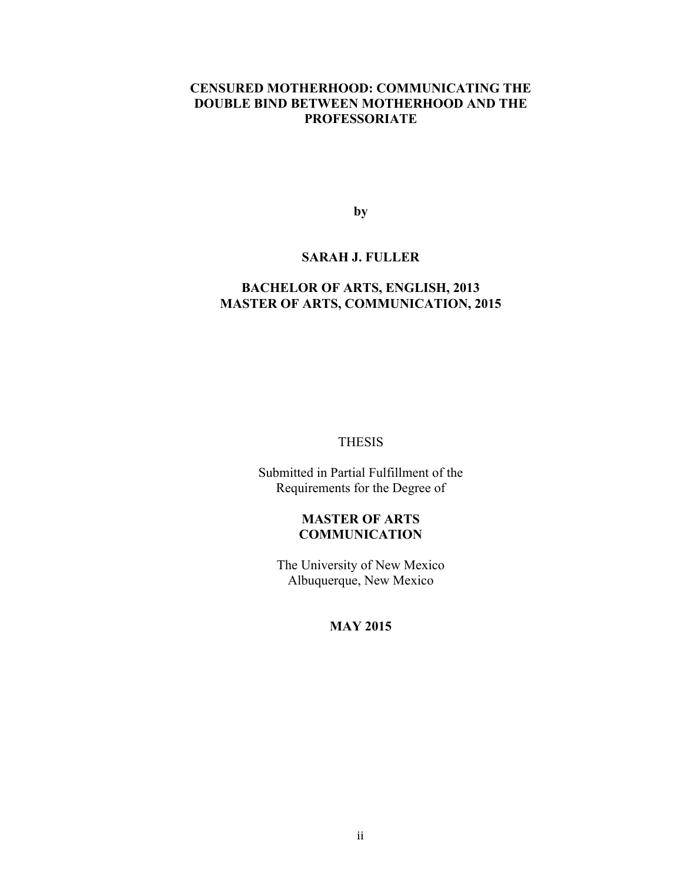**CENSURED MOTHERHOOD: COMMUNICATING THE DOUBLE BIND BETWEEN MOTHERHOOD AND THE PROFESSORIATE**

**by**

**SARAH J. FULLER**

**BACHELOR OF ARTS, ENGLISH, 2013**
**MASTER OF ARTS, COMMUNICATION, 2015**

THESIS

Submitted in Partial Fulfillment of the
Requirements for the Degree of

**MASTER OF ARTS**
**COMMUNICATION**

The University of New Mexico
Albuquerque, New Mexico

**MAY 2015**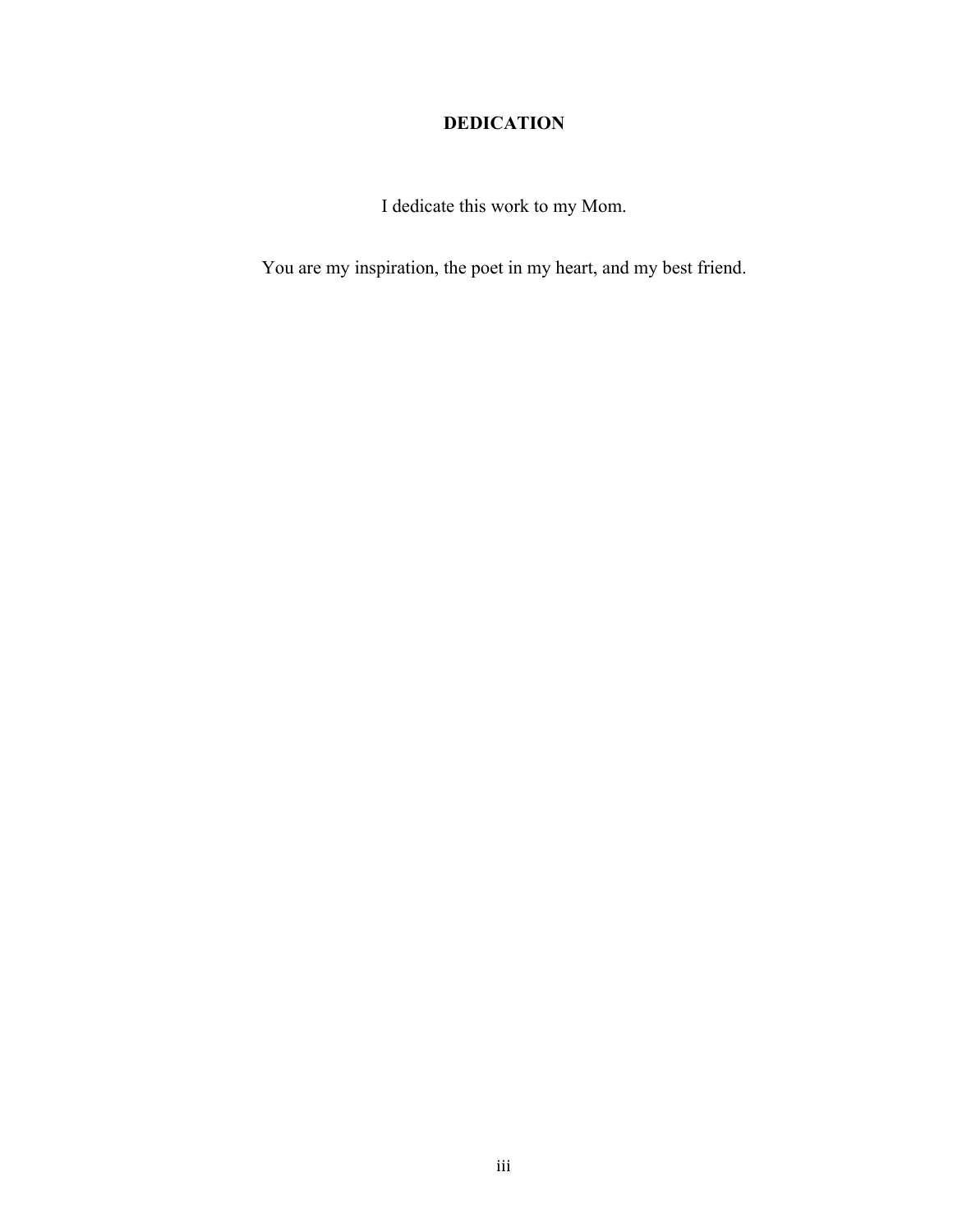## DEDICATION

I dedicate this work to my Mom.

You are my inspiration, the poet in my heart, and my best friend.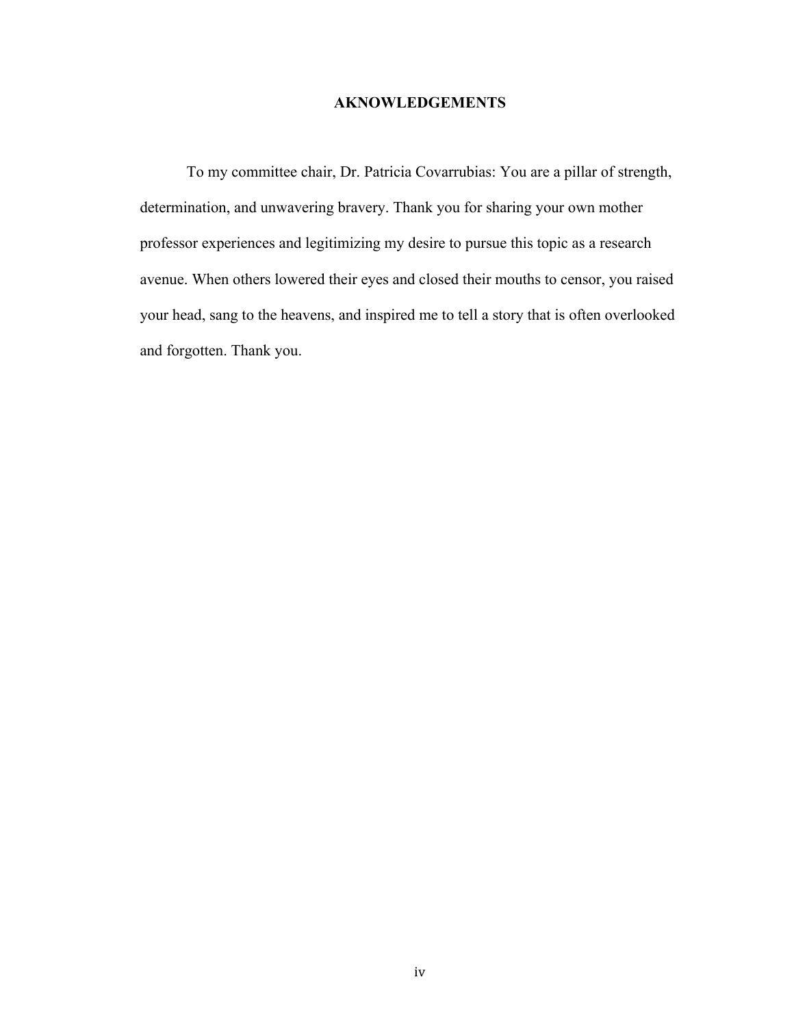# AKNOWLEDGEMENTS

To my committee chair, Dr. Patricia Covarrubias: You are a pillar of strength, determination, and unwavering bravery. Thank you for sharing your own mother professor experiences and legitimizing my desire to pursue this topic as a research avenue. When others lowered their eyes and closed their mouths to censor, you raised your head, sang to the heavens, and inspired me to tell a story that is often overlooked and forgotten. Thank you.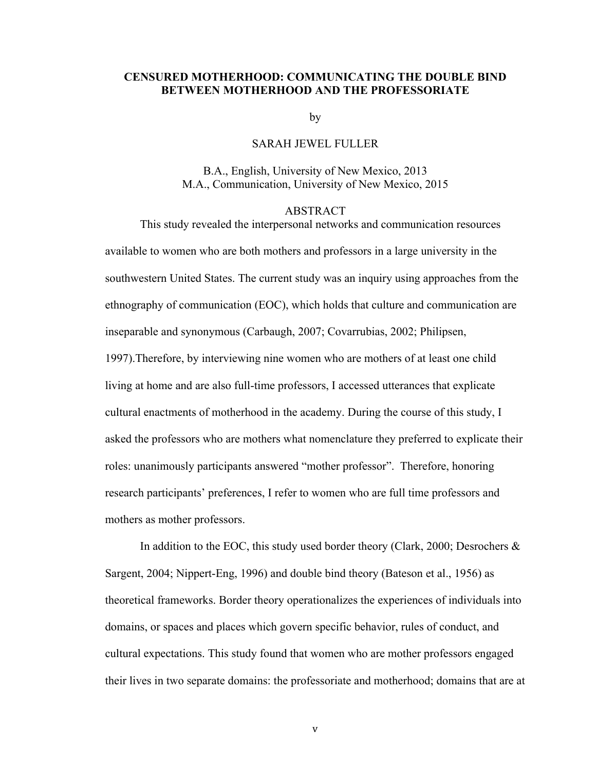**CENSURED MOTHERHOOD: COMMUNICATING THE DOUBLE BIND BETWEEN MOTHERHOOD AND THE PROFESSORIATE**

by

SARAH JEWEL FULLER

B.A., English, University of New Mexico, 2013
M.A., Communication, University of New Mexico, 2015

ABSTRACT

This study revealed the interpersonal networks and communication resources available to women who are both mothers and professors in a large university in the southwestern United States. The current study was an inquiry using approaches from the ethnography of communication (EOC), which holds that culture and communication are inseparable and synonymous (Carbaugh, 2007; Covarrubias, 2002; Philipsen, 1997).Therefore, by interviewing nine women who are mothers of at least one child living at home and are also full-time professors, I accessed utterances that explicate cultural enactments of motherhood in the academy. During the course of this study, I asked the professors who are mothers what nomenclature they preferred to explicate their roles: unanimously participants answered "mother professor". Therefore, honoring research participants' preferences, I refer to women who are full time professors and mothers as mother professors.

In addition to the EOC, this study used border theory (Clark, 2000; Desrochers & Sargent, 2004; Nippert-Eng, 1996) and double bind theory (Bateson et al., 1956) as theoretical frameworks. Border theory operationalizes the experiences of individuals into domains, or spaces and places which govern specific behavior, rules of conduct, and cultural expectations. This study found that women who are mother professors engaged their lives in two separate domains: the professoriate and motherhood; domains that are at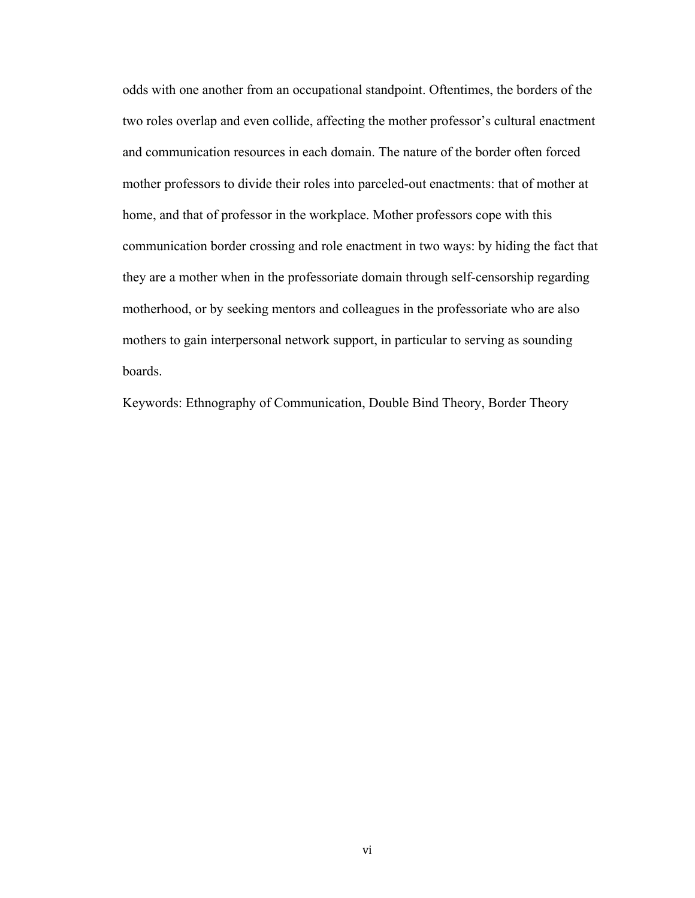odds with one another from an occupational standpoint. Oftentimes, the borders of the two roles overlap and even collide, affecting the mother professor's cultural enactment and communication resources in each domain. The nature of the border often forced mother professors to divide their roles into parceled-out enactments: that of mother at home, and that of professor in the workplace. Mother professors cope with this communication border crossing and role enactment in two ways: by hiding the fact that they are a mother when in the professoriate domain through self-censorship regarding motherhood, or by seeking mentors and colleagues in the professoriate who are also mothers to gain interpersonal network support, in particular to serving as sounding boards.

Keywords: Ethnography of Communication, Double Bind Theory, Border Theory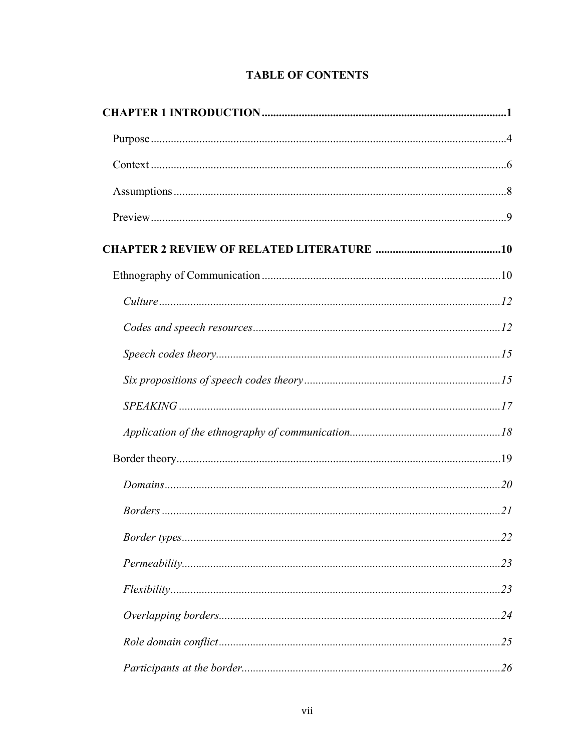# TABLE OF CONTENTS

**CHAPTER 1 INTRODUCTION** .......... **1**

Purpose .......... 4

Context .......... 6

Assumptions .......... 8

Preview .......... 9

**CHAPTER 2 REVIEW OF RELATED LITERATURE** .......... **10**

Ethnography of Communication .......... 10

*Culture* .......... *12*

*Codes and speech resources* .......... *12*

*Speech codes theory* .......... *15*

*Six propositions of speech codes theory* .......... *15*

*SPEAKING* .......... *17*

*Application of the ethnography of communication* .......... *18*

Border theory .......... 19

*Domains* .......... *20*

*Borders* .......... *21*

*Border types* .......... *22*

*Permeability* .......... *23*

*Flexibility* .......... *23*

*Overlapping borders* .......... *24*

*Role domain conflict* .......... *25*

*Participants at the border* .......... *26*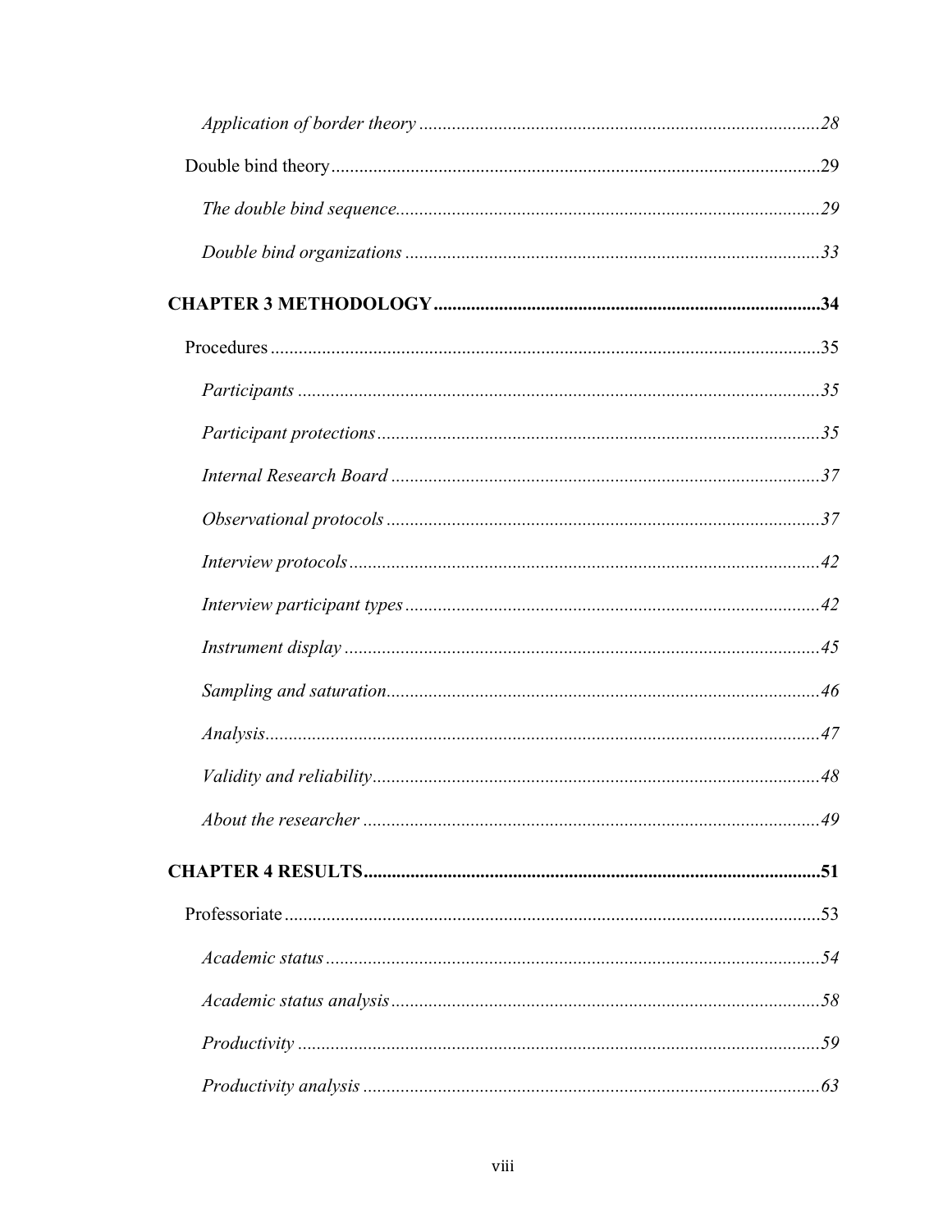*Application of border theory* ....................................................................................28

Double bind theory.......................................................................................................29

*The double bind sequence*..........................................................................................29

*Double bind organizations* .........................................................................................33

**CHAPTER 3 METHODOLOGY** ..................................................................................34

Procedures ......................................................................................................................35

*Participants* ...............................................................................................................35

*Participant protections*...............................................................................................35

*Internal Research Board* ............................................................................................37

*Observational protocols* .............................................................................................37

*Interview protocols*....................................................................................................42

*Interview participant types*.........................................................................................42

*Instrument display* .....................................................................................................45

*Sampling and saturation*............................................................................................46

*Analysis*.....................................................................................................................47

*Validity and reliability*...............................................................................................48

*About the researcher* .................................................................................................49

**CHAPTER 4 RESULTS**...............................................................................................51

Professoriate ..................................................................................................................53

*Academic status*.........................................................................................................54

*Academic status analysis*...........................................................................................58

*Productivity* ...............................................................................................................59

*Productivity analysis* .................................................................................................63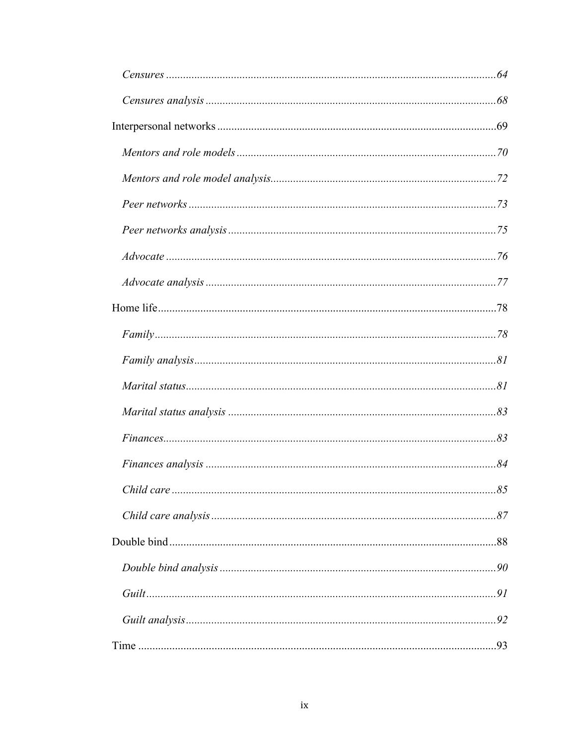*Censures* .......................................................................................................................*64*

*Censures analysis* ...........................................................................................................*68*

Interpersonal networks ...................................................................................................69

*Mentors and role models* ...............................................................................................*70*

*Mentors and role model analysis*...................................................................................*72*

*Peer networks* ..................................................................................................................*73*

*Peer networks analysis* ....................................................................................................*75*

*Advocate* ..........................................................................................................................*76*

*Advocate analysis* ............................................................................................................*77*

Home life..........................................................................................................................78

*Family*..............................................................................................................................*78*

*Family analysis*................................................................................................................*81*

*Marital status*...................................................................................................................*81*

*Marital status analysis* ....................................................................................................*83*

*Finances*...........................................................................................................................*83*

*Finances analysis* ............................................................................................................*84*

*Child care* ........................................................................................................................*85*

*Child care analysis* ..........................................................................................................*87*

Double bind......................................................................................................................88

*Double bind analysis* .......................................................................................................*90*

*Guilt*.................................................................................................................................*91*

*Guilt analysis*...................................................................................................................*92*

Time .................................................................................................................................93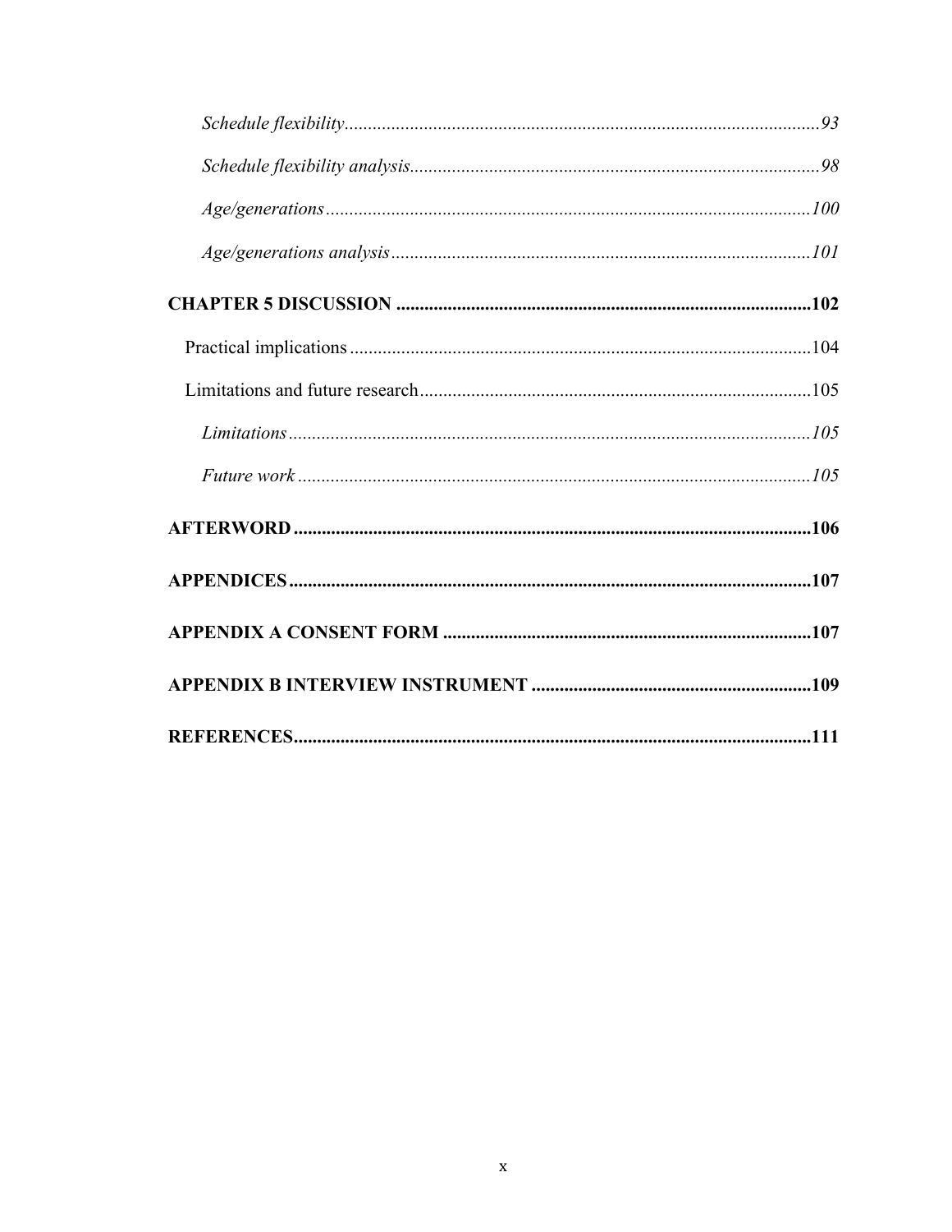*Schedule flexibility*......................................................................................................*93*

*Schedule flexibility analysis*........................................................................................*98*

*Age/generations*........................................................................................................*100*

*Age/generations analysis*..........................................................................................*101*

**CHAPTER 5 DISCUSSION .........................................................................................102**

Practical implications ...................................................................................................104

Limitations and future research....................................................................................105

*Limitations*.................................................................................................................*105*

*Future work* ...............................................................................................................*105*

**AFTERWORD ...............................................................................................................106**

**APPENDICES.................................................................................................................107**

**APPENDIX A CONSENT FORM ...............................................................................107**

**APPENDIX B INTERVIEW INSTRUMENT ............................................................109**

**REFERENCES...............................................................................................................111**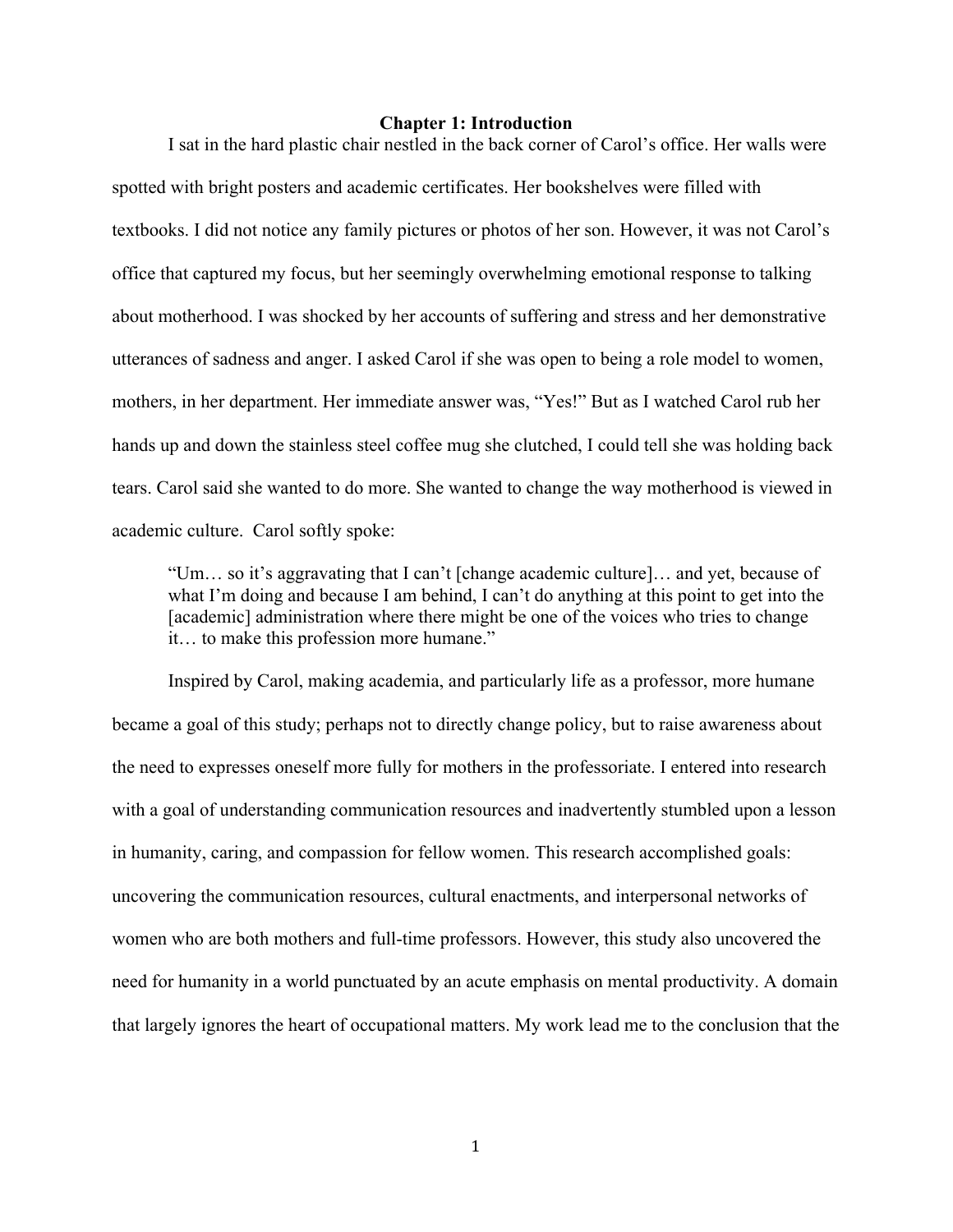# Chapter 1: Introduction

I sat in the hard plastic chair nestled in the back corner of Carol's office. Her walls were spotted with bright posters and academic certificates. Her bookshelves were filled with textbooks. I did not notice any family pictures or photos of her son. However, it was not Carol's office that captured my focus, but her seemingly overwhelming emotional response to talking about motherhood. I was shocked by her accounts of suffering and stress and her demonstrative utterances of sadness and anger. I asked Carol if she was open to being a role model to women, mothers, in her department. Her immediate answer was, "Yes!" But as I watched Carol rub her hands up and down the stainless steel coffee mug she clutched, I could tell she was holding back tears. Carol said she wanted to do more. She wanted to change the way motherhood is viewed in academic culture. Carol softly spoke:

> "Um… so it's aggravating that I can't [change academic culture]… and yet, because of what I'm doing and because I am behind, I can't do anything at this point to get into the [academic] administration where there might be one of the voices who tries to change it… to make this profession more humane."

Inspired by Carol, making academia, and particularly life as a professor, more humane became a goal of this study; perhaps not to directly change policy, but to raise awareness about the need to expresses oneself more fully for mothers in the professoriate. I entered into research with a goal of understanding communication resources and inadvertently stumbled upon a lesson in humanity, caring, and compassion for fellow women. This research accomplished goals: uncovering the communication resources, cultural enactments, and interpersonal networks of women who are both mothers and full-time professors. However, this study also uncovered the need for humanity in a world punctuated by an acute emphasis on mental productivity. A domain that largely ignores the heart of occupational matters. My work lead me to the conclusion that the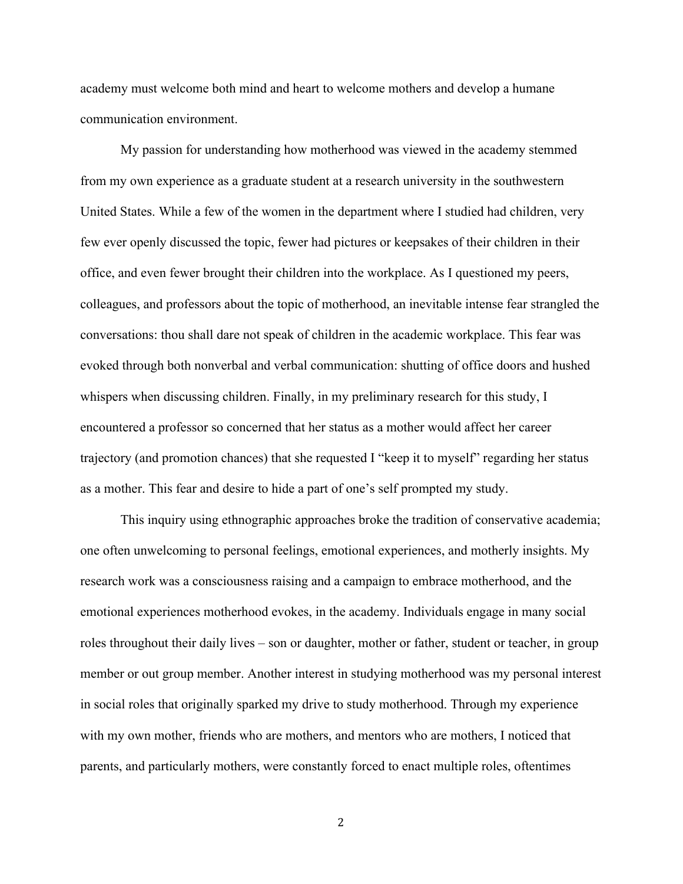academy must welcome both mind and heart to welcome mothers and develop a humane communication environment.

My passion for understanding how motherhood was viewed in the academy stemmed from my own experience as a graduate student at a research university in the southwestern United States. While a few of the women in the department where I studied had children, very few ever openly discussed the topic, fewer had pictures or keepsakes of their children in their office, and even fewer brought their children into the workplace. As I questioned my peers, colleagues, and professors about the topic of motherhood, an inevitable intense fear strangled the conversations: thou shall dare not speak of children in the academic workplace. This fear was evoked through both nonverbal and verbal communication: shutting of office doors and hushed whispers when discussing children. Finally, in my preliminary research for this study, I encountered a professor so concerned that her status as a mother would affect her career trajectory (and promotion chances) that she requested I "keep it to myself" regarding her status as a mother. This fear and desire to hide a part of one's self prompted my study.

This inquiry using ethnographic approaches broke the tradition of conservative academia; one often unwelcoming to personal feelings, emotional experiences, and motherly insights. My research work was a consciousness raising and a campaign to embrace motherhood, and the emotional experiences motherhood evokes, in the academy. Individuals engage in many social roles throughout their daily lives – son or daughter, mother or father, student or teacher, in group member or out group member. Another interest in studying motherhood was my personal interest in social roles that originally sparked my drive to study motherhood. Through my experience with my own mother, friends who are mothers, and mentors who are mothers, I noticed that parents, and particularly mothers, were constantly forced to enact multiple roles, oftentimes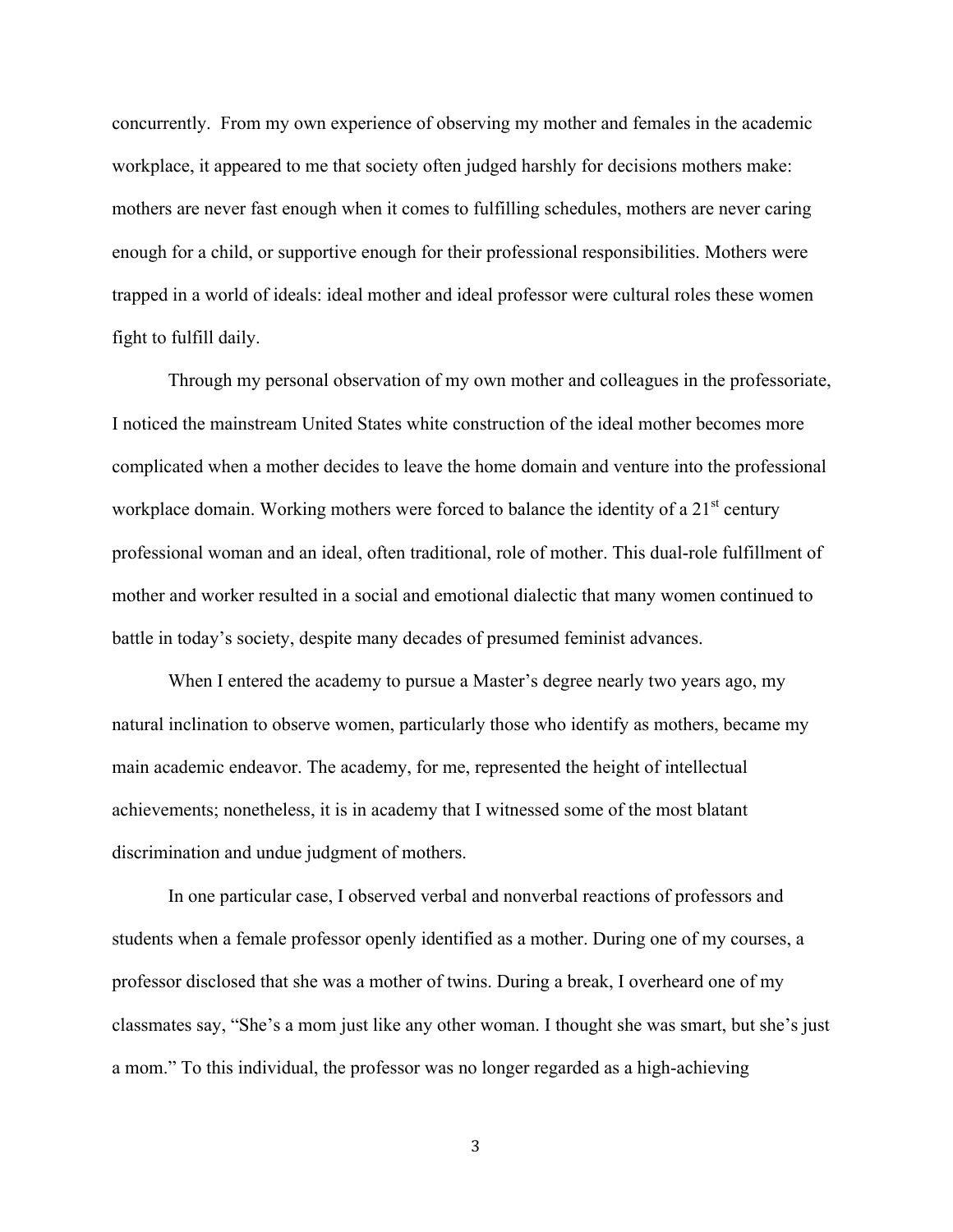concurrently. From my own experience of observing my mother and females in the academic workplace, it appeared to me that society often judged harshly for decisions mothers make: mothers are never fast enough when it comes to fulfilling schedules, mothers are never caring enough for a child, or supportive enough for their professional responsibilities. Mothers were trapped in a world of ideals: ideal mother and ideal professor were cultural roles these women fight to fulfill daily.

Through my personal observation of my own mother and colleagues in the professoriate, I noticed the mainstream United States white construction of the ideal mother becomes more complicated when a mother decides to leave the home domain and venture into the professional workplace domain. Working mothers were forced to balance the identity of a 21st century professional woman and an ideal, often traditional, role of mother. This dual-role fulfillment of mother and worker resulted in a social and emotional dialectic that many women continued to battle in today's society, despite many decades of presumed feminist advances.

When I entered the academy to pursue a Master's degree nearly two years ago, my natural inclination to observe women, particularly those who identify as mothers, became my main academic endeavor. The academy, for me, represented the height of intellectual achievements; nonetheless, it is in academy that I witnessed some of the most blatant discrimination and undue judgment of mothers.

In one particular case, I observed verbal and nonverbal reactions of professors and students when a female professor openly identified as a mother. During one of my courses, a professor disclosed that she was a mother of twins. During a break, I overheard one of my classmates say, "She's a mom just like any other woman. I thought she was smart, but she's just a mom." To this individual, the professor was no longer regarded as a high-achieving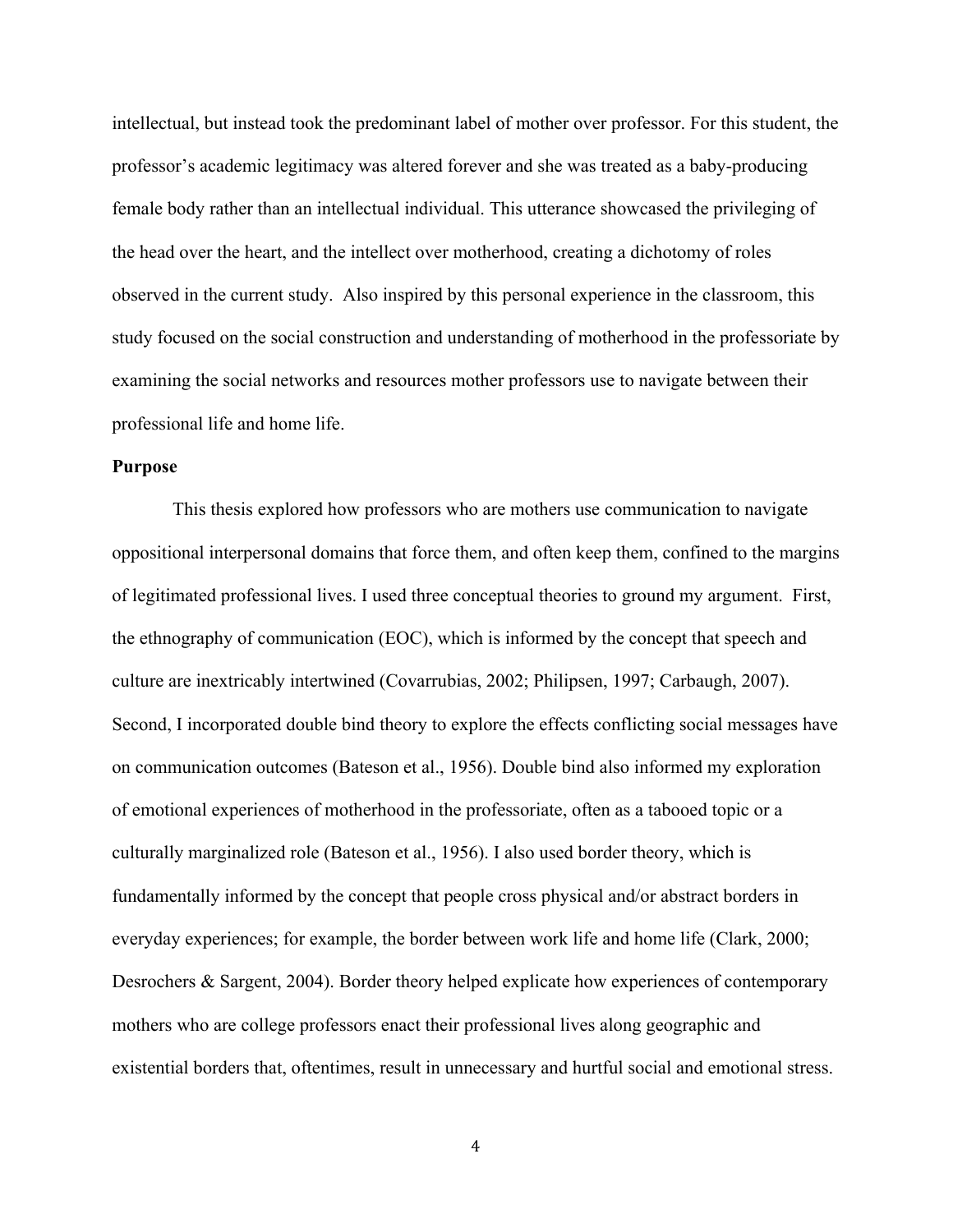intellectual, but instead took the predominant label of mother over professor. For this student, the professor's academic legitimacy was altered forever and she was treated as a baby-producing female body rather than an intellectual individual. This utterance showcased the privileging of the head over the heart, and the intellect over motherhood, creating a dichotomy of roles observed in the current study. Also inspired by this personal experience in the classroom, this study focused on the social construction and understanding of motherhood in the professoriate by examining the social networks and resources mother professors use to navigate between their professional life and home life.

**Purpose**

This thesis explored how professors who are mothers use communication to navigate oppositional interpersonal domains that force them, and often keep them, confined to the margins of legitimated professional lives. I used three conceptual theories to ground my argument. First, the ethnography of communication (EOC), which is informed by the concept that speech and culture are inextricably intertwined (Covarrubias, 2002; Philipsen, 1997; Carbaugh, 2007). Second, I incorporated double bind theory to explore the effects conflicting social messages have on communication outcomes (Bateson et al., 1956). Double bind also informed my exploration of emotional experiences of motherhood in the professoriate, often as a tabooed topic or a culturally marginalized role (Bateson et al., 1956). I also used border theory, which is fundamentally informed by the concept that people cross physical and/or abstract borders in everyday experiences; for example, the border between work life and home life (Clark, 2000; Desrochers & Sargent, 2004). Border theory helped explicate how experiences of contemporary mothers who are college professors enact their professional lives along geographic and existential borders that, oftentimes, result in unnecessary and hurtful social and emotional stress.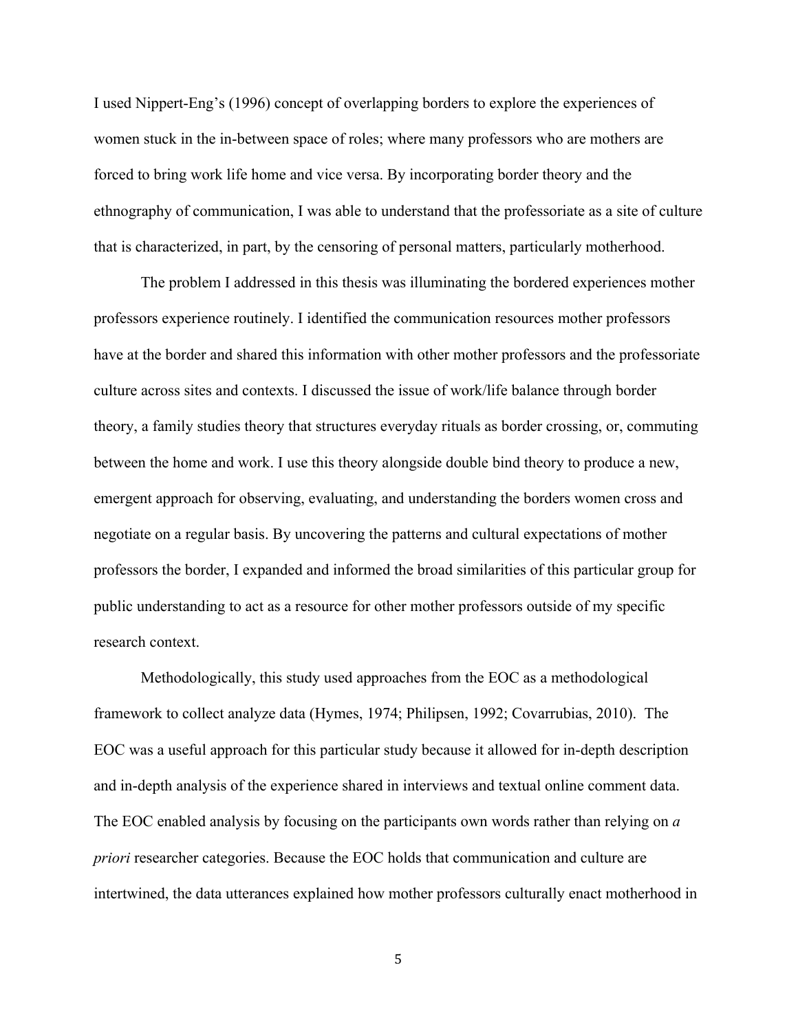I used Nippert-Eng's (1996) concept of overlapping borders to explore the experiences of women stuck in the in-between space of roles; where many professors who are mothers are forced to bring work life home and vice versa. By incorporating border theory and the ethnography of communication, I was able to understand that the professoriate as a site of culture that is characterized, in part, by the censoring of personal matters, particularly motherhood.

The problem I addressed in this thesis was illuminating the bordered experiences mother professors experience routinely. I identified the communication resources mother professors have at the border and shared this information with other mother professors and the professoriate culture across sites and contexts. I discussed the issue of work/life balance through border theory, a family studies theory that structures everyday rituals as border crossing, or, commuting between the home and work. I use this theory alongside double bind theory to produce a new, emergent approach for observing, evaluating, and understanding the borders women cross and negotiate on a regular basis. By uncovering the patterns and cultural expectations of mother professors the border, I expanded and informed the broad similarities of this particular group for public understanding to act as a resource for other mother professors outside of my specific research context.

Methodologically, this study used approaches from the EOC as a methodological framework to collect analyze data (Hymes, 1974; Philipsen, 1992; Covarrubias, 2010). The EOC was a useful approach for this particular study because it allowed for in-depth description and in-depth analysis of the experience shared in interviews and textual online comment data. The EOC enabled analysis by focusing on the participants own words rather than relying on *a priori* researcher categories. Because the EOC holds that communication and culture are intertwined, the data utterances explained how mother professors culturally enact motherhood in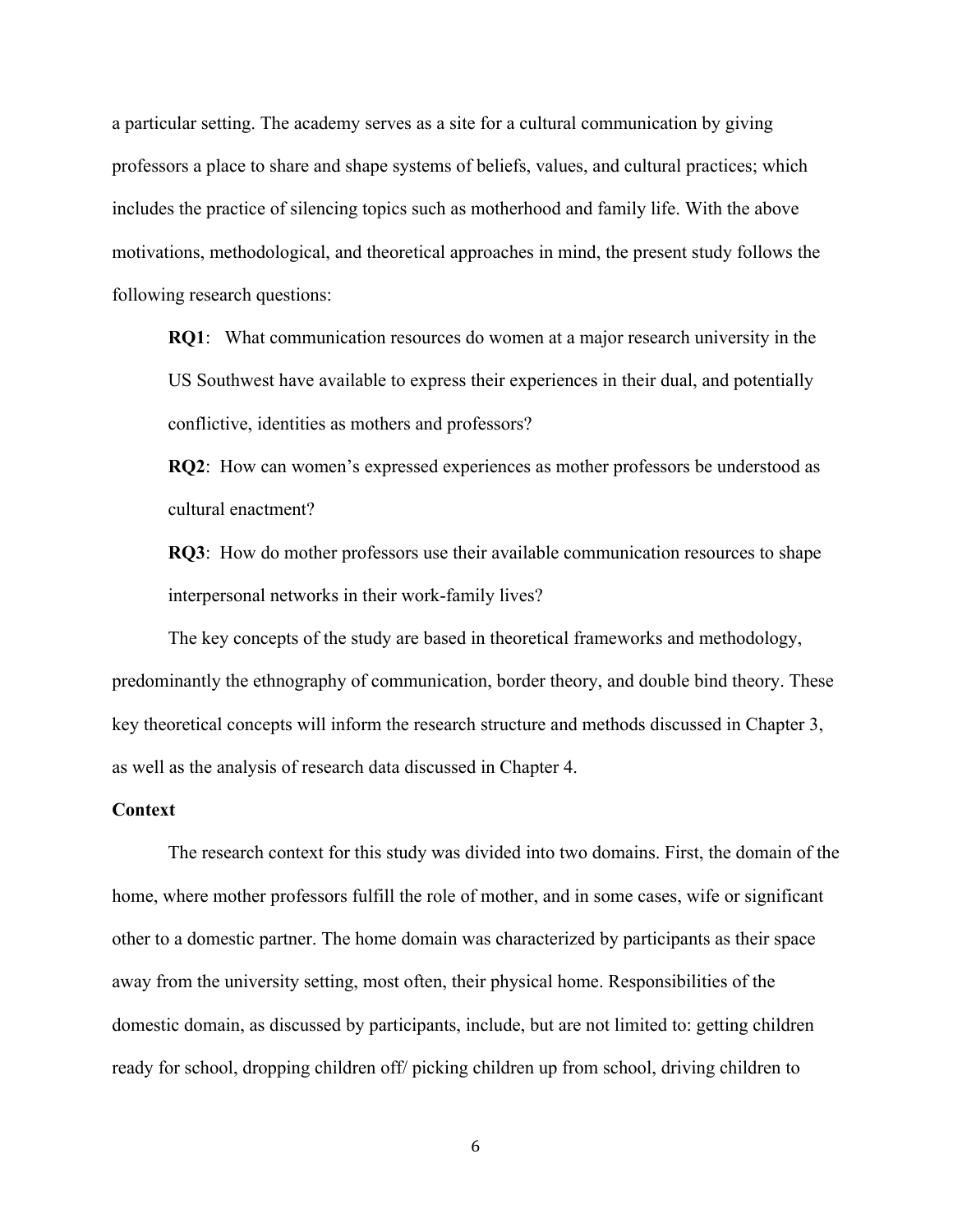a particular setting. The academy serves as a site for a cultural communication by giving professors a place to share and shape systems of beliefs, values, and cultural practices; which includes the practice of silencing topics such as motherhood and family life. With the above motivations, methodological, and theoretical approaches in mind, the present study follows the following research questions:

> **RQ1**: What communication resources do women at a major research university in the US Southwest have available to express their experiences in their dual, and potentially conflictive, identities as mothers and professors?
>
> **RQ2**: How can women's expressed experiences as mother professors be understood as cultural enactment?
>
> **RQ3**: How do mother professors use their available communication resources to shape interpersonal networks in their work-family lives?

The key concepts of the study are based in theoretical frameworks and methodology, predominantly the ethnography of communication, border theory, and double bind theory. These key theoretical concepts will inform the research structure and methods discussed in Chapter 3, as well as the analysis of research data discussed in Chapter 4.

**Context**

The research context for this study was divided into two domains. First, the domain of the home, where mother professors fulfill the role of mother, and in some cases, wife or significant other to a domestic partner. The home domain was characterized by participants as their space away from the university setting, most often, their physical home. Responsibilities of the domestic domain, as discussed by participants, include, but are not limited to: getting children ready for school, dropping children off/ picking children up from school, driving children to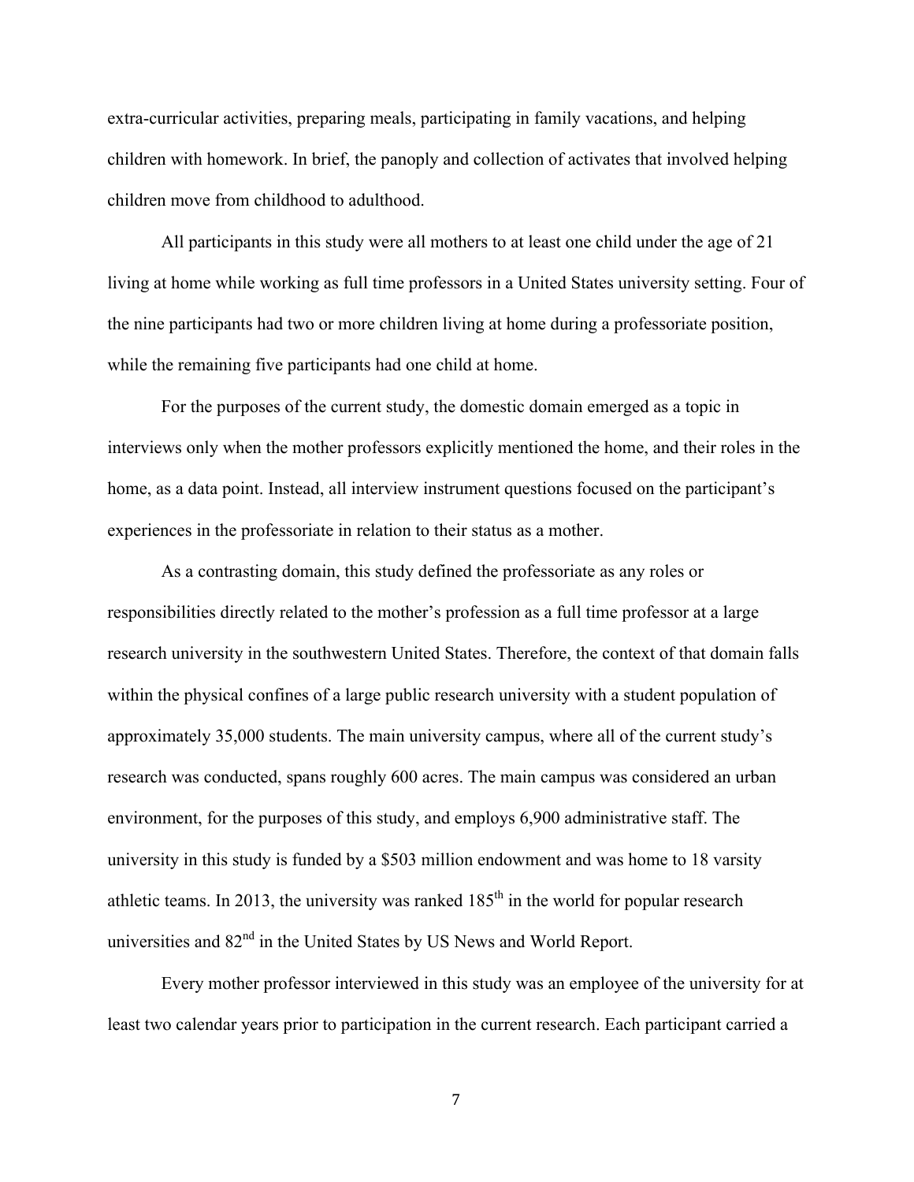extra-curricular activities, preparing meals, participating in family vacations, and helping children with homework. In brief, the panoply and collection of activates that involved helping children move from childhood to adulthood.

All participants in this study were all mothers to at least one child under the age of 21 living at home while working as full time professors in a United States university setting. Four of the nine participants had two or more children living at home during a professoriate position, while the remaining five participants had one child at home.

For the purposes of the current study, the domestic domain emerged as a topic in interviews only when the mother professors explicitly mentioned the home, and their roles in the home, as a data point. Instead, all interview instrument questions focused on the participant's experiences in the professoriate in relation to their status as a mother.

As a contrasting domain, this study defined the professoriate as any roles or responsibilities directly related to the mother's profession as a full time professor at a large research university in the southwestern United States. Therefore, the context of that domain falls within the physical confines of a large public research university with a student population of approximately 35,000 students. The main university campus, where all of the current study's research was conducted, spans roughly 600 acres. The main campus was considered an urban environment, for the purposes of this study, and employs 6,900 administrative staff. The university in this study is funded by a $503 million endowment and was home to 18 varsity athletic teams. In 2013, the university was ranked 185th in the world for popular research universities and 82nd in the United States by US News and World Report.

Every mother professor interviewed in this study was an employee of the university for at least two calendar years prior to participation in the current research. Each participant carried a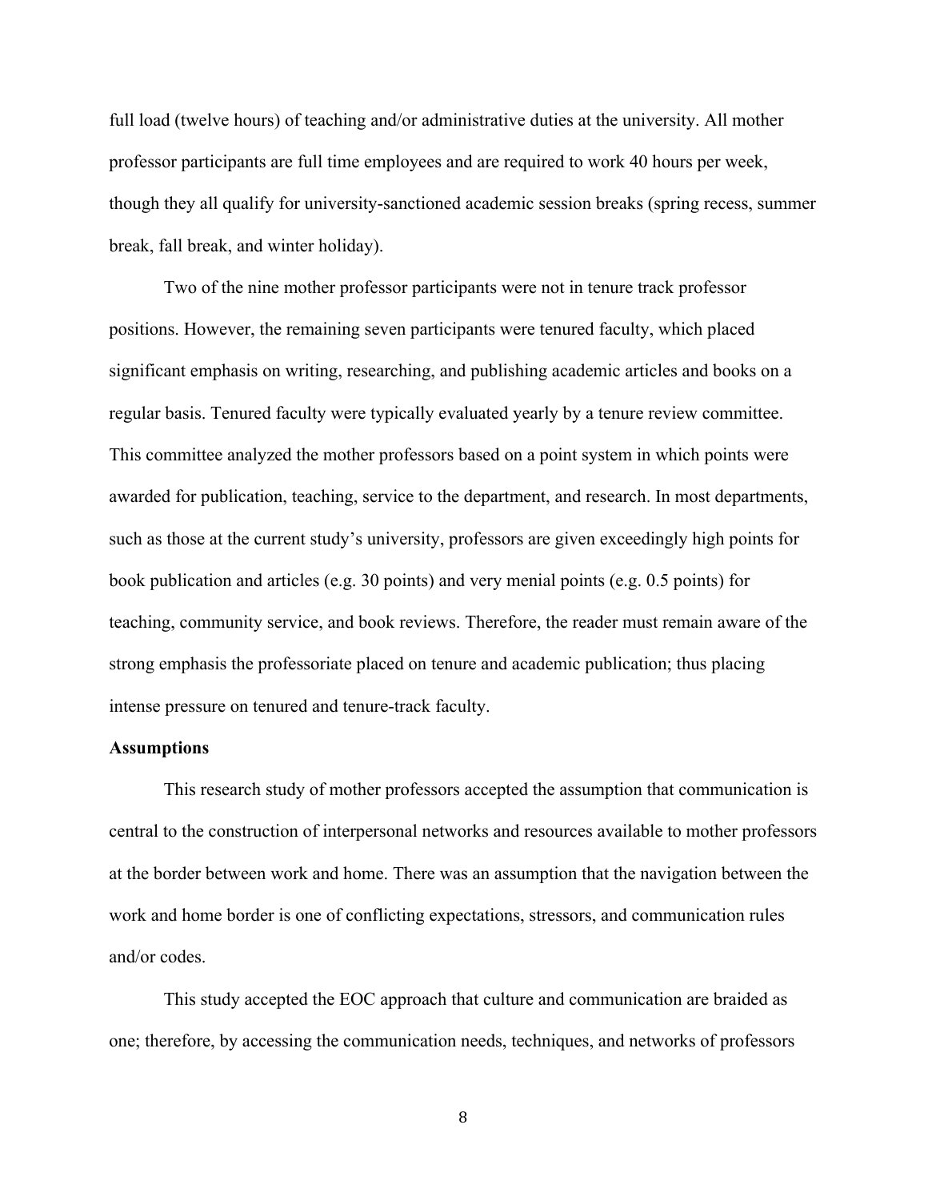full load (twelve hours) of teaching and/or administrative duties at the university. All mother professor participants are full time employees and are required to work 40 hours per week, though they all qualify for university-sanctioned academic session breaks (spring recess, summer break, fall break, and winter holiday).

Two of the nine mother professor participants were not in tenure track professor positions. However, the remaining seven participants were tenured faculty, which placed significant emphasis on writing, researching, and publishing academic articles and books on a regular basis. Tenured faculty were typically evaluated yearly by a tenure review committee. This committee analyzed the mother professors based on a point system in which points were awarded for publication, teaching, service to the department, and research. In most departments, such as those at the current study's university, professors are given exceedingly high points for book publication and articles (e.g. 30 points) and very menial points (e.g. 0.5 points) for teaching, community service, and book reviews. Therefore, the reader must remain aware of the strong emphasis the professoriate placed on tenure and academic publication; thus placing intense pressure on tenured and tenure-track faculty.

**Assumptions**

This research study of mother professors accepted the assumption that communication is central to the construction of interpersonal networks and resources available to mother professors at the border between work and home. There was an assumption that the navigation between the work and home border is one of conflicting expectations, stressors, and communication rules and/or codes.

This study accepted the EOC approach that culture and communication are braided as one; therefore, by accessing the communication needs, techniques, and networks of professors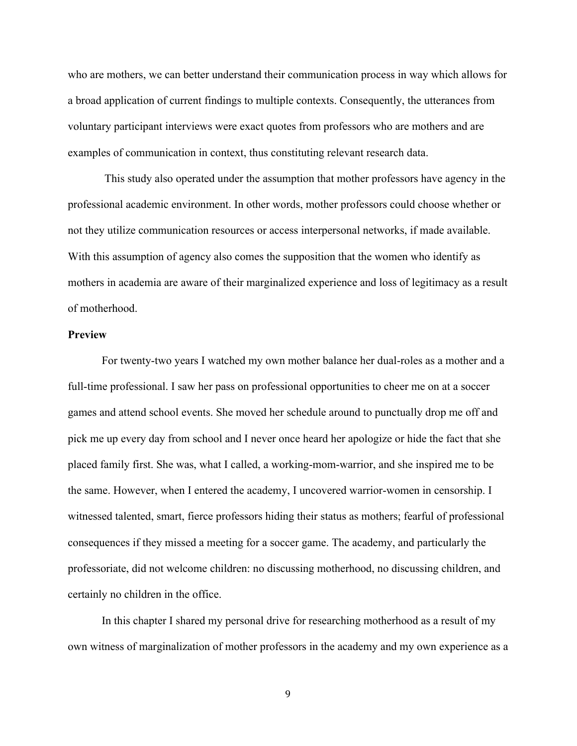who are mothers, we can better understand their communication process in way which allows for a broad application of current findings to multiple contexts. Consequently, the utterances from voluntary participant interviews were exact quotes from professors who are mothers and are examples of communication in context, thus constituting relevant research data.

This study also operated under the assumption that mother professors have agency in the professional academic environment. In other words, mother professors could choose whether or not they utilize communication resources or access interpersonal networks, if made available. With this assumption of agency also comes the supposition that the women who identify as mothers in academia are aware of their marginalized experience and loss of legitimacy as a result of motherhood.

**Preview**

For twenty-two years I watched my own mother balance her dual-roles as a mother and a full-time professional. I saw her pass on professional opportunities to cheer me on at a soccer games and attend school events. She moved her schedule around to punctually drop me off and pick me up every day from school and I never once heard her apologize or hide the fact that she placed family first. She was, what I called, a working-mom-warrior, and she inspired me to be the same. However, when I entered the academy, I uncovered warrior-women in censorship. I witnessed talented, smart, fierce professors hiding their status as mothers; fearful of professional consequences if they missed a meeting for a soccer game. The academy, and particularly the professoriate, did not welcome children: no discussing motherhood, no discussing children, and certainly no children in the office.

In this chapter I shared my personal drive for researching motherhood as a result of my own witness of marginalization of mother professors in the academy and my own experience as a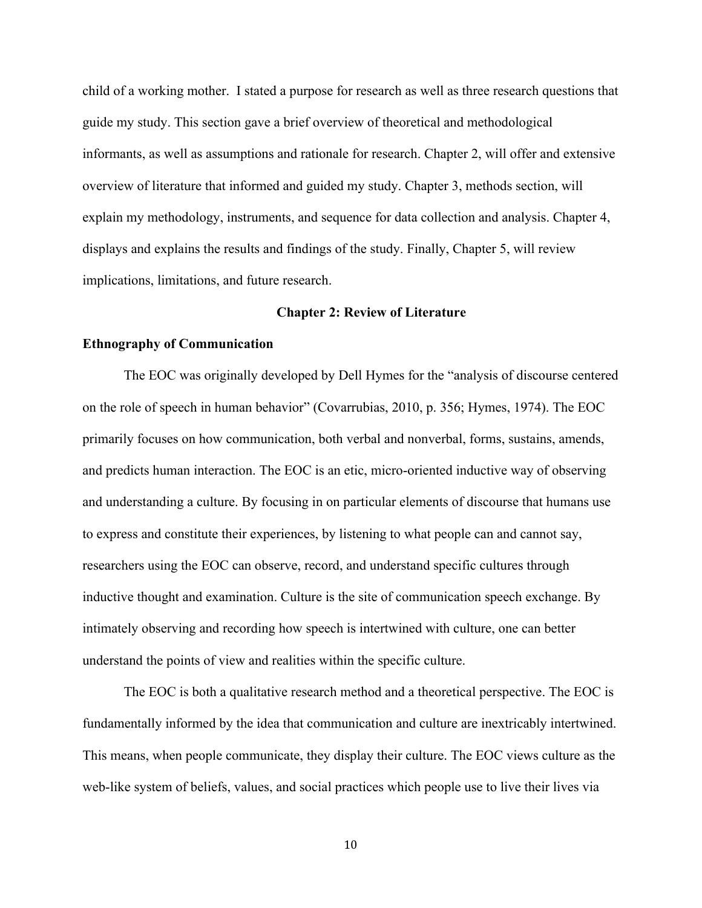child of a working mother. I stated a purpose for research as well as three research questions that guide my study. This section gave a brief overview of theoretical and methodological informants, as well as assumptions and rationale for research. Chapter 2, will offer and extensive overview of literature that informed and guided my study. Chapter 3, methods section, will explain my methodology, instruments, and sequence for data collection and analysis. Chapter 4, displays and explains the results and findings of the study. Finally, Chapter 5, will review implications, limitations, and future research.

# Chapter 2: Review of Literature

## Ethnography of Communication

The EOC was originally developed by Dell Hymes for the "analysis of discourse centered on the role of speech in human behavior" (Covarrubias, 2010, p. 356; Hymes, 1974). The EOC primarily focuses on how communication, both verbal and nonverbal, forms, sustains, amends, and predicts human interaction. The EOC is an etic, micro-oriented inductive way of observing and understanding a culture. By focusing in on particular elements of discourse that humans use to express and constitute their experiences, by listening to what people can and cannot say, researchers using the EOC can observe, record, and understand specific cultures through inductive thought and examination. Culture is the site of communication speech exchange. By intimately observing and recording how speech is intertwined with culture, one can better understand the points of view and realities within the specific culture.

The EOC is both a qualitative research method and a theoretical perspective. The EOC is fundamentally informed by the idea that communication and culture are inextricably intertwined. This means, when people communicate, they display their culture. The EOC views culture as the web-like system of beliefs, values, and social practices which people use to live their lives via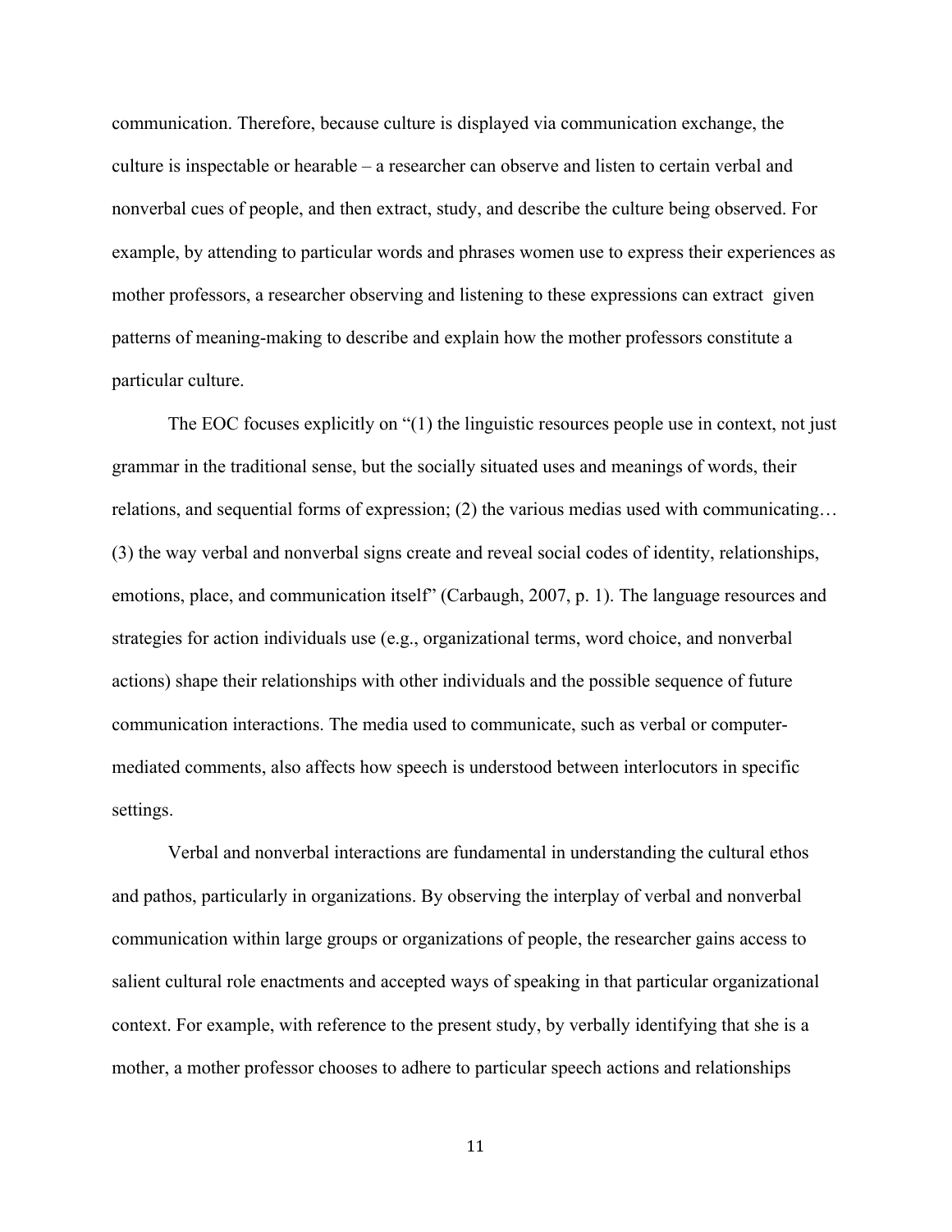communication. Therefore, because culture is displayed via communication exchange, the culture is inspectable or hearable – a researcher can observe and listen to certain verbal and nonverbal cues of people, and then extract, study, and describe the culture being observed. For example, by attending to particular words and phrases women use to express their experiences as mother professors, a researcher observing and listening to these expressions can extract given patterns of meaning-making to describe and explain how the mother professors constitute a particular culture.

The EOC focuses explicitly on "(1) the linguistic resources people use in context, not just grammar in the traditional sense, but the socially situated uses and meanings of words, their relations, and sequential forms of expression; (2) the various medias used with communicating… (3) the way verbal and nonverbal signs create and reveal social codes of identity, relationships, emotions, place, and communication itself" (Carbaugh, 2007, p. 1). The language resources and strategies for action individuals use (e.g., organizational terms, word choice, and nonverbal actions) shape their relationships with other individuals and the possible sequence of future communication interactions. The media used to communicate, such as verbal or computer-mediated comments, also affects how speech is understood between interlocutors in specific settings.

Verbal and nonverbal interactions are fundamental in understanding the cultural ethos and pathos, particularly in organizations. By observing the interplay of verbal and nonverbal communication within large groups or organizations of people, the researcher gains access to salient cultural role enactments and accepted ways of speaking in that particular organizational context. For example, with reference to the present study, by verbally identifying that she is a mother, a mother professor chooses to adhere to particular speech actions and relationships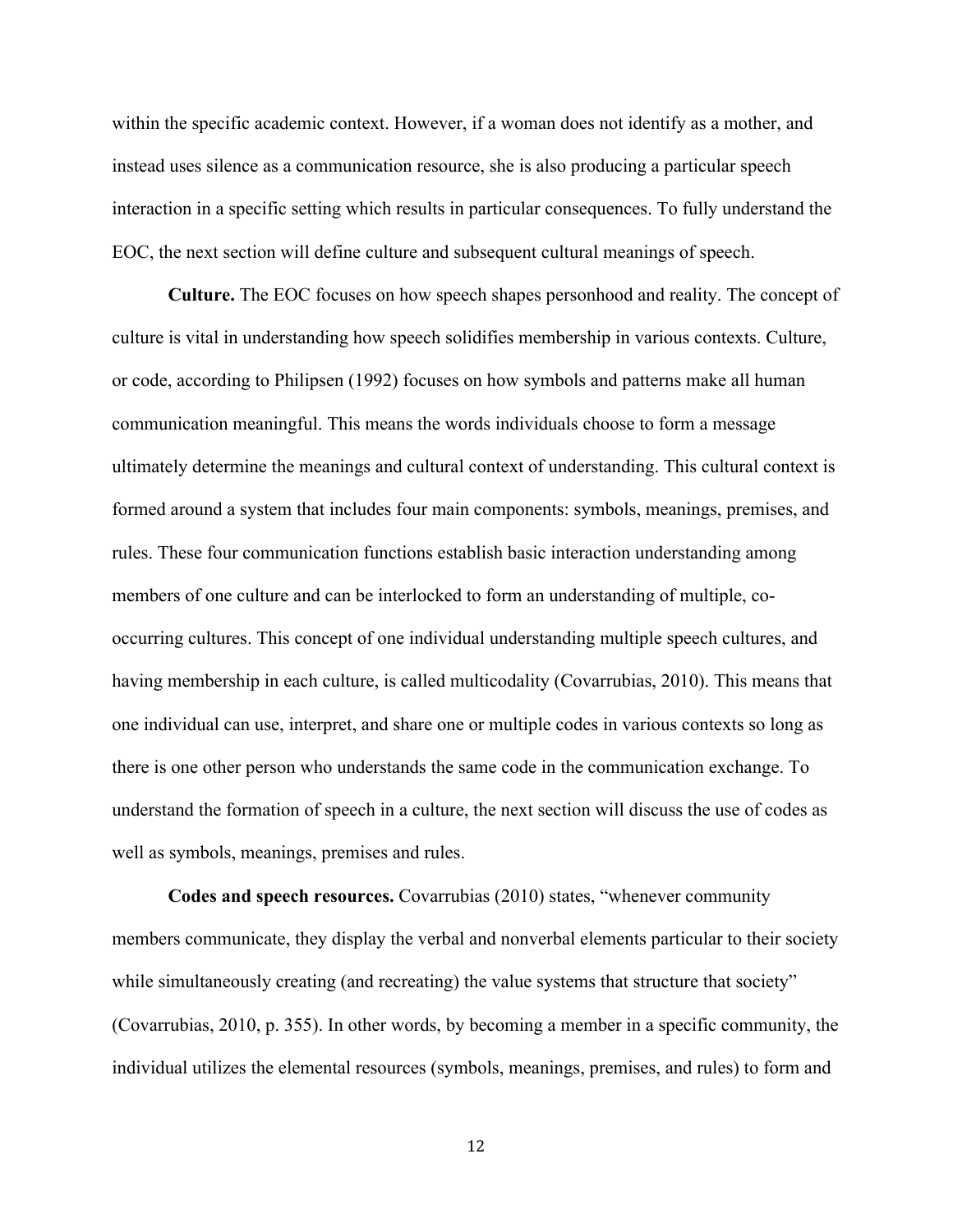within the specific academic context. However, if a woman does not identify as a mother, and instead uses silence as a communication resource, she is also producing a particular speech interaction in a specific setting which results in particular consequences. To fully understand the EOC, the next section will define culture and subsequent cultural meanings of speech.

**Culture.** The EOC focuses on how speech shapes personhood and reality. The concept of culture is vital in understanding how speech solidifies membership in various contexts. Culture, or code, according to Philipsen (1992) focuses on how symbols and patterns make all human communication meaningful. This means the words individuals choose to form a message ultimately determine the meanings and cultural context of understanding. This cultural context is formed around a system that includes four main components: symbols, meanings, premises, and rules. These four communication functions establish basic interaction understanding among members of one culture and can be interlocked to form an understanding of multiple, co-occurring cultures. This concept of one individual understanding multiple speech cultures, and having membership in each culture, is called multicodality (Covarrubias, 2010). This means that one individual can use, interpret, and share one or multiple codes in various contexts so long as there is one other person who understands the same code in the communication exchange. To understand the formation of speech in a culture, the next section will discuss the use of codes as well as symbols, meanings, premises and rules.

**Codes and speech resources.** Covarrubias (2010) states, "whenever community members communicate, they display the verbal and nonverbal elements particular to their society while simultaneously creating (and recreating) the value systems that structure that society" (Covarrubias, 2010, p. 355). In other words, by becoming a member in a specific community, the individual utilizes the elemental resources (symbols, meanings, premises, and rules) to form and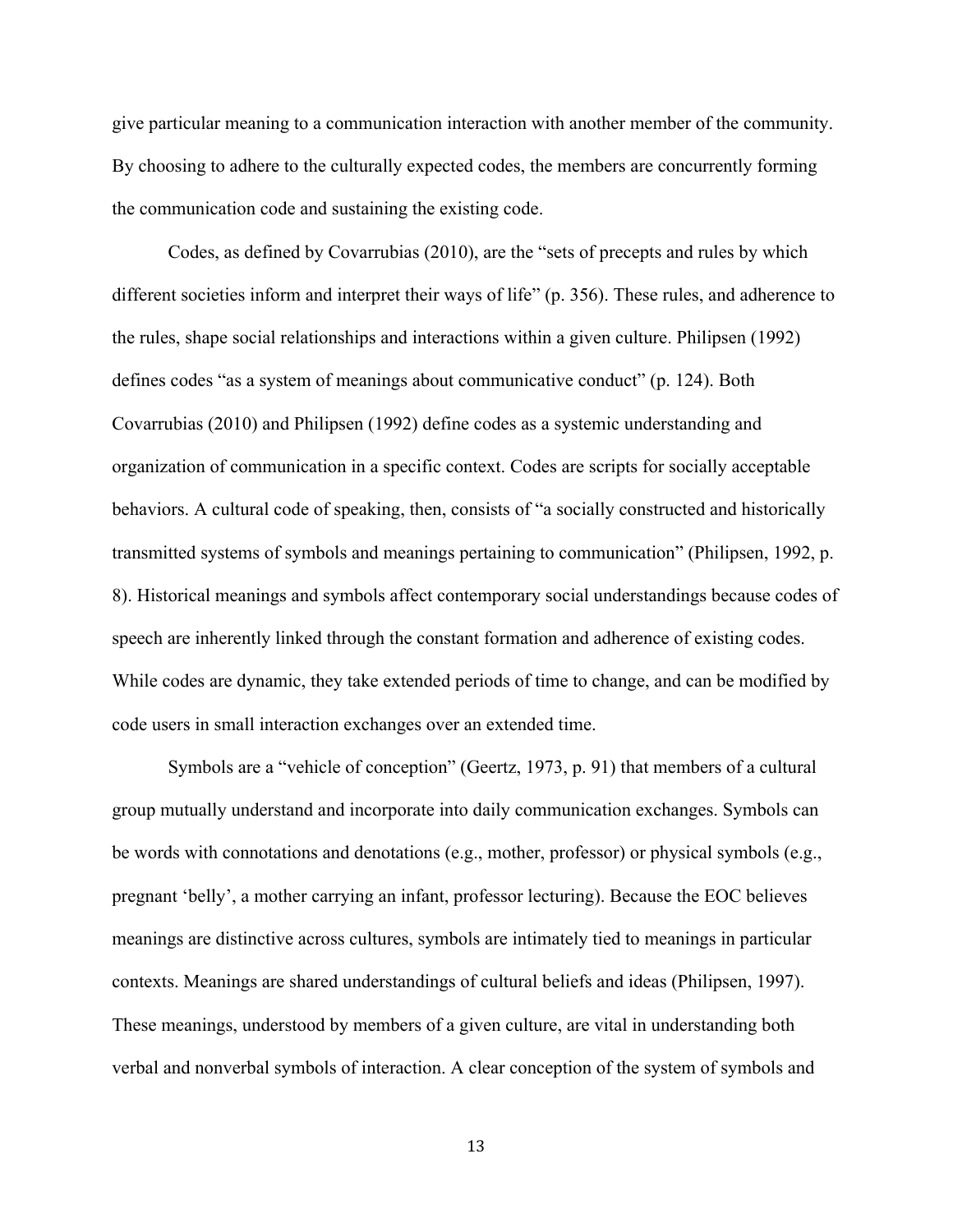give particular meaning to a communication interaction with another member of the community. By choosing to adhere to the culturally expected codes, the members are concurrently forming the communication code and sustaining the existing code.

Codes, as defined by Covarrubias (2010), are the “sets of precepts and rules by which different societies inform and interpret their ways of life” (p. 356). These rules, and adherence to the rules, shape social relationships and interactions within a given culture. Philipsen (1992) defines codes “as a system of meanings about communicative conduct” (p. 124). Both Covarrubias (2010) and Philipsen (1992) define codes as a systemic understanding and organization of communication in a specific context. Codes are scripts for socially acceptable behaviors. A cultural code of speaking, then, consists of “a socially constructed and historically transmitted systems of symbols and meanings pertaining to communication” (Philipsen, 1992, p. 8). Historical meanings and symbols affect contemporary social understandings because codes of speech are inherently linked through the constant formation and adherence of existing codes. While codes are dynamic, they take extended periods of time to change, and can be modified by code users in small interaction exchanges over an extended time.

Symbols are a “vehicle of conception” (Geertz, 1973, p. 91) that members of a cultural group mutually understand and incorporate into daily communication exchanges. Symbols can be words with connotations and denotations (e.g., mother, professor) or physical symbols (e.g., pregnant ‘belly’, a mother carrying an infant, professor lecturing). Because the EOC believes meanings are distinctive across cultures, symbols are intimately tied to meanings in particular contexts. Meanings are shared understandings of cultural beliefs and ideas (Philipsen, 1997). These meanings, understood by members of a given culture, are vital in understanding both verbal and nonverbal symbols of interaction. A clear conception of the system of symbols and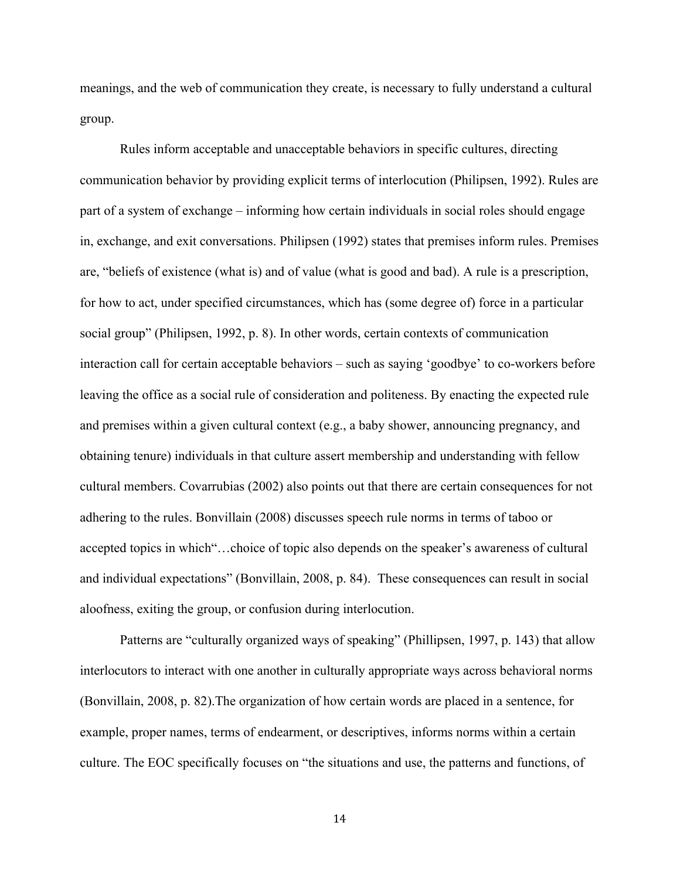meanings, and the web of communication they create, is necessary to fully understand a cultural group.

Rules inform acceptable and unacceptable behaviors in specific cultures, directing communication behavior by providing explicit terms of interlocution (Philipsen, 1992). Rules are part of a system of exchange – informing how certain individuals in social roles should engage in, exchange, and exit conversations. Philipsen (1992) states that premises inform rules. Premises are, "beliefs of existence (what is) and of value (what is good and bad). A rule is a prescription, for how to act, under specified circumstances, which has (some degree of) force in a particular social group" (Philipsen, 1992, p. 8). In other words, certain contexts of communication interaction call for certain acceptable behaviors – such as saying 'goodbye' to co-workers before leaving the office as a social rule of consideration and politeness. By enacting the expected rule and premises within a given cultural context (e.g., a baby shower, announcing pregnancy, and obtaining tenure) individuals in that culture assert membership and understanding with fellow cultural members. Covarrubias (2002) also points out that there are certain consequences for not adhering to the rules. Bonvillain (2008) discusses speech rule norms in terms of taboo or accepted topics in which"…choice of topic also depends on the speaker's awareness of cultural and individual expectations" (Bonvillain, 2008, p. 84). These consequences can result in social aloofness, exiting the group, or confusion during interlocution.

Patterns are "culturally organized ways of speaking" (Phillipsen, 1997, p. 143) that allow interlocutors to interact with one another in culturally appropriate ways across behavioral norms (Bonvillain, 2008, p. 82).The organization of how certain words are placed in a sentence, for example, proper names, terms of endearment, or descriptives, informs norms within a certain culture. The EOC specifically focuses on "the situations and use, the patterns and functions, of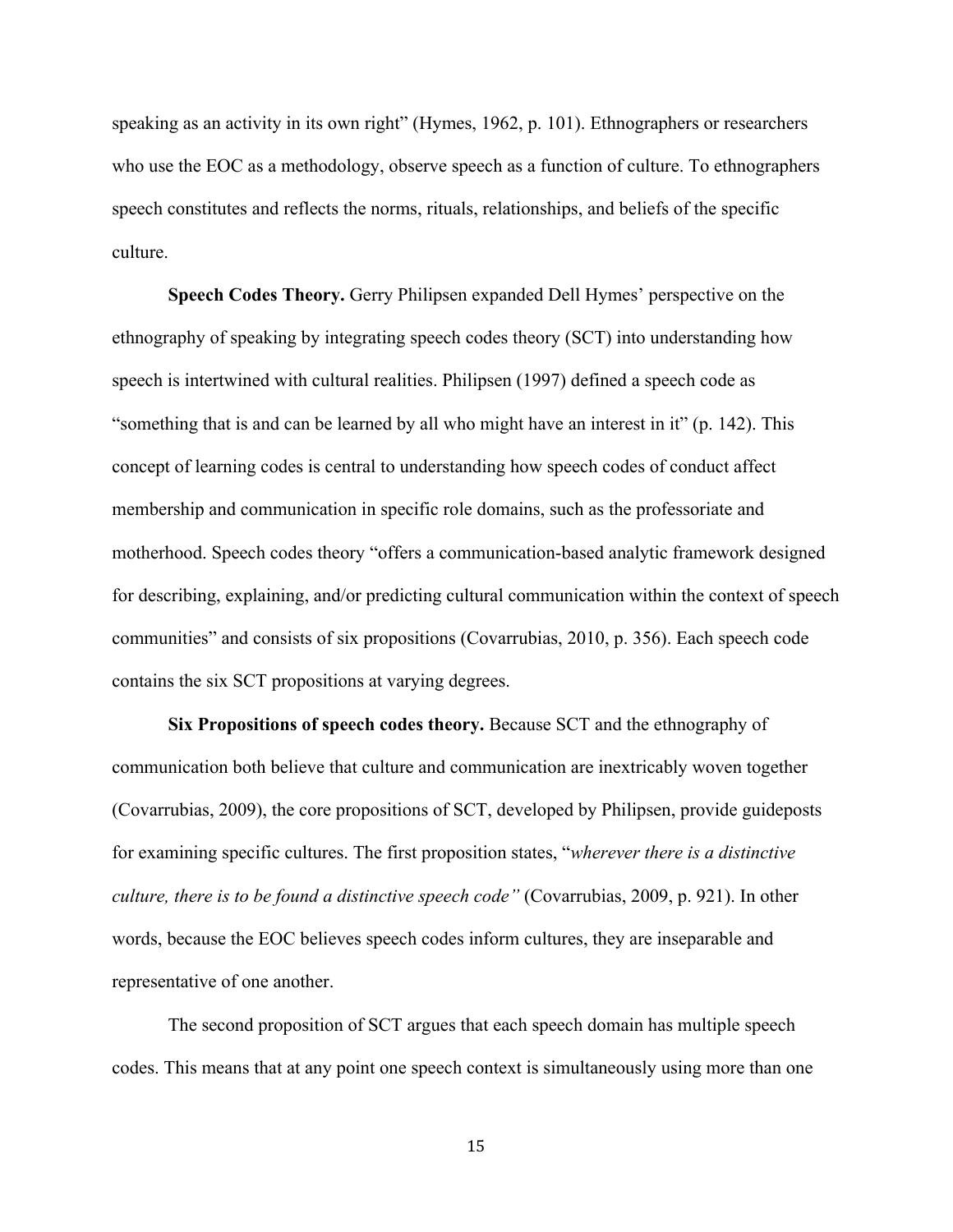speaking as an activity in its own right" (Hymes, 1962, p. 101). Ethnographers or researchers who use the EOC as a methodology, observe speech as a function of culture. To ethnographers speech constitutes and reflects the norms, rituals, relationships, and beliefs of the specific culture.

**Speech Codes Theory.** Gerry Philipsen expanded Dell Hymes' perspective on the ethnography of speaking by integrating speech codes theory (SCT) into understanding how speech is intertwined with cultural realities. Philipsen (1997) defined a speech code as "something that is and can be learned by all who might have an interest in it" (p. 142). This concept of learning codes is central to understanding how speech codes of conduct affect membership and communication in specific role domains, such as the professoriate and motherhood. Speech codes theory "offers a communication-based analytic framework designed for describing, explaining, and/or predicting cultural communication within the context of speech communities" and consists of six propositions (Covarrubias, 2010, p. 356). Each speech code contains the six SCT propositions at varying degrees.

**Six Propositions of speech codes theory.** Because SCT and the ethnography of communication both believe that culture and communication are inextricably woven together (Covarrubias, 2009), the core propositions of SCT, developed by Philipsen, provide guideposts for examining specific cultures. The first proposition states, "*wherever there is a distinctive culture, there is to be found a distinctive speech code"* (Covarrubias, 2009, p. 921). In other words, because the EOC believes speech codes inform cultures, they are inseparable and representative of one another.

The second proposition of SCT argues that each speech domain has multiple speech codes. This means that at any point one speech context is simultaneously using more than one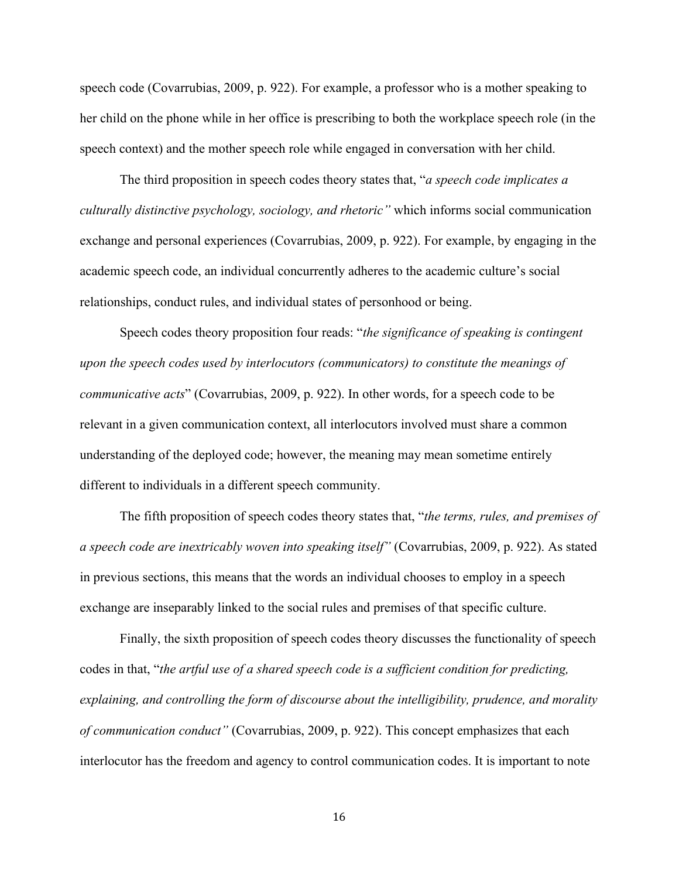speech code (Covarrubias, 2009, p. 922). For example, a professor who is a mother speaking to her child on the phone while in her office is prescribing to both the workplace speech role (in the speech context) and the mother speech role while engaged in conversation with her child.

The third proposition in speech codes theory states that, "*a speech code implicates a culturally distinctive psychology, sociology, and rhetoric"* which informs social communication exchange and personal experiences (Covarrubias, 2009, p. 922). For example, by engaging in the academic speech code, an individual concurrently adheres to the academic culture's social relationships, conduct rules, and individual states of personhood or being.

Speech codes theory proposition four reads: "*the significance of speaking is contingent upon the speech codes used by interlocutors (communicators) to constitute the meanings of communicative acts*" (Covarrubias, 2009, p. 922). In other words, for a speech code to be relevant in a given communication context, all interlocutors involved must share a common understanding of the deployed code; however, the meaning may mean sometime entirely different to individuals in a different speech community.

The fifth proposition of speech codes theory states that, "*the terms, rules, and premises of a speech code are inextricably woven into speaking itself"* (Covarrubias, 2009, p. 922). As stated in previous sections, this means that the words an individual chooses to employ in a speech exchange are inseparably linked to the social rules and premises of that specific culture.

Finally, the sixth proposition of speech codes theory discusses the functionality of speech codes in that, "*the artful use of a shared speech code is a sufficient condition for predicting, explaining, and controlling the form of discourse about the intelligibility, prudence, and morality of communication conduct"* (Covarrubias, 2009, p. 922). This concept emphasizes that each interlocutor has the freedom and agency to control communication codes. It is important to note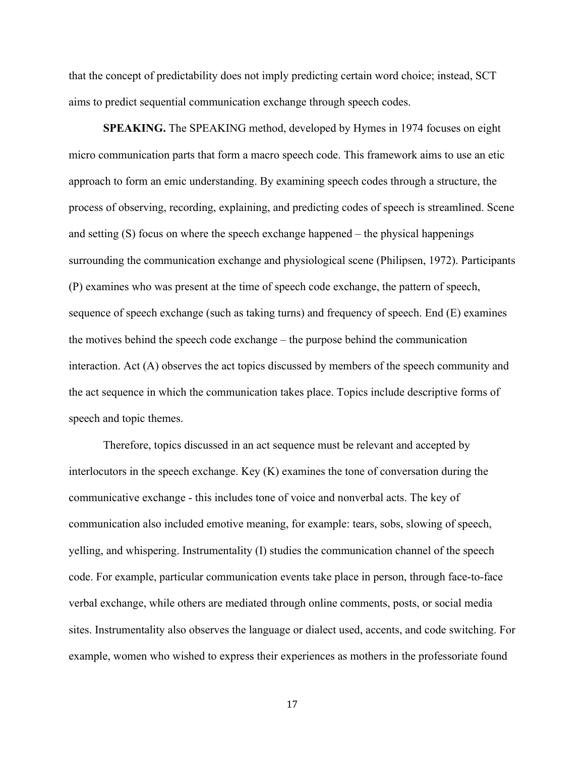that the concept of predictability does not imply predicting certain word choice; instead, SCT aims to predict sequential communication exchange through speech codes.

**SPEAKING.** The SPEAKING method, developed by Hymes in 1974 focuses on eight micro communication parts that form a macro speech code. This framework aims to use an etic approach to form an emic understanding. By examining speech codes through a structure, the process of observing, recording, explaining, and predicting codes of speech is streamlined. Scene and setting (S) focus on where the speech exchange happened – the physical happenings surrounding the communication exchange and physiological scene (Philipsen, 1972). Participants (P) examines who was present at the time of speech code exchange, the pattern of speech, sequence of speech exchange (such as taking turns) and frequency of speech. End (E) examines the motives behind the speech code exchange – the purpose behind the communication interaction. Act (A) observes the act topics discussed by members of the speech community and the act sequence in which the communication takes place. Topics include descriptive forms of speech and topic themes.

Therefore, topics discussed in an act sequence must be relevant and accepted by interlocutors in the speech exchange. Key (K) examines the tone of conversation during the communicative exchange - this includes tone of voice and nonverbal acts. The key of communication also included emotive meaning, for example: tears, sobs, slowing of speech, yelling, and whispering. Instrumentality (I) studies the communication channel of the speech code. For example, particular communication events take place in person, through face-to-face verbal exchange, while others are mediated through online comments, posts, or social media sites. Instrumentality also observes the language or dialect used, accents, and code switching. For example, women who wished to express their experiences as mothers in the professoriate found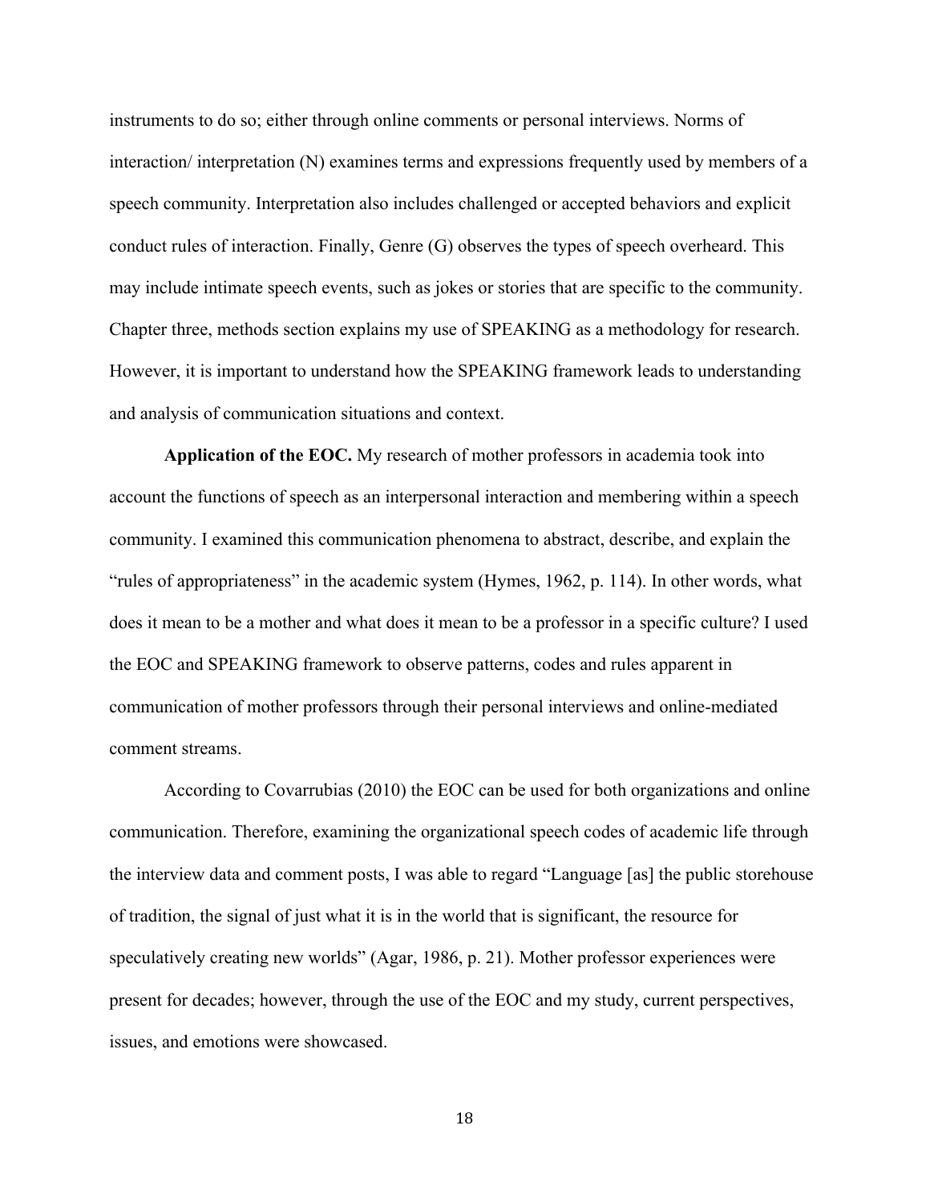instruments to do so; either through online comments or personal interviews. Norms of interaction/ interpretation (N) examines terms and expressions frequently used by members of a speech community. Interpretation also includes challenged or accepted behaviors and explicit conduct rules of interaction. Finally, Genre (G) observes the types of speech overheard. This may include intimate speech events, such as jokes or stories that are specific to the community. Chapter three, methods section explains my use of SPEAKING as a methodology for research. However, it is important to understand how the SPEAKING framework leads to understanding and analysis of communication situations and context.

**Application of the EOC.** My research of mother professors in academia took into account the functions of speech as an interpersonal interaction and membering within a speech community. I examined this communication phenomena to abstract, describe, and explain the "rules of appropriateness" in the academic system (Hymes, 1962, p. 114). In other words, what does it mean to be a mother and what does it mean to be a professor in a specific culture? I used the EOC and SPEAKING framework to observe patterns, codes and rules apparent in communication of mother professors through their personal interviews and online-mediated comment streams.

According to Covarrubias (2010) the EOC can be used for both organizations and online communication. Therefore, examining the organizational speech codes of academic life through the interview data and comment posts, I was able to regard "Language [as] the public storehouse of tradition, the signal of just what it is in the world that is significant, the resource for speculatively creating new worlds" (Agar, 1986, p. 21). Mother professor experiences were present for decades; however, through the use of the EOC and my study, current perspectives, issues, and emotions were showcased.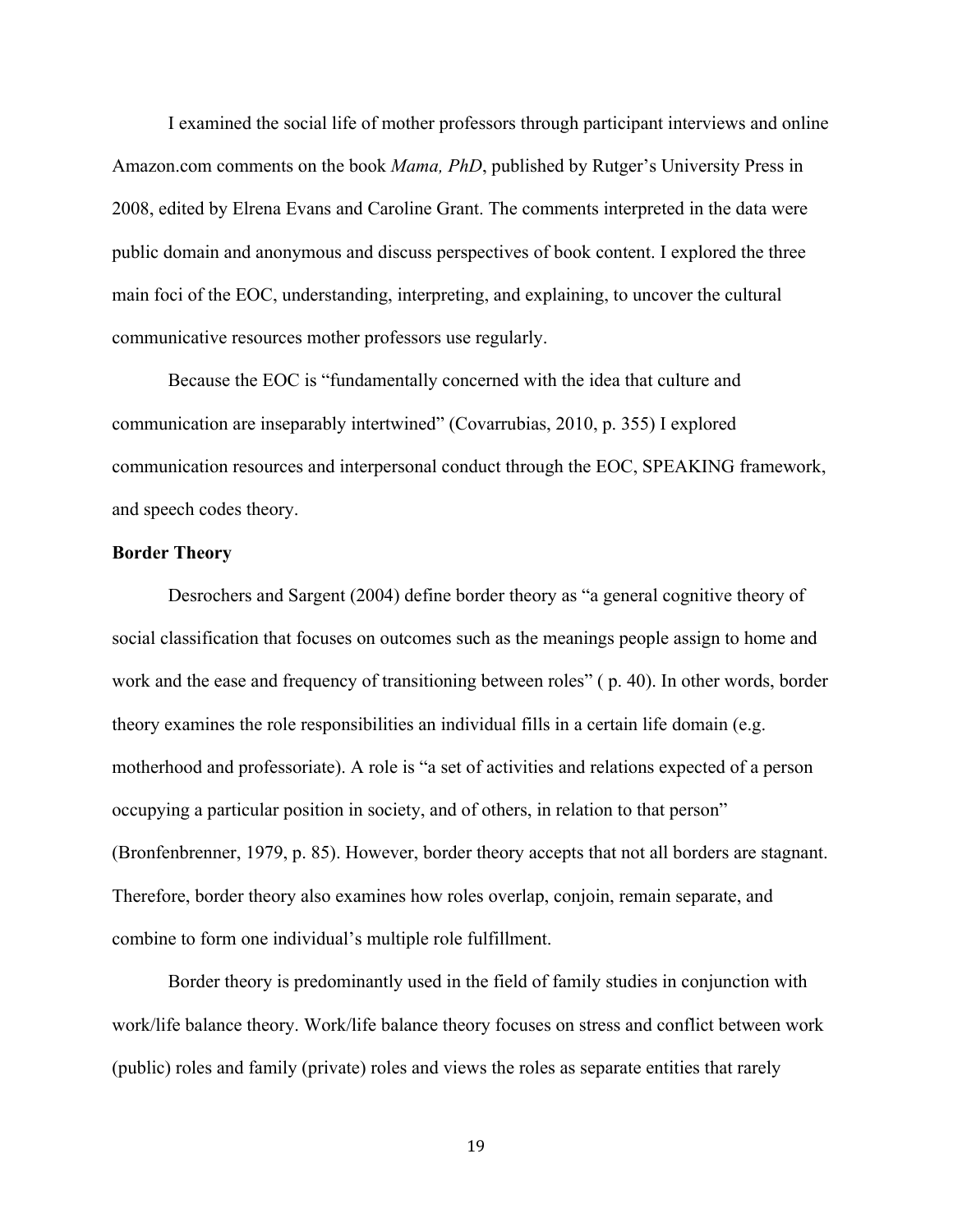I examined the social life of mother professors through participant interviews and online Amazon.com comments on the book *Mama, PhD*, published by Rutger's University Press in 2008, edited by Elrena Evans and Caroline Grant. The comments interpreted in the data were public domain and anonymous and discuss perspectives of book content. I explored the three main foci of the EOC, understanding, interpreting, and explaining, to uncover the cultural communicative resources mother professors use regularly.

Because the EOC is "fundamentally concerned with the idea that culture and communication are inseparably intertwined" (Covarrubias, 2010, p. 355) I explored communication resources and interpersonal conduct through the EOC, SPEAKING framework, and speech codes theory.

**Border Theory**

Desrochers and Sargent (2004) define border theory as "a general cognitive theory of social classification that focuses on outcomes such as the meanings people assign to home and work and the ease and frequency of transitioning between roles" ( p. 40). In other words, border theory examines the role responsibilities an individual fills in a certain life domain (e.g. motherhood and professoriate). A role is "a set of activities and relations expected of a person occupying a particular position in society, and of others, in relation to that person" (Bronfenbrenner, 1979, p. 85). However, border theory accepts that not all borders are stagnant. Therefore, border theory also examines how roles overlap, conjoin, remain separate, and combine to form one individual's multiple role fulfillment.

Border theory is predominantly used in the field of family studies in conjunction with work/life balance theory. Work/life balance theory focuses on stress and conflict between work (public) roles and family (private) roles and views the roles as separate entities that rarely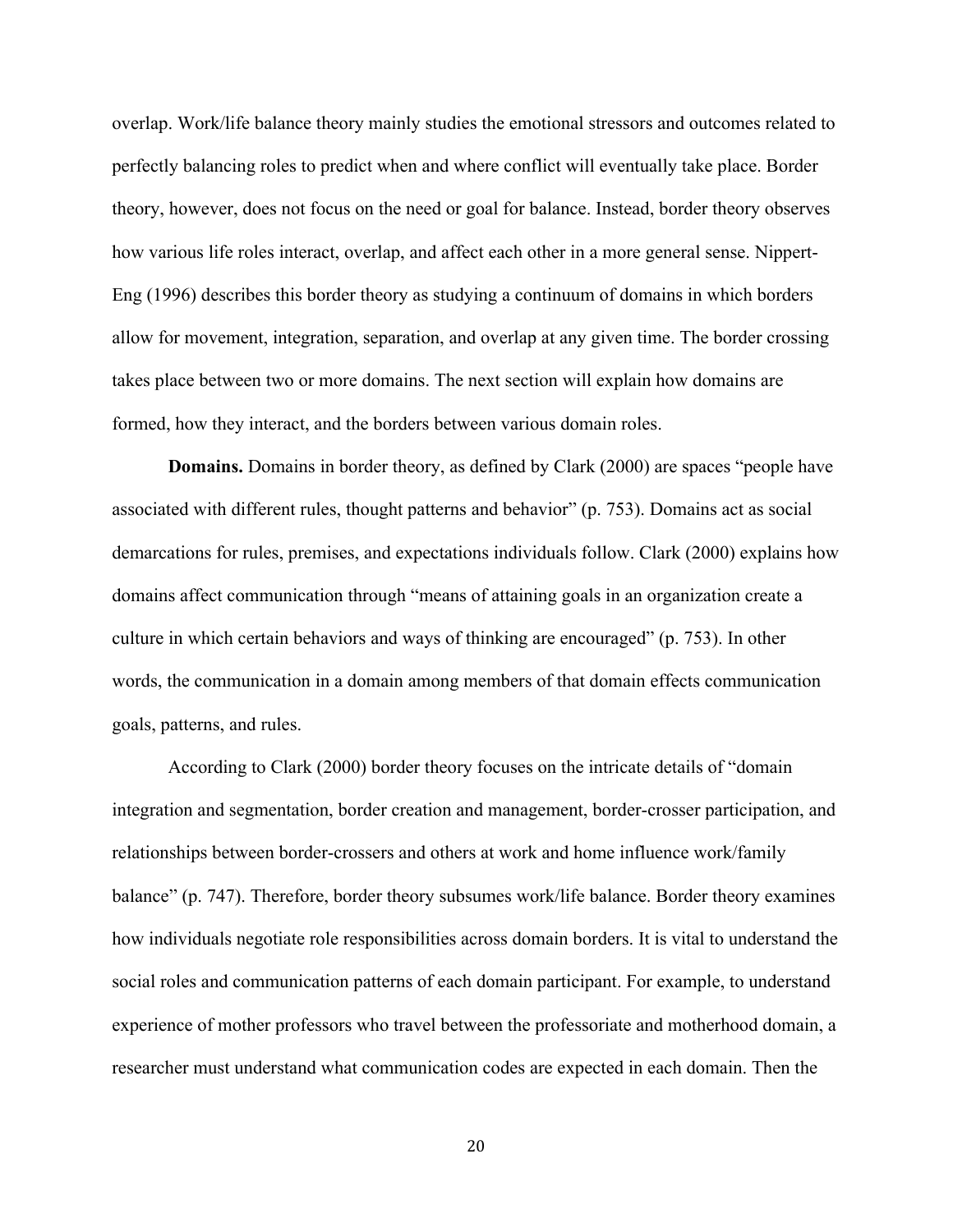overlap. Work/life balance theory mainly studies the emotional stressors and outcomes related to perfectly balancing roles to predict when and where conflict will eventually take place. Border theory, however, does not focus on the need or goal for balance. Instead, border theory observes how various life roles interact, overlap, and affect each other in a more general sense. Nippert-Eng (1996) describes this border theory as studying a continuum of domains in which borders allow for movement, integration, separation, and overlap at any given time. The border crossing takes place between two or more domains. The next section will explain how domains are formed, how they interact, and the borders between various domain roles.

**Domains.** Domains in border theory, as defined by Clark (2000) are spaces "people have associated with different rules, thought patterns and behavior" (p. 753). Domains act as social demarcations for rules, premises, and expectations individuals follow. Clark (2000) explains how domains affect communication through "means of attaining goals in an organization create a culture in which certain behaviors and ways of thinking are encouraged" (p. 753). In other words, the communication in a domain among members of that domain effects communication goals, patterns, and rules.

According to Clark (2000) border theory focuses on the intricate details of "domain integration and segmentation, border creation and management, border-crosser participation, and relationships between border-crossers and others at work and home influence work/family balance" (p. 747). Therefore, border theory subsumes work/life balance. Border theory examines how individuals negotiate role responsibilities across domain borders. It is vital to understand the social roles and communication patterns of each domain participant. For example, to understand experience of mother professors who travel between the professoriate and motherhood domain, a researcher must understand what communication codes are expected in each domain. Then the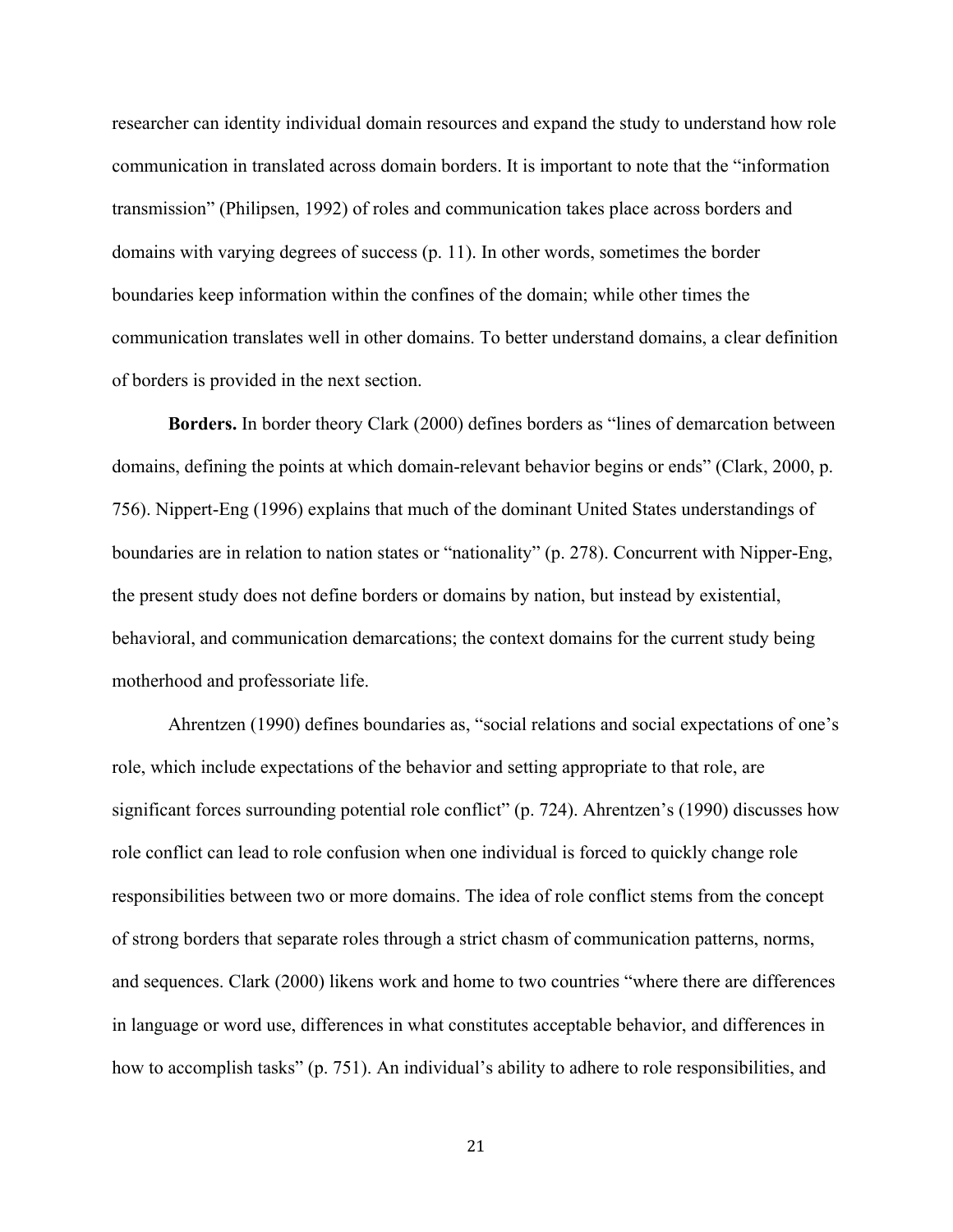researcher can identity individual domain resources and expand the study to understand how role communication in translated across domain borders. It is important to note that the "information transmission" (Philipsen, 1992) of roles and communication takes place across borders and domains with varying degrees of success (p. 11). In other words, sometimes the border boundaries keep information within the confines of the domain; while other times the communication translates well in other domains. To better understand domains, a clear definition of borders is provided in the next section.

**Borders.** In border theory Clark (2000) defines borders as "lines of demarcation between domains, defining the points at which domain-relevant behavior begins or ends" (Clark, 2000, p. 756). Nippert-Eng (1996) explains that much of the dominant United States understandings of boundaries are in relation to nation states or "nationality" (p. 278). Concurrent with Nipper-Eng, the present study does not define borders or domains by nation, but instead by existential, behavioral, and communication demarcations; the context domains for the current study being motherhood and professoriate life.

Ahrentzen (1990) defines boundaries as, "social relations and social expectations of one's role, which include expectations of the behavior and setting appropriate to that role, are significant forces surrounding potential role conflict" (p. 724). Ahrentzen's (1990) discusses how role conflict can lead to role confusion when one individual is forced to quickly change role responsibilities between two or more domains. The idea of role conflict stems from the concept of strong borders that separate roles through a strict chasm of communication patterns, norms, and sequences. Clark (2000) likens work and home to two countries "where there are differences in language or word use, differences in what constitutes acceptable behavior, and differences in how to accomplish tasks" (p. 751). An individual's ability to adhere to role responsibilities, and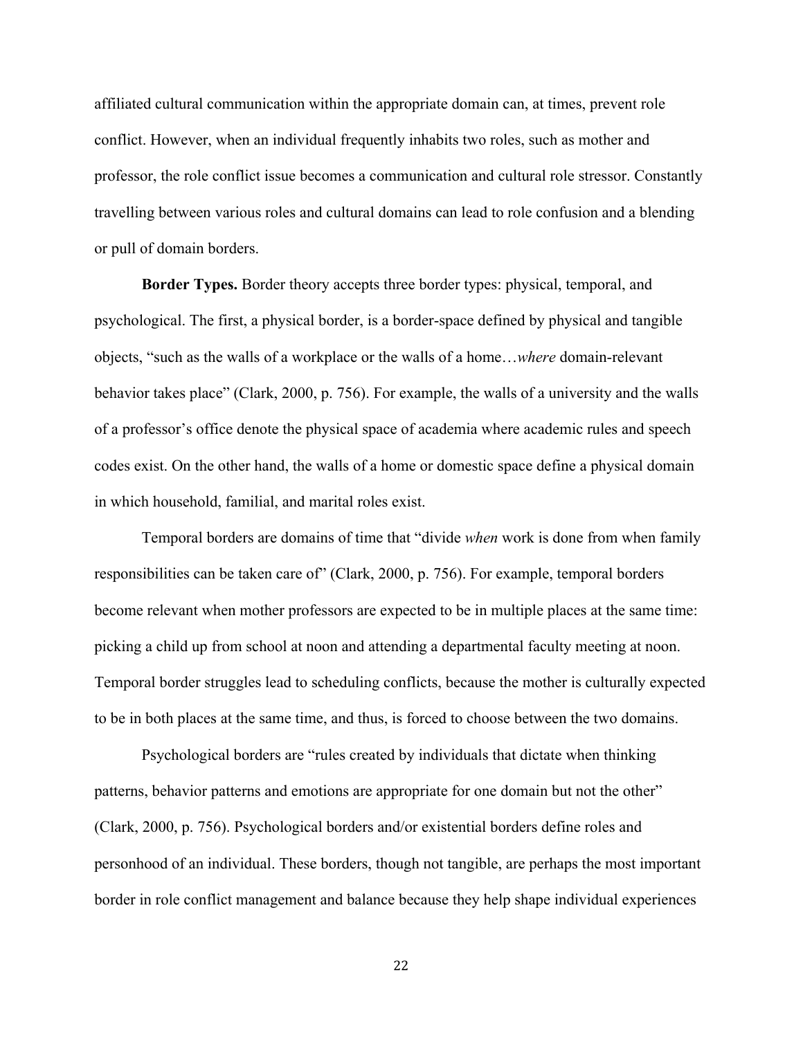affiliated cultural communication within the appropriate domain can, at times, prevent role conflict. However, when an individual frequently inhabits two roles, such as mother and professor, the role conflict issue becomes a communication and cultural role stressor. Constantly travelling between various roles and cultural domains can lead to role confusion and a blending or pull of domain borders.

**Border Types.** Border theory accepts three border types: physical, temporal, and psychological. The first, a physical border, is a border-space defined by physical and tangible objects, "such as the walls of a workplace or the walls of a home…*where* domain-relevant behavior takes place" (Clark, 2000, p. 756). For example, the walls of a university and the walls of a professor's office denote the physical space of academia where academic rules and speech codes exist. On the other hand, the walls of a home or domestic space define a physical domain in which household, familial, and marital roles exist.

Temporal borders are domains of time that "divide *when* work is done from when family responsibilities can be taken care of" (Clark, 2000, p. 756). For example, temporal borders become relevant when mother professors are expected to be in multiple places at the same time: picking a child up from school at noon and attending a departmental faculty meeting at noon. Temporal border struggles lead to scheduling conflicts, because the mother is culturally expected to be in both places at the same time, and thus, is forced to choose between the two domains.

Psychological borders are "rules created by individuals that dictate when thinking patterns, behavior patterns and emotions are appropriate for one domain but not the other" (Clark, 2000, p. 756). Psychological borders and/or existential borders define roles and personhood of an individual. These borders, though not tangible, are perhaps the most important border in role conflict management and balance because they help shape individual experiences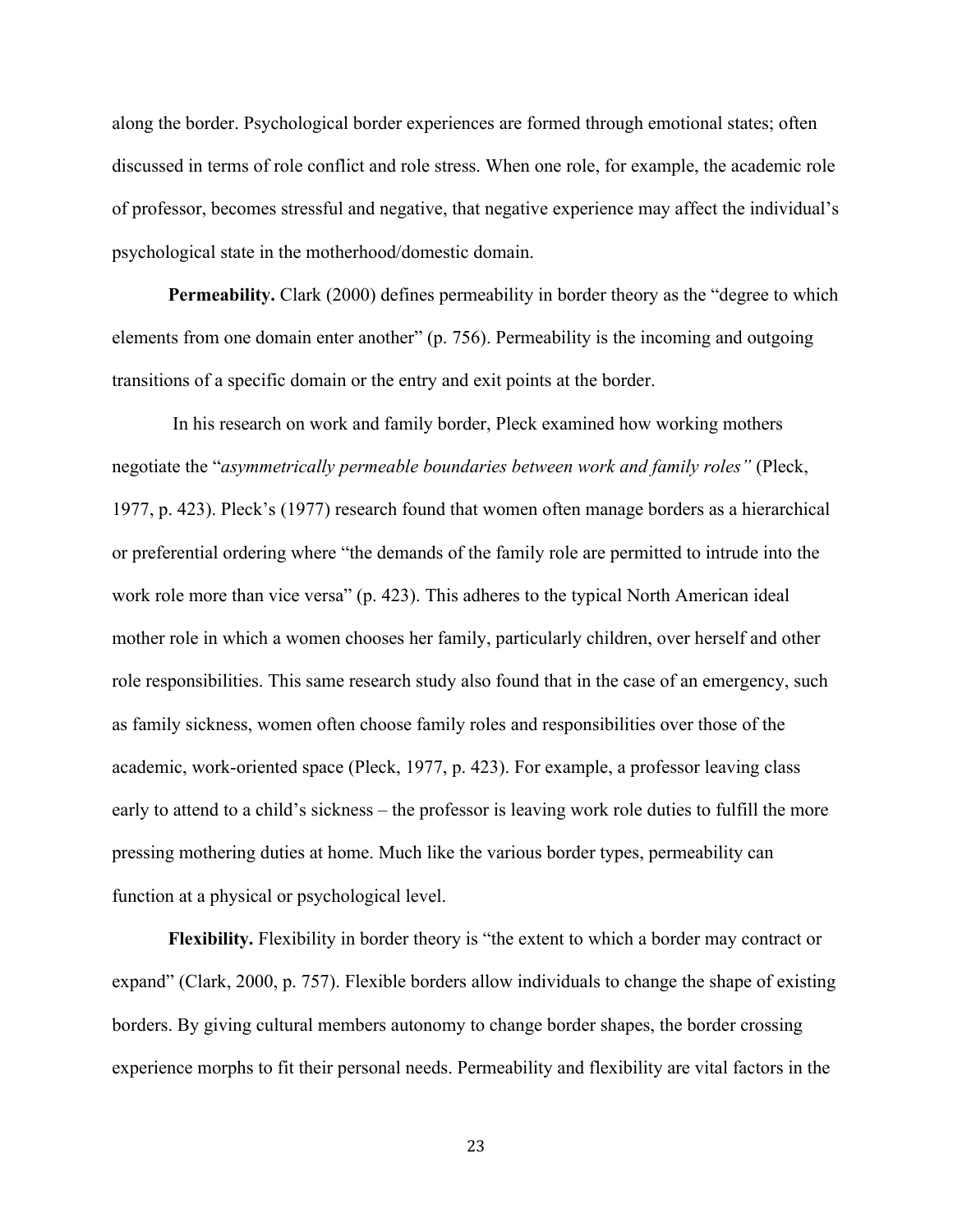along the border. Psychological border experiences are formed through emotional states; often discussed in terms of role conflict and role stress. When one role, for example, the academic role of professor, becomes stressful and negative, that negative experience may affect the individual's psychological state in the motherhood/domestic domain.

**Permeability.** Clark (2000) defines permeability in border theory as the "degree to which elements from one domain enter another" (p. 756). Permeability is the incoming and outgoing transitions of a specific domain or the entry and exit points at the border.

In his research on work and family border, Pleck examined how working mothers negotiate the "*asymmetrically permeable boundaries between work and family roles"* (Pleck, 1977, p. 423). Pleck's (1977) research found that women often manage borders as a hierarchical or preferential ordering where "the demands of the family role are permitted to intrude into the work role more than vice versa" (p. 423). This adheres to the typical North American ideal mother role in which a women chooses her family, particularly children, over herself and other role responsibilities. This same research study also found that in the case of an emergency, such as family sickness, women often choose family roles and responsibilities over those of the academic, work-oriented space (Pleck, 1977, p. 423). For example, a professor leaving class early to attend to a child's sickness – the professor is leaving work role duties to fulfill the more pressing mothering duties at home. Much like the various border types, permeability can function at a physical or psychological level.

**Flexibility.** Flexibility in border theory is "the extent to which a border may contract or expand" (Clark, 2000, p. 757). Flexible borders allow individuals to change the shape of existing borders. By giving cultural members autonomy to change border shapes, the border crossing experience morphs to fit their personal needs. Permeability and flexibility are vital factors in the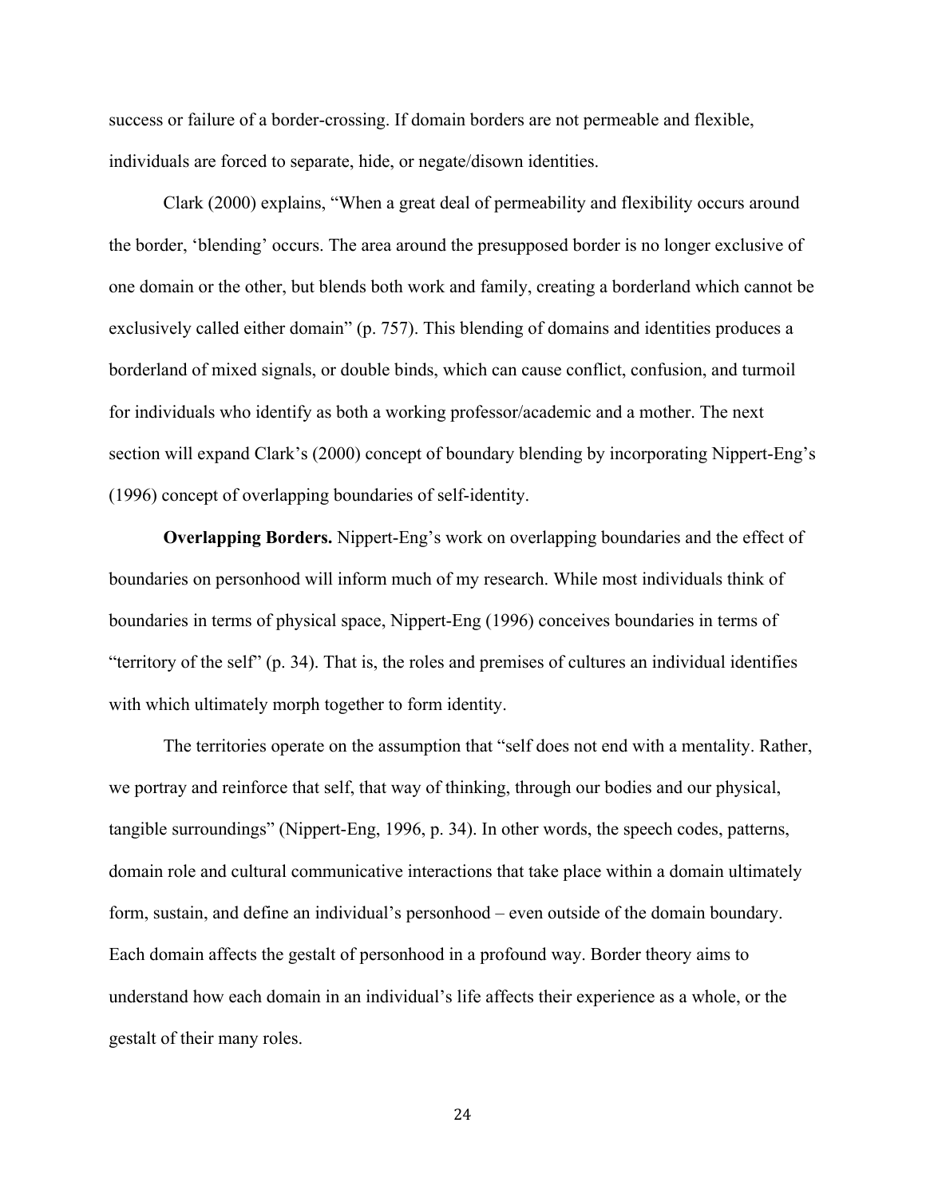success or failure of a border-crossing. If domain borders are not permeable and flexible, individuals are forced to separate, hide, or negate/disown identities.

Clark (2000) explains, "When a great deal of permeability and flexibility occurs around the border, 'blending' occurs. The area around the presupposed border is no longer exclusive of one domain or the other, but blends both work and family, creating a borderland which cannot be exclusively called either domain" (p. 757). This blending of domains and identities produces a borderland of mixed signals, or double binds, which can cause conflict, confusion, and turmoil for individuals who identify as both a working professor/academic and a mother. The next section will expand Clark's (2000) concept of boundary blending by incorporating Nippert-Eng's (1996) concept of overlapping boundaries of self-identity.

**Overlapping Borders.** Nippert-Eng's work on overlapping boundaries and the effect of boundaries on personhood will inform much of my research. While most individuals think of boundaries in terms of physical space, Nippert-Eng (1996) conceives boundaries in terms of "territory of the self" (p. 34). That is, the roles and premises of cultures an individual identifies with which ultimately morph together to form identity.

The territories operate on the assumption that "self does not end with a mentality. Rather, we portray and reinforce that self, that way of thinking, through our bodies and our physical, tangible surroundings" (Nippert-Eng, 1996, p. 34). In other words, the speech codes, patterns, domain role and cultural communicative interactions that take place within a domain ultimately form, sustain, and define an individual's personhood – even outside of the domain boundary. Each domain affects the gestalt of personhood in a profound way. Border theory aims to understand how each domain in an individual's life affects their experience as a whole, or the gestalt of their many roles.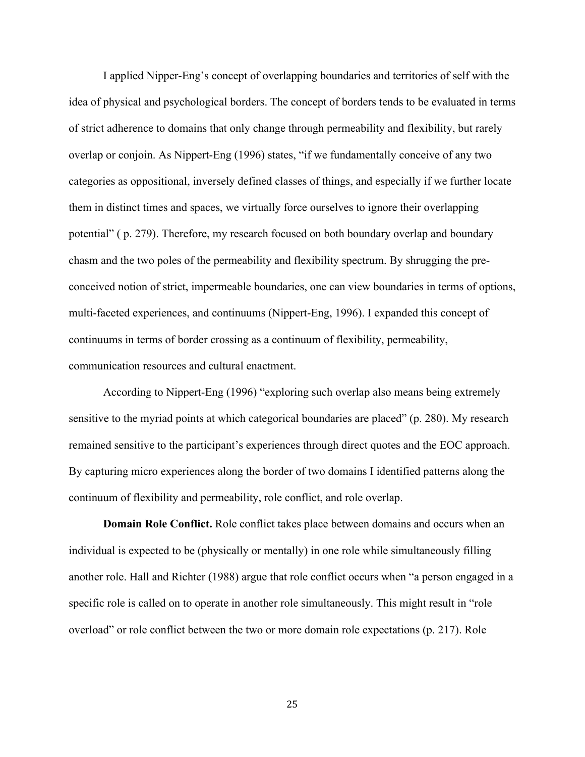I applied Nipper-Eng's concept of overlapping boundaries and territories of self with the idea of physical and psychological borders. The concept of borders tends to be evaluated in terms of strict adherence to domains that only change through permeability and flexibility, but rarely overlap or conjoin. As Nippert-Eng (1996) states, "if we fundamentally conceive of any two categories as oppositional, inversely defined classes of things, and especially if we further locate them in distinct times and spaces, we virtually force ourselves to ignore their overlapping potential" ( p. 279). Therefore, my research focused on both boundary overlap and boundary chasm and the two poles of the permeability and flexibility spectrum. By shrugging the pre-conceived notion of strict, impermeable boundaries, one can view boundaries in terms of options, multi-faceted experiences, and continuums (Nippert-Eng, 1996). I expanded this concept of continuums in terms of border crossing as a continuum of flexibility, permeability, communication resources and cultural enactment.

According to Nippert-Eng (1996) "exploring such overlap also means being extremely sensitive to the myriad points at which categorical boundaries are placed" (p. 280). My research remained sensitive to the participant's experiences through direct quotes and the EOC approach. By capturing micro experiences along the border of two domains I identified patterns along the continuum of flexibility and permeability, role conflict, and role overlap.

**Domain Role Conflict.** Role conflict takes place between domains and occurs when an individual is expected to be (physically or mentally) in one role while simultaneously filling another role. Hall and Richter (1988) argue that role conflict occurs when "a person engaged in a specific role is called on to operate in another role simultaneously. This might result in "role overload" or role conflict between the two or more domain role expectations (p. 217). Role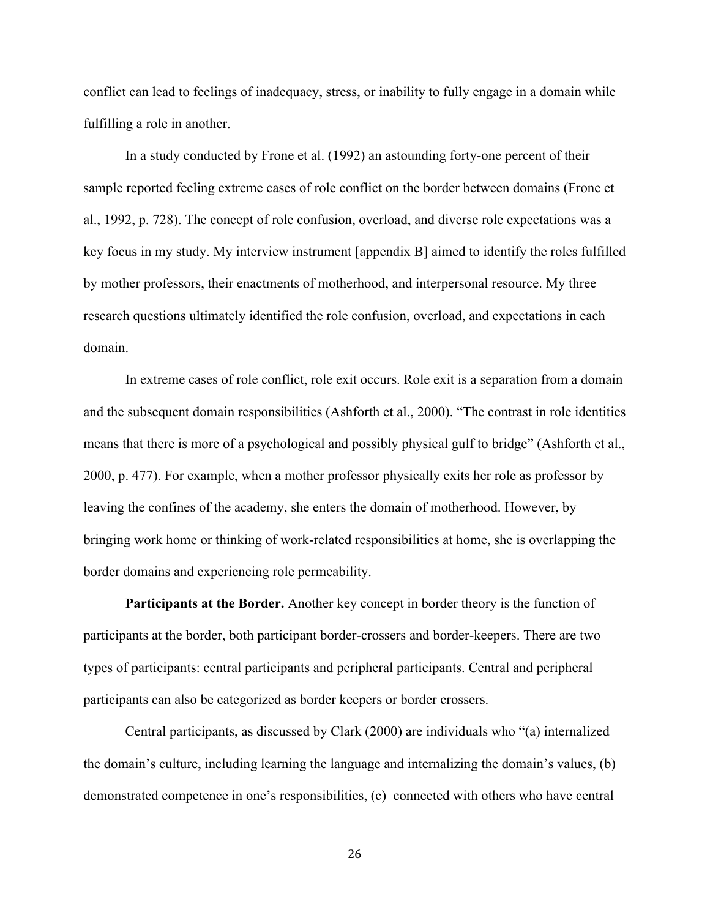conflict can lead to feelings of inadequacy, stress, or inability to fully engage in a domain while fulfilling a role in another.

In a study conducted by Frone et al. (1992) an astounding forty-one percent of their sample reported feeling extreme cases of role conflict on the border between domains (Frone et al., 1992, p. 728). The concept of role confusion, overload, and diverse role expectations was a key focus in my study. My interview instrument [appendix B] aimed to identify the roles fulfilled by mother professors, their enactments of motherhood, and interpersonal resource. My three research questions ultimately identified the role confusion, overload, and expectations in each domain.

In extreme cases of role conflict, role exit occurs. Role exit is a separation from a domain and the subsequent domain responsibilities (Ashforth et al., 2000). "The contrast in role identities means that there is more of a psychological and possibly physical gulf to bridge" (Ashforth et al., 2000, p. 477). For example, when a mother professor physically exits her role as professor by leaving the confines of the academy, she enters the domain of motherhood. However, by bringing work home or thinking of work-related responsibilities at home, she is overlapping the border domains and experiencing role permeability.

**Participants at the Border.** Another key concept in border theory is the function of participants at the border, both participant border-crossers and border-keepers. There are two types of participants: central participants and peripheral participants. Central and peripheral participants can also be categorized as border keepers or border crossers.

Central participants, as discussed by Clark (2000) are individuals who "(a) internalized the domain's culture, including learning the language and internalizing the domain's values, (b) demonstrated competence in one's responsibilities, (c) connected with others who have central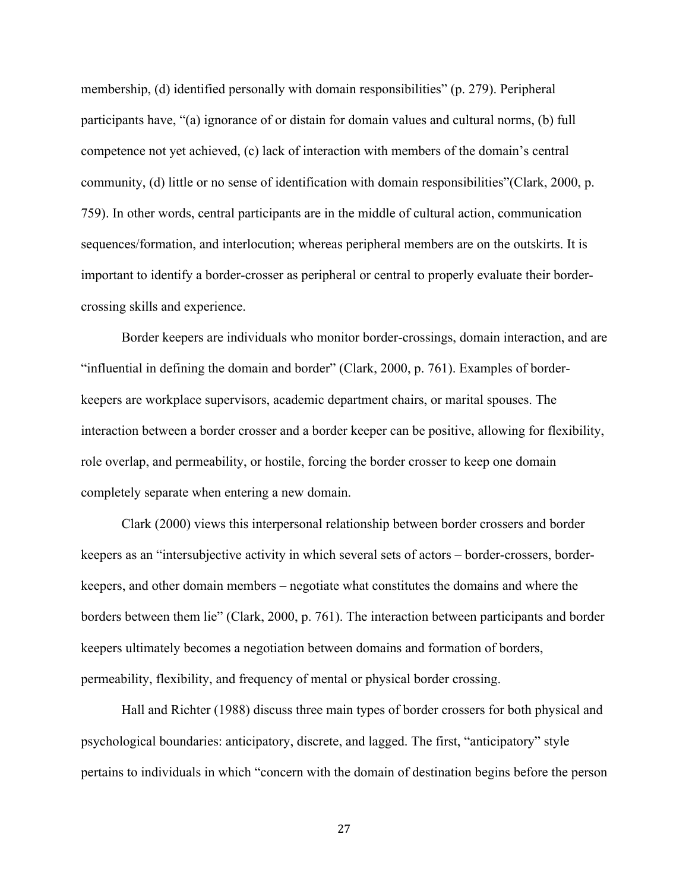membership, (d) identified personally with domain responsibilities" (p. 279). Peripheral participants have, "(a) ignorance of or distain for domain values and cultural norms, (b) full competence not yet achieved, (c) lack of interaction with members of the domain's central community, (d) little or no sense of identification with domain responsibilities"(Clark, 2000, p. 759). In other words, central participants are in the middle of cultural action, communication sequences/formation, and interlocution; whereas peripheral members are on the outskirts. It is important to identify a border-crosser as peripheral or central to properly evaluate their border-crossing skills and experience.

Border keepers are individuals who monitor border-crossings, domain interaction, and are "influential in defining the domain and border" (Clark, 2000, p. 761). Examples of border-keepers are workplace supervisors, academic department chairs, or marital spouses. The interaction between a border crosser and a border keeper can be positive, allowing for flexibility, role overlap, and permeability, or hostile, forcing the border crosser to keep one domain completely separate when entering a new domain.

Clark (2000) views this interpersonal relationship between border crossers and border keepers as an "intersubjective activity in which several sets of actors – border-crossers, border-keepers, and other domain members – negotiate what constitutes the domains and where the borders between them lie" (Clark, 2000, p. 761). The interaction between participants and border keepers ultimately becomes a negotiation between domains and formation of borders, permeability, flexibility, and frequency of mental or physical border crossing.

Hall and Richter (1988) discuss three main types of border crossers for both physical and psychological boundaries: anticipatory, discrete, and lagged. The first, "anticipatory" style pertains to individuals in which "concern with the domain of destination begins before the person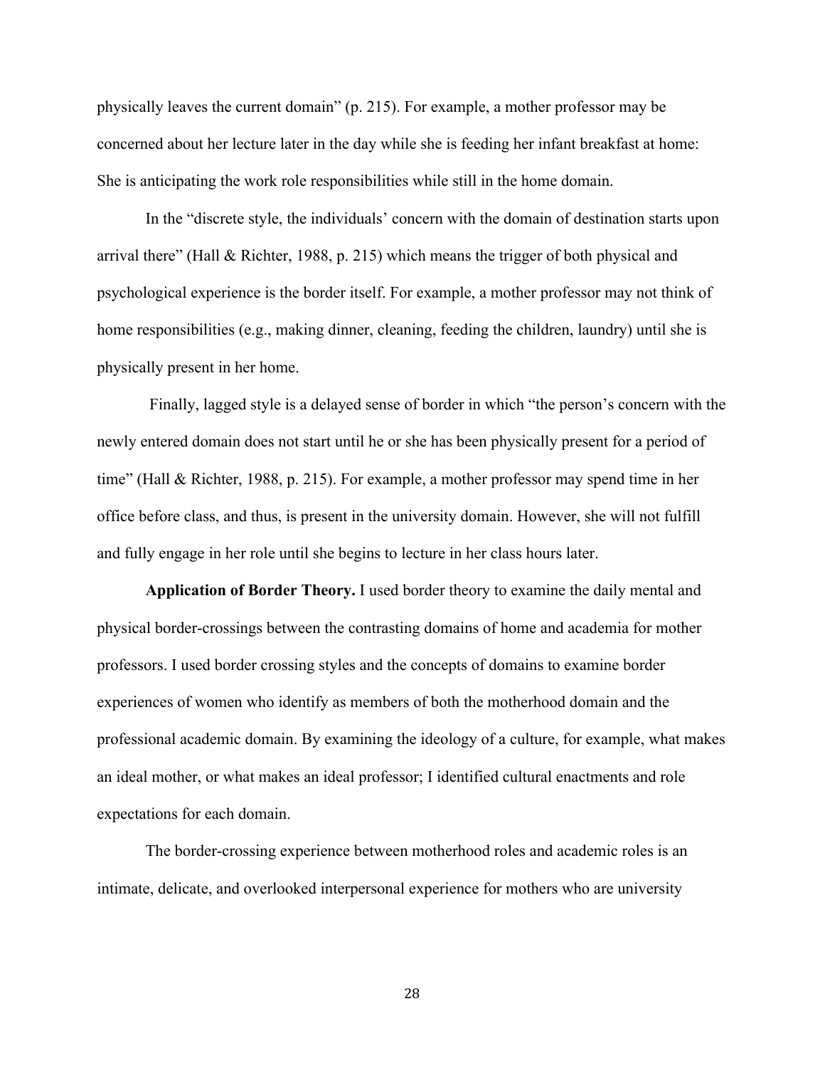physically leaves the current domain" (p. 215). For example, a mother professor may be concerned about her lecture later in the day while she is feeding her infant breakfast at home: She is anticipating the work role responsibilities while still in the home domain.

In the "discrete style, the individuals' concern with the domain of destination starts upon arrival there" (Hall & Richter, 1988, p. 215) which means the trigger of both physical and psychological experience is the border itself. For example, a mother professor may not think of home responsibilities (e.g., making dinner, cleaning, feeding the children, laundry) until she is physically present in her home.

Finally, lagged style is a delayed sense of border in which "the person's concern with the newly entered domain does not start until he or she has been physically present for a period of time" (Hall & Richter, 1988, p. 215). For example, a mother professor may spend time in her office before class, and thus, is present in the university domain. However, she will not fulfill and fully engage in her role until she begins to lecture in her class hours later.

**Application of Border Theory.** I used border theory to examine the daily mental and physical border-crossings between the contrasting domains of home and academia for mother professors. I used border crossing styles and the concepts of domains to examine border experiences of women who identify as members of both the motherhood domain and the professional academic domain. By examining the ideology of a culture, for example, what makes an ideal mother, or what makes an ideal professor; I identified cultural enactments and role expectations for each domain.

The border-crossing experience between motherhood roles and academic roles is an intimate, delicate, and overlooked interpersonal experience for mothers who are university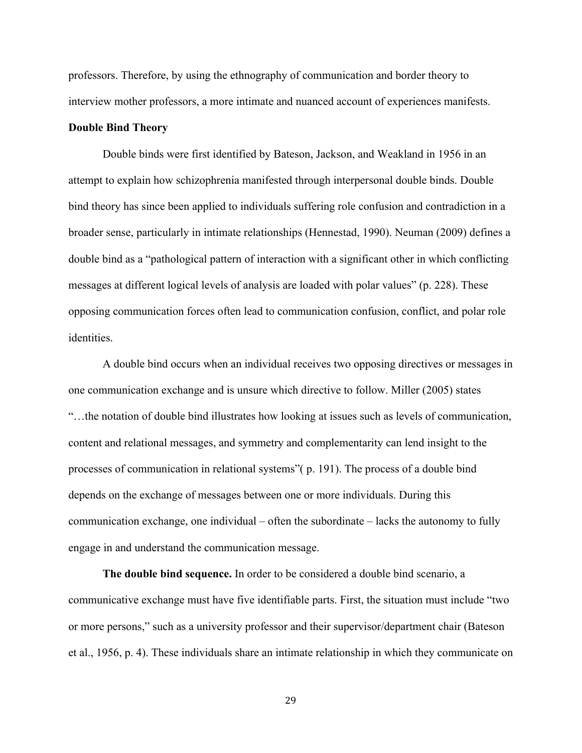professors. Therefore, by using the ethnography of communication and border theory to interview mother professors, a more intimate and nuanced account of experiences manifests.

### Double Bind Theory

Double binds were first identified by Bateson, Jackson, and Weakland in 1956 in an attempt to explain how schizophrenia manifested through interpersonal double binds. Double bind theory has since been applied to individuals suffering role confusion and contradiction in a broader sense, particularly in intimate relationships (Hennestad, 1990). Neuman (2009) defines a double bind as a "pathological pattern of interaction with a significant other in which conflicting messages at different logical levels of analysis are loaded with polar values" (p. 228). These opposing communication forces often lead to communication confusion, conflict, and polar role identities.

A double bind occurs when an individual receives two opposing directives or messages in one communication exchange and is unsure which directive to follow. Miller (2005) states "…the notation of double bind illustrates how looking at issues such as levels of communication, content and relational messages, and symmetry and complementarity can lend insight to the processes of communication in relational systems"( p. 191). The process of a double bind depends on the exchange of messages between one or more individuals. During this communication exchange, one individual – often the subordinate – lacks the autonomy to fully engage in and understand the communication message.

**The double bind sequence.** In order to be considered a double bind scenario, a communicative exchange must have five identifiable parts. First, the situation must include "two or more persons," such as a university professor and their supervisor/department chair (Bateson et al., 1956, p. 4). These individuals share an intimate relationship in which they communicate on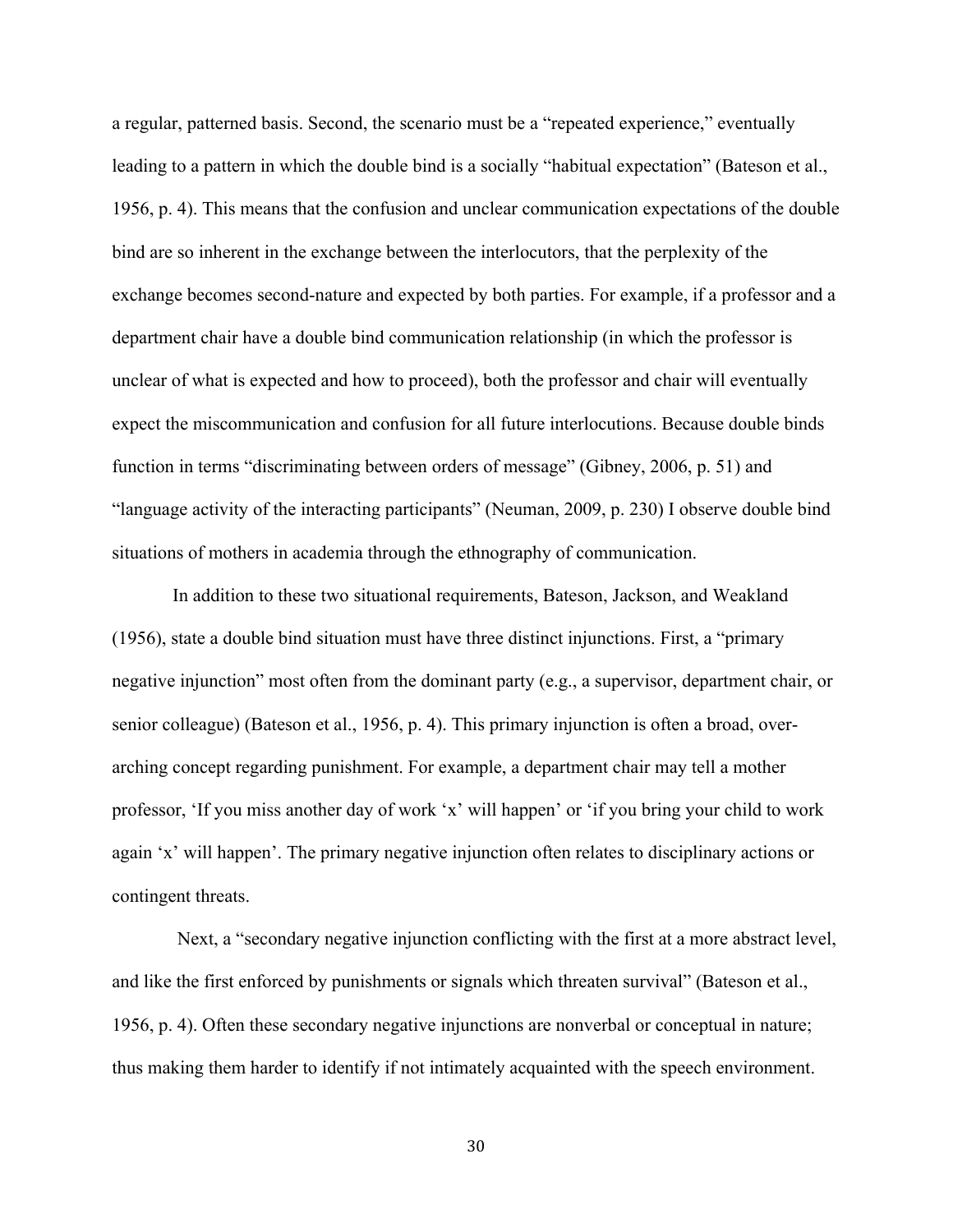a regular, patterned basis. Second, the scenario must be a "repeated experience," eventually leading to a pattern in which the double bind is a socially "habitual expectation" (Bateson et al., 1956, p. 4). This means that the confusion and unclear communication expectations of the double bind are so inherent in the exchange between the interlocutors, that the perplexity of the exchange becomes second-nature and expected by both parties. For example, if a professor and a department chair have a double bind communication relationship (in which the professor is unclear of what is expected and how to proceed), both the professor and chair will eventually expect the miscommunication and confusion for all future interlocutions. Because double binds function in terms "discriminating between orders of message" (Gibney, 2006, p. 51) and "language activity of the interacting participants" (Neuman, 2009, p. 230) I observe double bind situations of mothers in academia through the ethnography of communication.

In addition to these two situational requirements, Bateson, Jackson, and Weakland (1956), state a double bind situation must have three distinct injunctions. First, a "primary negative injunction" most often from the dominant party (e.g., a supervisor, department chair, or senior colleague) (Bateson et al., 1956, p. 4). This primary injunction is often a broad, over-arching concept regarding punishment. For example, a department chair may tell a mother professor, 'If you miss another day of work 'x' will happen' or 'if you bring your child to work again 'x' will happen'. The primary negative injunction often relates to disciplinary actions or contingent threats.

Next, a "secondary negative injunction conflicting with the first at a more abstract level, and like the first enforced by punishments or signals which threaten survival" (Bateson et al., 1956, p. 4). Often these secondary negative injunctions are nonverbal or conceptual in nature; thus making them harder to identify if not intimately acquainted with the speech environment.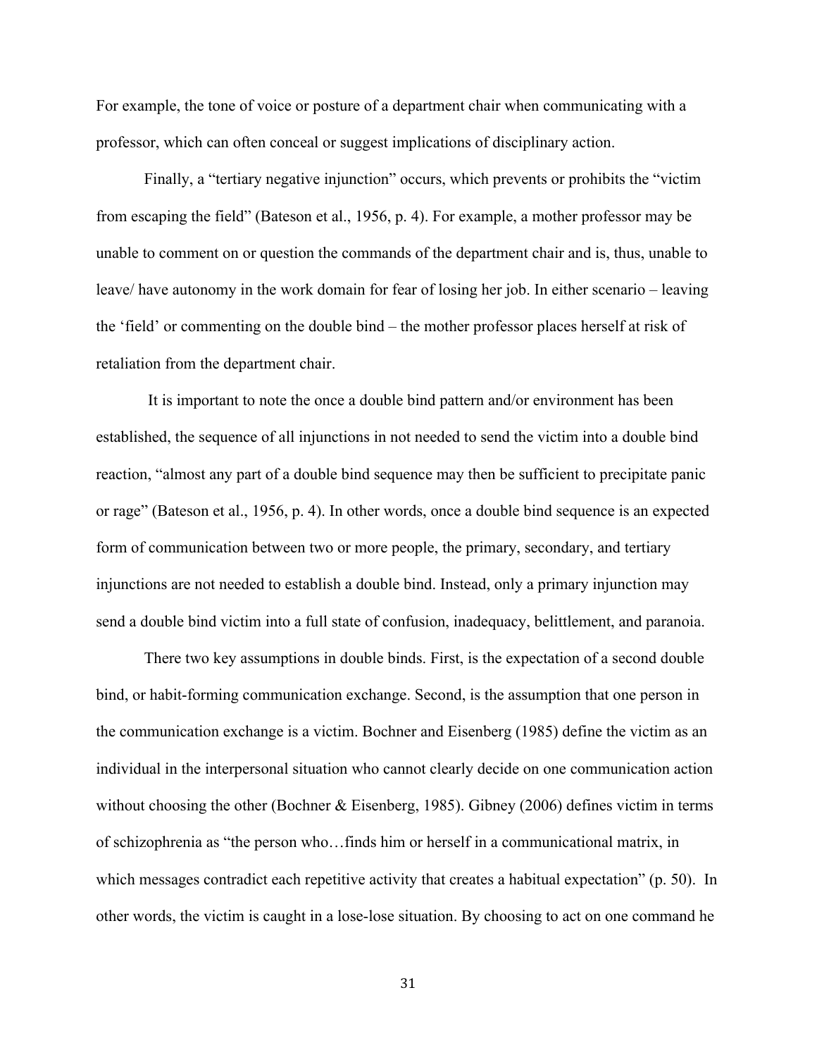For example, the tone of voice or posture of a department chair when communicating with a professor, which can often conceal or suggest implications of disciplinary action.

Finally, a "tertiary negative injunction" occurs, which prevents or prohibits the "victim from escaping the field" (Bateson et al., 1956, p. 4). For example, a mother professor may be unable to comment on or question the commands of the department chair and is, thus, unable to leave/ have autonomy in the work domain for fear of losing her job. In either scenario – leaving the 'field' or commenting on the double bind – the mother professor places herself at risk of retaliation from the department chair.

It is important to note the once a double bind pattern and/or environment has been established, the sequence of all injunctions in not needed to send the victim into a double bind reaction, "almost any part of a double bind sequence may then be sufficient to precipitate panic or rage" (Bateson et al., 1956, p. 4). In other words, once a double bind sequence is an expected form of communication between two or more people, the primary, secondary, and tertiary injunctions are not needed to establish a double bind. Instead, only a primary injunction may send a double bind victim into a full state of confusion, inadequacy, belittlement, and paranoia.

There two key assumptions in double binds. First, is the expectation of a second double bind, or habit-forming communication exchange. Second, is the assumption that one person in the communication exchange is a victim. Bochner and Eisenberg (1985) define the victim as an individual in the interpersonal situation who cannot clearly decide on one communication action without choosing the other (Bochner & Eisenberg, 1985). Gibney (2006) defines victim in terms of schizophrenia as "the person who…finds him or herself in a communicational matrix, in which messages contradict each repetitive activity that creates a habitual expectation" (p. 50). In other words, the victim is caught in a lose-lose situation. By choosing to act on one command he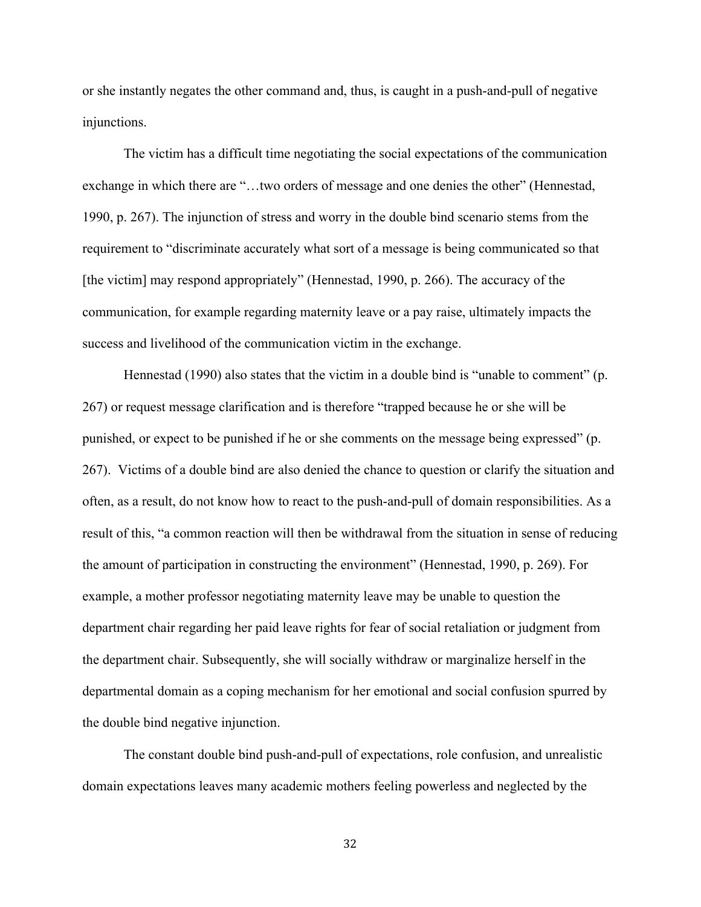or she instantly negates the other command and, thus, is caught in a push-and-pull of negative injunctions.

The victim has a difficult time negotiating the social expectations of the communication exchange in which there are "…two orders of message and one denies the other" (Hennestad, 1990, p. 267). The injunction of stress and worry in the double bind scenario stems from the requirement to "discriminate accurately what sort of a message is being communicated so that [the victim] may respond appropriately" (Hennestad, 1990, p. 266). The accuracy of the communication, for example regarding maternity leave or a pay raise, ultimately impacts the success and livelihood of the communication victim in the exchange.

Hennestad (1990) also states that the victim in a double bind is "unable to comment" (p. 267) or request message clarification and is therefore "trapped because he or she will be punished, or expect to be punished if he or she comments on the message being expressed" (p. 267). Victims of a double bind are also denied the chance to question or clarify the situation and often, as a result, do not know how to react to the push-and-pull of domain responsibilities. As a result of this, "a common reaction will then be withdrawal from the situation in sense of reducing the amount of participation in constructing the environment" (Hennestad, 1990, p. 269). For example, a mother professor negotiating maternity leave may be unable to question the department chair regarding her paid leave rights for fear of social retaliation or judgment from the department chair. Subsequently, she will socially withdraw or marginalize herself in the departmental domain as a coping mechanism for her emotional and social confusion spurred by the double bind negative injunction.

The constant double bind push-and-pull of expectations, role confusion, and unrealistic domain expectations leaves many academic mothers feeling powerless and neglected by the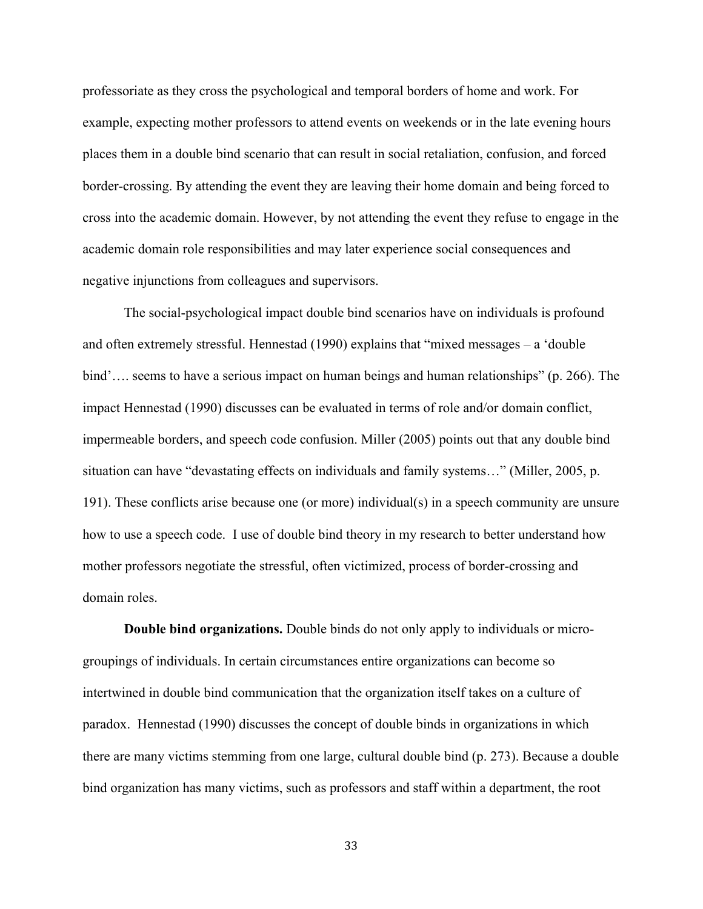professoriate as they cross the psychological and temporal borders of home and work. For example, expecting mother professors to attend events on weekends or in the late evening hours places them in a double bind scenario that can result in social retaliation, confusion, and forced border-crossing. By attending the event they are leaving their home domain and being forced to cross into the academic domain. However, by not attending the event they refuse to engage in the academic domain role responsibilities and may later experience social consequences and negative injunctions from colleagues and supervisors.

The social-psychological impact double bind scenarios have on individuals is profound and often extremely stressful. Hennestad (1990) explains that "mixed messages – a 'double bind'…. seems to have a serious impact on human beings and human relationships" (p. 266). The impact Hennestad (1990) discusses can be evaluated in terms of role and/or domain conflict, impermeable borders, and speech code confusion. Miller (2005) points out that any double bind situation can have "devastating effects on individuals and family systems…" (Miller, 2005, p. 191). These conflicts arise because one (or more) individual(s) in a speech community are unsure how to use a speech code. I use of double bind theory in my research to better understand how mother professors negotiate the stressful, often victimized, process of border-crossing and domain roles.

**Double bind organizations.** Double binds do not only apply to individuals or micro-groupings of individuals. In certain circumstances entire organizations can become so intertwined in double bind communication that the organization itself takes on a culture of paradox. Hennestad (1990) discusses the concept of double binds in organizations in which there are many victims stemming from one large, cultural double bind (p. 273). Because a double bind organization has many victims, such as professors and staff within a department, the root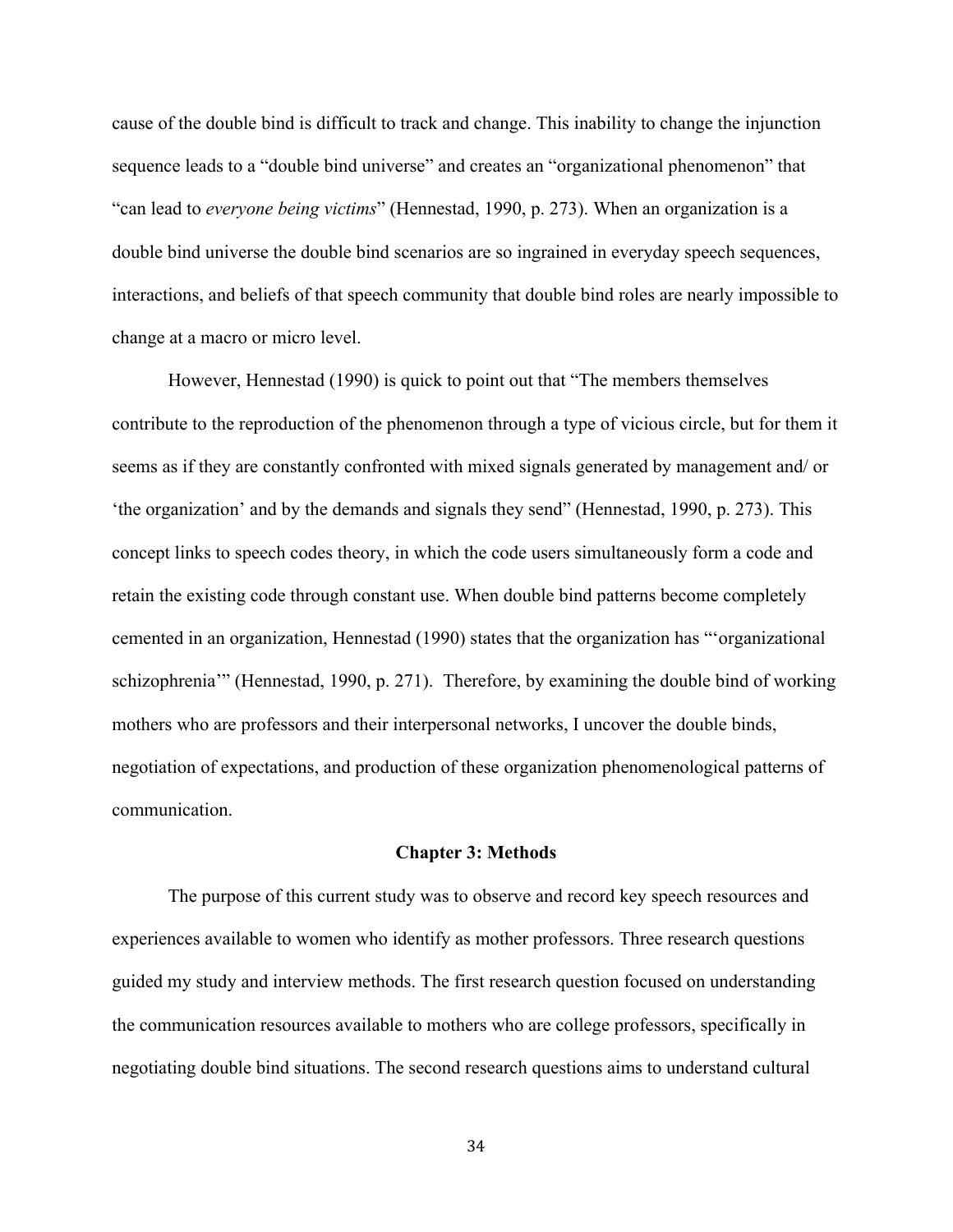cause of the double bind is difficult to track and change. This inability to change the injunction sequence leads to a "double bind universe" and creates an "organizational phenomenon" that "can lead to *everyone being victims*" (Hennestad, 1990, p. 273). When an organization is a double bind universe the double bind scenarios are so ingrained in everyday speech sequences, interactions, and beliefs of that speech community that double bind roles are nearly impossible to change at a macro or micro level.

However, Hennestad (1990) is quick to point out that "The members themselves contribute to the reproduction of the phenomenon through a type of vicious circle, but for them it seems as if they are constantly confronted with mixed signals generated by management and/ or 'the organization' and by the demands and signals they send" (Hennestad, 1990, p. 273). This concept links to speech codes theory, in which the code users simultaneously form a code and retain the existing code through constant use. When double bind patterns become completely cemented in an organization, Hennestad (1990) states that the organization has "'organizational schizophrenia'" (Hennestad, 1990, p. 271). Therefore, by examining the double bind of working mothers who are professors and their interpersonal networks, I uncover the double binds, negotiation of expectations, and production of these organization phenomenological patterns of communication.

## Chapter 3: Methods

The purpose of this current study was to observe and record key speech resources and experiences available to women who identify as mother professors. Three research questions guided my study and interview methods. The first research question focused on understanding the communication resources available to mothers who are college professors, specifically in negotiating double bind situations. The second research questions aims to understand cultural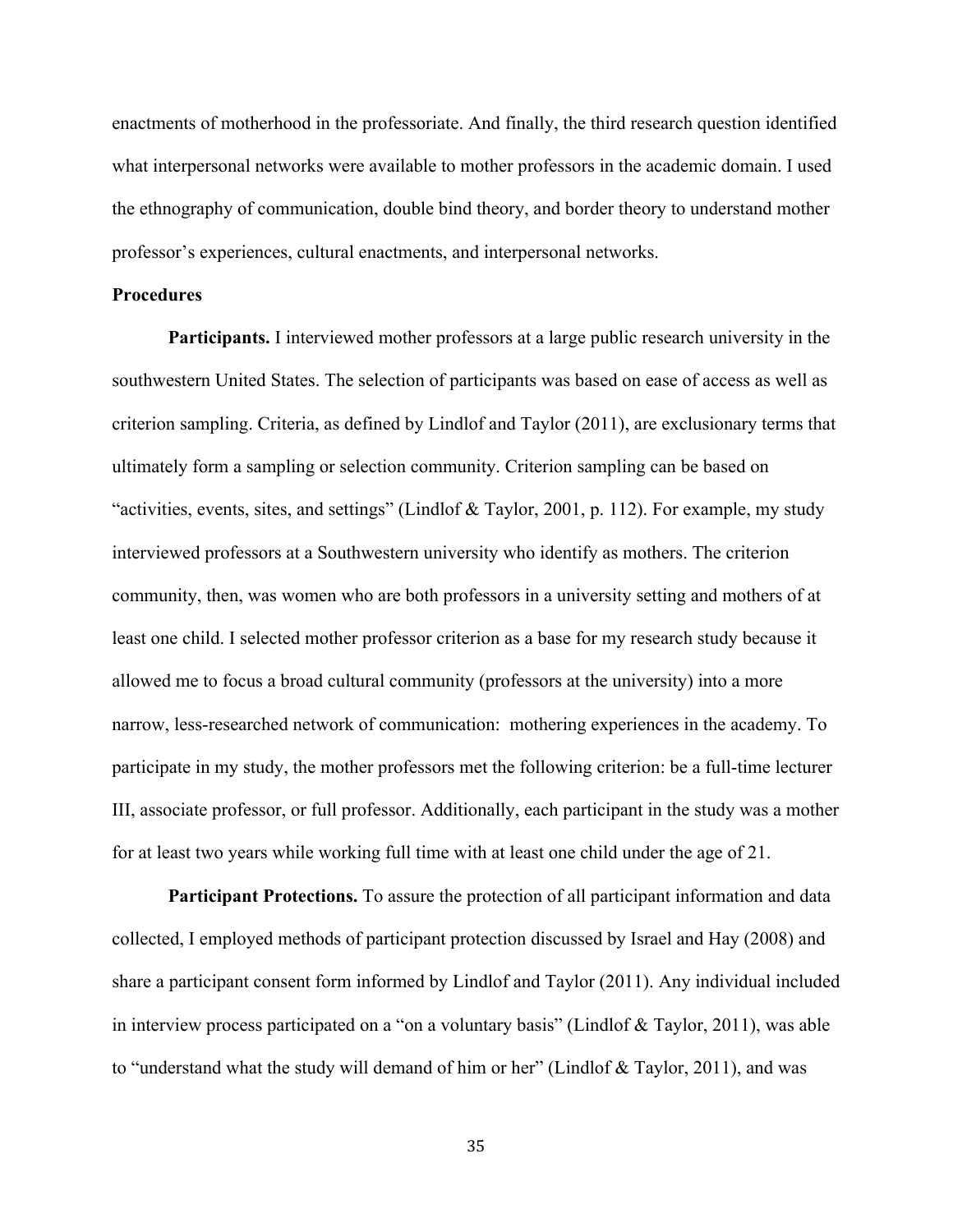enactments of motherhood in the professoriate. And finally, the third research question identified what interpersonal networks were available to mother professors in the academic domain. I used the ethnography of communication, double bind theory, and border theory to understand mother professor's experiences, cultural enactments, and interpersonal networks.

**Procedures**

**Participants.** I interviewed mother professors at a large public research university in the southwestern United States. The selection of participants was based on ease of access as well as criterion sampling. Criteria, as defined by Lindlof and Taylor (2011), are exclusionary terms that ultimately form a sampling or selection community. Criterion sampling can be based on "activities, events, sites, and settings" (Lindlof & Taylor, 2001, p. 112). For example, my study interviewed professors at a Southwestern university who identify as mothers. The criterion community, then, was women who are both professors in a university setting and mothers of at least one child. I selected mother professor criterion as a base for my research study because it allowed me to focus a broad cultural community (professors at the university) into a more narrow, less-researched network of communication: mothering experiences in the academy. To participate in my study, the mother professors met the following criterion: be a full-time lecturer III, associate professor, or full professor. Additionally, each participant in the study was a mother for at least two years while working full time with at least one child under the age of 21.

**Participant Protections.** To assure the protection of all participant information and data collected, I employed methods of participant protection discussed by Israel and Hay (2008) and share a participant consent form informed by Lindlof and Taylor (2011). Any individual included in interview process participated on a "on a voluntary basis" (Lindlof & Taylor, 2011), was able to "understand what the study will demand of him or her" (Lindlof & Taylor, 2011), and was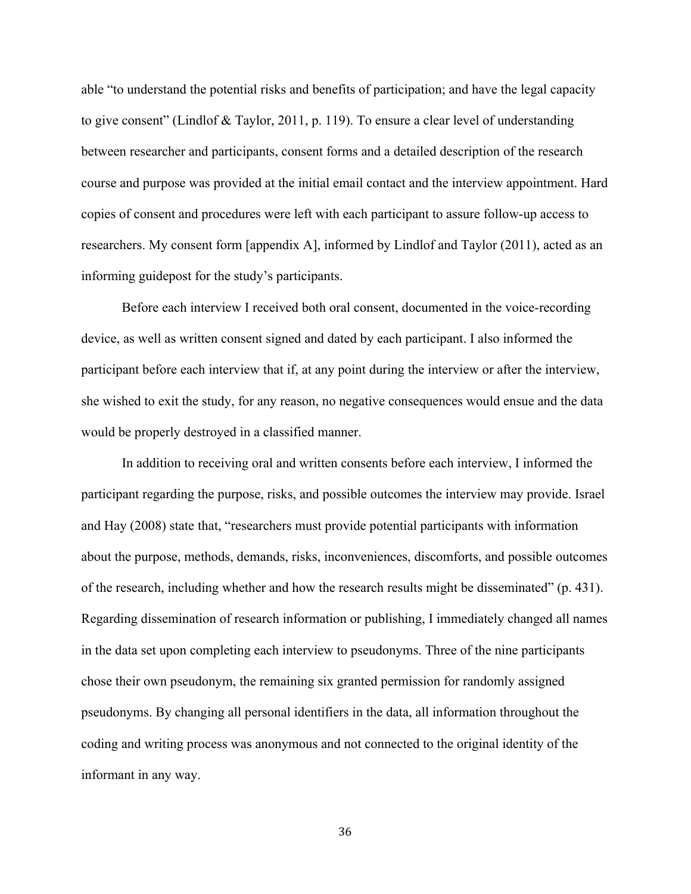able "to understand the potential risks and benefits of participation; and have the legal capacity to give consent" (Lindlof & Taylor, 2011, p. 119). To ensure a clear level of understanding between researcher and participants, consent forms and a detailed description of the research course and purpose was provided at the initial email contact and the interview appointment. Hard copies of consent and procedures were left with each participant to assure follow-up access to researchers. My consent form [appendix A], informed by Lindlof and Taylor (2011), acted as an informing guidepost for the study's participants.

Before each interview I received both oral consent, documented in the voice-recording device, as well as written consent signed and dated by each participant. I also informed the participant before each interview that if, at any point during the interview or after the interview, she wished to exit the study, for any reason, no negative consequences would ensue and the data would be properly destroyed in a classified manner.

In addition to receiving oral and written consents before each interview, I informed the participant regarding the purpose, risks, and possible outcomes the interview may provide. Israel and Hay (2008) state that, "researchers must provide potential participants with information about the purpose, methods, demands, risks, inconveniences, discomforts, and possible outcomes of the research, including whether and how the research results might be disseminated" (p. 431). Regarding dissemination of research information or publishing, I immediately changed all names in the data set upon completing each interview to pseudonyms. Three of the nine participants chose their own pseudonym, the remaining six granted permission for randomly assigned pseudonyms. By changing all personal identifiers in the data, all information throughout the coding and writing process was anonymous and not connected to the original identity of the informant in any way.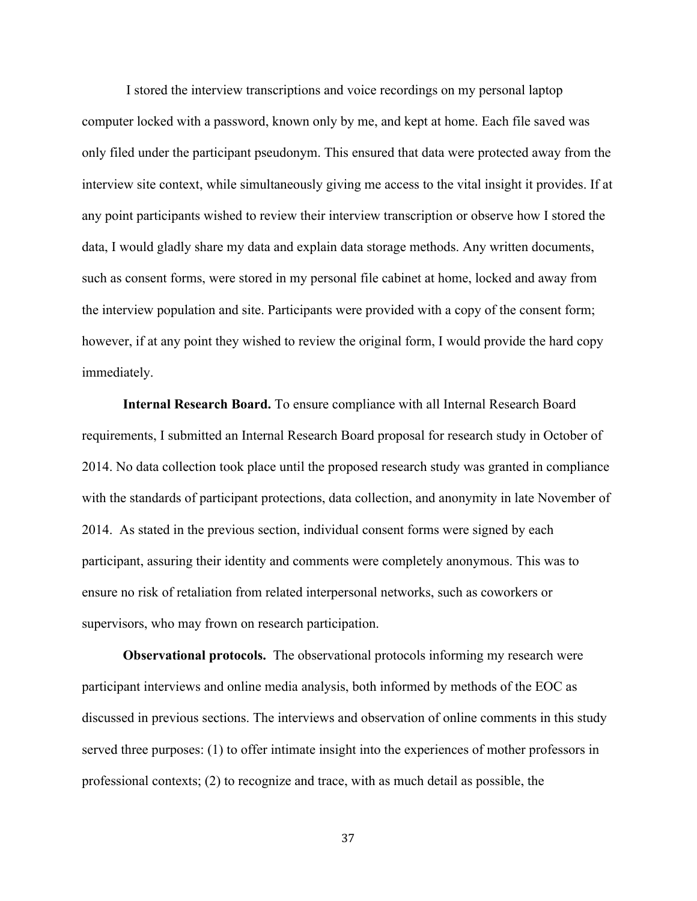I stored the interview transcriptions and voice recordings on my personal laptop computer locked with a password, known only by me, and kept at home. Each file saved was only filed under the participant pseudonym. This ensured that data were protected away from the interview site context, while simultaneously giving me access to the vital insight it provides. If at any point participants wished to review their interview transcription or observe how I stored the data, I would gladly share my data and explain data storage methods. Any written documents, such as consent forms, were stored in my personal file cabinet at home, locked and away from the interview population and site. Participants were provided with a copy of the consent form; however, if at any point they wished to review the original form, I would provide the hard copy immediately.

**Internal Research Board.** To ensure compliance with all Internal Research Board requirements, I submitted an Internal Research Board proposal for research study in October of 2014. No data collection took place until the proposed research study was granted in compliance with the standards of participant protections, data collection, and anonymity in late November of 2014. As stated in the previous section, individual consent forms were signed by each participant, assuring their identity and comments were completely anonymous. This was to ensure no risk of retaliation from related interpersonal networks, such as coworkers or supervisors, who may frown on research participation.

**Observational protocols.** The observational protocols informing my research were participant interviews and online media analysis, both informed by methods of the EOC as discussed in previous sections. The interviews and observation of online comments in this study served three purposes: (1) to offer intimate insight into the experiences of mother professors in professional contexts; (2) to recognize and trace, with as much detail as possible, the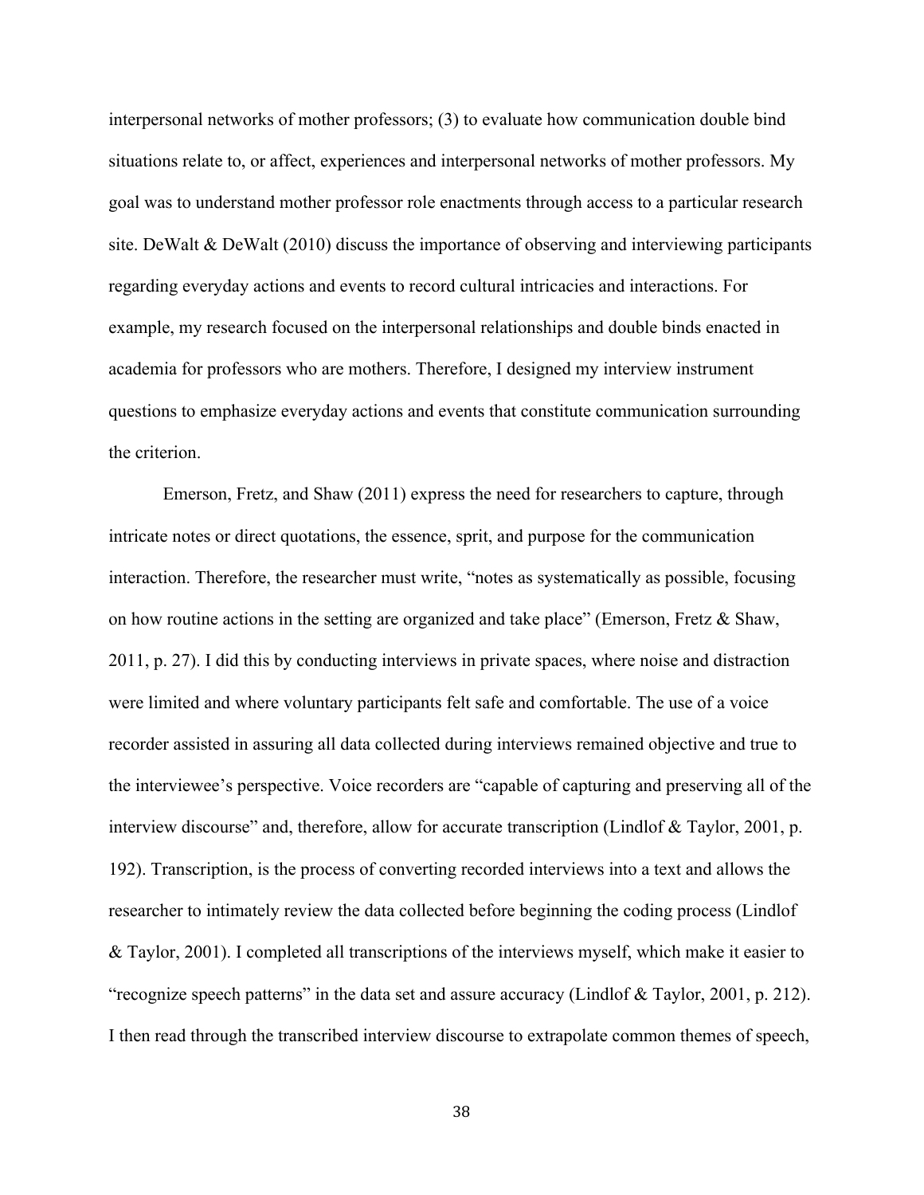interpersonal networks of mother professors; (3) to evaluate how communication double bind situations relate to, or affect, experiences and interpersonal networks of mother professors. My goal was to understand mother professor role enactments through access to a particular research site. DeWalt & DeWalt (2010) discuss the importance of observing and interviewing participants regarding everyday actions and events to record cultural intricacies and interactions. For example, my research focused on the interpersonal relationships and double binds enacted in academia for professors who are mothers. Therefore, I designed my interview instrument questions to emphasize everyday actions and events that constitute communication surrounding the criterion.

Emerson, Fretz, and Shaw (2011) express the need for researchers to capture, through intricate notes or direct quotations, the essence, sprit, and purpose for the communication interaction. Therefore, the researcher must write, "notes as systematically as possible, focusing on how routine actions in the setting are organized and take place" (Emerson, Fretz & Shaw, 2011, p. 27). I did this by conducting interviews in private spaces, where noise and distraction were limited and where voluntary participants felt safe and comfortable. The use of a voice recorder assisted in assuring all data collected during interviews remained objective and true to the interviewee's perspective. Voice recorders are "capable of capturing and preserving all of the interview discourse" and, therefore, allow for accurate transcription (Lindlof & Taylor, 2001, p. 192). Transcription, is the process of converting recorded interviews into a text and allows the researcher to intimately review the data collected before beginning the coding process (Lindlof & Taylor, 2001). I completed all transcriptions of the interviews myself, which make it easier to "recognize speech patterns" in the data set and assure accuracy (Lindlof & Taylor, 2001, p. 212). I then read through the transcribed interview discourse to extrapolate common themes of speech,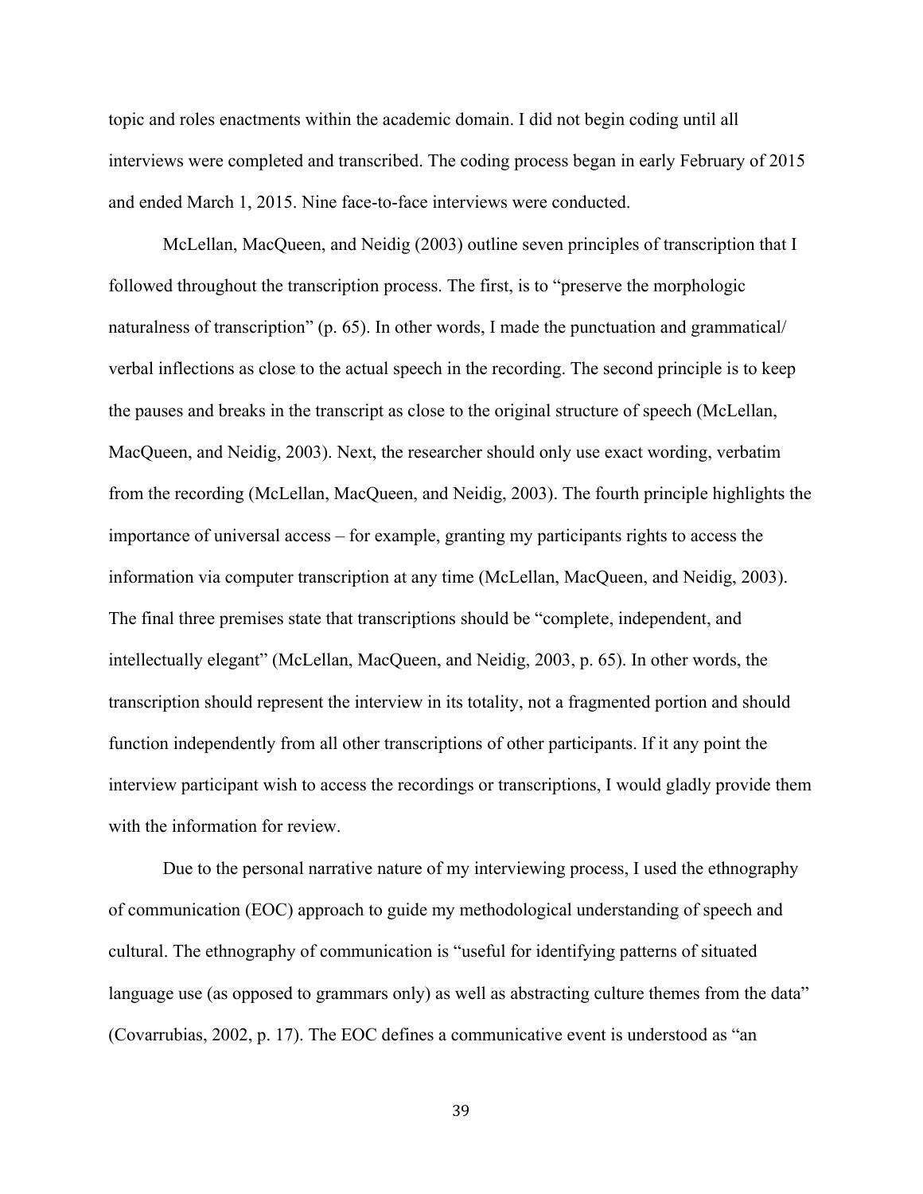topic and roles enactments within the academic domain. I did not begin coding until all interviews were completed and transcribed. The coding process began in early February of 2015 and ended March 1, 2015. Nine face-to-face interviews were conducted.

McLellan, MacQueen, and Neidig (2003) outline seven principles of transcription that I followed throughout the transcription process. The first, is to "preserve the morphologic naturalness of transcription" (p. 65). In other words, I made the punctuation and grammatical/ verbal inflections as close to the actual speech in the recording. The second principle is to keep the pauses and breaks in the transcript as close to the original structure of speech (McLellan, MacQueen, and Neidig, 2003). Next, the researcher should only use exact wording, verbatim from the recording (McLellan, MacQueen, and Neidig, 2003). The fourth principle highlights the importance of universal access – for example, granting my participants rights to access the information via computer transcription at any time (McLellan, MacQueen, and Neidig, 2003). The final three premises state that transcriptions should be "complete, independent, and intellectually elegant" (McLellan, MacQueen, and Neidig, 2003, p. 65). In other words, the transcription should represent the interview in its totality, not a fragmented portion and should function independently from all other transcriptions of other participants. If it any point the interview participant wish to access the recordings or transcriptions, I would gladly provide them with the information for review.

Due to the personal narrative nature of my interviewing process, I used the ethnography of communication (EOC) approach to guide my methodological understanding of speech and cultural. The ethnography of communication is "useful for identifying patterns of situated language use (as opposed to grammars only) as well as abstracting culture themes from the data" (Covarrubias, 2002, p. 17). The EOC defines a communicative event is understood as "an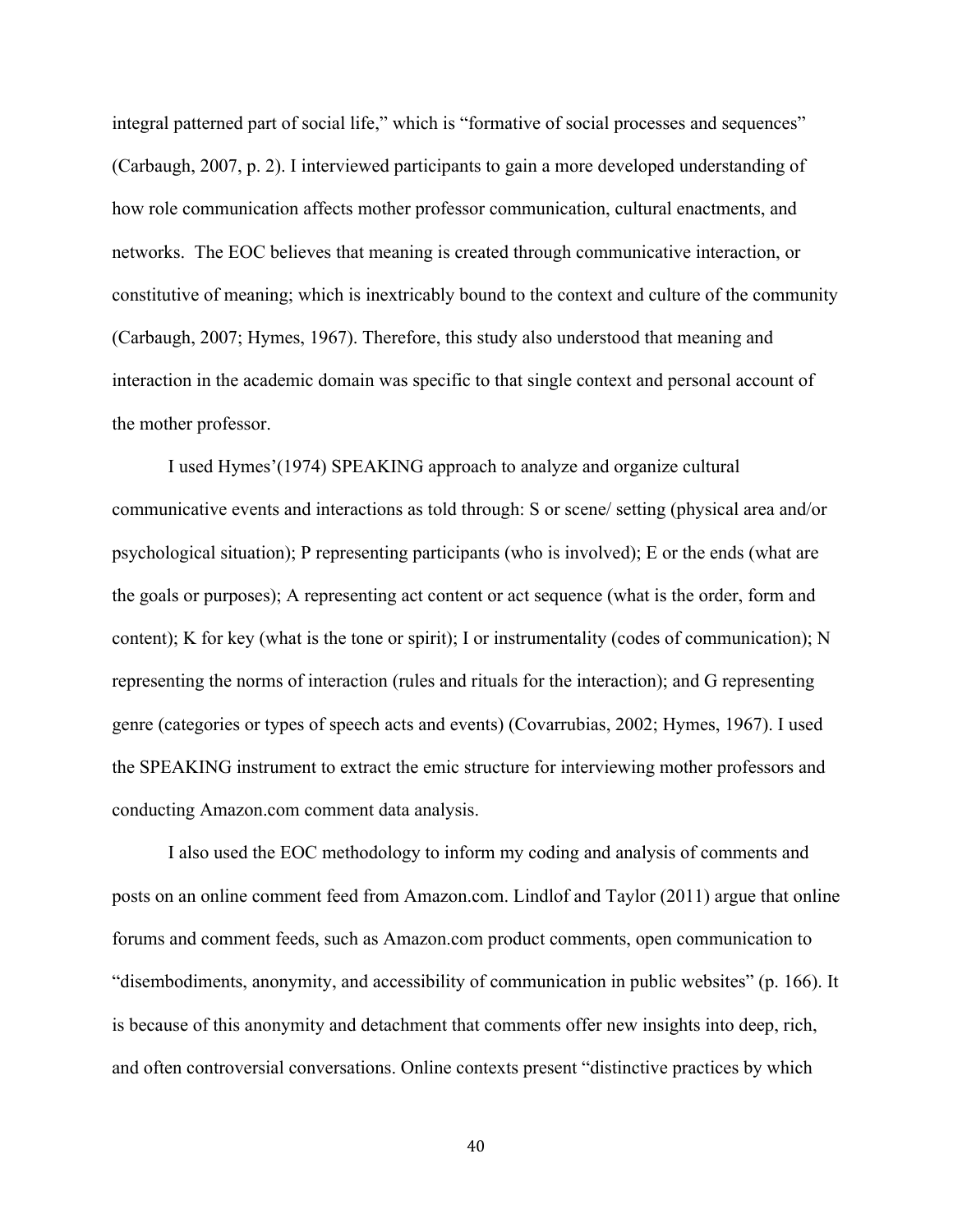integral patterned part of social life," which is "formative of social processes and sequences" (Carbaugh, 2007, p. 2). I interviewed participants to gain a more developed understanding of how role communication affects mother professor communication, cultural enactments, and networks. The EOC believes that meaning is created through communicative interaction, or constitutive of meaning; which is inextricably bound to the context and culture of the community (Carbaugh, 2007; Hymes, 1967). Therefore, this study also understood that meaning and interaction in the academic domain was specific to that single context and personal account of the mother professor.

I used Hymes'(1974) SPEAKING approach to analyze and organize cultural communicative events and interactions as told through: S or scene/ setting (physical area and/or psychological situation); P representing participants (who is involved); E or the ends (what are the goals or purposes); A representing act content or act sequence (what is the order, form and content); K for key (what is the tone or spirit); I or instrumentality (codes of communication); N representing the norms of interaction (rules and rituals for the interaction); and G representing genre (categories or types of speech acts and events) (Covarrubias, 2002; Hymes, 1967). I used the SPEAKING instrument to extract the emic structure for interviewing mother professors and conducting Amazon.com comment data analysis.

I also used the EOC methodology to inform my coding and analysis of comments and posts on an online comment feed from Amazon.com. Lindlof and Taylor (2011) argue that online forums and comment feeds, such as Amazon.com product comments, open communication to "disembodiments, anonymity, and accessibility of communication in public websites" (p. 166). It is because of this anonymity and detachment that comments offer new insights into deep, rich, and often controversial conversations. Online contexts present "distinctive practices by which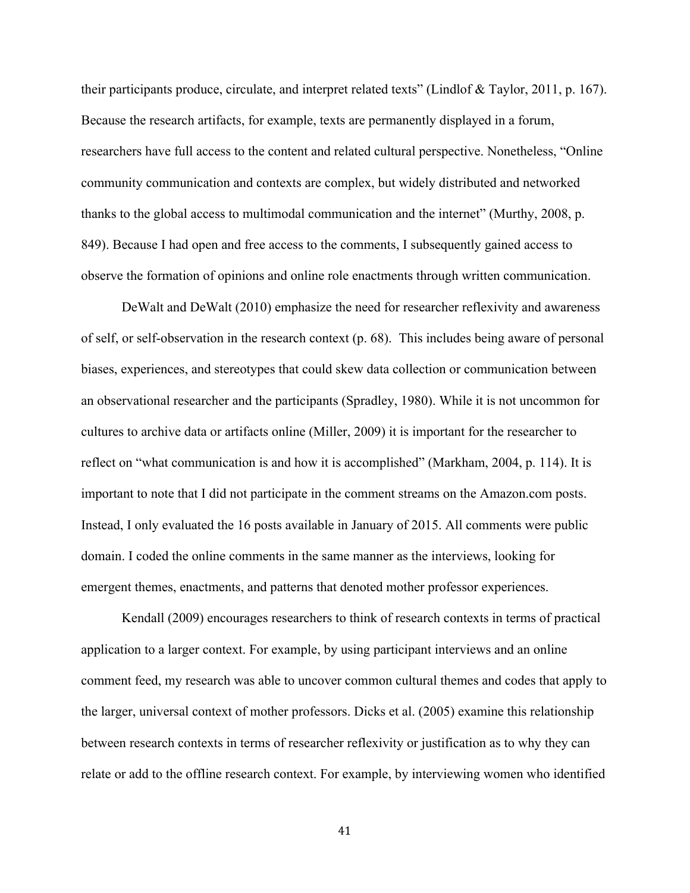their participants produce, circulate, and interpret related texts" (Lindlof & Taylor, 2011, p. 167). Because the research artifacts, for example, texts are permanently displayed in a forum, researchers have full access to the content and related cultural perspective. Nonetheless, "Online community communication and contexts are complex, but widely distributed and networked thanks to the global access to multimodal communication and the internet" (Murthy, 2008, p. 849). Because I had open and free access to the comments, I subsequently gained access to observe the formation of opinions and online role enactments through written communication.

DeWalt and DeWalt (2010) emphasize the need for researcher reflexivity and awareness of self, or self-observation in the research context (p. 68). This includes being aware of personal biases, experiences, and stereotypes that could skew data collection or communication between an observational researcher and the participants (Spradley, 1980). While it is not uncommon for cultures to archive data or artifacts online (Miller, 2009) it is important for the researcher to reflect on "what communication is and how it is accomplished" (Markham, 2004, p. 114). It is important to note that I did not participate in the comment streams on the Amazon.com posts. Instead, I only evaluated the 16 posts available in January of 2015. All comments were public domain. I coded the online comments in the same manner as the interviews, looking for emergent themes, enactments, and patterns that denoted mother professor experiences.

Kendall (2009) encourages researchers to think of research contexts in terms of practical application to a larger context. For example, by using participant interviews and an online comment feed, my research was able to uncover common cultural themes and codes that apply to the larger, universal context of mother professors. Dicks et al. (2005) examine this relationship between research contexts in terms of researcher reflexivity or justification as to why they can relate or add to the offline research context. For example, by interviewing women who identified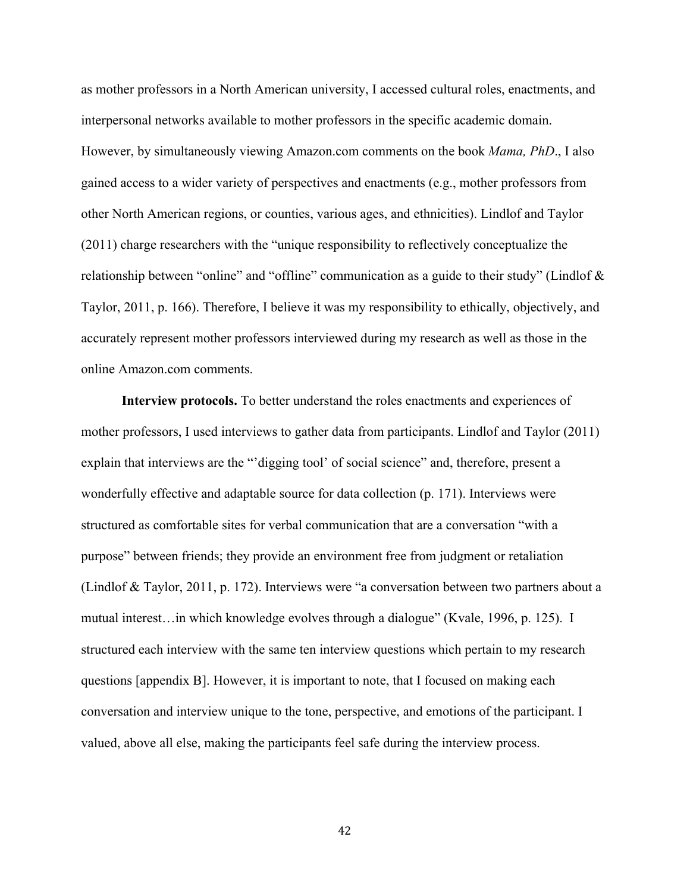as mother professors in a North American university, I accessed cultural roles, enactments, and interpersonal networks available to mother professors in the specific academic domain. However, by simultaneously viewing Amazon.com comments on the book *Mama, PhD*., I also gained access to a wider variety of perspectives and enactments (e.g., mother professors from other North American regions, or counties, various ages, and ethnicities). Lindlof and Taylor (2011) charge researchers with the "unique responsibility to reflectively conceptualize the relationship between "online" and "offline" communication as a guide to their study" (Lindlof & Taylor, 2011, p. 166). Therefore, I believe it was my responsibility to ethically, objectively, and accurately represent mother professors interviewed during my research as well as those in the online Amazon.com comments.

**Interview protocols.** To better understand the roles enactments and experiences of mother professors, I used interviews to gather data from participants. Lindlof and Taylor (2011) explain that interviews are the "'digging tool' of social science" and, therefore, present a wonderfully effective and adaptable source for data collection (p. 171). Interviews were structured as comfortable sites for verbal communication that are a conversation "with a purpose" between friends; they provide an environment free from judgment or retaliation (Lindlof & Taylor, 2011, p. 172). Interviews were "a conversation between two partners about a mutual interest…in which knowledge evolves through a dialogue" (Kvale, 1996, p. 125). I structured each interview with the same ten interview questions which pertain to my research questions [appendix B]. However, it is important to note, that I focused on making each conversation and interview unique to the tone, perspective, and emotions of the participant. I valued, above all else, making the participants feel safe during the interview process.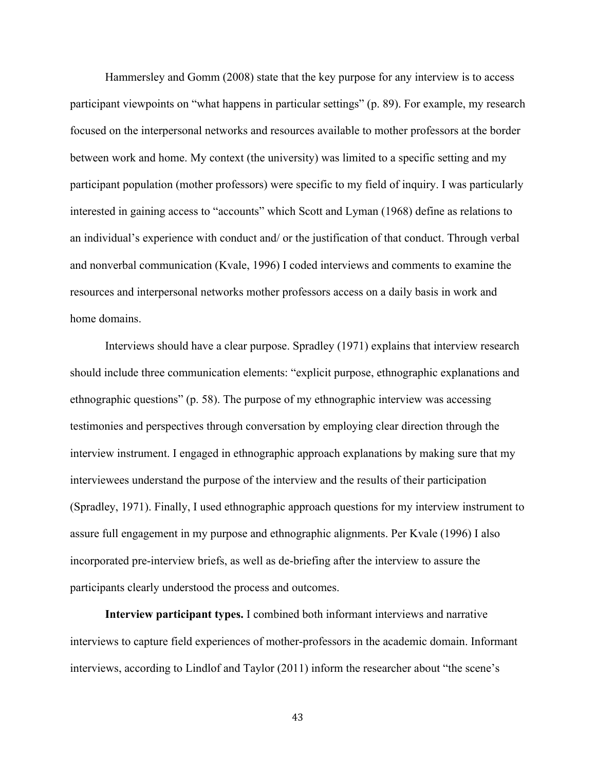Hammersley and Gomm (2008) state that the key purpose for any interview is to access participant viewpoints on "what happens in particular settings" (p. 89). For example, my research focused on the interpersonal networks and resources available to mother professors at the border between work and home. My context (the university) was limited to a specific setting and my participant population (mother professors) were specific to my field of inquiry. I was particularly interested in gaining access to "accounts" which Scott and Lyman (1968) define as relations to an individual's experience with conduct and/ or the justification of that conduct. Through verbal and nonverbal communication (Kvale, 1996) I coded interviews and comments to examine the resources and interpersonal networks mother professors access on a daily basis in work and home domains.

Interviews should have a clear purpose. Spradley (1971) explains that interview research should include three communication elements: "explicit purpose, ethnographic explanations and ethnographic questions" (p. 58). The purpose of my ethnographic interview was accessing testimonies and perspectives through conversation by employing clear direction through the interview instrument. I engaged in ethnographic approach explanations by making sure that my interviewees understand the purpose of the interview and the results of their participation (Spradley, 1971). Finally, I used ethnographic approach questions for my interview instrument to assure full engagement in my purpose and ethnographic alignments. Per Kvale (1996) I also incorporated pre-interview briefs, as well as de-briefing after the interview to assure the participants clearly understood the process and outcomes.

**Interview participant types.** I combined both informant interviews and narrative interviews to capture field experiences of mother-professors in the academic domain. Informant interviews, according to Lindlof and Taylor (2011) inform the researcher about "the scene's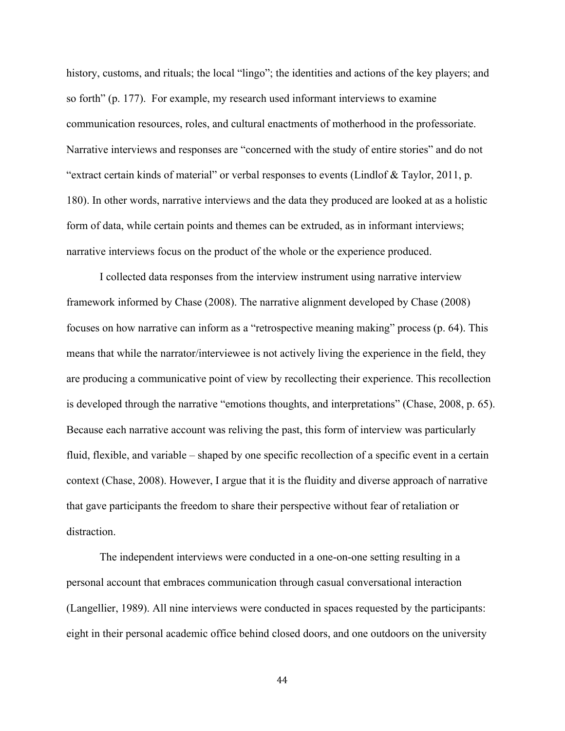history, customs, and rituals; the local "lingo"; the identities and actions of the key players; and so forth" (p. 177). For example, my research used informant interviews to examine communication resources, roles, and cultural enactments of motherhood in the professoriate. Narrative interviews and responses are "concerned with the study of entire stories" and do not "extract certain kinds of material" or verbal responses to events (Lindlof & Taylor, 2011, p. 180). In other words, narrative interviews and the data they produced are looked at as a holistic form of data, while certain points and themes can be extruded, as in informant interviews; narrative interviews focus on the product of the whole or the experience produced.

I collected data responses from the interview instrument using narrative interview framework informed by Chase (2008). The narrative alignment developed by Chase (2008) focuses on how narrative can inform as a "retrospective meaning making" process (p. 64). This means that while the narrator/interviewee is not actively living the experience in the field, they are producing a communicative point of view by recollecting their experience. This recollection is developed through the narrative "emotions thoughts, and interpretations" (Chase, 2008, p. 65). Because each narrative account was reliving the past, this form of interview was particularly fluid, flexible, and variable – shaped by one specific recollection of a specific event in a certain context (Chase, 2008). However, I argue that it is the fluidity and diverse approach of narrative that gave participants the freedom to share their perspective without fear of retaliation or distraction.

The independent interviews were conducted in a one-on-one setting resulting in a personal account that embraces communication through casual conversational interaction (Langellier, 1989). All nine interviews were conducted in spaces requested by the participants: eight in their personal academic office behind closed doors, and one outdoors on the university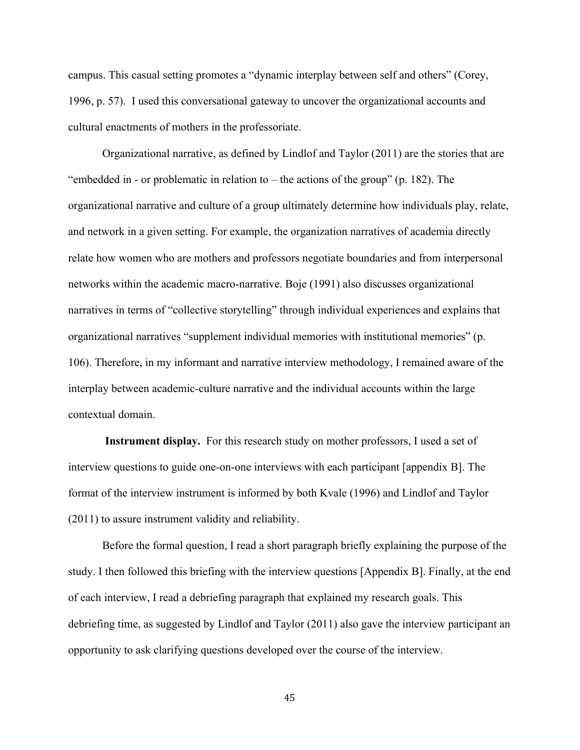campus. This casual setting promotes a "dynamic interplay between self and others" (Corey, 1996, p. 57). I used this conversational gateway to uncover the organizational accounts and cultural enactments of mothers in the professoriate.

Organizational narrative, as defined by Lindlof and Taylor (2011) are the stories that are "embedded in - or problematic in relation to – the actions of the group" (p. 182). The organizational narrative and culture of a group ultimately determine how individuals play, relate, and network in a given setting. For example, the organization narratives of academia directly relate how women who are mothers and professors negotiate boundaries and from interpersonal networks within the academic macro-narrative. Boje (1991) also discusses organizational narratives in terms of "collective storytelling" through individual experiences and explains that organizational narratives "supplement individual memories with institutional memories" (p. 106). Therefore, in my informant and narrative interview methodology, I remained aware of the interplay between academic-culture narrative and the individual accounts within the large contextual domain.

**Instrument display.** For this research study on mother professors, I used a set of interview questions to guide one-on-one interviews with each participant [appendix B]. The format of the interview instrument is informed by both Kvale (1996) and Lindlof and Taylor (2011) to assure instrument validity and reliability.

Before the formal question, I read a short paragraph briefly explaining the purpose of the study. I then followed this briefing with the interview questions [Appendix B]. Finally, at the end of each interview, I read a debriefing paragraph that explained my research goals. This debriefing time, as suggested by Lindlof and Taylor (2011) also gave the interview participant an opportunity to ask clarifying questions developed over the course of the interview.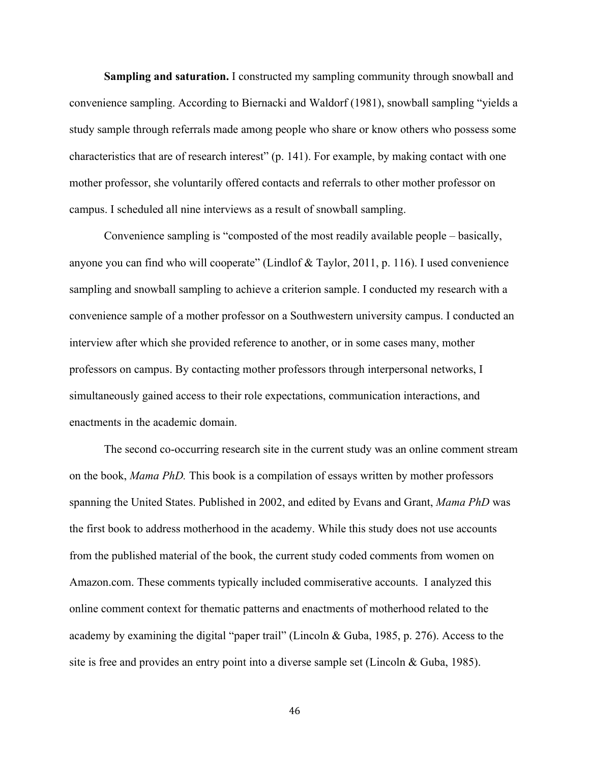**Sampling and saturation.** I constructed my sampling community through snowball and convenience sampling. According to Biernacki and Waldorf (1981), snowball sampling "yields a study sample through referrals made among people who share or know others who possess some characteristics that are of research interest" (p. 141). For example, by making contact with one mother professor, she voluntarily offered contacts and referrals to other mother professor on campus. I scheduled all nine interviews as a result of snowball sampling.

Convenience sampling is "composted of the most readily available people – basically, anyone you can find who will cooperate" (Lindlof & Taylor, 2011, p. 116). I used convenience sampling and snowball sampling to achieve a criterion sample. I conducted my research with a convenience sample of a mother professor on a Southwestern university campus. I conducted an interview after which she provided reference to another, or in some cases many, mother professors on campus. By contacting mother professors through interpersonal networks, I simultaneously gained access to their role expectations, communication interactions, and enactments in the academic domain.

The second co-occurring research site in the current study was an online comment stream on the book, *Mama PhD.* This book is a compilation of essays written by mother professors spanning the United States. Published in 2002, and edited by Evans and Grant, *Mama PhD* was the first book to address motherhood in the academy. While this study does not use accounts from the published material of the book, the current study coded comments from women on Amazon.com. These comments typically included commiserative accounts. I analyzed this online comment context for thematic patterns and enactments of motherhood related to the academy by examining the digital "paper trail" (Lincoln & Guba, 1985, p. 276). Access to the site is free and provides an entry point into a diverse sample set (Lincoln & Guba, 1985).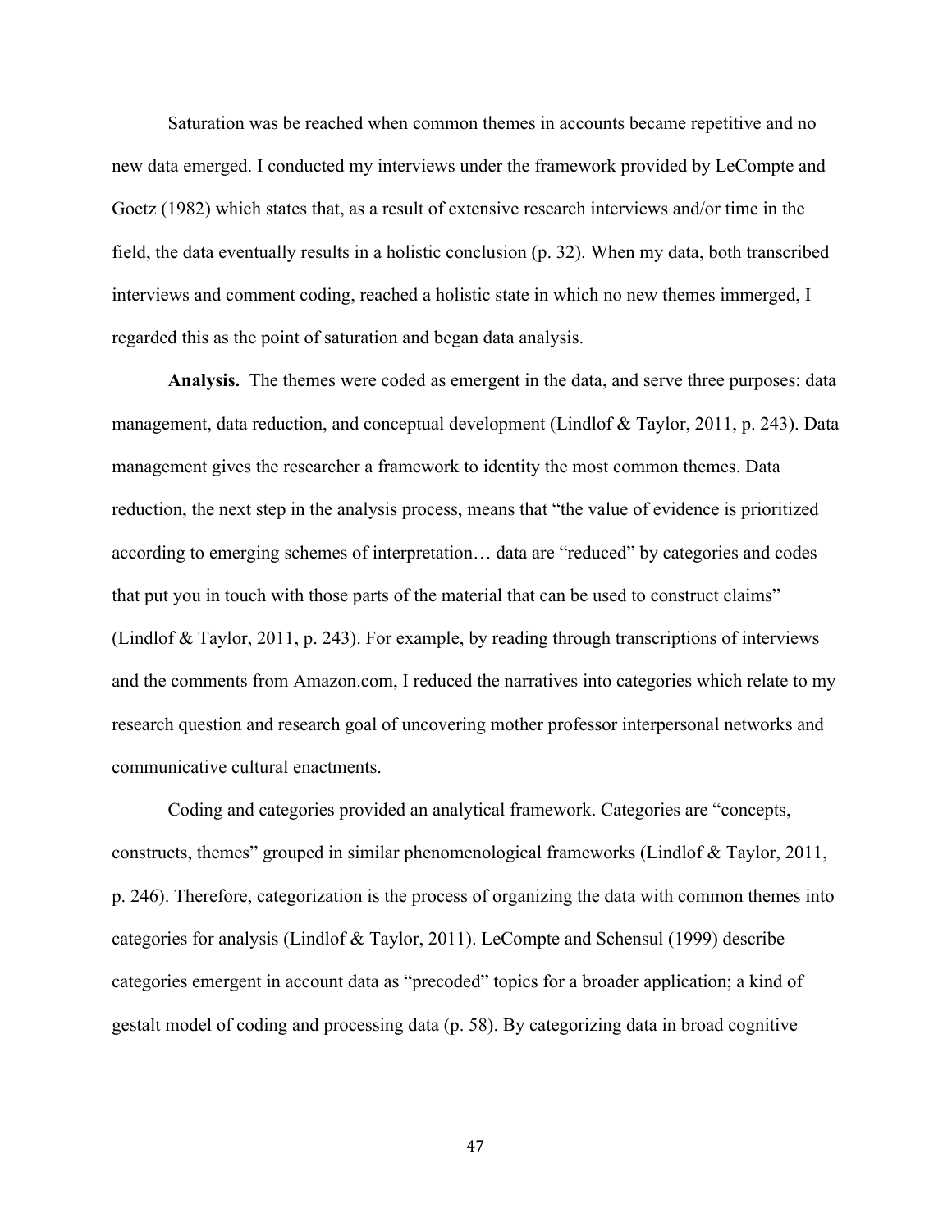Saturation was be reached when common themes in accounts became repetitive and no new data emerged. I conducted my interviews under the framework provided by LeCompte and Goetz (1982) which states that, as a result of extensive research interviews and/or time in the field, the data eventually results in a holistic conclusion (p. 32). When my data, both transcribed interviews and comment coding, reached a holistic state in which no new themes immerged, I regarded this as the point of saturation and began data analysis.

**Analysis.** The themes were coded as emergent in the data, and serve three purposes: data management, data reduction, and conceptual development (Lindlof & Taylor, 2011, p. 243). Data management gives the researcher a framework to identity the most common themes. Data reduction, the next step in the analysis process, means that "the value of evidence is prioritized according to emerging schemes of interpretation… data are "reduced" by categories and codes that put you in touch with those parts of the material that can be used to construct claims" (Lindlof & Taylor, 2011, p. 243). For example, by reading through transcriptions of interviews and the comments from Amazon.com, I reduced the narratives into categories which relate to my research question and research goal of uncovering mother professor interpersonal networks and communicative cultural enactments.

Coding and categories provided an analytical framework. Categories are "concepts, constructs, themes" grouped in similar phenomenological frameworks (Lindlof & Taylor, 2011, p. 246). Therefore, categorization is the process of organizing the data with common themes into categories for analysis (Lindlof & Taylor, 2011). LeCompte and Schensul (1999) describe categories emergent in account data as "precoded" topics for a broader application; a kind of gestalt model of coding and processing data (p. 58). By categorizing data in broad cognitive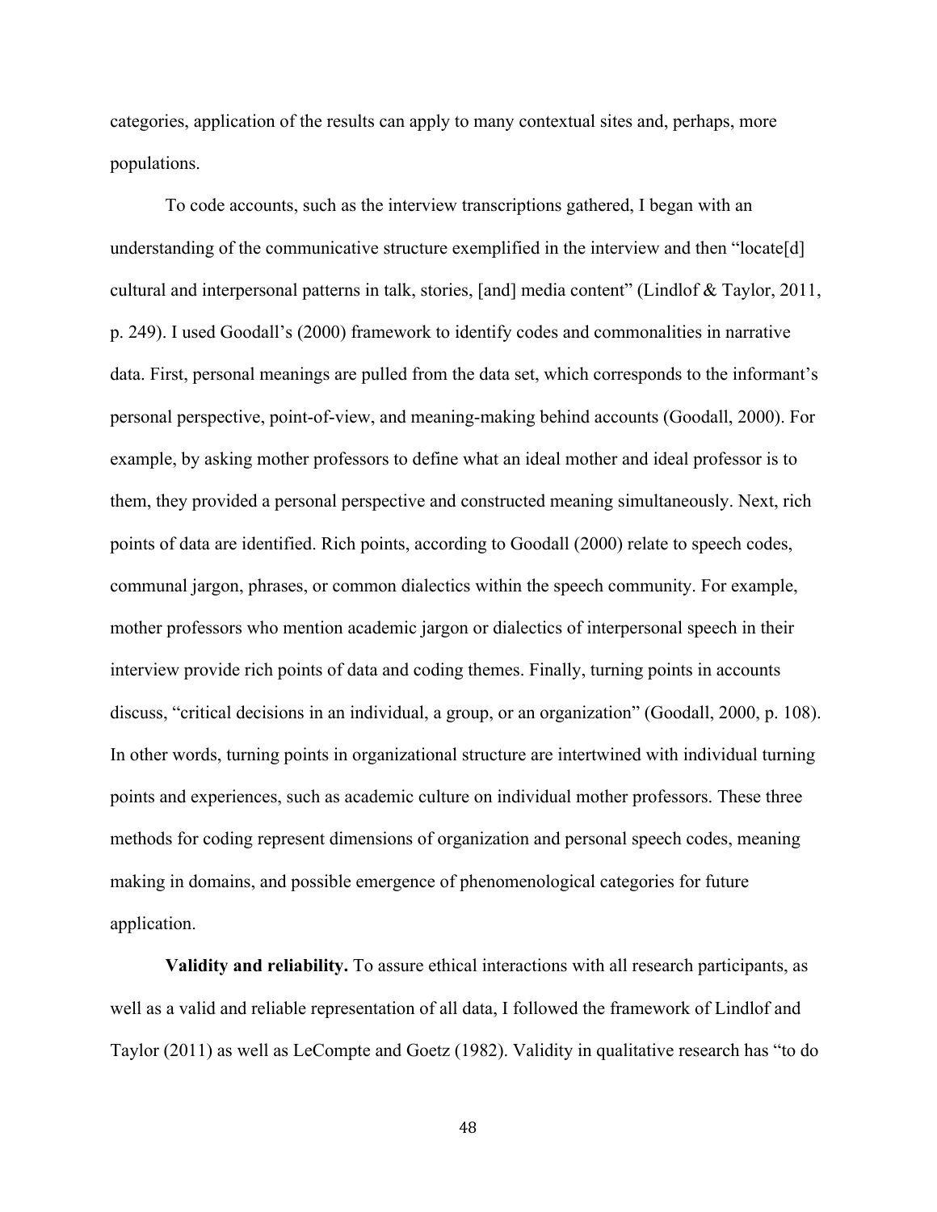categories, application of the results can apply to many contextual sites and, perhaps, more populations.

To code accounts, such as the interview transcriptions gathered, I began with an understanding of the communicative structure exemplified in the interview and then "locate[d] cultural and interpersonal patterns in talk, stories, [and] media content" (Lindlof & Taylor, 2011, p. 249). I used Goodall's (2000) framework to identify codes and commonalities in narrative data. First, personal meanings are pulled from the data set, which corresponds to the informant's personal perspective, point-of-view, and meaning-making behind accounts (Goodall, 2000). For example, by asking mother professors to define what an ideal mother and ideal professor is to them, they provided a personal perspective and constructed meaning simultaneously. Next, rich points of data are identified. Rich points, according to Goodall (2000) relate to speech codes, communal jargon, phrases, or common dialectics within the speech community. For example, mother professors who mention academic jargon or dialectics of interpersonal speech in their interview provide rich points of data and coding themes. Finally, turning points in accounts discuss, "critical decisions in an individual, a group, or an organization" (Goodall, 2000, p. 108). In other words, turning points in organizational structure are intertwined with individual turning points and experiences, such as academic culture on individual mother professors. These three methods for coding represent dimensions of organization and personal speech codes, meaning making in domains, and possible emergence of phenomenological categories for future application.

**Validity and reliability.** To assure ethical interactions with all research participants, as well as a valid and reliable representation of all data, I followed the framework of Lindlof and Taylor (2011) as well as LeCompte and Goetz (1982). Validity in qualitative research has "to do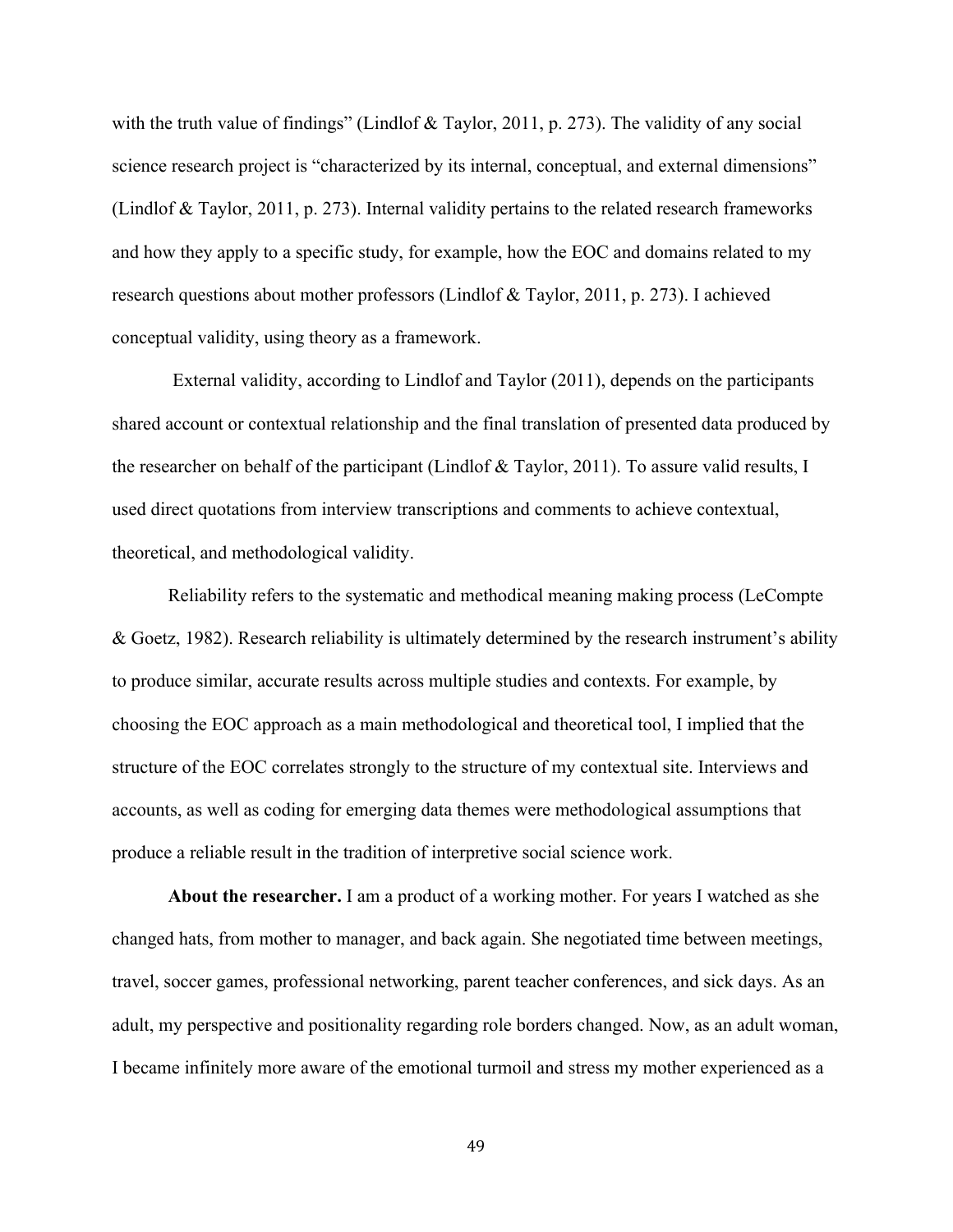with the truth value of findings" (Lindlof & Taylor, 2011, p. 273). The validity of any social science research project is "characterized by its internal, conceptual, and external dimensions" (Lindlof & Taylor, 2011, p. 273). Internal validity pertains to the related research frameworks and how they apply to a specific study, for example, how the EOC and domains related to my research questions about mother professors (Lindlof & Taylor, 2011, p. 273). I achieved conceptual validity, using theory as a framework.

External validity, according to Lindlof and Taylor (2011), depends on the participants shared account or contextual relationship and the final translation of presented data produced by the researcher on behalf of the participant (Lindlof & Taylor, 2011). To assure valid results, I used direct quotations from interview transcriptions and comments to achieve contextual, theoretical, and methodological validity.

Reliability refers to the systematic and methodical meaning making process (LeCompte & Goetz, 1982). Research reliability is ultimately determined by the research instrument's ability to produce similar, accurate results across multiple studies and contexts. For example, by choosing the EOC approach as a main methodological and theoretical tool, I implied that the structure of the EOC correlates strongly to the structure of my contextual site. Interviews and accounts, as well as coding for emerging data themes were methodological assumptions that produce a reliable result in the tradition of interpretive social science work.

**About the researcher.** I am a product of a working mother. For years I watched as she changed hats, from mother to manager, and back again. She negotiated time between meetings, travel, soccer games, professional networking, parent teacher conferences, and sick days. As an adult, my perspective and positionality regarding role borders changed. Now, as an adult woman, I became infinitely more aware of the emotional turmoil and stress my mother experienced as a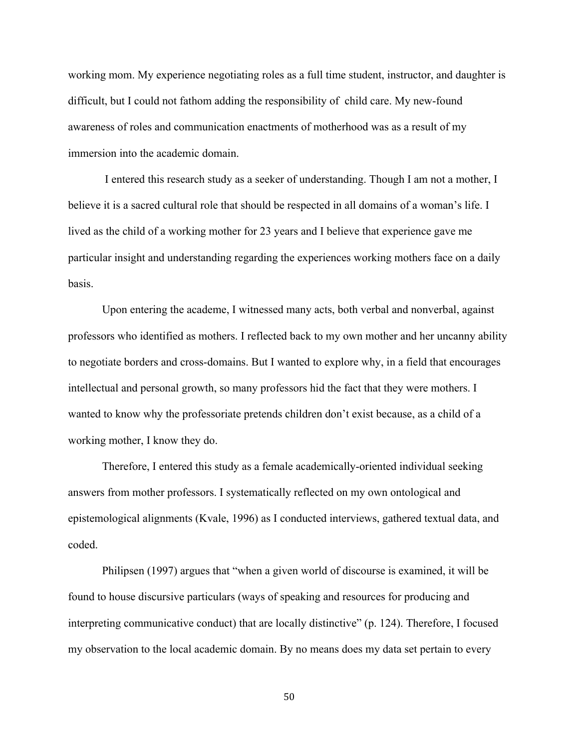working mom. My experience negotiating roles as a full time student, instructor, and daughter is difficult, but I could not fathom adding the responsibility of child care. My new-found awareness of roles and communication enactments of motherhood was as a result of my immersion into the academic domain.

I entered this research study as a seeker of understanding. Though I am not a mother, I believe it is a sacred cultural role that should be respected in all domains of a woman's life. I lived as the child of a working mother for 23 years and I believe that experience gave me particular insight and understanding regarding the experiences working mothers face on a daily basis.

Upon entering the academe, I witnessed many acts, both verbal and nonverbal, against professors who identified as mothers. I reflected back to my own mother and her uncanny ability to negotiate borders and cross-domains. But I wanted to explore why, in a field that encourages intellectual and personal growth, so many professors hid the fact that they were mothers. I wanted to know why the professoriate pretends children don't exist because, as a child of a working mother, I know they do.

Therefore, I entered this study as a female academically-oriented individual seeking answers from mother professors. I systematically reflected on my own ontological and epistemological alignments (Kvale, 1996) as I conducted interviews, gathered textual data, and coded.

Philipsen (1997) argues that "when a given world of discourse is examined, it will be found to house discursive particulars (ways of speaking and resources for producing and interpreting communicative conduct) that are locally distinctive" (p. 124). Therefore, I focused my observation to the local academic domain. By no means does my data set pertain to every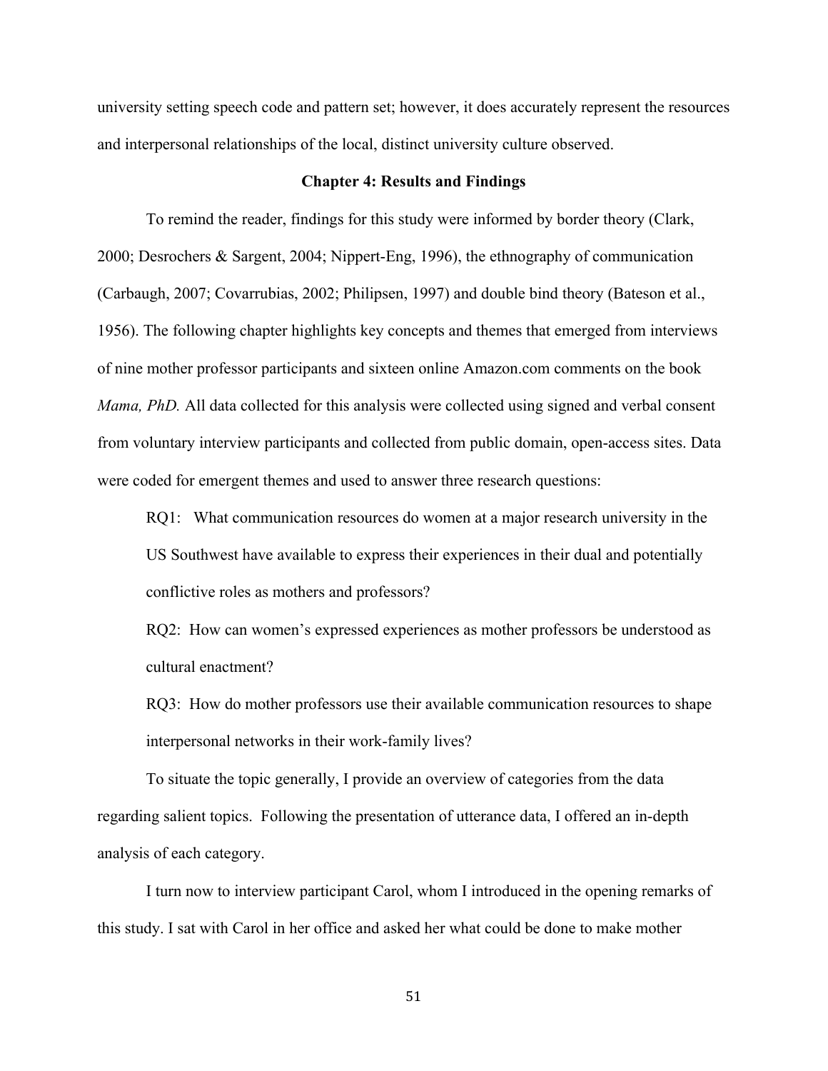university setting speech code and pattern set; however, it does accurately represent the resources and interpersonal relationships of the local, distinct university culture observed.

## Chapter 4: Results and Findings

To remind the reader, findings for this study were informed by border theory (Clark, 2000; Desrochers & Sargent, 2004; Nippert-Eng, 1996), the ethnography of communication (Carbaugh, 2007; Covarrubias, 2002; Philipsen, 1997) and double bind theory (Bateson et al., 1956). The following chapter highlights key concepts and themes that emerged from interviews of nine mother professor participants and sixteen online Amazon.com comments on the book *Mama, PhD.* All data collected for this analysis were collected using signed and verbal consent from voluntary interview participants and collected from public domain, open-access sites. Data were coded for emergent themes and used to answer three research questions:

RQ1: What communication resources do women at a major research university in the US Southwest have available to express their experiences in their dual and potentially conflictive roles as mothers and professors?

RQ2: How can women's expressed experiences as mother professors be understood as cultural enactment?

RQ3: How do mother professors use their available communication resources to shape interpersonal networks in their work-family lives?

To situate the topic generally, I provide an overview of categories from the data regarding salient topics. Following the presentation of utterance data, I offered an in-depth analysis of each category.

I turn now to interview participant Carol, whom I introduced in the opening remarks of this study. I sat with Carol in her office and asked her what could be done to make mother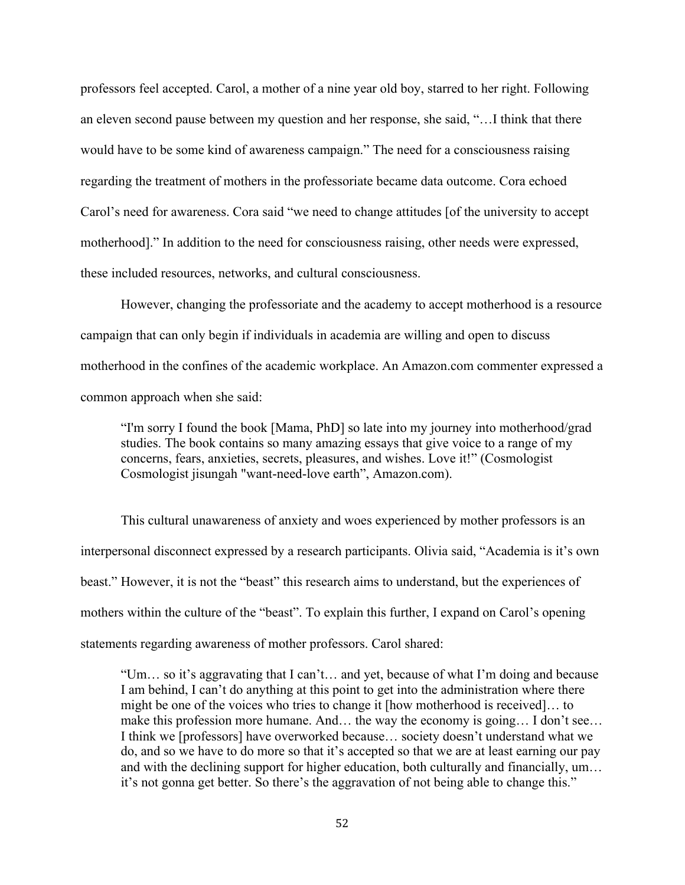professors feel accepted. Carol, a mother of a nine year old boy, starred to her right. Following an eleven second pause between my question and her response, she said, "…I think that there would have to be some kind of awareness campaign." The need for a consciousness raising regarding the treatment of mothers in the professoriate became data outcome. Cora echoed Carol's need for awareness. Cora said "we need to change attitudes [of the university to accept motherhood]." In addition to the need for consciousness raising, other needs were expressed, these included resources, networks, and cultural consciousness.

However, changing the professoriate and the academy to accept motherhood is a resource campaign that can only begin if individuals in academia are willing and open to discuss motherhood in the confines of the academic workplace. An Amazon.com commenter expressed a common approach when she said:

> "I'm sorry I found the book [Mama, PhD] so late into my journey into motherhood/grad studies. The book contains so many amazing essays that give voice to a range of my concerns, fears, anxieties, secrets, pleasures, and wishes. Love it!" (Cosmologist Cosmologist jisungah "want-need-love earth", Amazon.com).

This cultural unawareness of anxiety and woes experienced by mother professors is an interpersonal disconnect expressed by a research participants. Olivia said, "Academia is it's own beast." However, it is not the "beast" this research aims to understand, but the experiences of mothers within the culture of the "beast". To explain this further, I expand on Carol's opening statements regarding awareness of mother professors. Carol shared:

> "Um… so it's aggravating that I can't… and yet, because of what I'm doing and because I am behind, I can't do anything at this point to get into the administration where there might be one of the voices who tries to change it [how motherhood is received]… to make this profession more humane. And… the way the economy is going… I don't see… I think we [professors] have overworked because… society doesn't understand what we do, and so we have to do more so that it's accepted so that we are at least earning our pay and with the declining support for higher education, both culturally and financially, um… it's not gonna get better. So there's the aggravation of not being able to change this."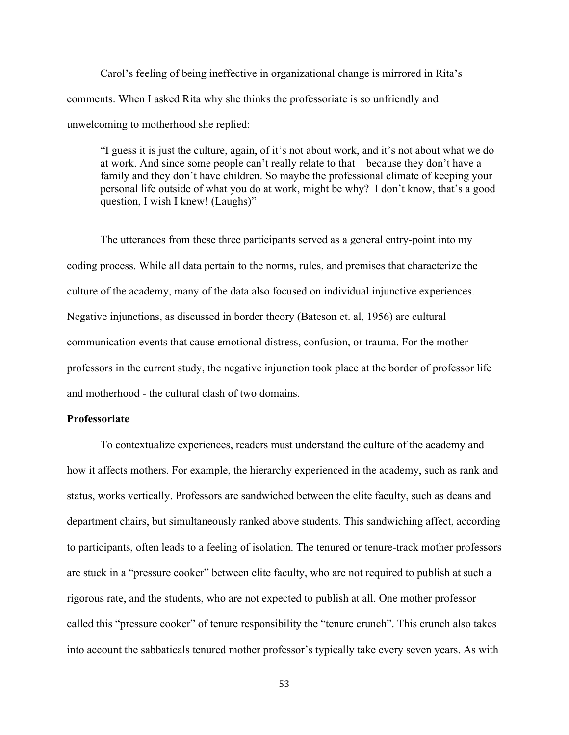Carol's feeling of being ineffective in organizational change is mirrored in Rita's comments. When I asked Rita why she thinks the professoriate is so unfriendly and unwelcoming to motherhood she replied:

> "I guess it is just the culture, again, of it's not about work, and it's not about what we do at work. And since some people can't really relate to that – because they don't have a family and they don't have children. So maybe the professional climate of keeping your personal life outside of what you do at work, might be why? I don't know, that's a good question, I wish I knew! (Laughs)"

The utterances from these three participants served as a general entry-point into my coding process. While all data pertain to the norms, rules, and premises that characterize the culture of the academy, many of the data also focused on individual injunctive experiences. Negative injunctions, as discussed in border theory (Bateson et. al, 1956) are cultural communication events that cause emotional distress, confusion, or trauma. For the mother professors in the current study, the negative injunction took place at the border of professor life and motherhood - the cultural clash of two domains.

**Professoriate**

To contextualize experiences, readers must understand the culture of the academy and how it affects mothers. For example, the hierarchy experienced in the academy, such as rank and status, works vertically. Professors are sandwiched between the elite faculty, such as deans and department chairs, but simultaneously ranked above students. This sandwiching affect, according to participants, often leads to a feeling of isolation. The tenured or tenure-track mother professors are stuck in a "pressure cooker" between elite faculty, who are not required to publish at such a rigorous rate, and the students, who are not expected to publish at all. One mother professor called this "pressure cooker" of tenure responsibility the "tenure crunch". This crunch also takes into account the sabbaticals tenured mother professor's typically take every seven years. As with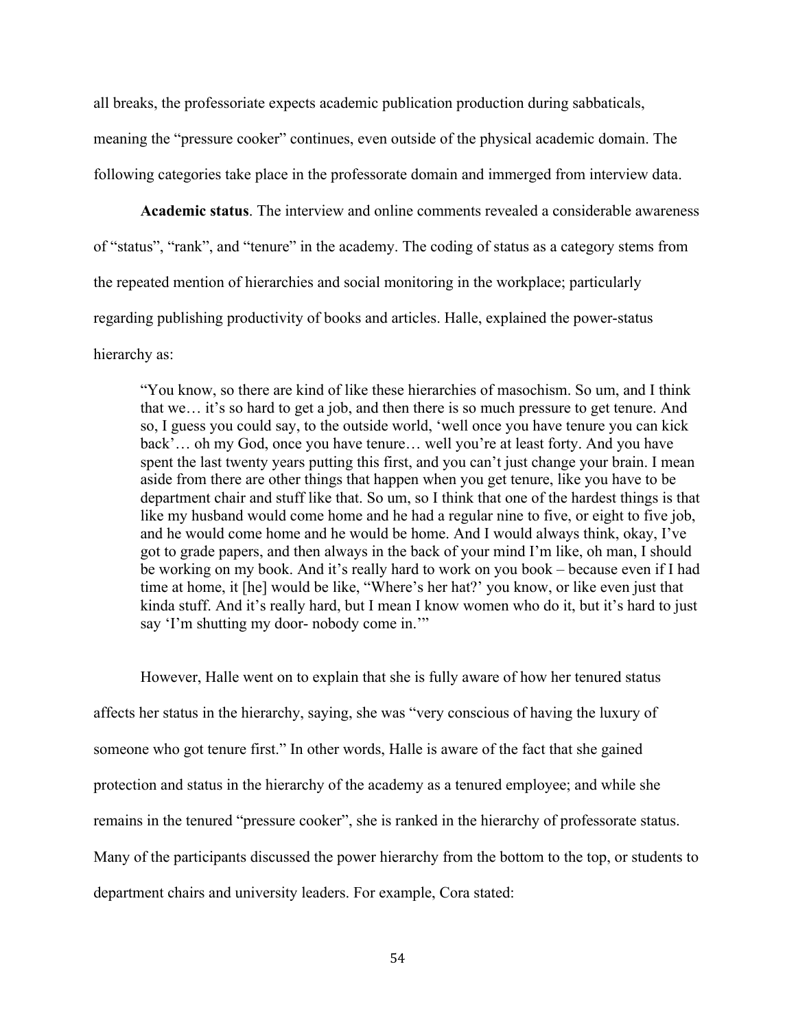all breaks, the professoriate expects academic publication production during sabbaticals, meaning the "pressure cooker" continues, even outside of the physical academic domain. The following categories take place in the professorate domain and immerged from interview data.

**Academic status**. The interview and online comments revealed a considerable awareness of "status", "rank", and "tenure" in the academy. The coding of status as a category stems from the repeated mention of hierarchies and social monitoring in the workplace; particularly regarding publishing productivity of books and articles. Halle, explained the power-status hierarchy as:

> "You know, so there are kind of like these hierarchies of masochism. So um, and I think that we… it's so hard to get a job, and then there is so much pressure to get tenure. And so, I guess you could say, to the outside world, 'well once you have tenure you can kick back'… oh my God, once you have tenure… well you're at least forty. And you have spent the last twenty years putting this first, and you can't just change your brain. I mean aside from there are other things that happen when you get tenure, like you have to be department chair and stuff like that. So um, so I think that one of the hardest things is that like my husband would come home and he had a regular nine to five, or eight to five job, and he would come home and he would be home. And I would always think, okay, I've got to grade papers, and then always in the back of your mind I'm like, oh man, I should be working on my book. And it's really hard to work on you book – because even if I had time at home, it [he] would be like, "Where's her hat?' you know, or like even just that kinda stuff. And it's really hard, but I mean I know women who do it, but it's hard to just say 'I'm shutting my door- nobody come in.'"

However, Halle went on to explain that she is fully aware of how her tenured status affects her status in the hierarchy, saying, she was "very conscious of having the luxury of someone who got tenure first." In other words, Halle is aware of the fact that she gained protection and status in the hierarchy of the academy as a tenured employee; and while she remains in the tenured "pressure cooker", she is ranked in the hierarchy of professorate status. Many of the participants discussed the power hierarchy from the bottom to the top, or students to department chairs and university leaders. For example, Cora stated: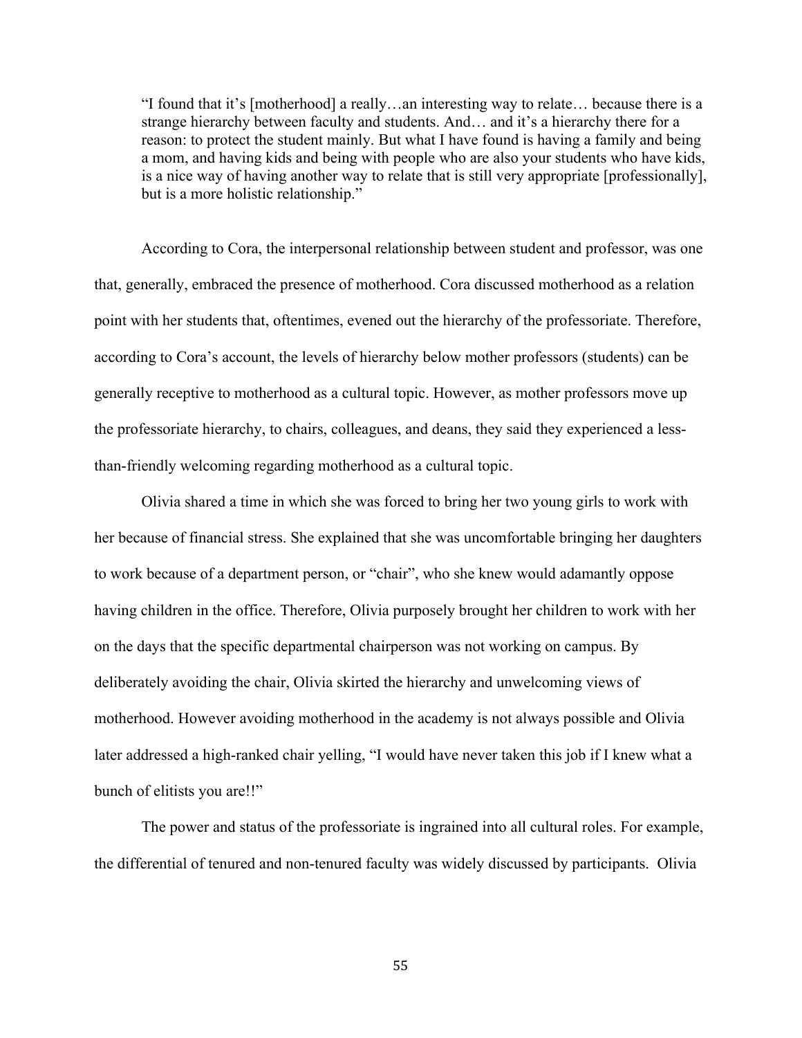> "I found that it's [motherhood] a really…an interesting way to relate… because there is a strange hierarchy between faculty and students. And… and it's a hierarchy there for a reason: to protect the student mainly. But what I have found is having a family and being a mom, and having kids and being with people who are also your students who have kids, is a nice way of having another way to relate that is still very appropriate [professionally], but is a more holistic relationship."

According to Cora, the interpersonal relationship between student and professor, was one that, generally, embraced the presence of motherhood. Cora discussed motherhood as a relation point with her students that, oftentimes, evened out the hierarchy of the professoriate. Therefore, according to Cora's account, the levels of hierarchy below mother professors (students) can be generally receptive to motherhood as a cultural topic. However, as mother professors move up the professoriate hierarchy, to chairs, colleagues, and deans, they said they experienced a less-than-friendly welcoming regarding motherhood as a cultural topic.

Olivia shared a time in which she was forced to bring her two young girls to work with her because of financial stress. She explained that she was uncomfortable bringing her daughters to work because of a department person, or "chair", who she knew would adamantly oppose having children in the office. Therefore, Olivia purposely brought her children to work with her on the days that the specific departmental chairperson was not working on campus. By deliberately avoiding the chair, Olivia skirted the hierarchy and unwelcoming views of motherhood. However avoiding motherhood in the academy is not always possible and Olivia later addressed a high-ranked chair yelling, "I would have never taken this job if I knew what a bunch of elitists you are!!"

The power and status of the professoriate is ingrained into all cultural roles. For example, the differential of tenured and non-tenured faculty was widely discussed by participants. Olivia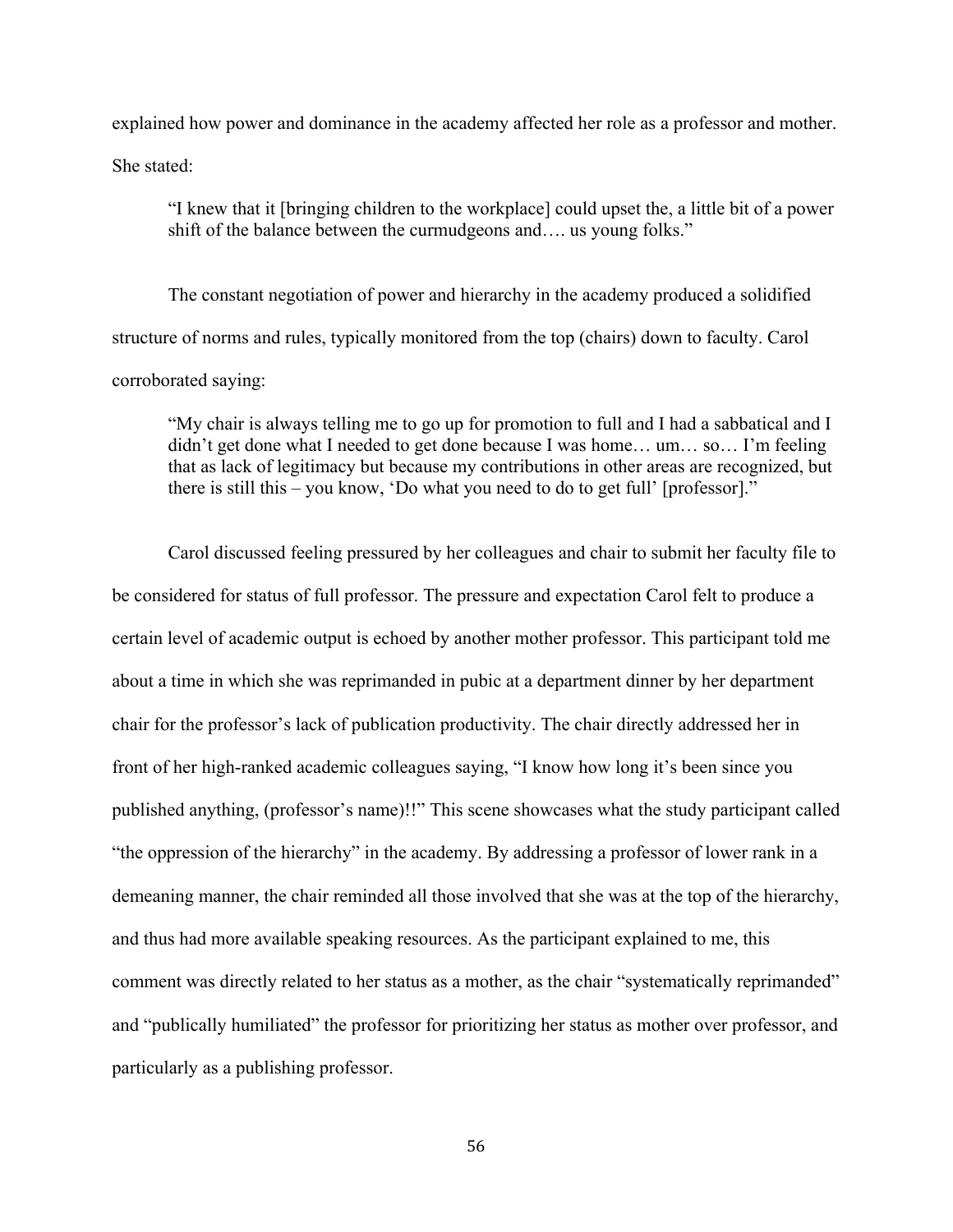explained how power and dominance in the academy affected her role as a professor and mother. She stated:

> "I knew that it [bringing children to the workplace] could upset the, a little bit of a power shift of the balance between the curmudgeons and…. us young folks."

The constant negotiation of power and hierarchy in the academy produced a solidified structure of norms and rules, typically monitored from the top (chairs) down to faculty. Carol corroborated saying:

> "My chair is always telling me to go up for promotion to full and I had a sabbatical and I didn't get done what I needed to get done because I was home… um… so… I'm feeling that as lack of legitimacy but because my contributions in other areas are recognized, but there is still this – you know, 'Do what you need to do to get full' [professor]."

Carol discussed feeling pressured by her colleagues and chair to submit her faculty file to be considered for status of full professor. The pressure and expectation Carol felt to produce a certain level of academic output is echoed by another mother professor. This participant told me about a time in which she was reprimanded in pubic at a department dinner by her department chair for the professor's lack of publication productivity. The chair directly addressed her in front of her high-ranked academic colleagues saying, "I know how long it's been since you published anything, (professor's name)!!" This scene showcases what the study participant called "the oppression of the hierarchy" in the academy. By addressing a professor of lower rank in a demeaning manner, the chair reminded all those involved that she was at the top of the hierarchy, and thus had more available speaking resources. As the participant explained to me, this comment was directly related to her status as a mother, as the chair "systematically reprimanded" and "publically humiliated" the professor for prioritizing her status as mother over professor, and particularly as a publishing professor.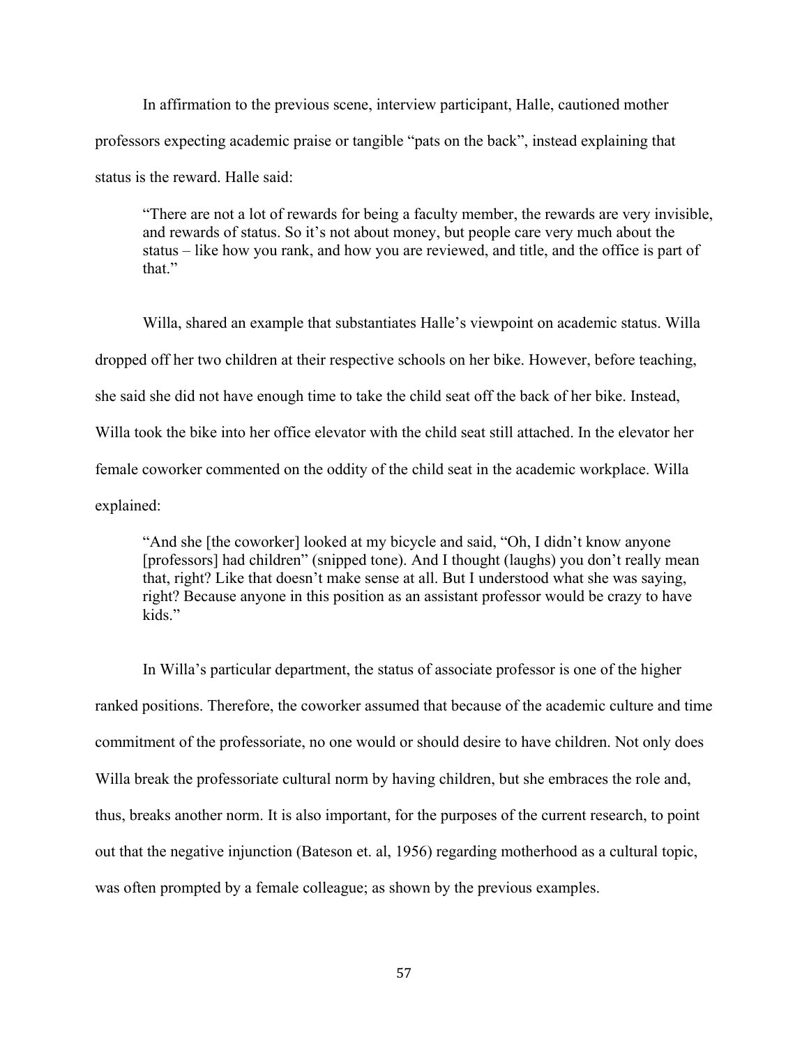In affirmation to the previous scene, interview participant, Halle, cautioned mother professors expecting academic praise or tangible "pats on the back", instead explaining that status is the reward. Halle said:

> "There are not a lot of rewards for being a faculty member, the rewards are very invisible, and rewards of status. So it's not about money, but people care very much about the status – like how you rank, and how you are reviewed, and title, and the office is part of that."

Willa, shared an example that substantiates Halle's viewpoint on academic status. Willa dropped off her two children at their respective schools on her bike. However, before teaching, she said she did not have enough time to take the child seat off the back of her bike. Instead, Willa took the bike into her office elevator with the child seat still attached. In the elevator her female coworker commented on the oddity of the child seat in the academic workplace. Willa explained:

> "And she [the coworker] looked at my bicycle and said, "Oh, I didn't know anyone [professors] had children" (snipped tone). And I thought (laughs) you don't really mean that, right? Like that doesn't make sense at all. But I understood what she was saying, right? Because anyone in this position as an assistant professor would be crazy to have kids."

In Willa's particular department, the status of associate professor is one of the higher ranked positions. Therefore, the coworker assumed that because of the academic culture and time commitment of the professoriate, no one would or should desire to have children. Not only does Willa break the professoriate cultural norm by having children, but she embraces the role and, thus, breaks another norm. It is also important, for the purposes of the current research, to point out that the negative injunction (Bateson et. al, 1956) regarding motherhood as a cultural topic, was often prompted by a female colleague; as shown by the previous examples.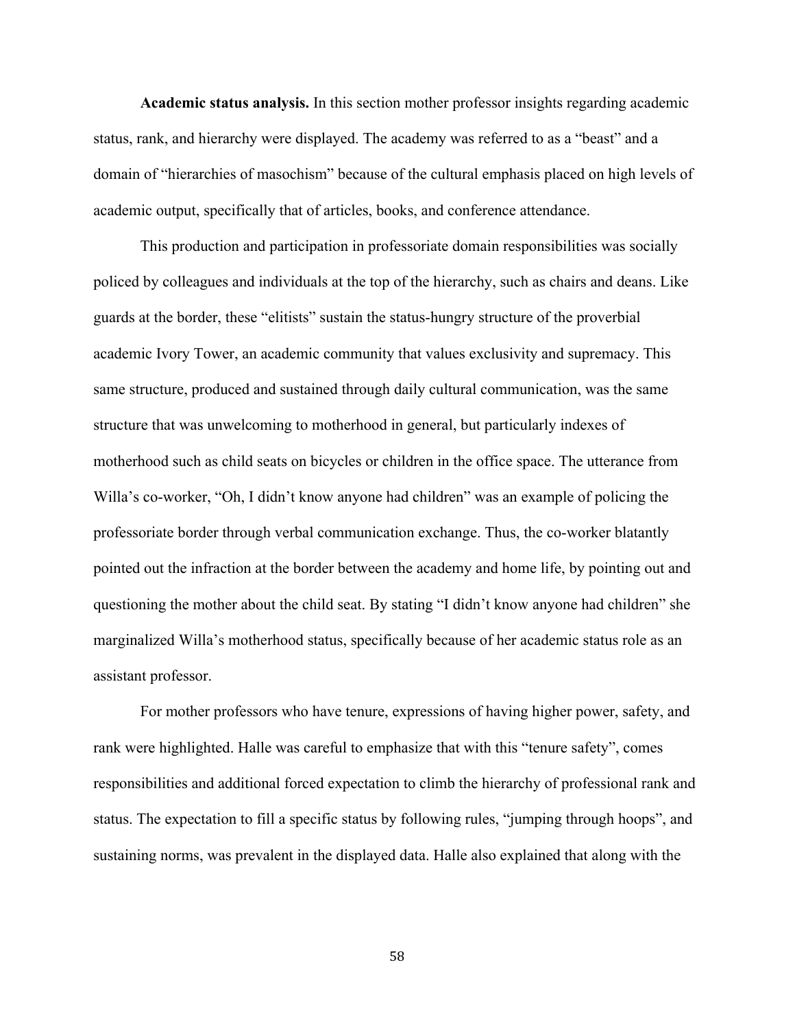**Academic status analysis.** In this section mother professor insights regarding academic status, rank, and hierarchy were displayed. The academy was referred to as a "beast" and a domain of "hierarchies of masochism" because of the cultural emphasis placed on high levels of academic output, specifically that of articles, books, and conference attendance.

This production and participation in professoriate domain responsibilities was socially policed by colleagues and individuals at the top of the hierarchy, such as chairs and deans. Like guards at the border, these "elitists" sustain the status-hungry structure of the proverbial academic Ivory Tower, an academic community that values exclusivity and supremacy. This same structure, produced and sustained through daily cultural communication, was the same structure that was unwelcoming to motherhood in general, but particularly indexes of motherhood such as child seats on bicycles or children in the office space. The utterance from Willa's co-worker, "Oh, I didn't know anyone had children" was an example of policing the professoriate border through verbal communication exchange. Thus, the co-worker blatantly pointed out the infraction at the border between the academy and home life, by pointing out and questioning the mother about the child seat. By stating "I didn't know anyone had children" she marginalized Willa's motherhood status, specifically because of her academic status role as an assistant professor.

For mother professors who have tenure, expressions of having higher power, safety, and rank were highlighted. Halle was careful to emphasize that with this "tenure safety", comes responsibilities and additional forced expectation to climb the hierarchy of professional rank and status. The expectation to fill a specific status by following rules, "jumping through hoops", and sustaining norms, was prevalent in the displayed data. Halle also explained that along with the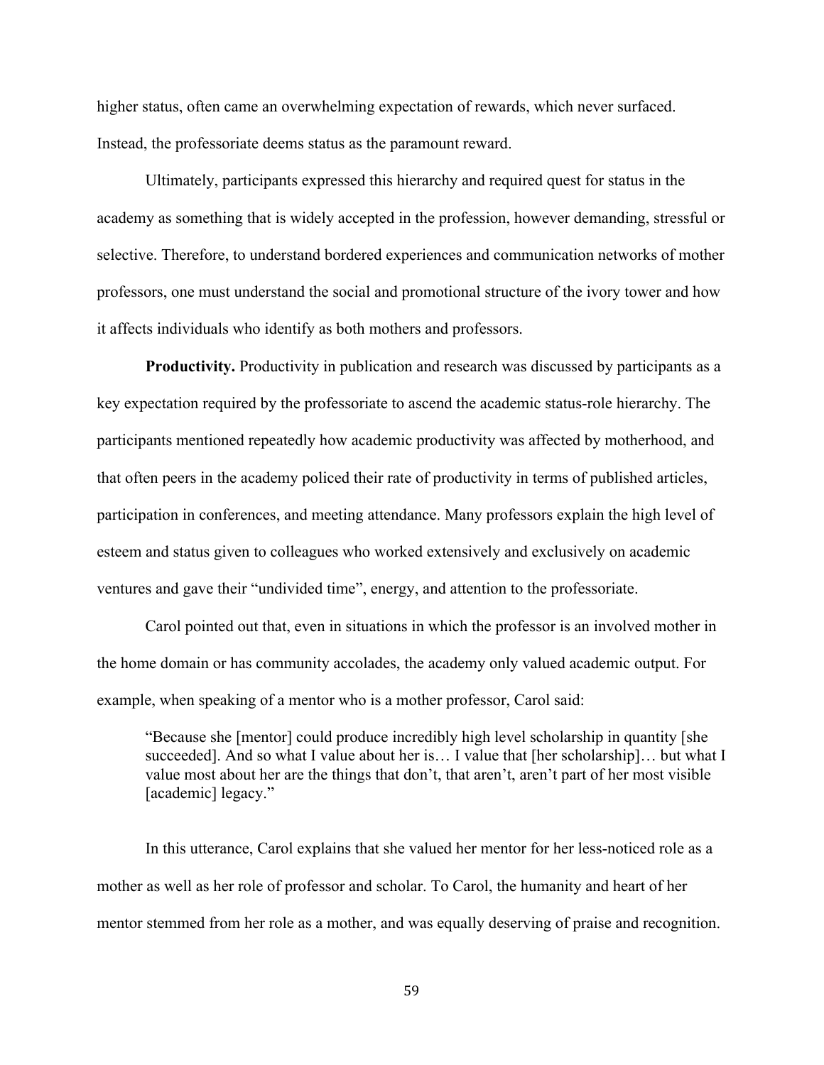higher status, often came an overwhelming expectation of rewards, which never surfaced. Instead, the professoriate deems status as the paramount reward.

Ultimately, participants expressed this hierarchy and required quest for status in the academy as something that is widely accepted in the profession, however demanding, stressful or selective. Therefore, to understand bordered experiences and communication networks of mother professors, one must understand the social and promotional structure of the ivory tower and how it affects individuals who identify as both mothers and professors.

**Productivity.** Productivity in publication and research was discussed by participants as a key expectation required by the professoriate to ascend the academic status-role hierarchy. The participants mentioned repeatedly how academic productivity was affected by motherhood, and that often peers in the academy policed their rate of productivity in terms of published articles, participation in conferences, and meeting attendance. Many professors explain the high level of esteem and status given to colleagues who worked extensively and exclusively on academic ventures and gave their "undivided time", energy, and attention to the professoriate.

Carol pointed out that, even in situations in which the professor is an involved mother in the home domain or has community accolades, the academy only valued academic output. For example, when speaking of a mentor who is a mother professor, Carol said:

> "Because she [mentor] could produce incredibly high level scholarship in quantity [she succeeded]. And so what I value about her is… I value that [her scholarship]… but what I value most about her are the things that don't, that aren't, aren't part of her most visible [academic] legacy."

In this utterance, Carol explains that she valued her mentor for her less-noticed role as a mother as well as her role of professor and scholar. To Carol, the humanity and heart of her mentor stemmed from her role as a mother, and was equally deserving of praise and recognition.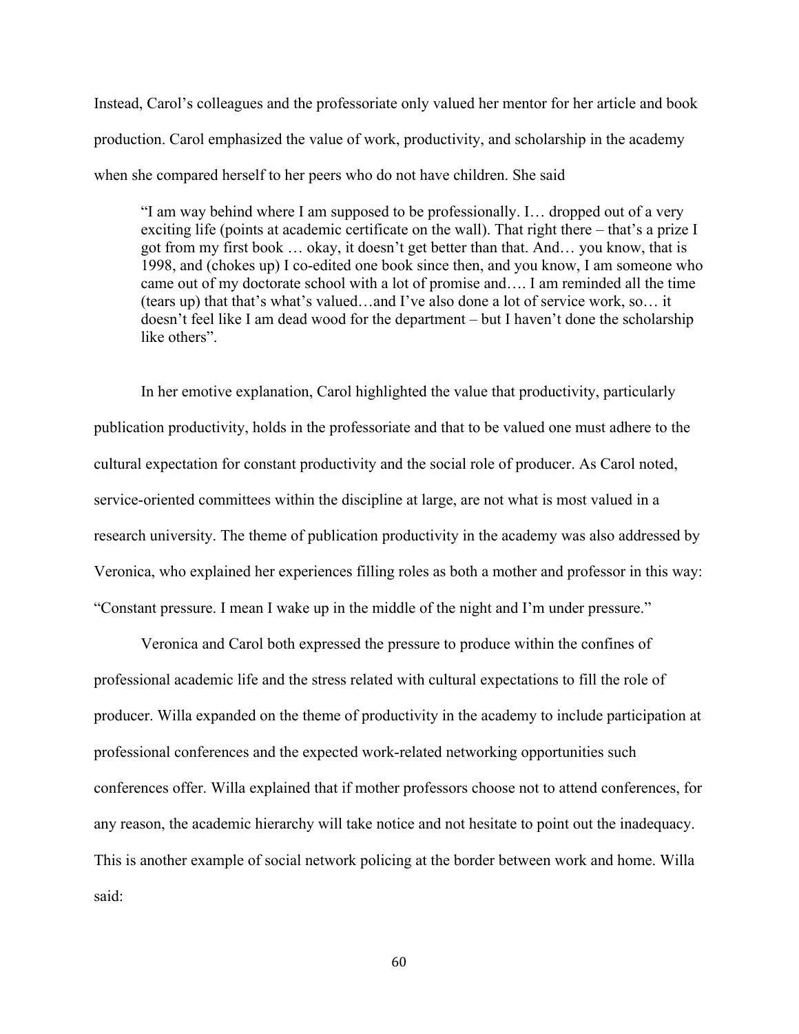Instead, Carol's colleagues and the professoriate only valued her mentor for her article and book production. Carol emphasized the value of work, productivity, and scholarship in the academy when she compared herself to her peers who do not have children. She said

> "I am way behind where I am supposed to be professionally. I… dropped out of a very exciting life (points at academic certificate on the wall). That right there – that's a prize I got from my first book … okay, it doesn't get better than that. And… you know, that is 1998, and (chokes up) I co-edited one book since then, and you know, I am someone who came out of my doctorate school with a lot of promise and…. I am reminded all the time (tears up) that that's what's valued…and I've also done a lot of service work, so… it doesn't feel like I am dead wood for the department – but I haven't done the scholarship like others".

In her emotive explanation, Carol highlighted the value that productivity, particularly publication productivity, holds in the professoriate and that to be valued one must adhere to the cultural expectation for constant productivity and the social role of producer. As Carol noted, service-oriented committees within the discipline at large, are not what is most valued in a research university. The theme of publication productivity in the academy was also addressed by Veronica, who explained her experiences filling roles as both a mother and professor in this way: "Constant pressure. I mean I wake up in the middle of the night and I'm under pressure."

Veronica and Carol both expressed the pressure to produce within the confines of professional academic life and the stress related with cultural expectations to fill the role of producer. Willa expanded on the theme of productivity in the academy to include participation at professional conferences and the expected work-related networking opportunities such conferences offer. Willa explained that if mother professors choose not to attend conferences, for any reason, the academic hierarchy will take notice and not hesitate to point out the inadequacy. This is another example of social network policing at the border between work and home. Willa said: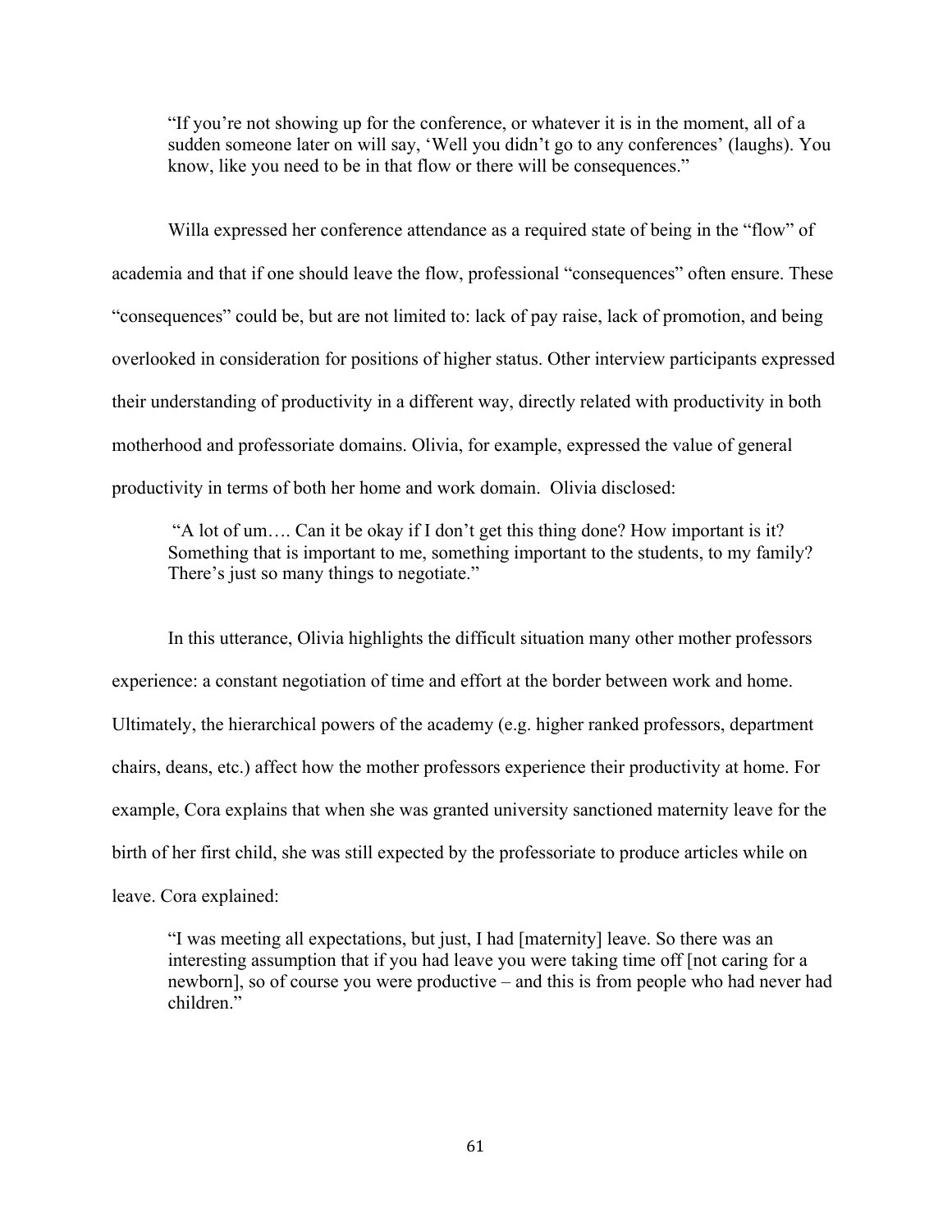> "If you're not showing up for the conference, or whatever it is in the moment, all of a sudden someone later on will say, 'Well you didn't go to any conferences' (laughs). You know, like you need to be in that flow or there will be consequences."

Willa expressed her conference attendance as a required state of being in the "flow" of academia and that if one should leave the flow, professional "consequences" often ensure. These "consequences" could be, but are not limited to: lack of pay raise, lack of promotion, and being overlooked in consideration for positions of higher status. Other interview participants expressed their understanding of productivity in a different way, directly related with productivity in both motherhood and professoriate domains. Olivia, for example, expressed the value of general productivity in terms of both her home and work domain. Olivia disclosed:

> "A lot of um…. Can it be okay if I don't get this thing done? How important is it? Something that is important to me, something important to the students, to my family? There's just so many things to negotiate."

In this utterance, Olivia highlights the difficult situation many other mother professors experience: a constant negotiation of time and effort at the border between work and home. Ultimately, the hierarchical powers of the academy (e.g. higher ranked professors, department chairs, deans, etc.) affect how the mother professors experience their productivity at home. For example, Cora explains that when she was granted university sanctioned maternity leave for the birth of her first child, she was still expected by the professoriate to produce articles while on leave. Cora explained:

> "I was meeting all expectations, but just, I had [maternity] leave. So there was an interesting assumption that if you had leave you were taking time off [not caring for a newborn], so of course you were productive – and this is from people who had never had children."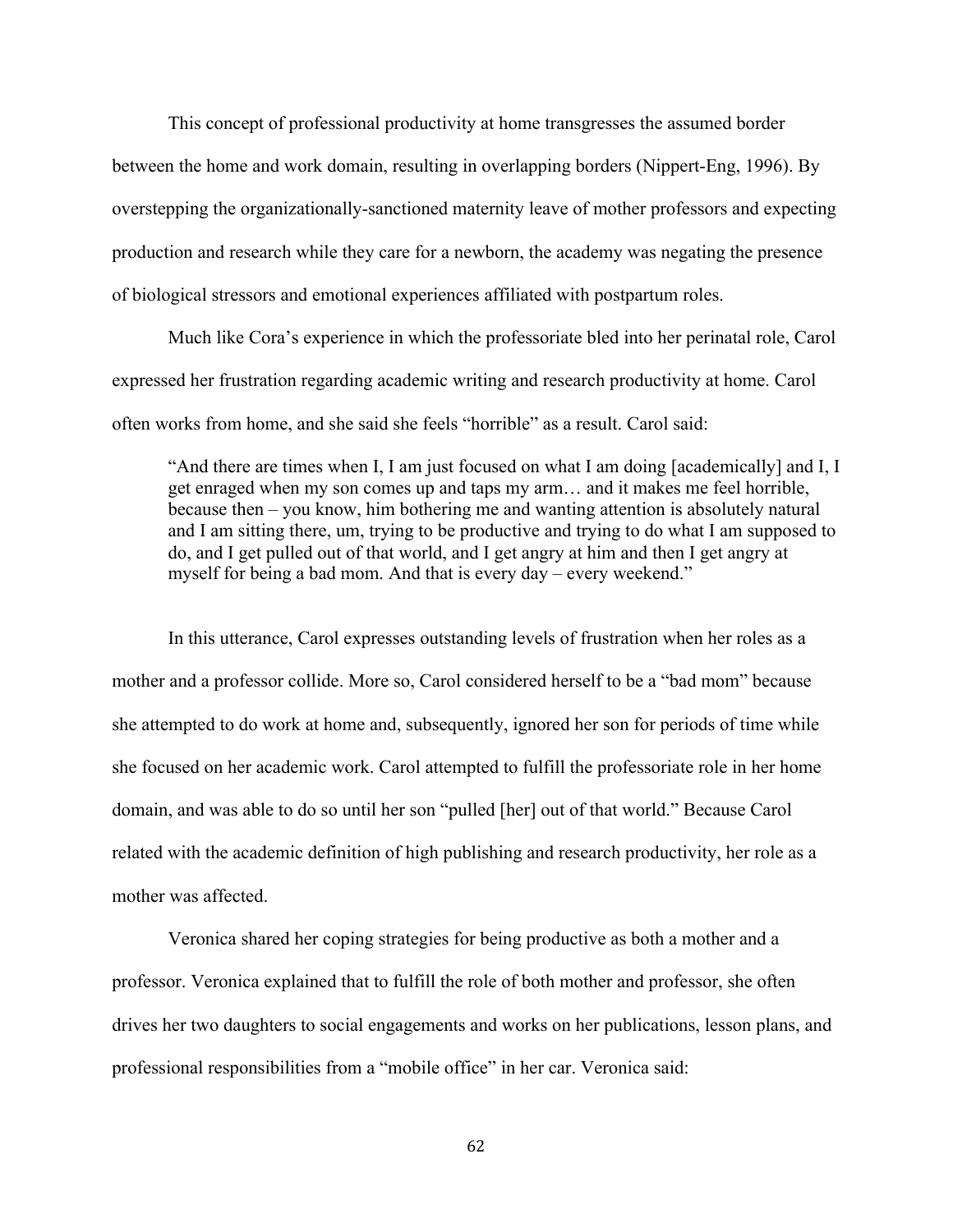This concept of professional productivity at home transgresses the assumed border between the home and work domain, resulting in overlapping borders (Nippert-Eng, 1996). By overstepping the organizationally-sanctioned maternity leave of mother professors and expecting production and research while they care for a newborn, the academy was negating the presence of biological stressors and emotional experiences affiliated with postpartum roles.

Much like Cora's experience in which the professoriate bled into her perinatal role, Carol expressed her frustration regarding academic writing and research productivity at home. Carol often works from home, and she said she feels "horrible" as a result. Carol said:

> "And there are times when I, I am just focused on what I am doing [academically] and I, I get enraged when my son comes up and taps my arm… and it makes me feel horrible, because then – you know, him bothering me and wanting attention is absolutely natural and I am sitting there, um, trying to be productive and trying to do what I am supposed to do, and I get pulled out of that world, and I get angry at him and then I get angry at myself for being a bad mom. And that is every day – every weekend."

In this utterance, Carol expresses outstanding levels of frustration when her roles as a mother and a professor collide. More so, Carol considered herself to be a "bad mom" because she attempted to do work at home and, subsequently, ignored her son for periods of time while she focused on her academic work. Carol attempted to fulfill the professoriate role in her home domain, and was able to do so until her son "pulled [her] out of that world." Because Carol related with the academic definition of high publishing and research productivity, her role as a mother was affected.

Veronica shared her coping strategies for being productive as both a mother and a professor. Veronica explained that to fulfill the role of both mother and professor, she often drives her two daughters to social engagements and works on her publications, lesson plans, and professional responsibilities from a "mobile office" in her car. Veronica said: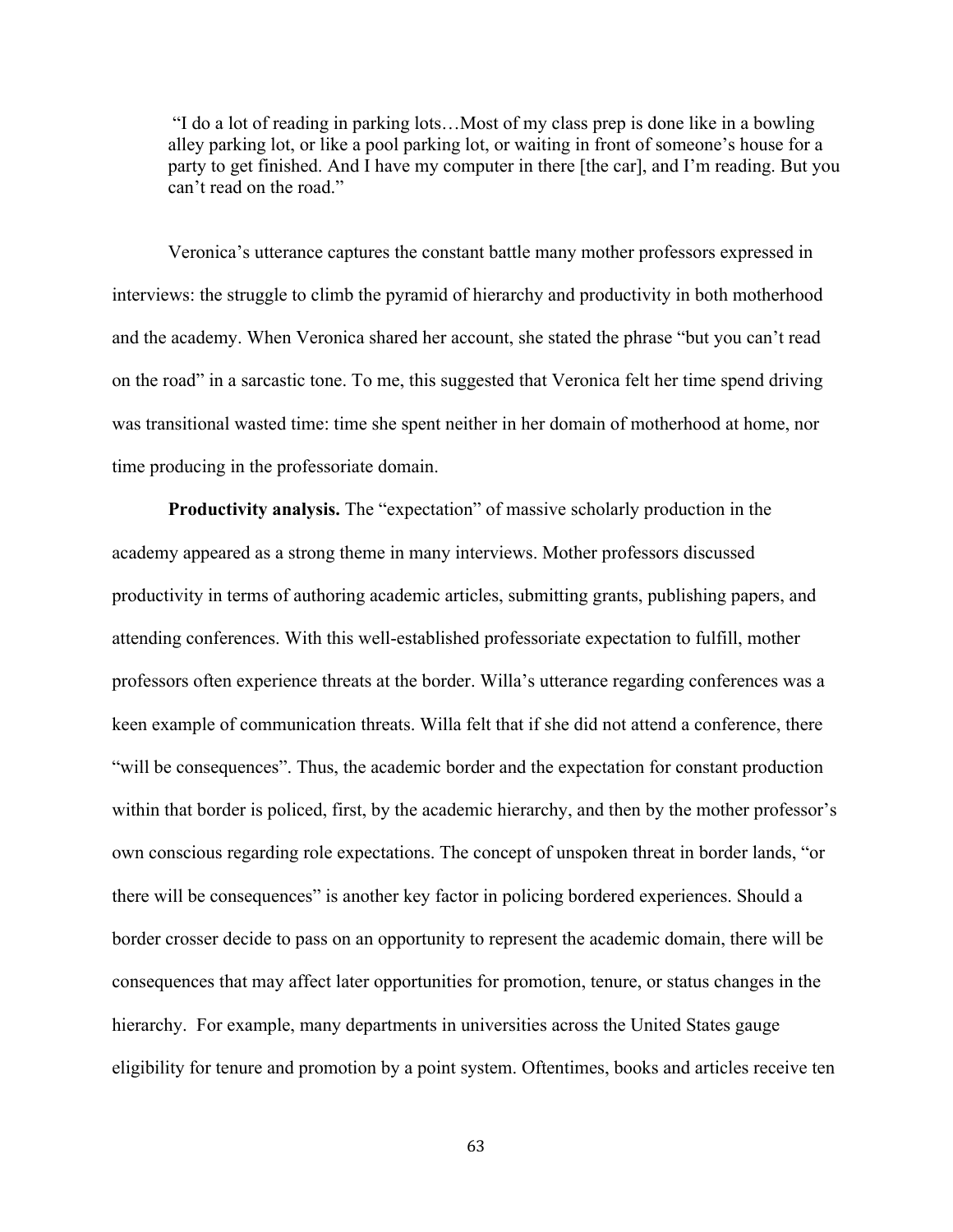> "I do a lot of reading in parking lots…Most of my class prep is done like in a bowling alley parking lot, or like a pool parking lot, or waiting in front of someone's house for a party to get finished. And I have my computer in there [the car], and I'm reading. But you can't read on the road."

Veronica's utterance captures the constant battle many mother professors expressed in interviews: the struggle to climb the pyramid of hierarchy and productivity in both motherhood and the academy. When Veronica shared her account, she stated the phrase "but you can't read on the road" in a sarcastic tone. To me, this suggested that Veronica felt her time spend driving was transitional wasted time: time she spent neither in her domain of motherhood at home, nor time producing in the professoriate domain.

**Productivity analysis.** The "expectation" of massive scholarly production in the academy appeared as a strong theme in many interviews. Mother professors discussed productivity in terms of authoring academic articles, submitting grants, publishing papers, and attending conferences. With this well-established professoriate expectation to fulfill, mother professors often experience threats at the border. Willa's utterance regarding conferences was a keen example of communication threats. Willa felt that if she did not attend a conference, there "will be consequences". Thus, the academic border and the expectation for constant production within that border is policed, first, by the academic hierarchy, and then by the mother professor's own conscious regarding role expectations. The concept of unspoken threat in border lands, "or there will be consequences" is another key factor in policing bordered experiences. Should a border crosser decide to pass on an opportunity to represent the academic domain, there will be consequences that may affect later opportunities for promotion, tenure, or status changes in the hierarchy. For example, many departments in universities across the United States gauge eligibility for tenure and promotion by a point system. Oftentimes, books and articles receive ten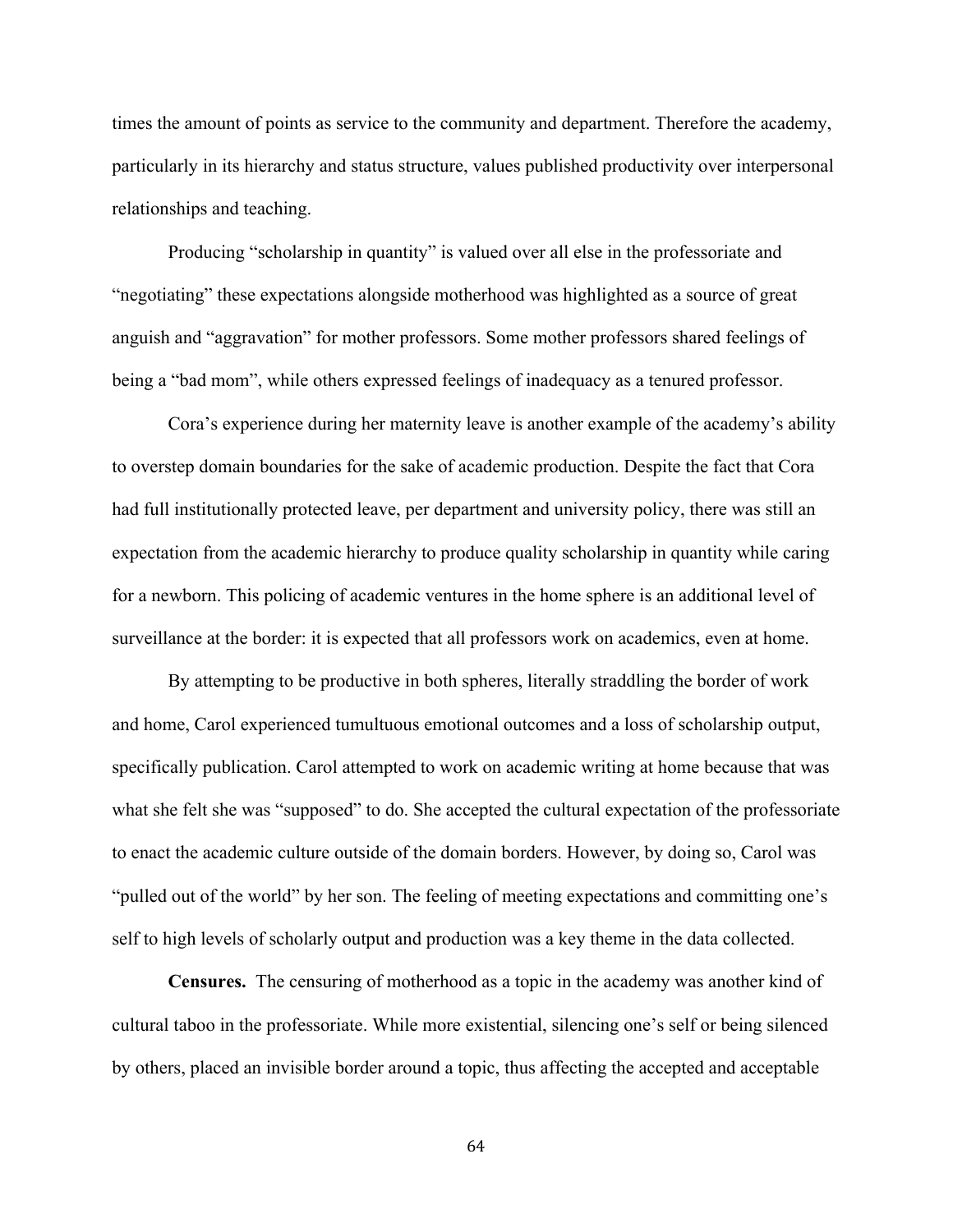times the amount of points as service to the community and department. Therefore the academy, particularly in its hierarchy and status structure, values published productivity over interpersonal relationships and teaching.

Producing "scholarship in quantity" is valued over all else in the professoriate and "negotiating" these expectations alongside motherhood was highlighted as a source of great anguish and "aggravation" for mother professors. Some mother professors shared feelings of being a "bad mom", while others expressed feelings of inadequacy as a tenured professor.

Cora's experience during her maternity leave is another example of the academy's ability to overstep domain boundaries for the sake of academic production. Despite the fact that Cora had full institutionally protected leave, per department and university policy, there was still an expectation from the academic hierarchy to produce quality scholarship in quantity while caring for a newborn. This policing of academic ventures in the home sphere is an additional level of surveillance at the border: it is expected that all professors work on academics, even at home.

By attempting to be productive in both spheres, literally straddling the border of work and home, Carol experienced tumultuous emotional outcomes and a loss of scholarship output, specifically publication. Carol attempted to work on academic writing at home because that was what she felt she was "supposed" to do. She accepted the cultural expectation of the professoriate to enact the academic culture outside of the domain borders. However, by doing so, Carol was "pulled out of the world" by her son. The feeling of meeting expectations and committing one's self to high levels of scholarly output and production was a key theme in the data collected.

**Censures.** The censuring of motherhood as a topic in the academy was another kind of cultural taboo in the professoriate. While more existential, silencing one's self or being silenced by others, placed an invisible border around a topic, thus affecting the accepted and acceptable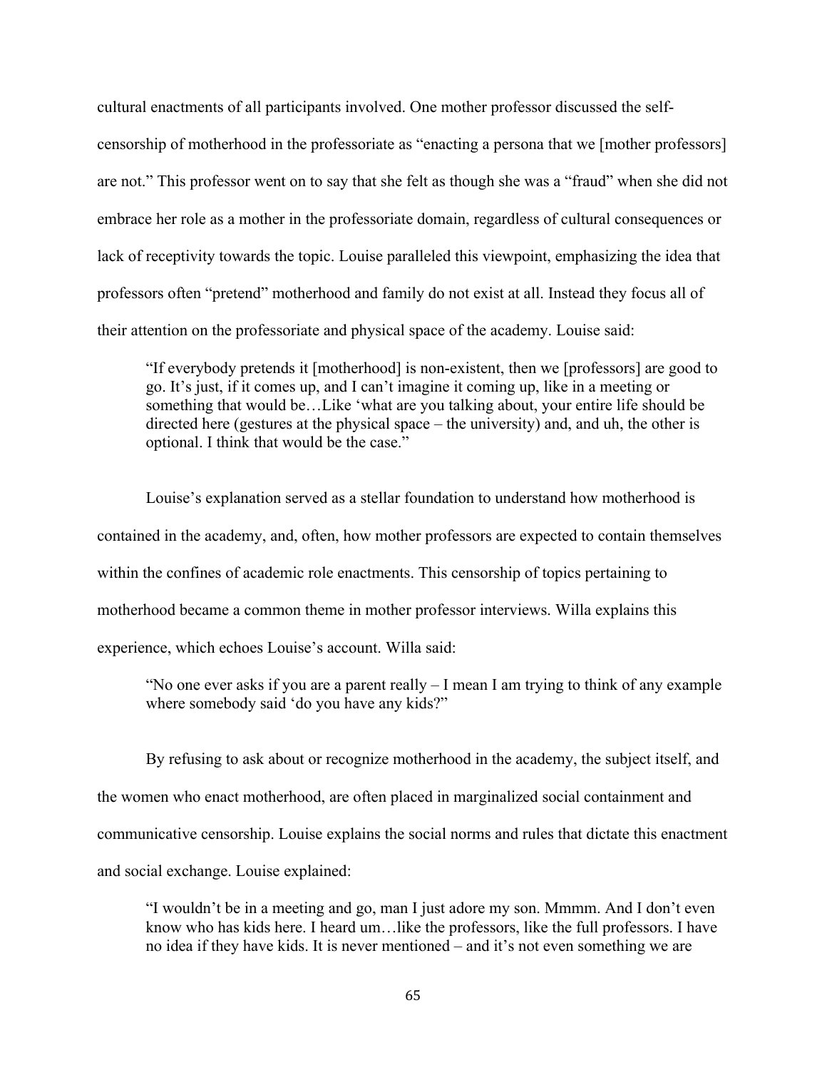cultural enactments of all participants involved. One mother professor discussed the self-censorship of motherhood in the professoriate as "enacting a persona that we [mother professors] are not." This professor went on to say that she felt as though she was a "fraud" when she did not embrace her role as a mother in the professoriate domain, regardless of cultural consequences or lack of receptivity towards the topic. Louise paralleled this viewpoint, emphasizing the idea that professors often "pretend" motherhood and family do not exist at all. Instead they focus all of their attention on the professoriate and physical space of the academy. Louise said:

> "If everybody pretends it [motherhood] is non-existent, then we [professors] are good to go. It's just, if it comes up, and I can't imagine it coming up, like in a meeting or something that would be…Like 'what are you talking about, your entire life should be directed here (gestures at the physical space – the university) and, and uh, the other is optional. I think that would be the case."

Louise's explanation served as a stellar foundation to understand how motherhood is contained in the academy, and, often, how mother professors are expected to contain themselves within the confines of academic role enactments. This censorship of topics pertaining to motherhood became a common theme in mother professor interviews. Willa explains this experience, which echoes Louise's account. Willa said:

> "No one ever asks if you are a parent really – I mean I am trying to think of any example where somebody said 'do you have any kids?"

By refusing to ask about or recognize motherhood in the academy, the subject itself, and the women who enact motherhood, are often placed in marginalized social containment and communicative censorship. Louise explains the social norms and rules that dictate this enactment and social exchange. Louise explained:

> "I wouldn't be in a meeting and go, man I just adore my son. Mmmm. And I don't even know who has kids here. I heard um…like the professors, like the full professors. I have no idea if they have kids. It is never mentioned – and it's not even something we are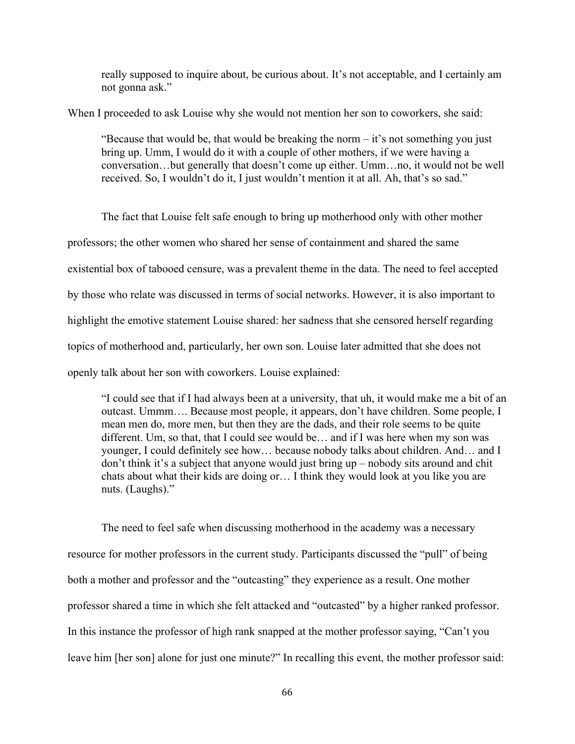> really supposed to inquire about, be curious about. It's not acceptable, and I certainly am not gonna ask."

When I proceeded to ask Louise why she would not mention her son to coworkers, she said:

> "Because that would be, that would be breaking the norm – it's not something you just bring up. Umm, I would do it with a couple of other mothers, if we were having a conversation…but generally that doesn't come up either. Umm…no, it would not be well received. So, I wouldn't do it, I just wouldn't mention it at all. Ah, that's so sad."

The fact that Louise felt safe enough to bring up motherhood only with other mother professors; the other women who shared her sense of containment and shared the same existential box of tabooed censure, was a prevalent theme in the data. The need to feel accepted by those who relate was discussed in terms of social networks. However, it is also important to highlight the emotive statement Louise shared: her sadness that she censored herself regarding topics of motherhood and, particularly, her own son. Louise later admitted that she does not openly talk about her son with coworkers. Louise explained:

> "I could see that if I had always been at a university, that uh, it would make me a bit of an outcast. Ummm…. Because most people, it appears, don't have children. Some people, I mean men do, more men, but then they are the dads, and their role seems to be quite different. Um, so that, that I could see would be… and if I was here when my son was younger, I could definitely see how… because nobody talks about children. And… and I don't think it's a subject that anyone would just bring up – nobody sits around and chit chats about what their kids are doing or… I think they would look at you like you are nuts. (Laughs)."

The need to feel safe when discussing motherhood in the academy was a necessary resource for mother professors in the current study. Participants discussed the "pull" of being both a mother and professor and the "outcasting" they experience as a result. One mother professor shared a time in which she felt attacked and "outcasted" by a higher ranked professor. In this instance the professor of high rank snapped at the mother professor saying, "Can't you leave him [her son] alone for just one minute?" In recalling this event, the mother professor said: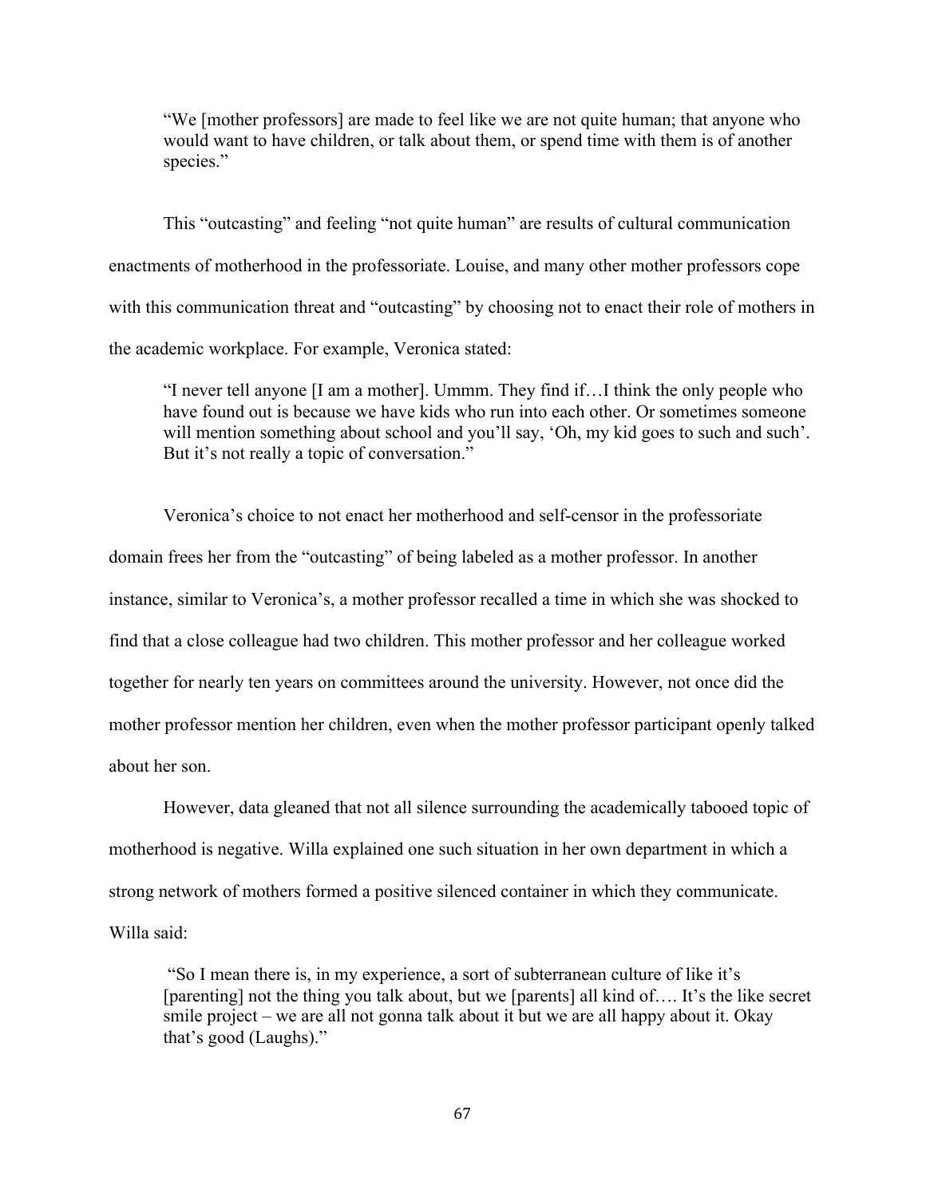> "We [mother professors] are made to feel like we are not quite human; that anyone who would want to have children, or talk about them, or spend time with them is of another species."

This "outcasting" and feeling "not quite human" are results of cultural communication enactments of motherhood in the professoriate. Louise, and many other mother professors cope with this communication threat and "outcasting" by choosing not to enact their role of mothers in the academic workplace. For example, Veronica stated:

> "I never tell anyone [I am a mother]. Ummm. They find if…I think the only people who have found out is because we have kids who run into each other. Or sometimes someone will mention something about school and you'll say, 'Oh, my kid goes to such and such'. But it's not really a topic of conversation."

Veronica's choice to not enact her motherhood and self-censor in the professoriate domain frees her from the "outcasting" of being labeled as a mother professor. In another instance, similar to Veronica's, a mother professor recalled a time in which she was shocked to find that a close colleague had two children. This mother professor and her colleague worked together for nearly ten years on committees around the university. However, not once did the mother professor mention her children, even when the mother professor participant openly talked about her son.

However, data gleaned that not all silence surrounding the academically tabooed topic of motherhood is negative. Willa explained one such situation in her own department in which a strong network of mothers formed a positive silenced container in which they communicate. Willa said:

> "So I mean there is, in my experience, a sort of subterranean culture of like it's [parenting] not the thing you talk about, but we [parents] all kind of…. It's the like secret smile project – we are all not gonna talk about it but we are all happy about it. Okay that's good (Laughs)."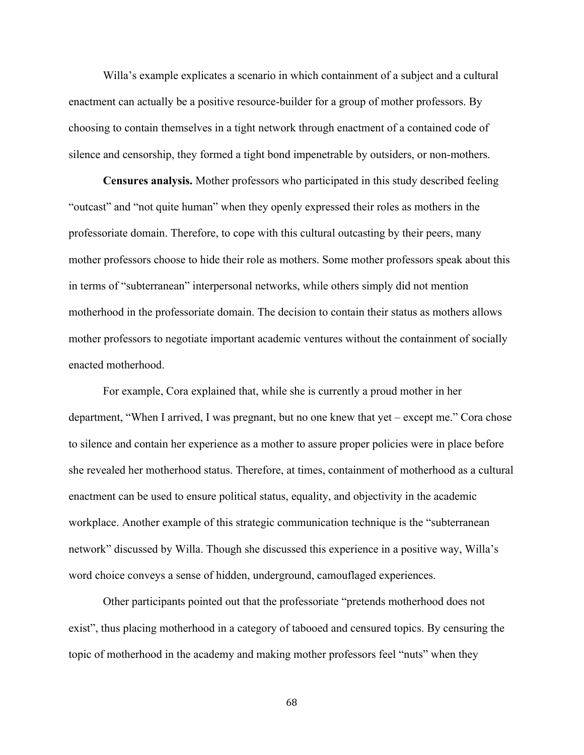Willa's example explicates a scenario in which containment of a subject and a cultural enactment can actually be a positive resource-builder for a group of mother professors. By choosing to contain themselves in a tight network through enactment of a contained code of silence and censorship, they formed a tight bond impenetrable by outsiders, or non-mothers.

**Censures analysis.** Mother professors who participated in this study described feeling "outcast" and "not quite human" when they openly expressed their roles as mothers in the professoriate domain. Therefore, to cope with this cultural outcasting by their peers, many mother professors choose to hide their role as mothers. Some mother professors speak about this in terms of "subterranean" interpersonal networks, while others simply did not mention motherhood in the professoriate domain. The decision to contain their status as mothers allows mother professors to negotiate important academic ventures without the containment of socially enacted motherhood.

For example, Cora explained that, while she is currently a proud mother in her department, "When I arrived, I was pregnant, but no one knew that yet – except me." Cora chose to silence and contain her experience as a mother to assure proper policies were in place before she revealed her motherhood status. Therefore, at times, containment of motherhood as a cultural enactment can be used to ensure political status, equality, and objectivity in the academic workplace. Another example of this strategic communication technique is the "subterranean network" discussed by Willa. Though she discussed this experience in a positive way, Willa's word choice conveys a sense of hidden, underground, camouflaged experiences.

Other participants pointed out that the professoriate "pretends motherhood does not exist", thus placing motherhood in a category of tabooed and censured topics. By censuring the topic of motherhood in the academy and making mother professors feel "nuts" when they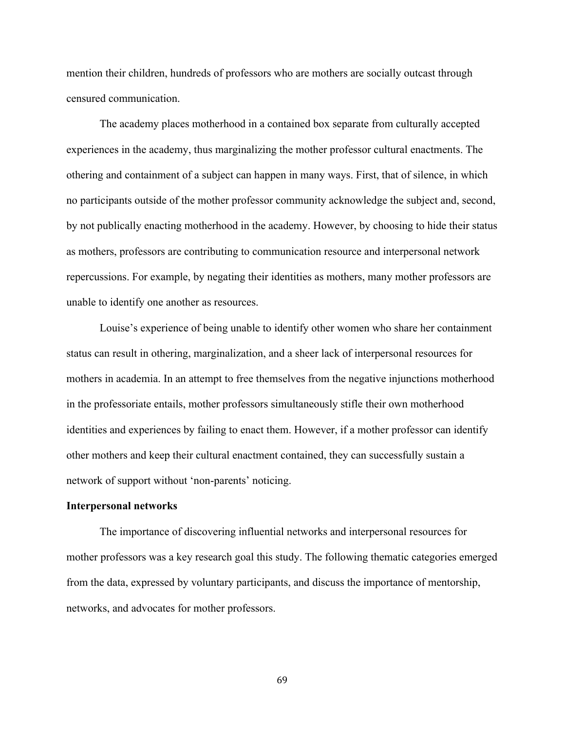mention their children, hundreds of professors who are mothers are socially outcast through censured communication.

The academy places motherhood in a contained box separate from culturally accepted experiences in the academy, thus marginalizing the mother professor cultural enactments. The othering and containment of a subject can happen in many ways. First, that of silence, in which no participants outside of the mother professor community acknowledge the subject and, second, by not publically enacting motherhood in the academy. However, by choosing to hide their status as mothers, professors are contributing to communication resource and interpersonal network repercussions. For example, by negating their identities as mothers, many mother professors are unable to identify one another as resources.

Louise's experience of being unable to identify other women who share her containment status can result in othering, marginalization, and a sheer lack of interpersonal resources for mothers in academia. In an attempt to free themselves from the negative injunctions motherhood in the professoriate entails, mother professors simultaneously stifle their own motherhood identities and experiences by failing to enact them. However, if a mother professor can identify other mothers and keep their cultural enactment contained, they can successfully sustain a network of support without 'non-parents' noticing.

**Interpersonal networks**

The importance of discovering influential networks and interpersonal resources for mother professors was a key research goal this study. The following thematic categories emerged from the data, expressed by voluntary participants, and discuss the importance of mentorship, networks, and advocates for mother professors.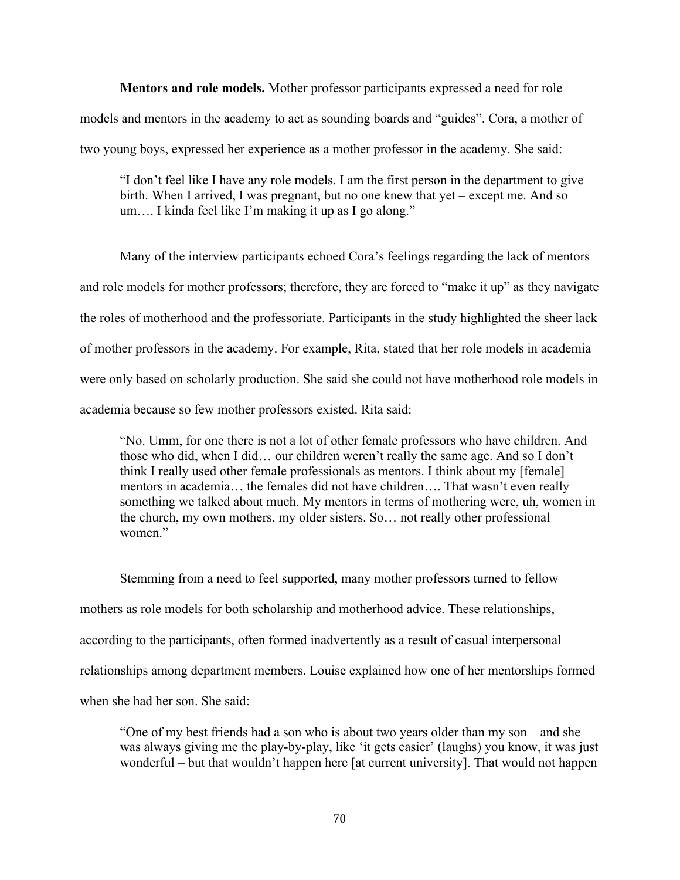**Mentors and role models.** Mother professor participants expressed a need for role models and mentors in the academy to act as sounding boards and "guides". Cora, a mother of two young boys, expressed her experience as a mother professor in the academy. She said:

> "I don't feel like I have any role models. I am the first person in the department to give birth. When I arrived, I was pregnant, but no one knew that yet – except me. And so um…. I kinda feel like I'm making it up as I go along."

Many of the interview participants echoed Cora's feelings regarding the lack of mentors and role models for mother professors; therefore, they are forced to "make it up" as they navigate the roles of motherhood and the professoriate. Participants in the study highlighted the sheer lack of mother professors in the academy. For example, Rita, stated that her role models in academia were only based on scholarly production. She said she could not have motherhood role models in academia because so few mother professors existed. Rita said:

> "No. Umm, for one there is not a lot of other female professors who have children. And those who did, when I did… our children weren't really the same age. And so I don't think I really used other female professionals as mentors. I think about my [female] mentors in academia… the females did not have children…. That wasn't even really something we talked about much. My mentors in terms of mothering were, uh, women in the church, my own mothers, my older sisters. So… not really other professional women."

Stemming from a need to feel supported, many mother professors turned to fellow mothers as role models for both scholarship and motherhood advice. These relationships, according to the participants, often formed inadvertently as a result of casual interpersonal relationships among department members. Louise explained how one of her mentorships formed when she had her son. She said:

> "One of my best friends had a son who is about two years older than my son – and she was always giving me the play-by-play, like 'it gets easier' (laughs) you know, it was just wonderful – but that wouldn't happen here [at current university]. That would not happen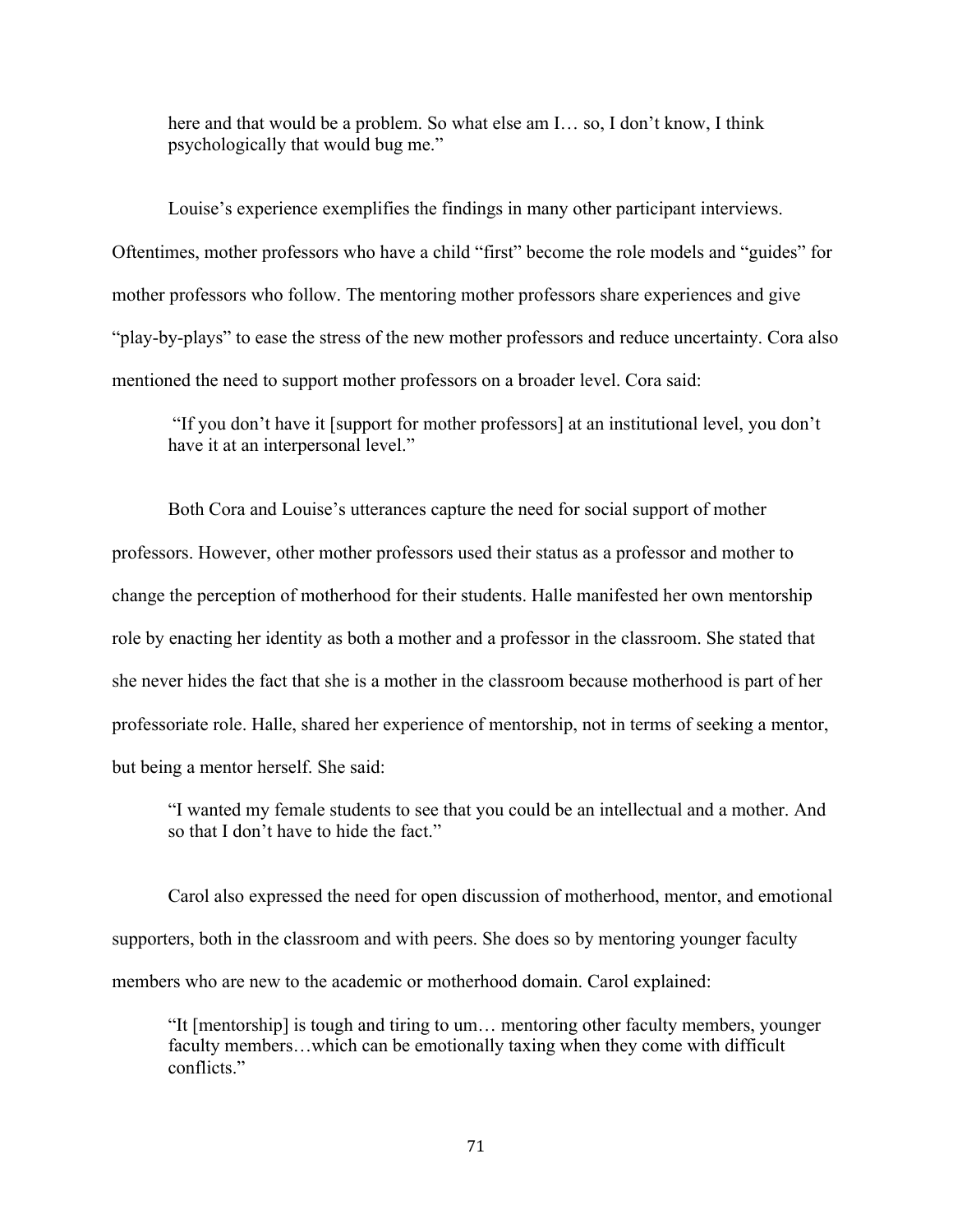> here and that would be a problem. So what else am I… so, I don't know, I think psychologically that would bug me."

Louise's experience exemplifies the findings in many other participant interviews. Oftentimes, mother professors who have a child "first" become the role models and "guides" for mother professors who follow. The mentoring mother professors share experiences and give "play-by-plays" to ease the stress of the new mother professors and reduce uncertainty. Cora also mentioned the need to support mother professors on a broader level. Cora said:

> "If you don't have it [support for mother professors] at an institutional level, you don't have it at an interpersonal level."

Both Cora and Louise's utterances capture the need for social support of mother professors. However, other mother professors used their status as a professor and mother to change the perception of motherhood for their students. Halle manifested her own mentorship role by enacting her identity as both a mother and a professor in the classroom. She stated that she never hides the fact that she is a mother in the classroom because motherhood is part of her professoriate role. Halle, shared her experience of mentorship, not in terms of seeking a mentor, but being a mentor herself. She said:

> "I wanted my female students to see that you could be an intellectual and a mother. And so that I don't have to hide the fact."

Carol also expressed the need for open discussion of motherhood, mentor, and emotional supporters, both in the classroom and with peers. She does so by mentoring younger faculty members who are new to the academic or motherhood domain. Carol explained:

> "It [mentorship] is tough and tiring to um… mentoring other faculty members, younger faculty members…which can be emotionally taxing when they come with difficult conflicts."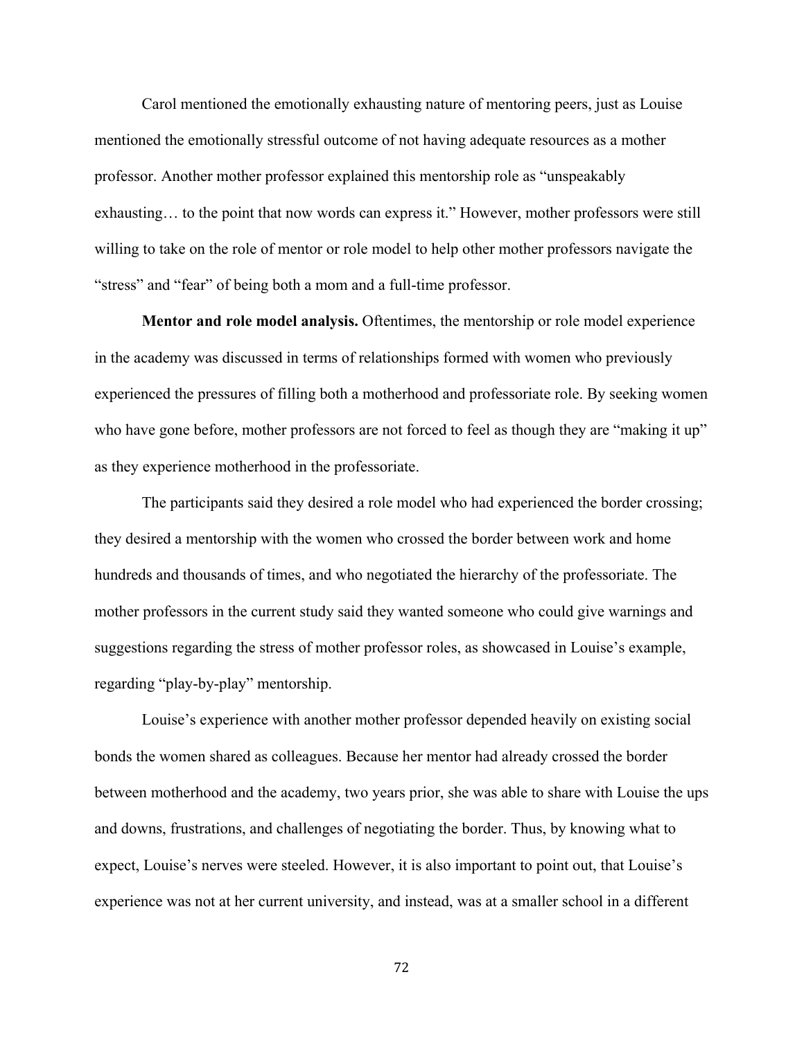Carol mentioned the emotionally exhausting nature of mentoring peers, just as Louise mentioned the emotionally stressful outcome of not having adequate resources as a mother professor. Another mother professor explained this mentorship role as "unspeakably exhausting… to the point that now words can express it." However, mother professors were still willing to take on the role of mentor or role model to help other mother professors navigate the "stress" and "fear" of being both a mom and a full-time professor.

**Mentor and role model analysis.** Oftentimes, the mentorship or role model experience in the academy was discussed in terms of relationships formed with women who previously experienced the pressures of filling both a motherhood and professoriate role. By seeking women who have gone before, mother professors are not forced to feel as though they are "making it up" as they experience motherhood in the professoriate.

The participants said they desired a role model who had experienced the border crossing; they desired a mentorship with the women who crossed the border between work and home hundreds and thousands of times, and who negotiated the hierarchy of the professoriate. The mother professors in the current study said they wanted someone who could give warnings and suggestions regarding the stress of mother professor roles, as showcased in Louise's example, regarding "play-by-play" mentorship.

Louise's experience with another mother professor depended heavily on existing social bonds the women shared as colleagues. Because her mentor had already crossed the border between motherhood and the academy, two years prior, she was able to share with Louise the ups and downs, frustrations, and challenges of negotiating the border. Thus, by knowing what to expect, Louise's nerves were steeled. However, it is also important to point out, that Louise's experience was not at her current university, and instead, was at a smaller school in a different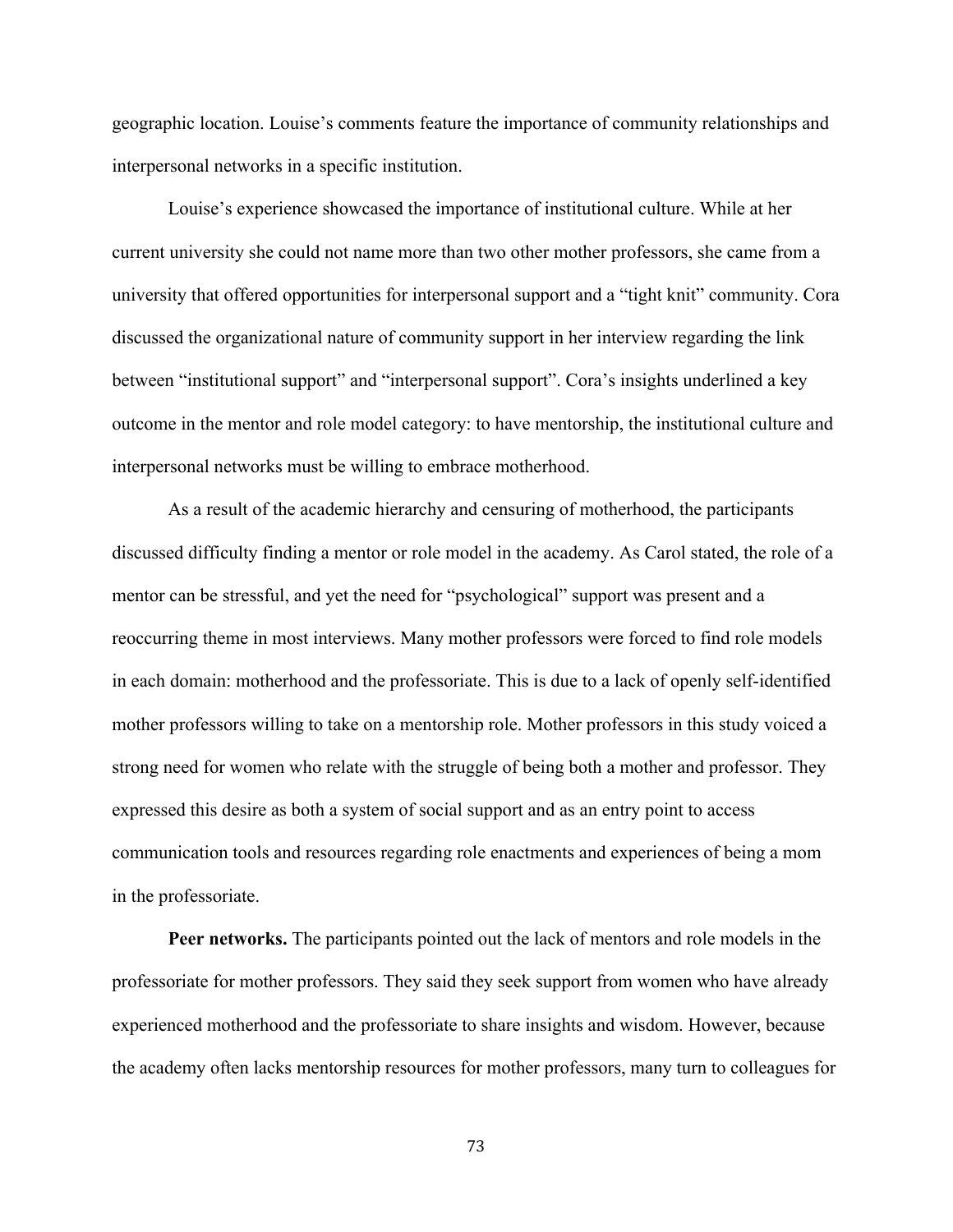geographic location. Louise's comments feature the importance of community relationships and interpersonal networks in a specific institution.

Louise's experience showcased the importance of institutional culture. While at her current university she could not name more than two other mother professors, she came from a university that offered opportunities for interpersonal support and a "tight knit" community. Cora discussed the organizational nature of community support in her interview regarding the link between "institutional support" and "interpersonal support". Cora's insights underlined a key outcome in the mentor and role model category: to have mentorship, the institutional culture and interpersonal networks must be willing to embrace motherhood.

As a result of the academic hierarchy and censuring of motherhood, the participants discussed difficulty finding a mentor or role model in the academy. As Carol stated, the role of a mentor can be stressful, and yet the need for "psychological" support was present and a reoccurring theme in most interviews. Many mother professors were forced to find role models in each domain: motherhood and the professoriate. This is due to a lack of openly self-identified mother professors willing to take on a mentorship role. Mother professors in this study voiced a strong need for women who relate with the struggle of being both a mother and professor. They expressed this desire as both a system of social support and as an entry point to access communication tools and resources regarding role enactments and experiences of being a mom in the professoriate.

**Peer networks.** The participants pointed out the lack of mentors and role models in the professoriate for mother professors. They said they seek support from women who have already experienced motherhood and the professoriate to share insights and wisdom. However, because the academy often lacks mentorship resources for mother professors, many turn to colleagues for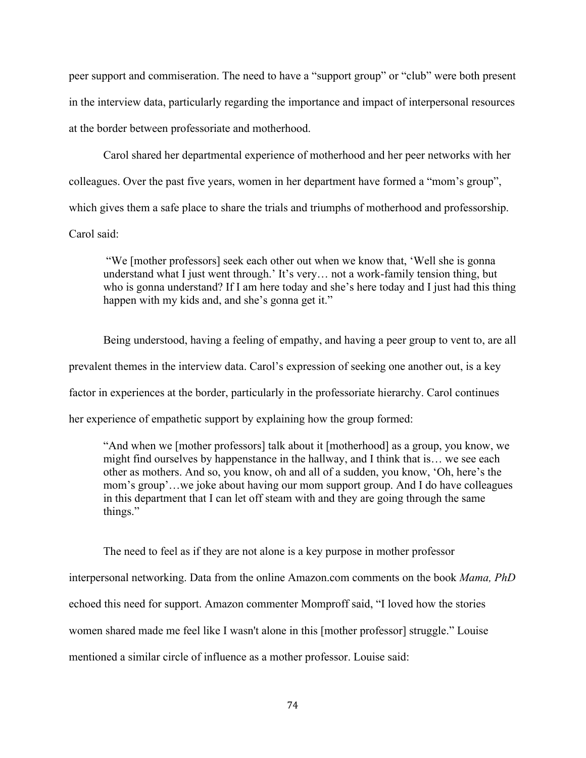peer support and commiseration. The need to have a "support group" or "club" were both present in the interview data, particularly regarding the importance and impact of interpersonal resources at the border between professoriate and motherhood.

Carol shared her departmental experience of motherhood and her peer networks with her colleagues. Over the past five years, women in her department have formed a "mom's group", which gives them a safe place to share the trials and triumphs of motherhood and professorship. Carol said:

> "We [mother professors] seek each other out when we know that, 'Well she is gonna understand what I just went through.' It's very… not a work-family tension thing, but who is gonna understand? If I am here today and she's here today and I just had this thing happen with my kids and, and she's gonna get it."

Being understood, having a feeling of empathy, and having a peer group to vent to, are all prevalent themes in the interview data. Carol's expression of seeking one another out, is a key factor in experiences at the border, particularly in the professoriate hierarchy. Carol continues her experience of empathetic support by explaining how the group formed:

> "And when we [mother professors] talk about it [motherhood] as a group, you know, we might find ourselves by happenstance in the hallway, and I think that is… we see each other as mothers. And so, you know, oh and all of a sudden, you know, 'Oh, here's the mom's group'…we joke about having our mom support group. And I do have colleagues in this department that I can let off steam with and they are going through the same things."

The need to feel as if they are not alone is a key purpose in mother professor interpersonal networking. Data from the online Amazon.com comments on the book *Mama, PhD* echoed this need for support. Amazon commenter Momproff said, "I loved how the stories women shared made me feel like I wasn't alone in this [mother professor] struggle." Louise mentioned a similar circle of influence as a mother professor. Louise said: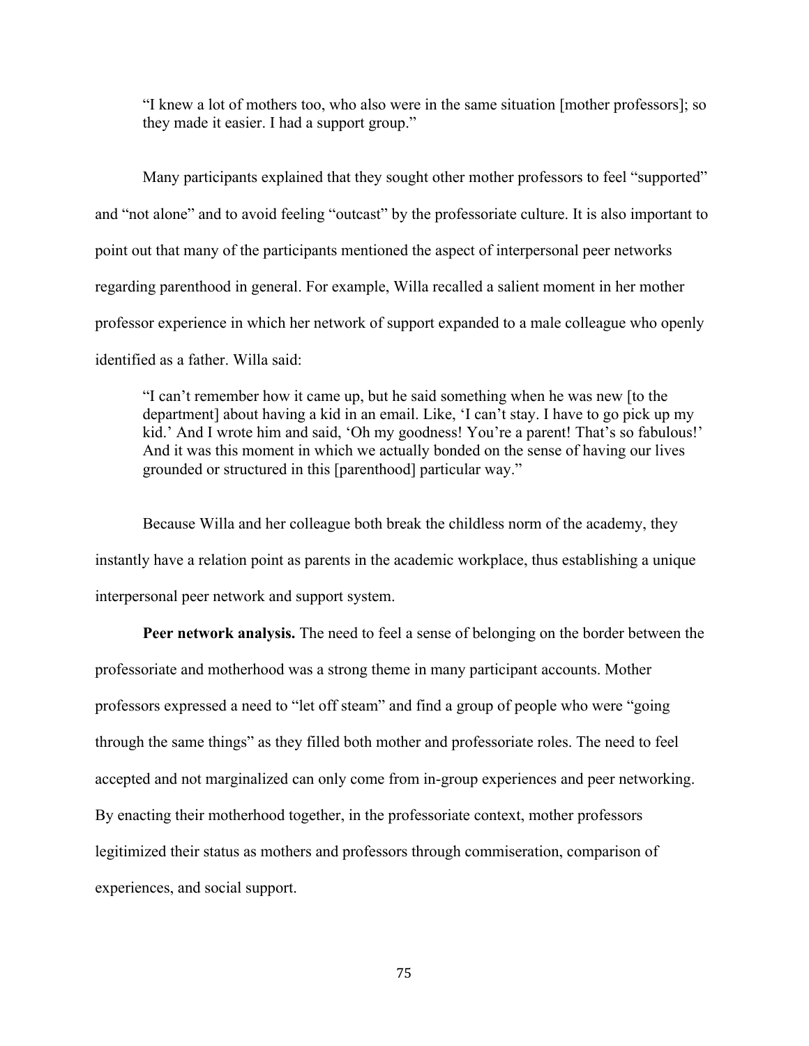> "I knew a lot of mothers too, who also were in the same situation [mother professors]; so they made it easier. I had a support group."

Many participants explained that they sought other mother professors to feel "supported" and "not alone" and to avoid feeling "outcast" by the professoriate culture. It is also important to point out that many of the participants mentioned the aspect of interpersonal peer networks regarding parenthood in general. For example, Willa recalled a salient moment in her mother professor experience in which her network of support expanded to a male colleague who openly identified as a father. Willa said:

> "I can't remember how it came up, but he said something when he was new [to the department] about having a kid in an email. Like, 'I can't stay. I have to go pick up my kid.' And I wrote him and said, 'Oh my goodness! You're a parent! That's so fabulous!' And it was this moment in which we actually bonded on the sense of having our lives grounded or structured in this [parenthood] particular way."

Because Willa and her colleague both break the childless norm of the academy, they instantly have a relation point as parents in the academic workplace, thus establishing a unique interpersonal peer network and support system.

**Peer network analysis.** The need to feel a sense of belonging on the border between the professoriate and motherhood was a strong theme in many participant accounts. Mother professors expressed a need to "let off steam" and find a group of people who were "going through the same things" as they filled both mother and professoriate roles. The need to feel accepted and not marginalized can only come from in-group experiences and peer networking. By enacting their motherhood together, in the professoriate context, mother professors legitimized their status as mothers and professors through commiseration, comparison of experiences, and social support.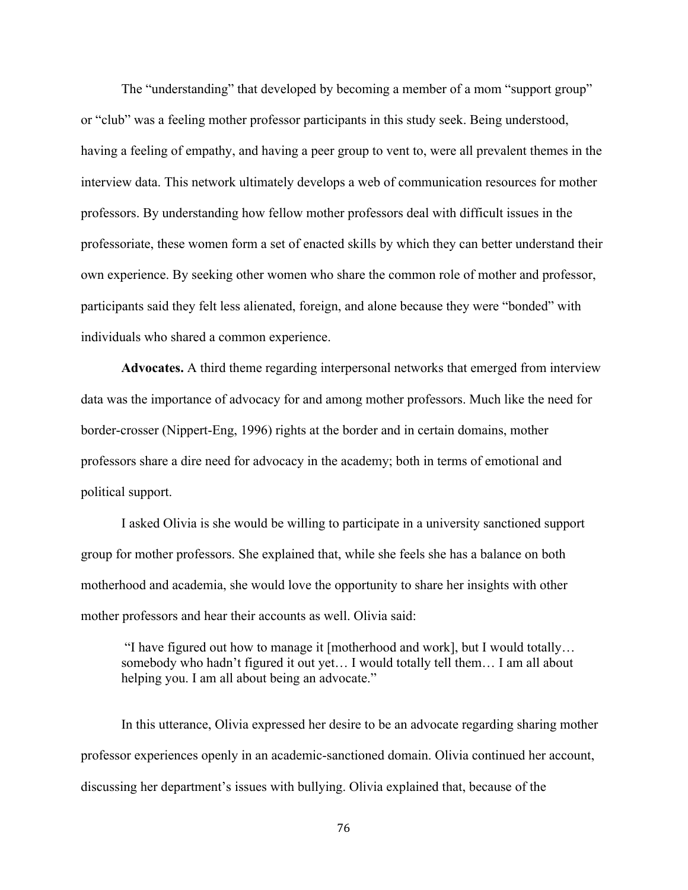The "understanding" that developed by becoming a member of a mom "support group" or "club" was a feeling mother professor participants in this study seek. Being understood, having a feeling of empathy, and having a peer group to vent to, were all prevalent themes in the interview data. This network ultimately develops a web of communication resources for mother professors. By understanding how fellow mother professors deal with difficult issues in the professoriate, these women form a set of enacted skills by which they can better understand their own experience. By seeking other women who share the common role of mother and professor, participants said they felt less alienated, foreign, and alone because they were "bonded" with individuals who shared a common experience.

**Advocates.** A third theme regarding interpersonal networks that emerged from interview data was the importance of advocacy for and among mother professors. Much like the need for border-crosser (Nippert-Eng, 1996) rights at the border and in certain domains, mother professors share a dire need for advocacy in the academy; both in terms of emotional and political support.

I asked Olivia is she would be willing to participate in a university sanctioned support group for mother professors. She explained that, while she feels she has a balance on both motherhood and academia, she would love the opportunity to share her insights with other mother professors and hear their accounts as well. Olivia said:

> "I have figured out how to manage it [motherhood and work], but I would totally… somebody who hadn't figured it out yet… I would totally tell them… I am all about helping you. I am all about being an advocate."

In this utterance, Olivia expressed her desire to be an advocate regarding sharing mother professor experiences openly in an academic-sanctioned domain. Olivia continued her account, discussing her department's issues with bullying. Olivia explained that, because of the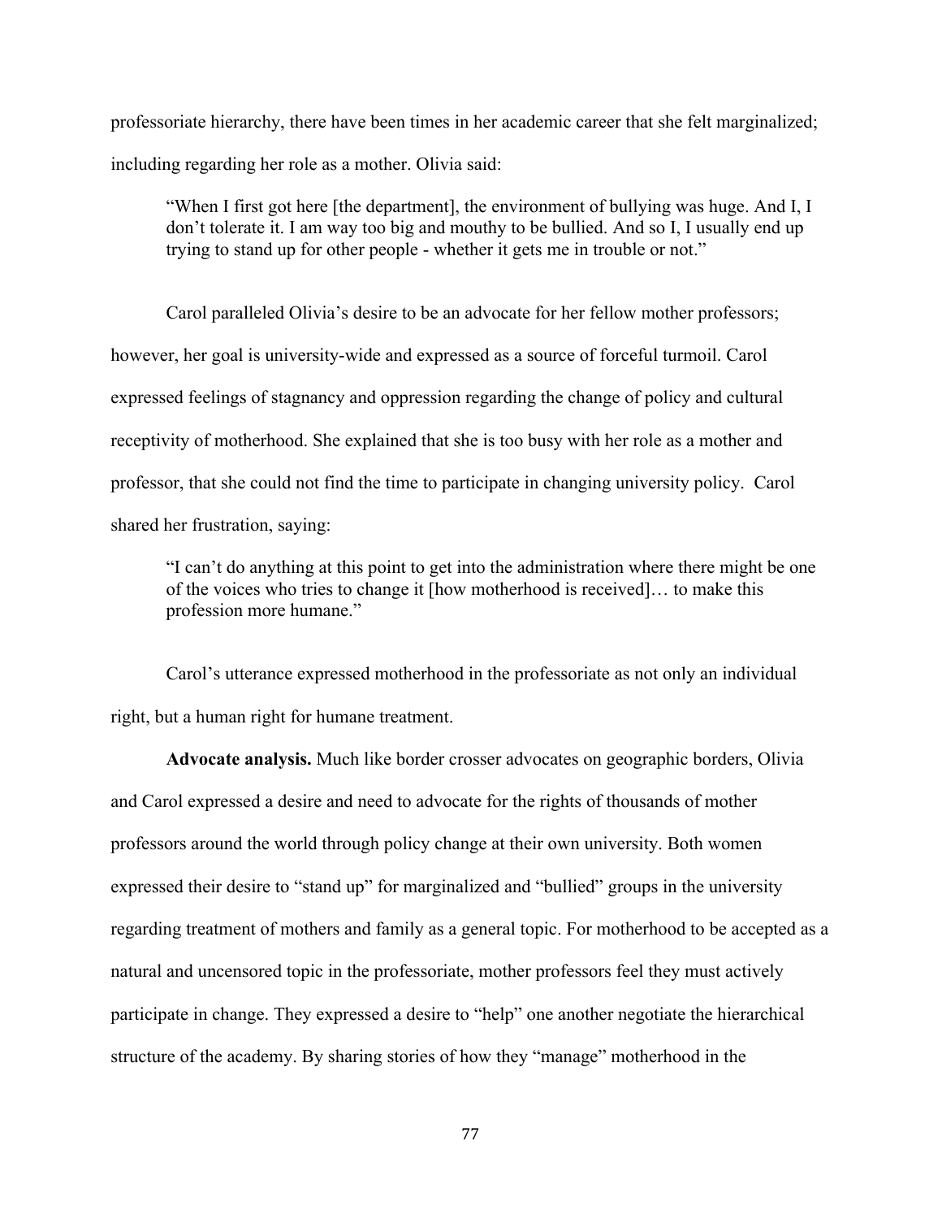professoriate hierarchy, there have been times in her academic career that she felt marginalized; including regarding her role as a mother. Olivia said:

> "When I first got here [the department], the environment of bullying was huge. And I, I don't tolerate it. I am way too big and mouthy to be bullied. And so I, I usually end up trying to stand up for other people - whether it gets me in trouble or not."

Carol paralleled Olivia's desire to be an advocate for her fellow mother professors; however, her goal is university-wide and expressed as a source of forceful turmoil. Carol expressed feelings of stagnancy and oppression regarding the change of policy and cultural receptivity of motherhood. She explained that she is too busy with her role as a mother and professor, that she could not find the time to participate in changing university policy. Carol shared her frustration, saying:

> "I can't do anything at this point to get into the administration where there might be one of the voices who tries to change it [how motherhood is received]… to make this profession more humane."

Carol's utterance expressed motherhood in the professoriate as not only an individual right, but a human right for humane treatment.

**Advocate analysis.** Much like border crosser advocates on geographic borders, Olivia and Carol expressed a desire and need to advocate for the rights of thousands of mother professors around the world through policy change at their own university. Both women expressed their desire to "stand up" for marginalized and "bullied" groups in the university regarding treatment of mothers and family as a general topic. For motherhood to be accepted as a natural and uncensored topic in the professoriate, mother professors feel they must actively participate in change. They expressed a desire to "help" one another negotiate the hierarchical structure of the academy. By sharing stories of how they "manage" motherhood in the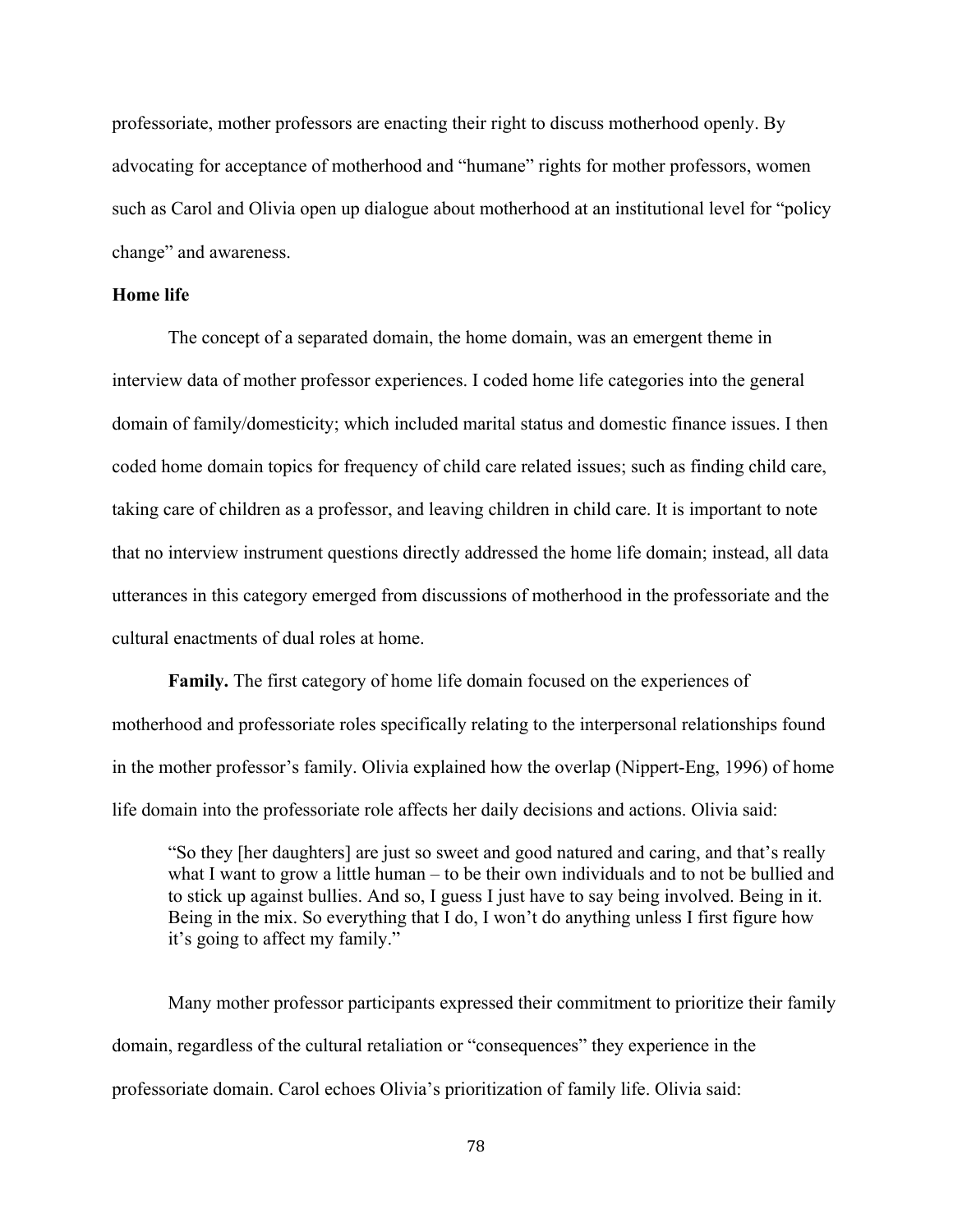professoriate, mother professors are enacting their right to discuss motherhood openly. By advocating for acceptance of motherhood and "humane" rights for mother professors, women such as Carol and Olivia open up dialogue about motherhood at an institutional level for "policy change" and awareness.

**Home life**

The concept of a separated domain, the home domain, was an emergent theme in interview data of mother professor experiences. I coded home life categories into the general domain of family/domesticity; which included marital status and domestic finance issues. I then coded home domain topics for frequency of child care related issues; such as finding child care, taking care of children as a professor, and leaving children in child care. It is important to note that no interview instrument questions directly addressed the home life domain; instead, all data utterances in this category emerged from discussions of motherhood in the professoriate and the cultural enactments of dual roles at home.

**Family.** The first category of home life domain focused on the experiences of motherhood and professoriate roles specifically relating to the interpersonal relationships found in the mother professor's family. Olivia explained how the overlap (Nippert-Eng, 1996) of home life domain into the professoriate role affects her daily decisions and actions. Olivia said:

> "So they [her daughters] are just so sweet and good natured and caring, and that's really what I want to grow a little human – to be their own individuals and to not be bullied and to stick up against bullies. And so, I guess I just have to say being involved. Being in it. Being in the mix. So everything that I do, I won't do anything unless I first figure how it's going to affect my family."

Many mother professor participants expressed their commitment to prioritize their family domain, regardless of the cultural retaliation or "consequences" they experience in the professoriate domain. Carol echoes Olivia's prioritization of family life. Olivia said: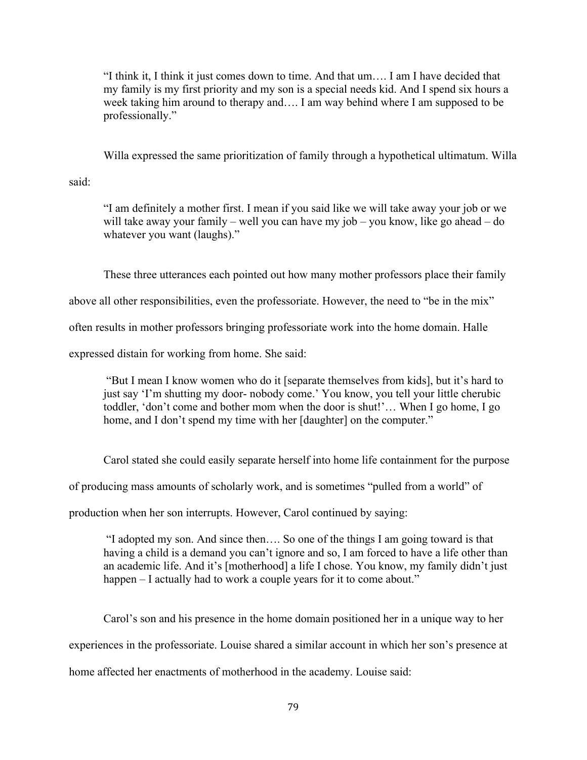> "I think it, I think it just comes down to time. And that um…. I am I have decided that my family is my first priority and my son is a special needs kid. And I spend six hours a week taking him around to therapy and…. I am way behind where I am supposed to be professionally."

Willa expressed the same prioritization of family through a hypothetical ultimatum. Willa said:

> "I am definitely a mother first. I mean if you said like we will take away your job or we will take away your family – well you can have my job – you know, like go ahead – do whatever you want (laughs)."

These three utterances each pointed out how many mother professors place their family above all other responsibilities, even the professoriate. However, the need to "be in the mix" often results in mother professors bringing professoriate work into the home domain. Halle expressed distain for working from home. She said:

> "But I mean I know women who do it [separate themselves from kids], but it's hard to just say 'I'm shutting my door- nobody come.' You know, you tell your little cherubic toddler, 'don't come and bother mom when the door is shut!'… When I go home, I go home, and I don't spend my time with her [daughter] on the computer."

Carol stated she could easily separate herself into home life containment for the purpose of producing mass amounts of scholarly work, and is sometimes "pulled from a world" of production when her son interrupts. However, Carol continued by saying:

> "I adopted my son. And since then…. So one of the things I am going toward is that having a child is a demand you can't ignore and so, I am forced to have a life other than an academic life. And it's [motherhood] a life I chose. You know, my family didn't just happen – I actually had to work a couple years for it to come about."

Carol's son and his presence in the home domain positioned her in a unique way to her experiences in the professoriate. Louise shared a similar account in which her son's presence at home affected her enactments of motherhood in the academy. Louise said: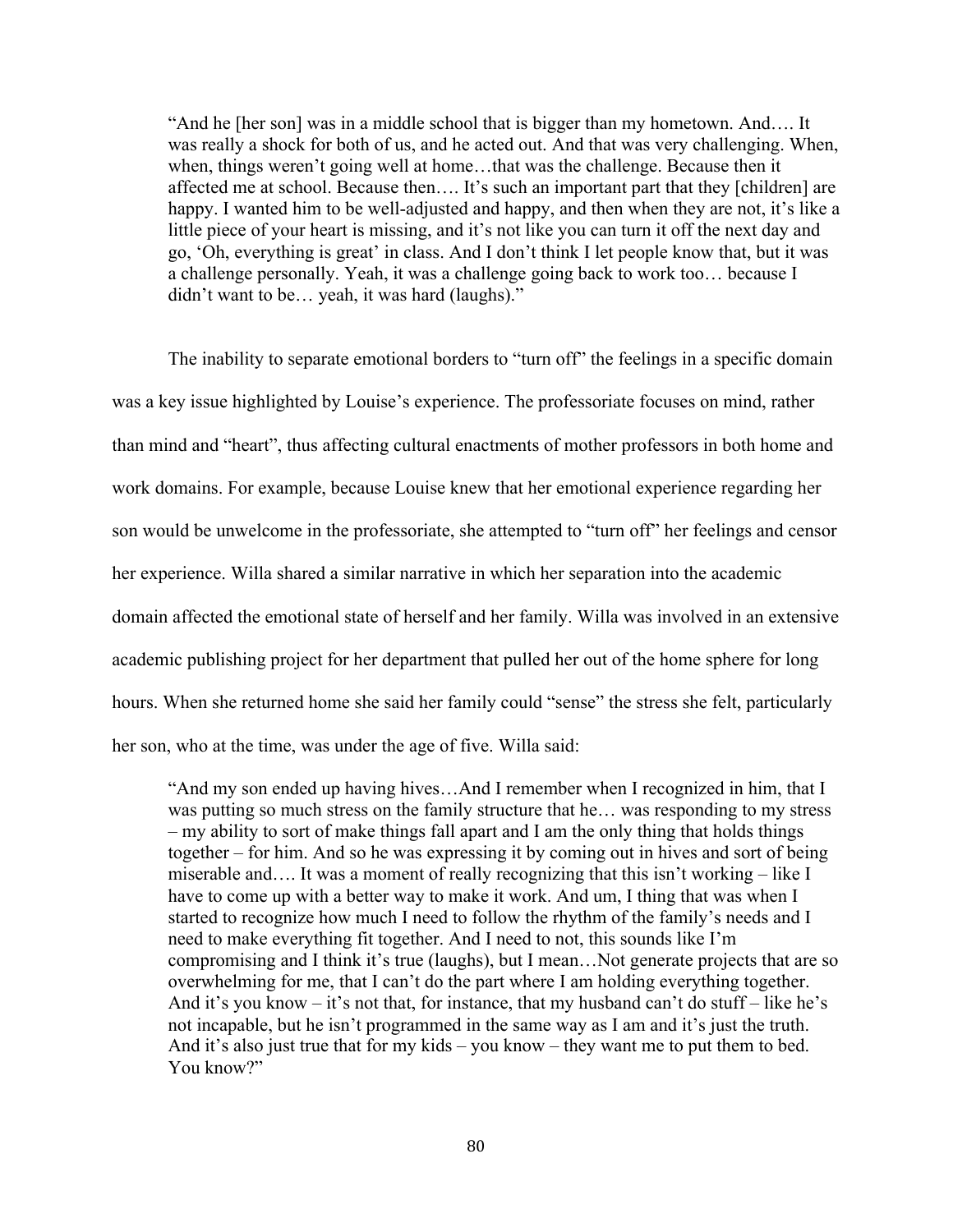> "And he [her son] was in a middle school that is bigger than my hometown. And…. It was really a shock for both of us, and he acted out. And that was very challenging. When, when, things weren't going well at home…that was the challenge. Because then it affected me at school. Because then…. It's such an important part that they [children] are happy. I wanted him to be well-adjusted and happy, and then when they are not, it's like a little piece of your heart is missing, and it's not like you can turn it off the next day and go, 'Oh, everything is great' in class. And I don't think I let people know that, but it was a challenge personally. Yeah, it was a challenge going back to work too… because I didn't want to be… yeah, it was hard (laughs)."

The inability to separate emotional borders to "turn off" the feelings in a specific domain was a key issue highlighted by Louise's experience. The professoriate focuses on mind, rather than mind and "heart", thus affecting cultural enactments of mother professors in both home and work domains. For example, because Louise knew that her emotional experience regarding her son would be unwelcome in the professoriate, she attempted to "turn off" her feelings and censor her experience. Willa shared a similar narrative in which her separation into the academic domain affected the emotional state of herself and her family. Willa was involved in an extensive academic publishing project for her department that pulled her out of the home sphere for long hours. When she returned home she said her family could "sense" the stress she felt, particularly her son, who at the time, was under the age of five. Willa said:

> "And my son ended up having hives…And I remember when I recognized in him, that I was putting so much stress on the family structure that he… was responding to my stress – my ability to sort of make things fall apart and I am the only thing that holds things together – for him. And so he was expressing it by coming out in hives and sort of being miserable and…. It was a moment of really recognizing that this isn't working – like I have to come up with a better way to make it work. And um, I thing that was when I started to recognize how much I need to follow the rhythm of the family's needs and I need to make everything fit together. And I need to not, this sounds like I'm compromising and I think it's true (laughs), but I mean…Not generate projects that are so overwhelming for me, that I can't do the part where I am holding everything together. And it's you know – it's not that, for instance, that my husband can't do stuff – like he's not incapable, but he isn't programmed in the same way as I am and it's just the truth. And it's also just true that for my kids – you know – they want me to put them to bed. You know?"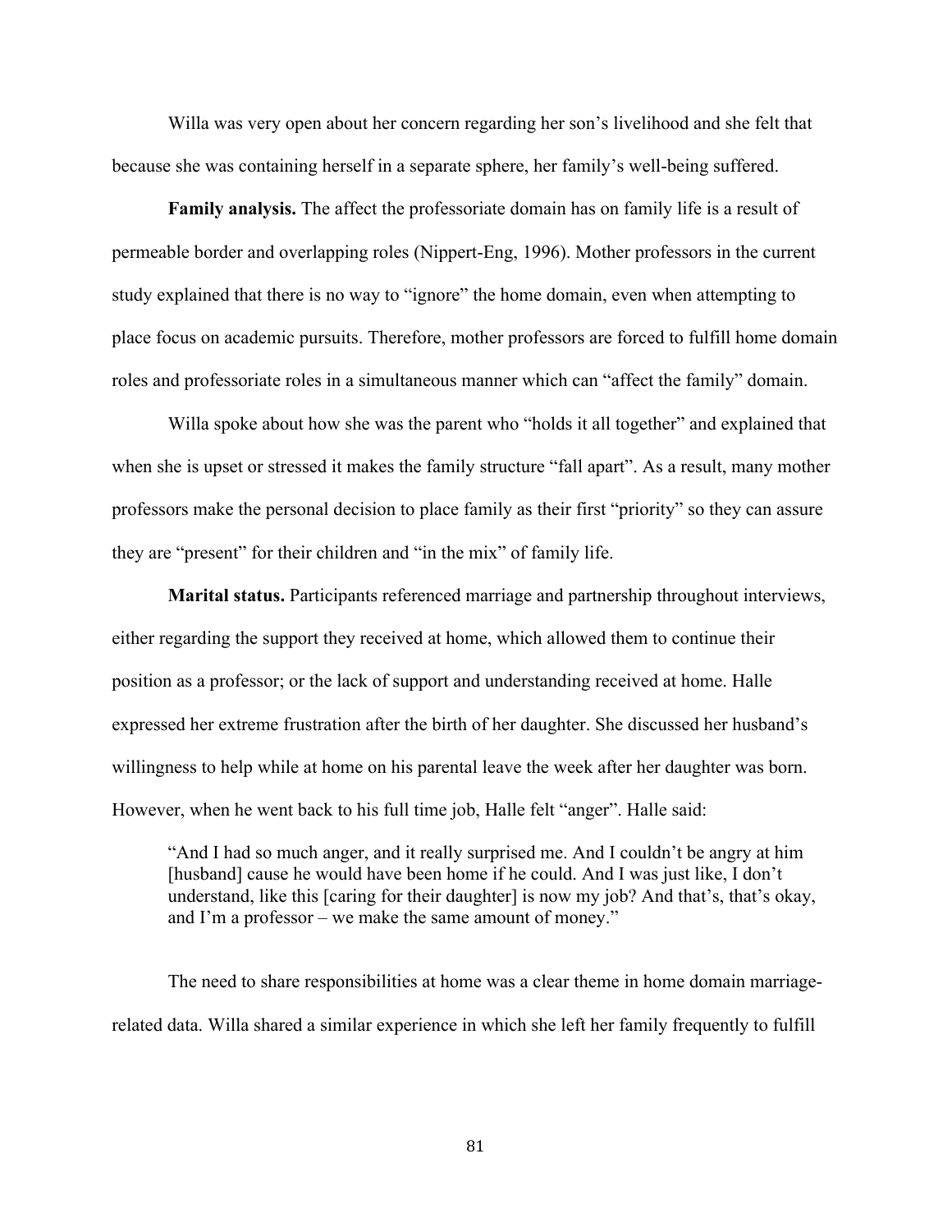Willa was very open about her concern regarding her son's livelihood and she felt that because she was containing herself in a separate sphere, her family's well-being suffered.

**Family analysis.** The affect the professoriate domain has on family life is a result of permeable border and overlapping roles (Nippert-Eng, 1996). Mother professors in the current study explained that there is no way to "ignore" the home domain, even when attempting to place focus on academic pursuits. Therefore, mother professors are forced to fulfill home domain roles and professoriate roles in a simultaneous manner which can "affect the family" domain.

Willa spoke about how she was the parent who "holds it all together" and explained that when she is upset or stressed it makes the family structure "fall apart". As a result, many mother professors make the personal decision to place family as their first "priority" so they can assure they are "present" for their children and "in the mix" of family life.

**Marital status.** Participants referenced marriage and partnership throughout interviews, either regarding the support they received at home, which allowed them to continue their position as a professor; or the lack of support and understanding received at home. Halle expressed her extreme frustration after the birth of her daughter. She discussed her husband's willingness to help while at home on his parental leave the week after her daughter was born. However, when he went back to his full time job, Halle felt "anger". Halle said:

> "And I had so much anger, and it really surprised me. And I couldn't be angry at him [husband] cause he would have been home if he could. And I was just like, I don't understand, like this [caring for their daughter] is now my job? And that's, that's okay, and I'm a professor – we make the same amount of money."

The need to share responsibilities at home was a clear theme in home domain marriage-related data. Willa shared a similar experience in which she left her family frequently to fulfill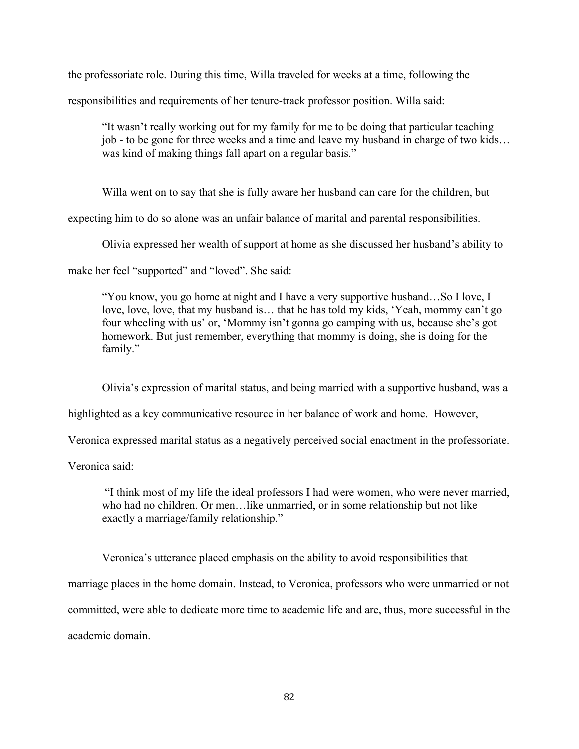the professoriate role. During this time, Willa traveled for weeks at a time, following the responsibilities and requirements of her tenure-track professor position. Willa said:

> "It wasn't really working out for my family for me to be doing that particular teaching job - to be gone for three weeks and a time and leave my husband in charge of two kids… was kind of making things fall apart on a regular basis."

Willa went on to say that she is fully aware her husband can care for the children, but expecting him to do so alone was an unfair balance of marital and parental responsibilities.

Olivia expressed her wealth of support at home as she discussed her husband's ability to make her feel "supported" and "loved". She said:

> "You know, you go home at night and I have a very supportive husband…So I love, I love, love, love, that my husband is… that he has told my kids, 'Yeah, mommy can't go four wheeling with us' or, 'Mommy isn't gonna go camping with us, because she's got homework. But just remember, everything that mommy is doing, she is doing for the family."

Olivia's expression of marital status, and being married with a supportive husband, was a highlighted as a key communicative resource in her balance of work and home. However, Veronica expressed marital status as a negatively perceived social enactment in the professoriate. Veronica said:

> "I think most of my life the ideal professors I had were women, who were never married, who had no children. Or men…like unmarried, or in some relationship but not like exactly a marriage/family relationship."

Veronica's utterance placed emphasis on the ability to avoid responsibilities that marriage places in the home domain. Instead, to Veronica, professors who were unmarried or not committed, were able to dedicate more time to academic life and are, thus, more successful in the academic domain.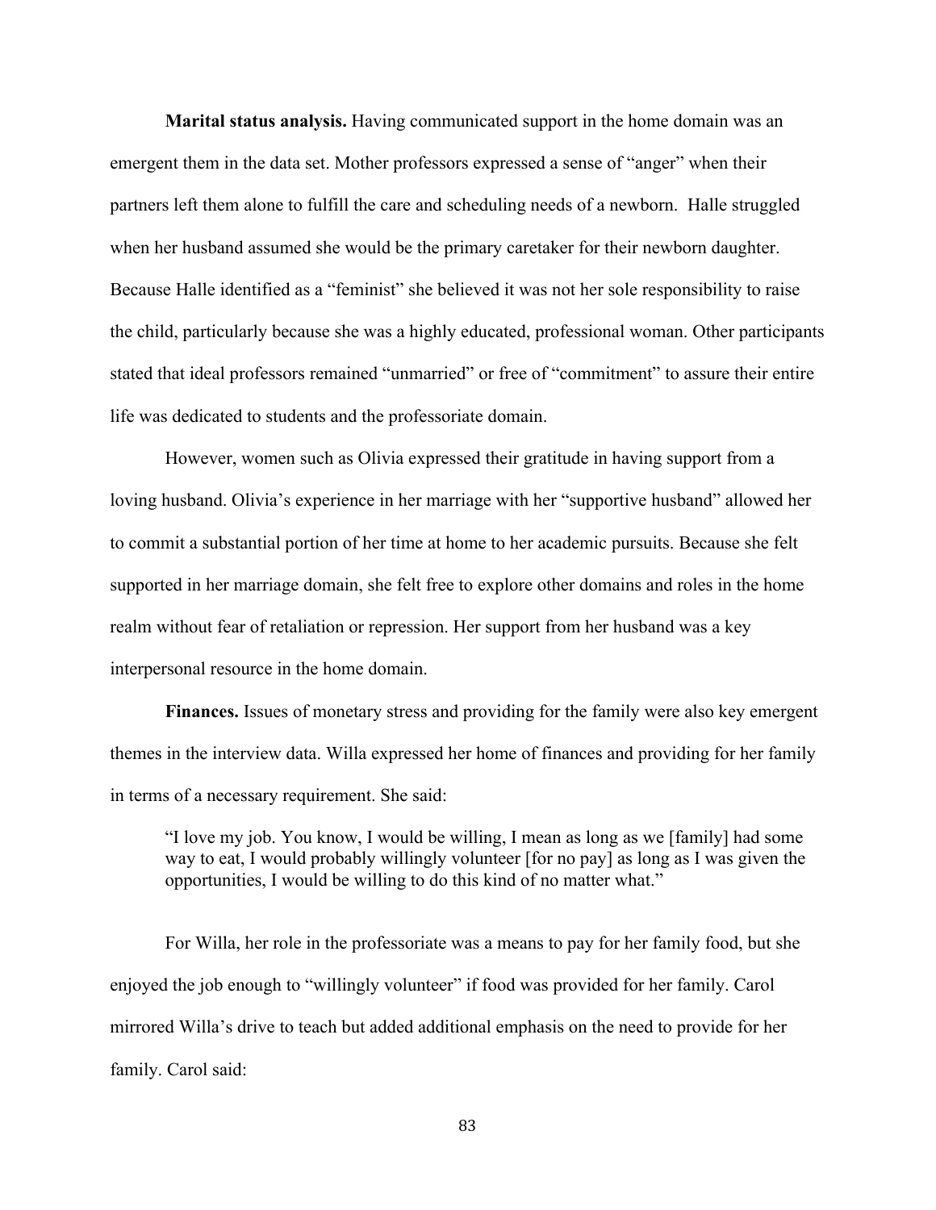**Marital status analysis.** Having communicated support in the home domain was an emergent them in the data set. Mother professors expressed a sense of "anger" when their partners left them alone to fulfill the care and scheduling needs of a newborn. Halle struggled when her husband assumed she would be the primary caretaker for their newborn daughter. Because Halle identified as a "feminist" she believed it was not her sole responsibility to raise the child, particularly because she was a highly educated, professional woman. Other participants stated that ideal professors remained "unmarried" or free of "commitment" to assure their entire life was dedicated to students and the professoriate domain.

However, women such as Olivia expressed their gratitude in having support from a loving husband. Olivia's experience in her marriage with her "supportive husband" allowed her to commit a substantial portion of her time at home to her academic pursuits. Because she felt supported in her marriage domain, she felt free to explore other domains and roles in the home realm without fear of retaliation or repression. Her support from her husband was a key interpersonal resource in the home domain.

**Finances.** Issues of monetary stress and providing for the family were also key emergent themes in the interview data. Willa expressed her home of finances and providing for her family in terms of a necessary requirement. She said:

> "I love my job. You know, I would be willing, I mean as long as we [family] had some way to eat, I would probably willingly volunteer [for no pay] as long as I was given the opportunities, I would be willing to do this kind of no matter what."

For Willa, her role in the professoriate was a means to pay for her family food, but she enjoyed the job enough to "willingly volunteer" if food was provided for her family. Carol mirrored Willa's drive to teach but added additional emphasis on the need to provide for her family. Carol said: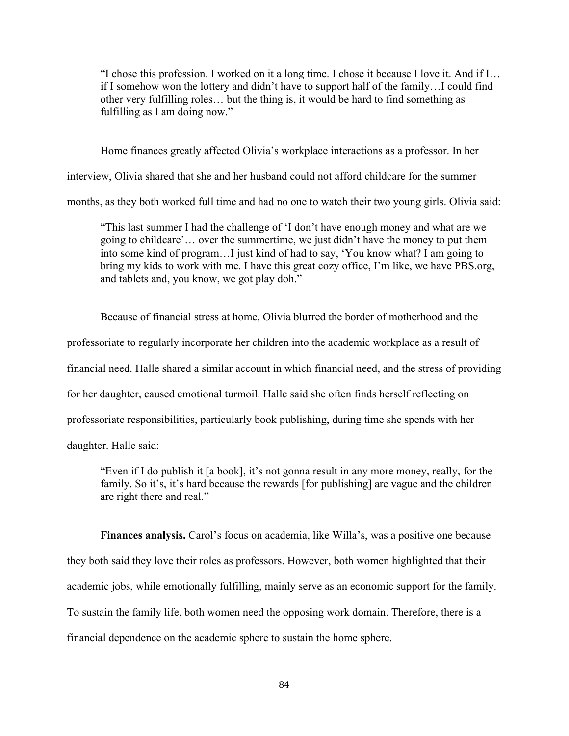> "I chose this profession. I worked on it a long time. I chose it because I love it. And if I… if I somehow won the lottery and didn't have to support half of the family…I could find other very fulfilling roles… but the thing is, it would be hard to find something as fulfilling as I am doing now."

Home finances greatly affected Olivia's workplace interactions as a professor. In her interview, Olivia shared that she and her husband could not afford childcare for the summer months, as they both worked full time and had no one to watch their two young girls. Olivia said:

> "This last summer I had the challenge of 'I don't have enough money and what are we going to childcare'… over the summertime, we just didn't have the money to put them into some kind of program…I just kind of had to say, 'You know what? I am going to bring my kids to work with me. I have this great cozy office, I'm like, we have PBS.org, and tablets and, you know, we got play doh."

Because of financial stress at home, Olivia blurred the border of motherhood and the professoriate to regularly incorporate her children into the academic workplace as a result of financial need. Halle shared a similar account in which financial need, and the stress of providing for her daughter, caused emotional turmoil. Halle said she often finds herself reflecting on professoriate responsibilities, particularly book publishing, during time she spends with her daughter. Halle said:

> "Even if I do publish it [a book], it's not gonna result in any more money, really, for the family. So it's, it's hard because the rewards [for publishing] are vague and the children are right there and real."

**Finances analysis.** Carol's focus on academia, like Willa's, was a positive one because they both said they love their roles as professors. However, both women highlighted that their academic jobs, while emotionally fulfilling, mainly serve as an economic support for the family. To sustain the family life, both women need the opposing work domain. Therefore, there is a financial dependence on the academic sphere to sustain the home sphere.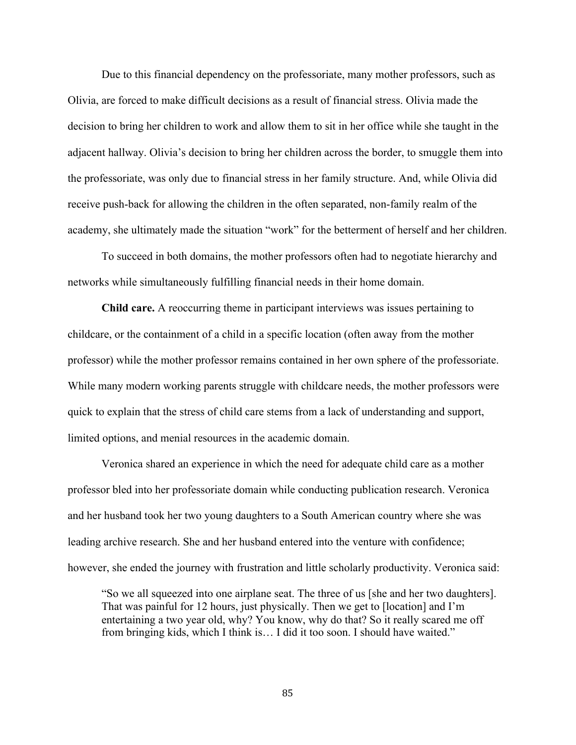Due to this financial dependency on the professoriate, many mother professors, such as Olivia, are forced to make difficult decisions as a result of financial stress. Olivia made the decision to bring her children to work and allow them to sit in her office while she taught in the adjacent hallway. Olivia's decision to bring her children across the border, to smuggle them into the professoriate, was only due to financial stress in her family structure. And, while Olivia did receive push-back for allowing the children in the often separated, non-family realm of the academy, she ultimately made the situation "work" for the betterment of herself and her children.

To succeed in both domains, the mother professors often had to negotiate hierarchy and networks while simultaneously fulfilling financial needs in their home domain.

**Child care.** A reoccurring theme in participant interviews was issues pertaining to childcare, or the containment of a child in a specific location (often away from the mother professor) while the mother professor remains contained in her own sphere of the professoriate. While many modern working parents struggle with childcare needs, the mother professors were quick to explain that the stress of child care stems from a lack of understanding and support, limited options, and menial resources in the academic domain.

Veronica shared an experience in which the need for adequate child care as a mother professor bled into her professoriate domain while conducting publication research. Veronica and her husband took her two young daughters to a South American country where she was leading archive research. She and her husband entered into the venture with confidence; however, she ended the journey with frustration and little scholarly productivity. Veronica said:

> "So we all squeezed into one airplane seat. The three of us [she and her two daughters]. That was painful for 12 hours, just physically. Then we get to [location] and I'm entertaining a two year old, why? You know, why do that? So it really scared me off from bringing kids, which I think is… I did it too soon. I should have waited."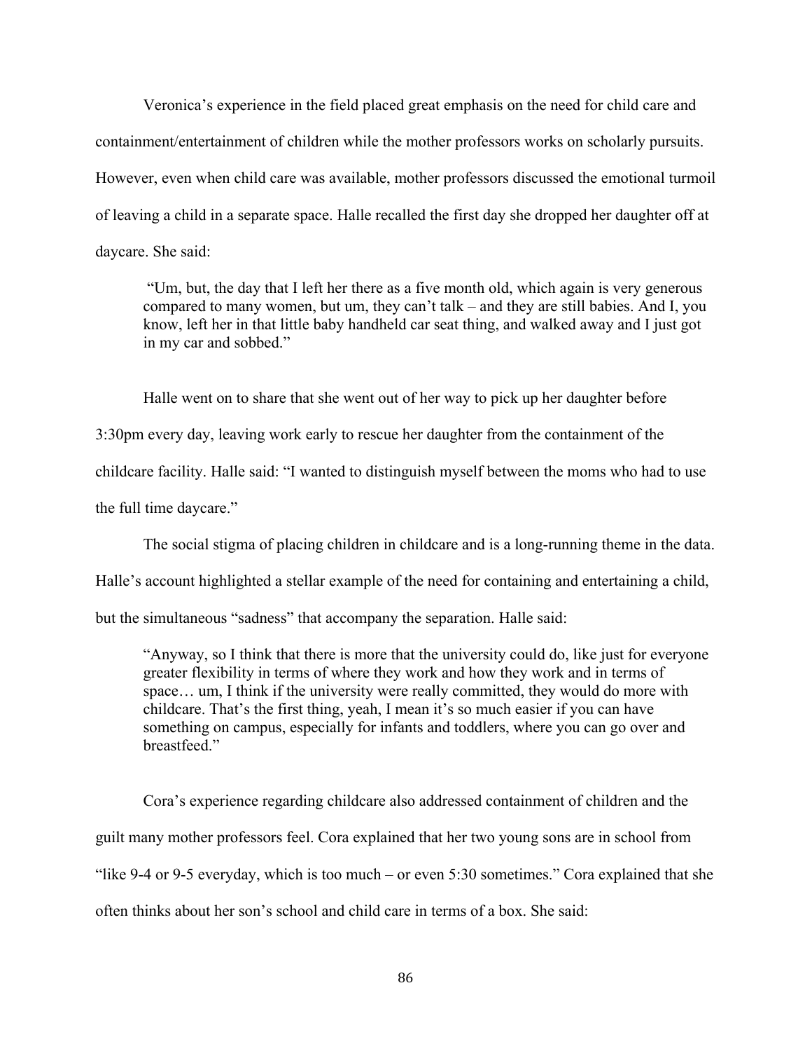Veronica's experience in the field placed great emphasis on the need for child care and containment/entertainment of children while the mother professors works on scholarly pursuits. However, even when child care was available, mother professors discussed the emotional turmoil of leaving a child in a separate space. Halle recalled the first day she dropped her daughter off at daycare. She said:

> "Um, but, the day that I left her there as a five month old, which again is very generous compared to many women, but um, they can't talk – and they are still babies. And I, you know, left her in that little baby handheld car seat thing, and walked away and I just got in my car and sobbed."

Halle went on to share that she went out of her way to pick up her daughter before 3:30pm every day, leaving work early to rescue her daughter from the containment of the childcare facility. Halle said: "I wanted to distinguish myself between the moms who had to use the full time daycare."

The social stigma of placing children in childcare and is a long-running theme in the data. Halle's account highlighted a stellar example of the need for containing and entertaining a child, but the simultaneous "sadness" that accompany the separation. Halle said:

> "Anyway, so I think that there is more that the university could do, like just for everyone greater flexibility in terms of where they work and how they work and in terms of space… um, I think if the university were really committed, they would do more with childcare. That's the first thing, yeah, I mean it's so much easier if you can have something on campus, especially for infants and toddlers, where you can go over and breastfeed."

Cora's experience regarding childcare also addressed containment of children and the guilt many mother professors feel. Cora explained that her two young sons are in school from "like 9-4 or 9-5 everyday, which is too much – or even 5:30 sometimes." Cora explained that she often thinks about her son's school and child care in terms of a box. She said: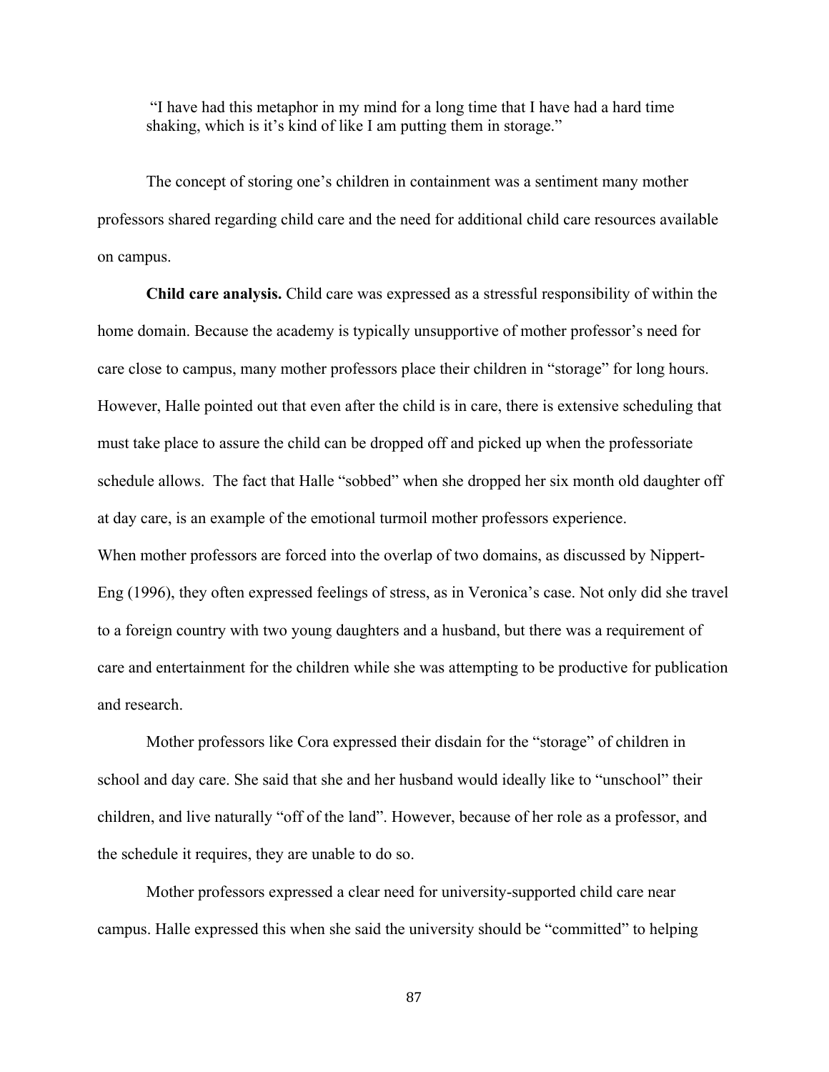> "I have had this metaphor in my mind for a long time that I have had a hard time shaking, which is it's kind of like I am putting them in storage."

The concept of storing one's children in containment was a sentiment many mother professors shared regarding child care and the need for additional child care resources available on campus.

**Child care analysis.** Child care was expressed as a stressful responsibility of within the home domain. Because the academy is typically unsupportive of mother professor's need for care close to campus, many mother professors place their children in "storage" for long hours. However, Halle pointed out that even after the child is in care, there is extensive scheduling that must take place to assure the child can be dropped off and picked up when the professoriate schedule allows. The fact that Halle "sobbed" when she dropped her six month old daughter off at day care, is an example of the emotional turmoil mother professors experience.
When mother professors are forced into the overlap of two domains, as discussed by Nippert-Eng (1996), they often expressed feelings of stress, as in Veronica's case. Not only did she travel to a foreign country with two young daughters and a husband, but there was a requirement of care and entertainment for the children while she was attempting to be productive for publication and research.

Mother professors like Cora expressed their disdain for the "storage" of children in school and day care. She said that she and her husband would ideally like to "unschool" their children, and live naturally "off of the land". However, because of her role as a professor, and the schedule it requires, they are unable to do so.

Mother professors expressed a clear need for university-supported child care near campus. Halle expressed this when she said the university should be "committed" to helping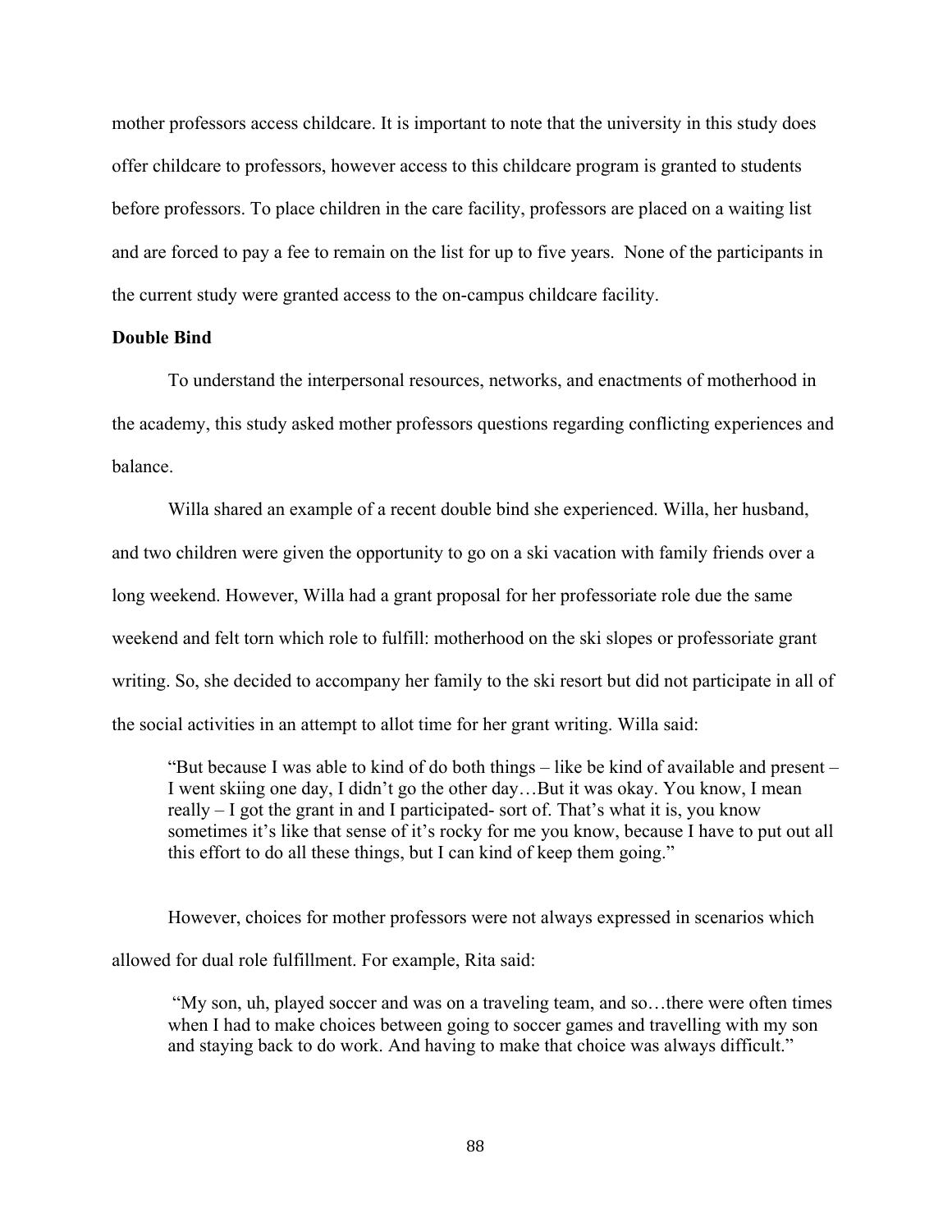mother professors access childcare. It is important to note that the university in this study does offer childcare to professors, however access to this childcare program is granted to students before professors. To place children in the care facility, professors are placed on a waiting list and are forced to pay a fee to remain on the list for up to five years. None of the participants in the current study were granted access to the on-campus childcare facility.

**Double Bind**

To understand the interpersonal resources, networks, and enactments of motherhood in the academy, this study asked mother professors questions regarding conflicting experiences and balance.

Willa shared an example of a recent double bind she experienced. Willa, her husband, and two children were given the opportunity to go on a ski vacation with family friends over a long weekend. However, Willa had a grant proposal for her professoriate role due the same weekend and felt torn which role to fulfill: motherhood on the ski slopes or professoriate grant writing. So, she decided to accompany her family to the ski resort but did not participate in all of the social activities in an attempt to allot time for her grant writing. Willa said:

> "But because I was able to kind of do both things – like be kind of available and present – I went skiing one day, I didn't go the other day…But it was okay. You know, I mean really – I got the grant in and I participated- sort of. That's what it is, you know sometimes it's like that sense of it's rocky for me you know, because I have to put out all this effort to do all these things, but I can kind of keep them going."

However, choices for mother professors were not always expressed in scenarios which allowed for dual role fulfillment. For example, Rita said:

> "My son, uh, played soccer and was on a traveling team, and so…there were often times when I had to make choices between going to soccer games and travelling with my son and staying back to do work. And having to make that choice was always difficult."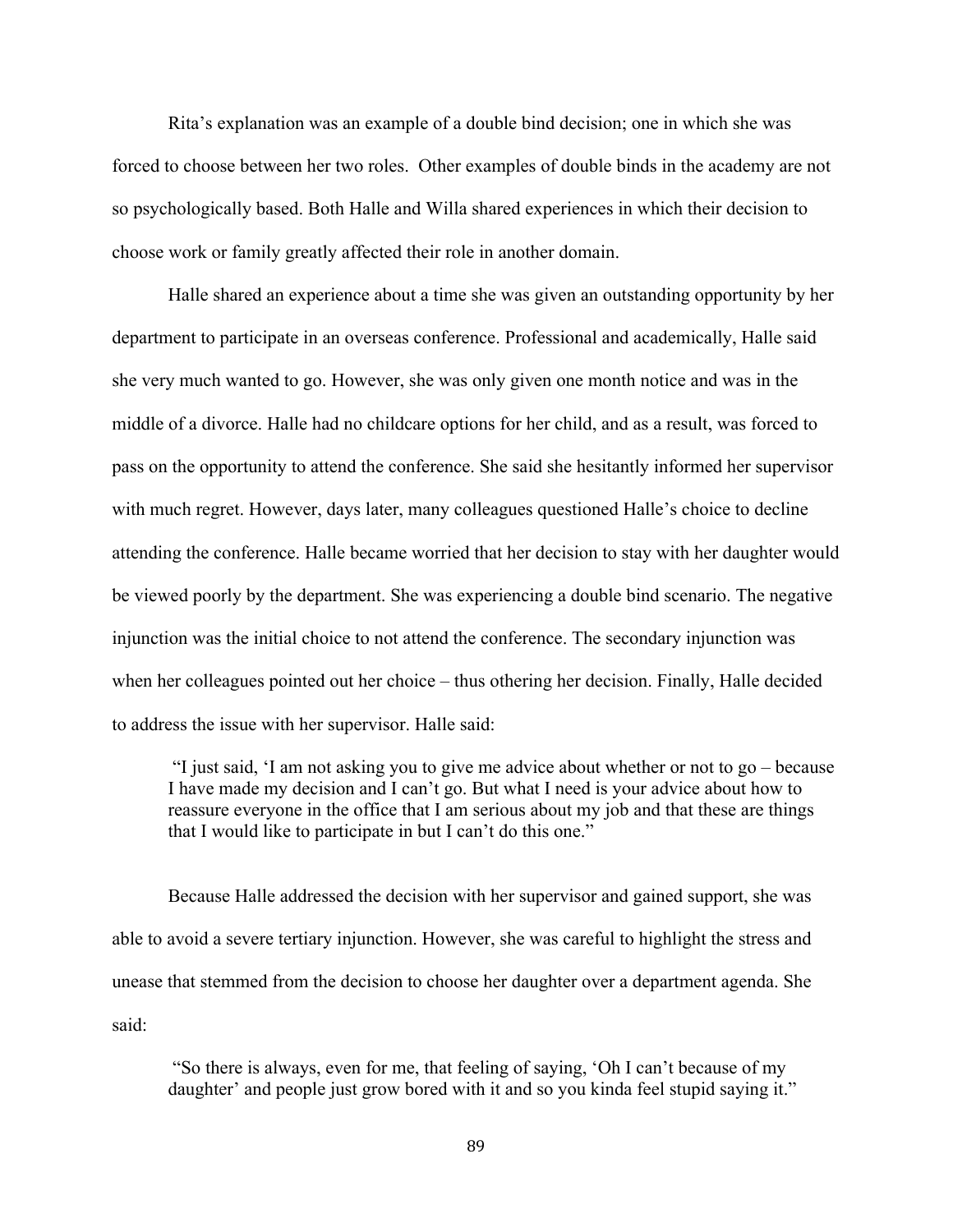Rita's explanation was an example of a double bind decision; one in which she was forced to choose between her two roles. Other examples of double binds in the academy are not so psychologically based. Both Halle and Willa shared experiences in which their decision to choose work or family greatly affected their role in another domain.

Halle shared an experience about a time she was given an outstanding opportunity by her department to participate in an overseas conference. Professional and academically, Halle said she very much wanted to go. However, she was only given one month notice and was in the middle of a divorce. Halle had no childcare options for her child, and as a result, was forced to pass on the opportunity to attend the conference. She said she hesitantly informed her supervisor with much regret. However, days later, many colleagues questioned Halle's choice to decline attending the conference. Halle became worried that her decision to stay with her daughter would be viewed poorly by the department. She was experiencing a double bind scenario. The negative injunction was the initial choice to not attend the conference. The secondary injunction was when her colleagues pointed out her choice – thus othering her decision. Finally, Halle decided to address the issue with her supervisor. Halle said:

> "I just said, 'I am not asking you to give me advice about whether or not to go – because I have made my decision and I can't go. But what I need is your advice about how to reassure everyone in the office that I am serious about my job and that these are things that I would like to participate in but I can't do this one."

Because Halle addressed the decision with her supervisor and gained support, she was able to avoid a severe tertiary injunction. However, she was careful to highlight the stress and unease that stemmed from the decision to choose her daughter over a department agenda. She said:

> "So there is always, even for me, that feeling of saying, 'Oh I can't because of my daughter' and people just grow bored with it and so you kinda feel stupid saying it."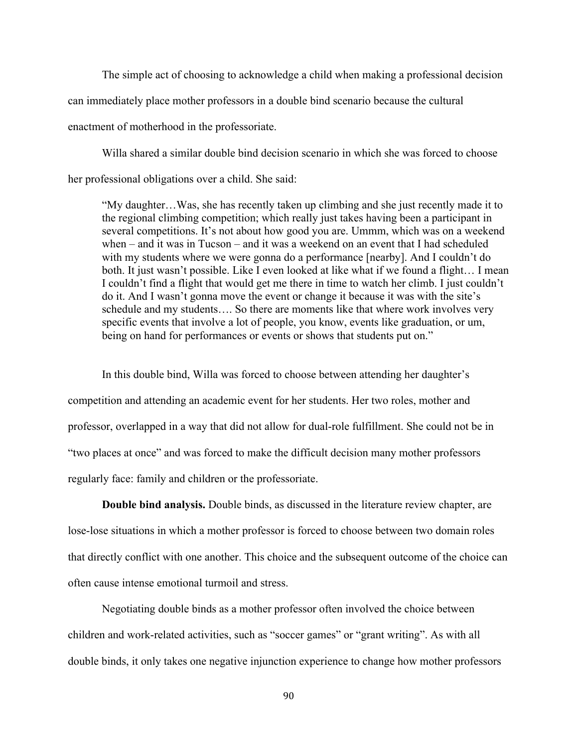The simple act of choosing to acknowledge a child when making a professional decision can immediately place mother professors in a double bind scenario because the cultural enactment of motherhood in the professoriate.

Willa shared a similar double bind decision scenario in which she was forced to choose her professional obligations over a child. She said:

> "My daughter…Was, she has recently taken up climbing and she just recently made it to the regional climbing competition; which really just takes having been a participant in several competitions. It's not about how good you are. Ummm, which was on a weekend when – and it was in Tucson – and it was a weekend on an event that I had scheduled with my students where we were gonna do a performance [nearby]. And I couldn't do both. It just wasn't possible. Like I even looked at like what if we found a flight… I mean I couldn't find a flight that would get me there in time to watch her climb. I just couldn't do it. And I wasn't gonna move the event or change it because it was with the site's schedule and my students…. So there are moments like that where work involves very specific events that involve a lot of people, you know, events like graduation, or um, being on hand for performances or events or shows that students put on."

In this double bind, Willa was forced to choose between attending her daughter's competition and attending an academic event for her students. Her two roles, mother and professor, overlapped in a way that did not allow for dual-role fulfillment. She could not be in "two places at once" and was forced to make the difficult decision many mother professors regularly face: family and children or the professoriate.

**Double bind analysis.** Double binds, as discussed in the literature review chapter, are lose-lose situations in which a mother professor is forced to choose between two domain roles that directly conflict with one another. This choice and the subsequent outcome of the choice can often cause intense emotional turmoil and stress.

Negotiating double binds as a mother professor often involved the choice between children and work-related activities, such as "soccer games" or "grant writing". As with all double binds, it only takes one negative injunction experience to change how mother professors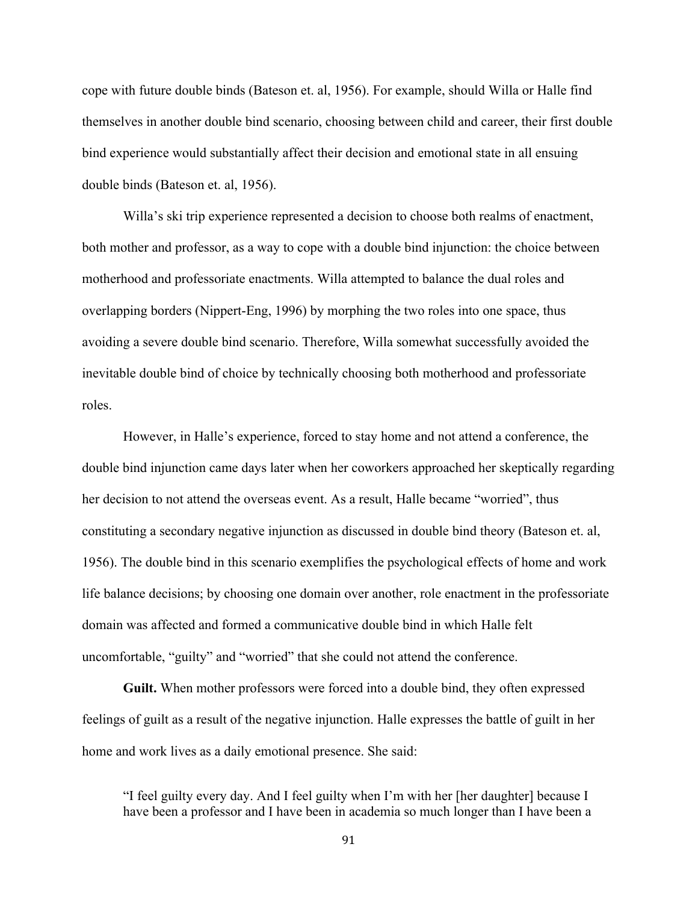cope with future double binds (Bateson et. al, 1956). For example, should Willa or Halle find themselves in another double bind scenario, choosing between child and career, their first double bind experience would substantially affect their decision and emotional state in all ensuing double binds (Bateson et. al, 1956).

Willa's ski trip experience represented a decision to choose both realms of enactment, both mother and professor, as a way to cope with a double bind injunction: the choice between motherhood and professoriate enactments. Willa attempted to balance the dual roles and overlapping borders (Nippert-Eng, 1996) by morphing the two roles into one space, thus avoiding a severe double bind scenario. Therefore, Willa somewhat successfully avoided the inevitable double bind of choice by technically choosing both motherhood and professoriate roles.

However, in Halle's experience, forced to stay home and not attend a conference, the double bind injunction came days later when her coworkers approached her skeptically regarding her decision to not attend the overseas event. As a result, Halle became "worried", thus constituting a secondary negative injunction as discussed in double bind theory (Bateson et. al, 1956). The double bind in this scenario exemplifies the psychological effects of home and work life balance decisions; by choosing one domain over another, role enactment in the professoriate domain was affected and formed a communicative double bind in which Halle felt uncomfortable, "guilty" and "worried" that she could not attend the conference.

**Guilt.** When mother professors were forced into a double bind, they often expressed feelings of guilt as a result of the negative injunction. Halle expresses the battle of guilt in her home and work lives as a daily emotional presence. She said:

> "I feel guilty every day. And I feel guilty when I'm with her [her daughter] because I have been a professor and I have been in academia so much longer than I have been a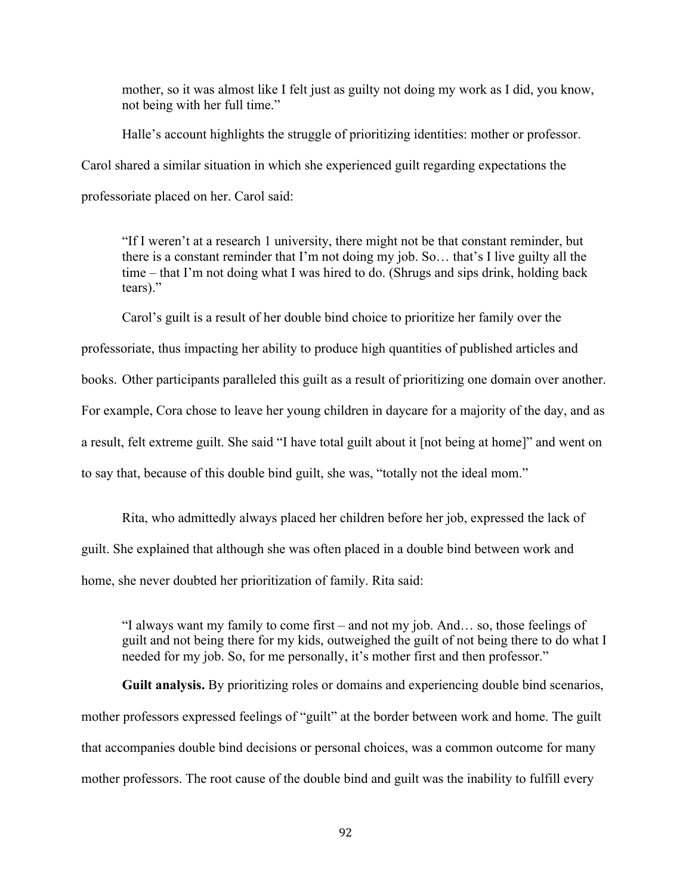mother, so it was almost like I felt just as guilty not doing my work as I did, you know, not being with her full time."

Halle's account highlights the struggle of prioritizing identities: mother or professor. Carol shared a similar situation in which she experienced guilt regarding expectations the professoriate placed on her. Carol said:

> "If I weren't at a research 1 university, there might not be that constant reminder, but there is a constant reminder that I'm not doing my job. So… that's I live guilty all the time – that I'm not doing what I was hired to do. (Shrugs and sips drink, holding back tears)."

Carol's guilt is a result of her double bind choice to prioritize her family over the professoriate, thus impacting her ability to produce high quantities of published articles and books. Other participants paralleled this guilt as a result of prioritizing one domain over another. For example, Cora chose to leave her young children in daycare for a majority of the day, and as a result, felt extreme guilt. She said "I have total guilt about it [not being at home]" and went on to say that, because of this double bind guilt, she was, "totally not the ideal mom."

Rita, who admittedly always placed her children before her job, expressed the lack of guilt. She explained that although she was often placed in a double bind between work and home, she never doubted her prioritization of family. Rita said:

> "I always want my family to come first – and not my job. And… so, those feelings of guilt and not being there for my kids, outweighed the guilt of not being there to do what I needed for my job. So, for me personally, it's mother first and then professor."

**Guilt analysis.** By prioritizing roles or domains and experiencing double bind scenarios, mother professors expressed feelings of "guilt" at the border between work and home. The guilt that accompanies double bind decisions or personal choices, was a common outcome for many mother professors. The root cause of the double bind and guilt was the inability to fulfill every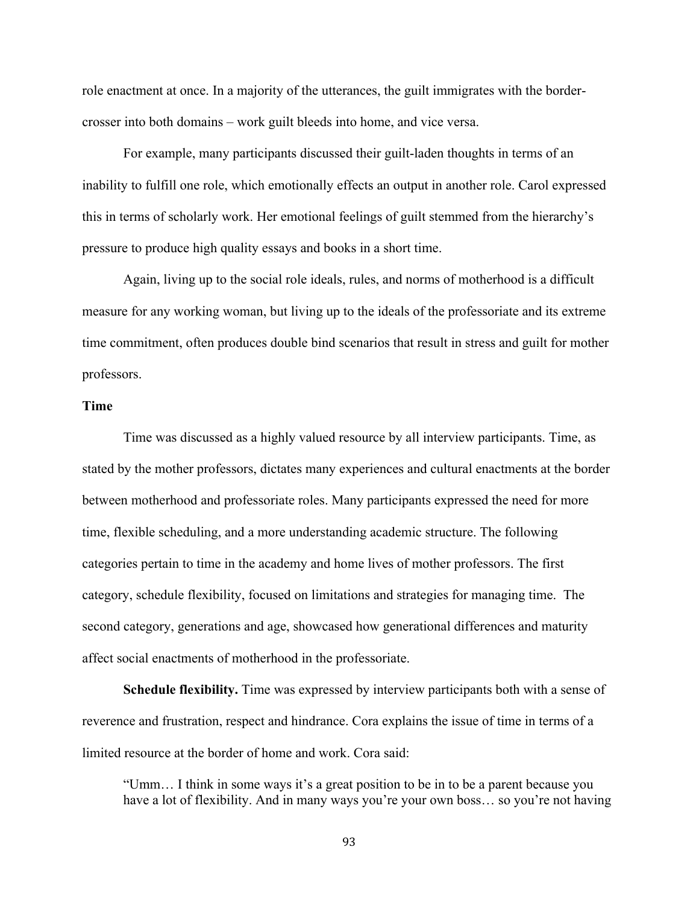role enactment at once. In a majority of the utterances, the guilt immigrates with the border-crosser into both domains – work guilt bleeds into home, and vice versa.

For example, many participants discussed their guilt-laden thoughts in terms of an inability to fulfill one role, which emotionally effects an output in another role. Carol expressed this in terms of scholarly work. Her emotional feelings of guilt stemmed from the hierarchy's pressure to produce high quality essays and books in a short time.

Again, living up to the social role ideals, rules, and norms of motherhood is a difficult measure for any working woman, but living up to the ideals of the professoriate and its extreme time commitment, often produces double bind scenarios that result in stress and guilt for mother professors.

**Time**

Time was discussed as a highly valued resource by all interview participants. Time, as stated by the mother professors, dictates many experiences and cultural enactments at the border between motherhood and professoriate roles. Many participants expressed the need for more time, flexible scheduling, and a more understanding academic structure. The following categories pertain to time in the academy and home lives of mother professors. The first category, schedule flexibility, focused on limitations and strategies for managing time. The second category, generations and age, showcased how generational differences and maturity affect social enactments of motherhood in the professoriate.

**Schedule flexibility.** Time was expressed by interview participants both with a sense of reverence and frustration, respect and hindrance. Cora explains the issue of time in terms of a limited resource at the border of home and work. Cora said:

> "Umm… I think in some ways it's a great position to be in to be a parent because you have a lot of flexibility. And in many ways you're your own boss… so you're not having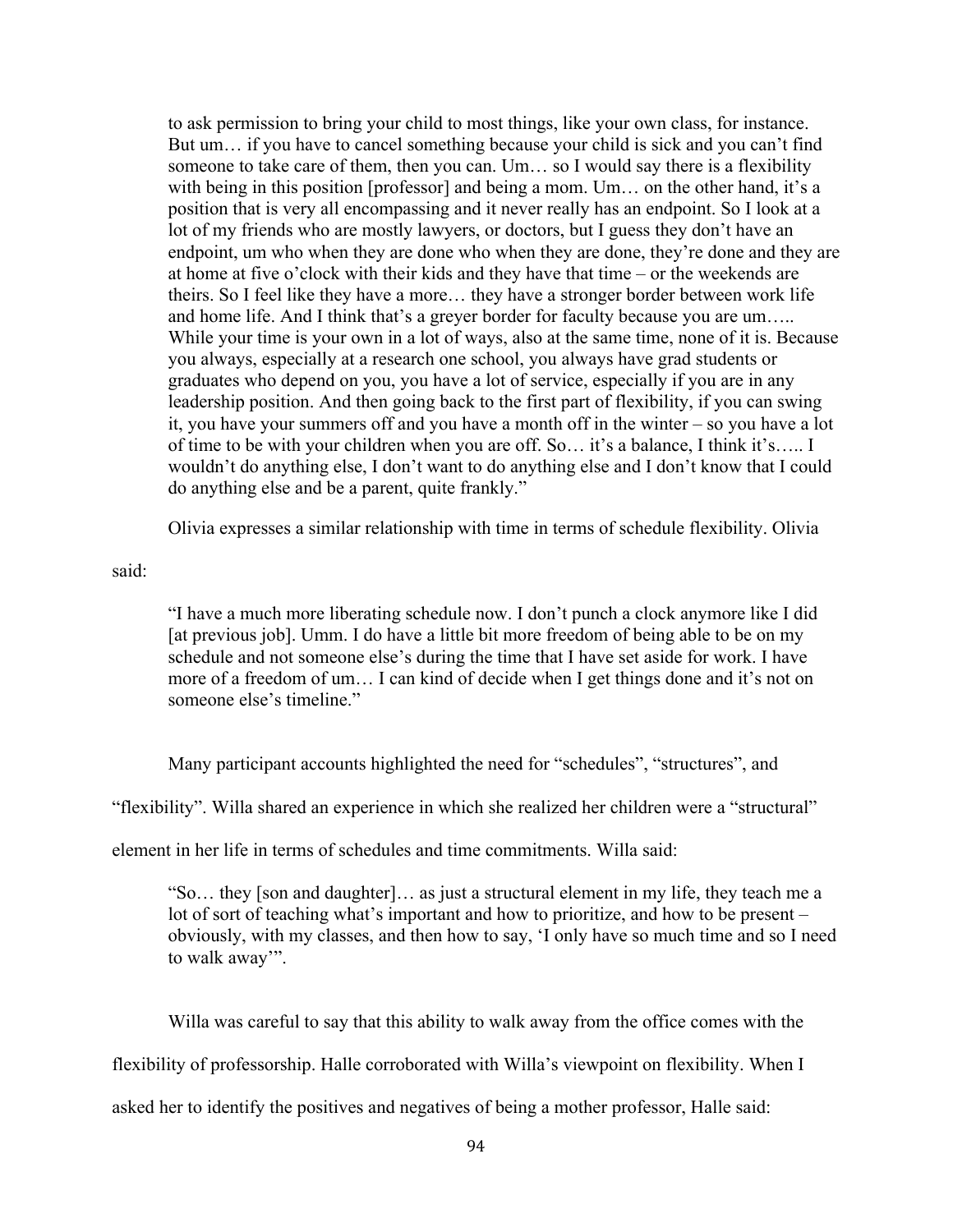> to ask permission to bring your child to most things, like your own class, for instance. But um… if you have to cancel something because your child is sick and you can't find someone to take care of them, then you can. Um… so I would say there is a flexibility with being in this position [professor] and being a mom. Um… on the other hand, it's a position that is very all encompassing and it never really has an endpoint. So I look at a lot of my friends who are mostly lawyers, or doctors, but I guess they don't have an endpoint, um who when they are done who when they are done, they're done and they are at home at five o'clock with their kids and they have that time – or the weekends are theirs. So I feel like they have a more… they have a stronger border between work life and home life. And I think that's a greyer border for faculty because you are um….. While your time is your own in a lot of ways, also at the same time, none of it is. Because you always, especially at a research one school, you always have grad students or graduates who depend on you, you have a lot of service, especially if you are in any leadership position. And then going back to the first part of flexibility, if you can swing it, you have your summers off and you have a month off in the winter – so you have a lot of time to be with your children when you are off. So… it's a balance, I think it's….. I wouldn't do anything else, I don't want to do anything else and I don't know that I could do anything else and be a parent, quite frankly."

Olivia expresses a similar relationship with time in terms of schedule flexibility. Olivia said:

> "I have a much more liberating schedule now. I don't punch a clock anymore like I did [at previous job]. Umm. I do have a little bit more freedom of being able to be on my schedule and not someone else's during the time that I have set aside for work. I have more of a freedom of um… I can kind of decide when I get things done and it's not on someone else's timeline."

Many participant accounts highlighted the need for "schedules", "structures", and "flexibility". Willa shared an experience in which she realized her children were a "structural" element in her life in terms of schedules and time commitments. Willa said:

> "So… they [son and daughter]… as just a structural element in my life, they teach me a lot of sort of teaching what's important and how to prioritize, and how to be present – obviously, with my classes, and then how to say, 'I only have so much time and so I need to walk away'".

Willa was careful to say that this ability to walk away from the office comes with the flexibility of professorship. Halle corroborated with Willa's viewpoint on flexibility. When I asked her to identify the positives and negatives of being a mother professor, Halle said: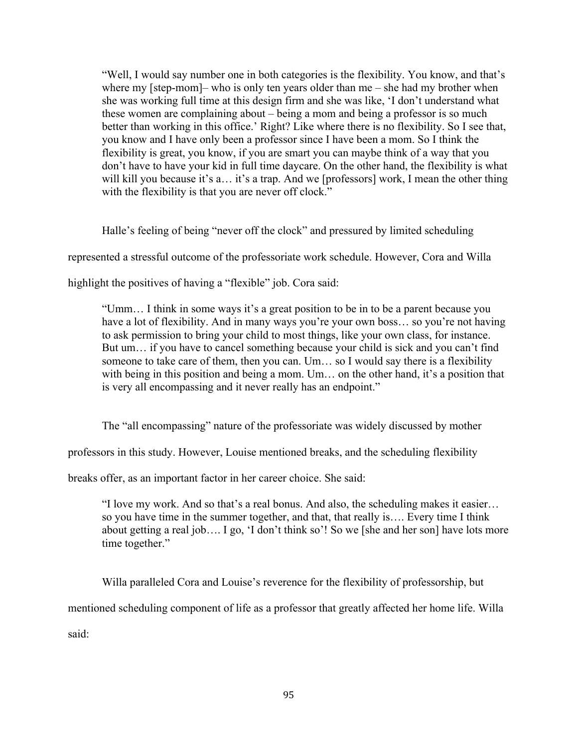> "Well, I would say number one in both categories is the flexibility. You know, and that's where my [step-mom]– who is only ten years older than me – she had my brother when she was working full time at this design firm and she was like, 'I don't understand what these women are complaining about – being a mom and being a professor is so much better than working in this office.' Right? Like where there is no flexibility. So I see that, you know and I have only been a professor since I have been a mom. So I think the flexibility is great, you know, if you are smart you can maybe think of a way that you don't have to have your kid in full time daycare. On the other hand, the flexibility is what will kill you because it's a… it's a trap. And we [professors] work, I mean the other thing with the flexibility is that you are never off clock."

Halle's feeling of being "never off the clock" and pressured by limited scheduling represented a stressful outcome of the professoriate work schedule. However, Cora and Willa highlight the positives of having a "flexible" job. Cora said:

> "Umm… I think in some ways it's a great position to be in to be a parent because you have a lot of flexibility. And in many ways you're your own boss… so you're not having to ask permission to bring your child to most things, like your own class, for instance. But um… if you have to cancel something because your child is sick and you can't find someone to take care of them, then you can. Um… so I would say there is a flexibility with being in this position and being a mom. Um… on the other hand, it's a position that is very all encompassing and it never really has an endpoint."

The "all encompassing" nature of the professoriate was widely discussed by mother professors in this study. However, Louise mentioned breaks, and the scheduling flexibility breaks offer, as an important factor in her career choice. She said:

> "I love my work. And so that's a real bonus. And also, the scheduling makes it easier… so you have time in the summer together, and that, that really is…. Every time I think about getting a real job…. I go, 'I don't think so'! So we [she and her son] have lots more time together."

Willa paralleled Cora and Louise's reverence for the flexibility of professorship, but mentioned scheduling component of life as a professor that greatly affected her home life. Willa said: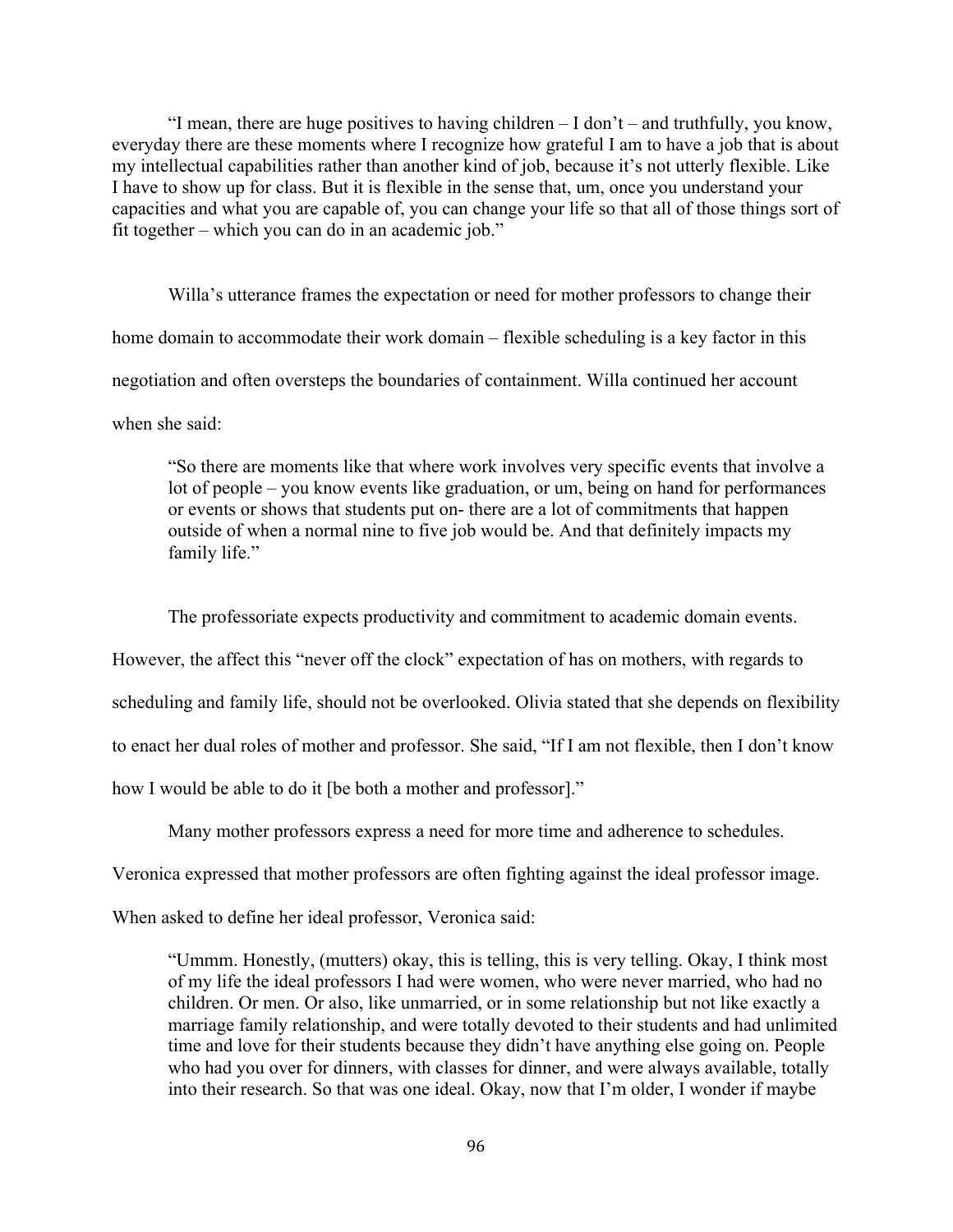> "I mean, there are huge positives to having children – I don't – and truthfully, you know, everyday there are these moments where I recognize how grateful I am to have a job that is about my intellectual capabilities rather than another kind of job, because it's not utterly flexible. Like I have to show up for class. But it is flexible in the sense that, um, once you understand your capacities and what you are capable of, you can change your life so that all of those things sort of fit together – which you can do in an academic job."

Willa's utterance frames the expectation or need for mother professors to change their home domain to accommodate their work domain – flexible scheduling is a key factor in this negotiation and often oversteps the boundaries of containment. Willa continued her account when she said:

> "So there are moments like that where work involves very specific events that involve a lot of people – you know events like graduation, or um, being on hand for performances or events or shows that students put on- there are a lot of commitments that happen outside of when a normal nine to five job would be. And that definitely impacts my family life."

The professoriate expects productivity and commitment to academic domain events. However, the affect this "never off the clock" expectation of has on mothers, with regards to scheduling and family life, should not be overlooked. Olivia stated that she depends on flexibility to enact her dual roles of mother and professor. She said, "If I am not flexible, then I don't know how I would be able to do it [be both a mother and professor]."

Many mother professors express a need for more time and adherence to schedules. Veronica expressed that mother professors are often fighting against the ideal professor image. When asked to define her ideal professor, Veronica said:

> "Ummm. Honestly, (mutters) okay, this is telling, this is very telling. Okay, I think most of my life the ideal professors I had were women, who were never married, who had no children. Or men. Or also, like unmarried, or in some relationship but not like exactly a marriage family relationship, and were totally devoted to their students and had unlimited time and love for their students because they didn't have anything else going on. People who had you over for dinners, with classes for dinner, and were always available, totally into their research. So that was one ideal. Okay, now that I'm older, I wonder if maybe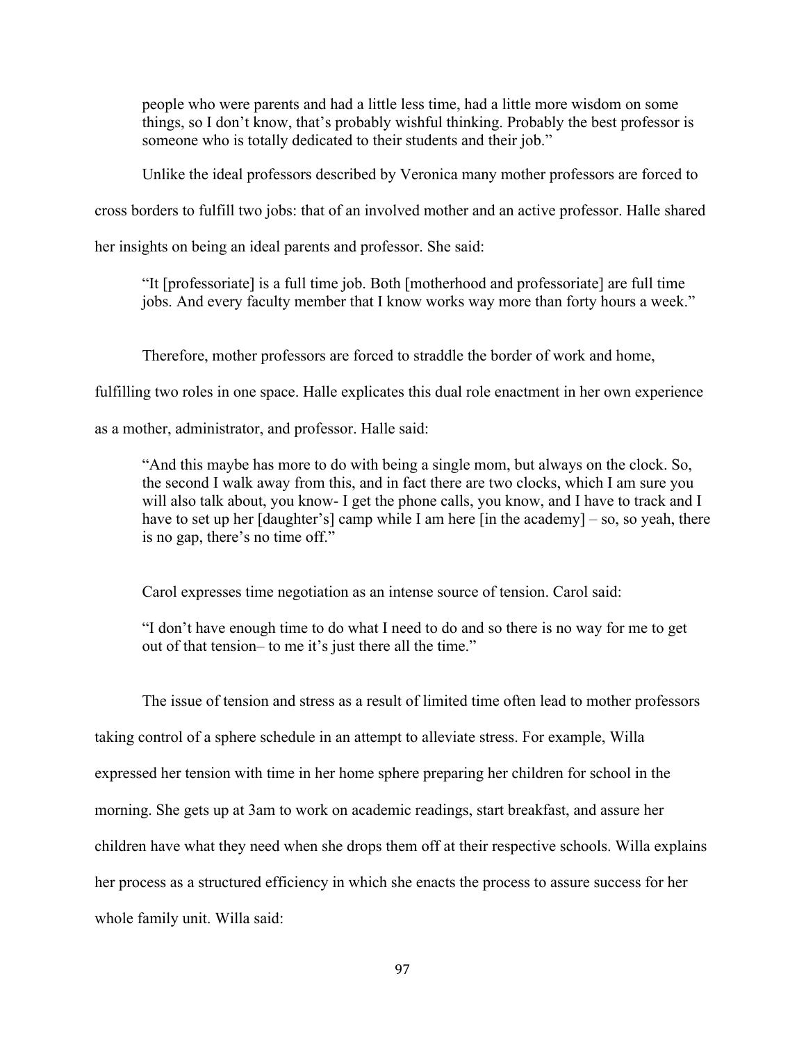> people who were parents and had a little less time, had a little more wisdom on some things, so I don't know, that's probably wishful thinking. Probably the best professor is someone who is totally dedicated to their students and their job."

Unlike the ideal professors described by Veronica many mother professors are forced to cross borders to fulfill two jobs: that of an involved mother and an active professor. Halle shared her insights on being an ideal parents and professor. She said:

> "It [professoriate] is a full time job. Both [motherhood and professoriate] are full time jobs. And every faculty member that I know works way more than forty hours a week."

Therefore, mother professors are forced to straddle the border of work and home, fulfilling two roles in one space. Halle explicates this dual role enactment in her own experience as a mother, administrator, and professor. Halle said:

> "And this maybe has more to do with being a single mom, but always on the clock. So, the second I walk away from this, and in fact there are two clocks, which I am sure you will also talk about, you know- I get the phone calls, you know, and I have to track and I have to set up her [daughter's] camp while I am here [in the academy] – so, so yeah, there is no gap, there's no time off."

Carol expresses time negotiation as an intense source of tension. Carol said:

> "I don't have enough time to do what I need to do and so there is no way for me to get out of that tension– to me it's just there all the time."

The issue of tension and stress as a result of limited time often lead to mother professors taking control of a sphere schedule in an attempt to alleviate stress. For example, Willa expressed her tension with time in her home sphere preparing her children for school in the morning. She gets up at 3am to work on academic readings, start breakfast, and assure her children have what they need when she drops them off at their respective schools. Willa explains her process as a structured efficiency in which she enacts the process to assure success for her whole family unit. Willa said: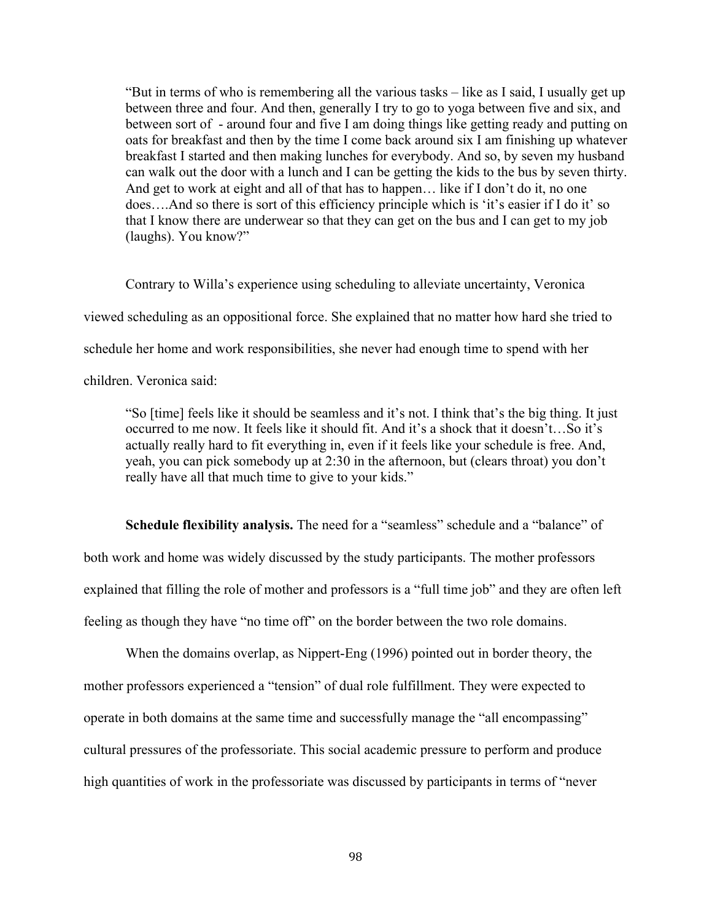> "But in terms of who is remembering all the various tasks – like as I said, I usually get up between three and four. And then, generally I try to go to yoga between five and six, and between sort of - around four and five I am doing things like getting ready and putting on oats for breakfast and then by the time I come back around six I am finishing up whatever breakfast I started and then making lunches for everybody. And so, by seven my husband can walk out the door with a lunch and I can be getting the kids to the bus by seven thirty. And get to work at eight and all of that has to happen… like if I don't do it, no one does….And so there is sort of this efficiency principle which is 'it's easier if I do it' so that I know there are underwear so that they can get on the bus and I can get to my job (laughs). You know?"

Contrary to Willa's experience using scheduling to alleviate uncertainty, Veronica viewed scheduling as an oppositional force. She explained that no matter how hard she tried to schedule her home and work responsibilities, she never had enough time to spend with her children. Veronica said:

> "So [time] feels like it should be seamless and it's not. I think that's the big thing. It just occurred to me now. It feels like it should fit. And it's a shock that it doesn't…So it's actually really hard to fit everything in, even if it feels like your schedule is free. And, yeah, you can pick somebody up at 2:30 in the afternoon, but (clears throat) you don't really have all that much time to give to your kids."

**Schedule flexibility analysis.** The need for a "seamless" schedule and a "balance" of both work and home was widely discussed by the study participants. The mother professors explained that filling the role of mother and professors is a "full time job" and they are often left feeling as though they have "no time off" on the border between the two role domains.

When the domains overlap, as Nippert-Eng (1996) pointed out in border theory, the mother professors experienced a "tension" of dual role fulfillment. They were expected to operate in both domains at the same time and successfully manage the "all encompassing" cultural pressures of the professoriate. This social academic pressure to perform and produce high quantities of work in the professoriate was discussed by participants in terms of "never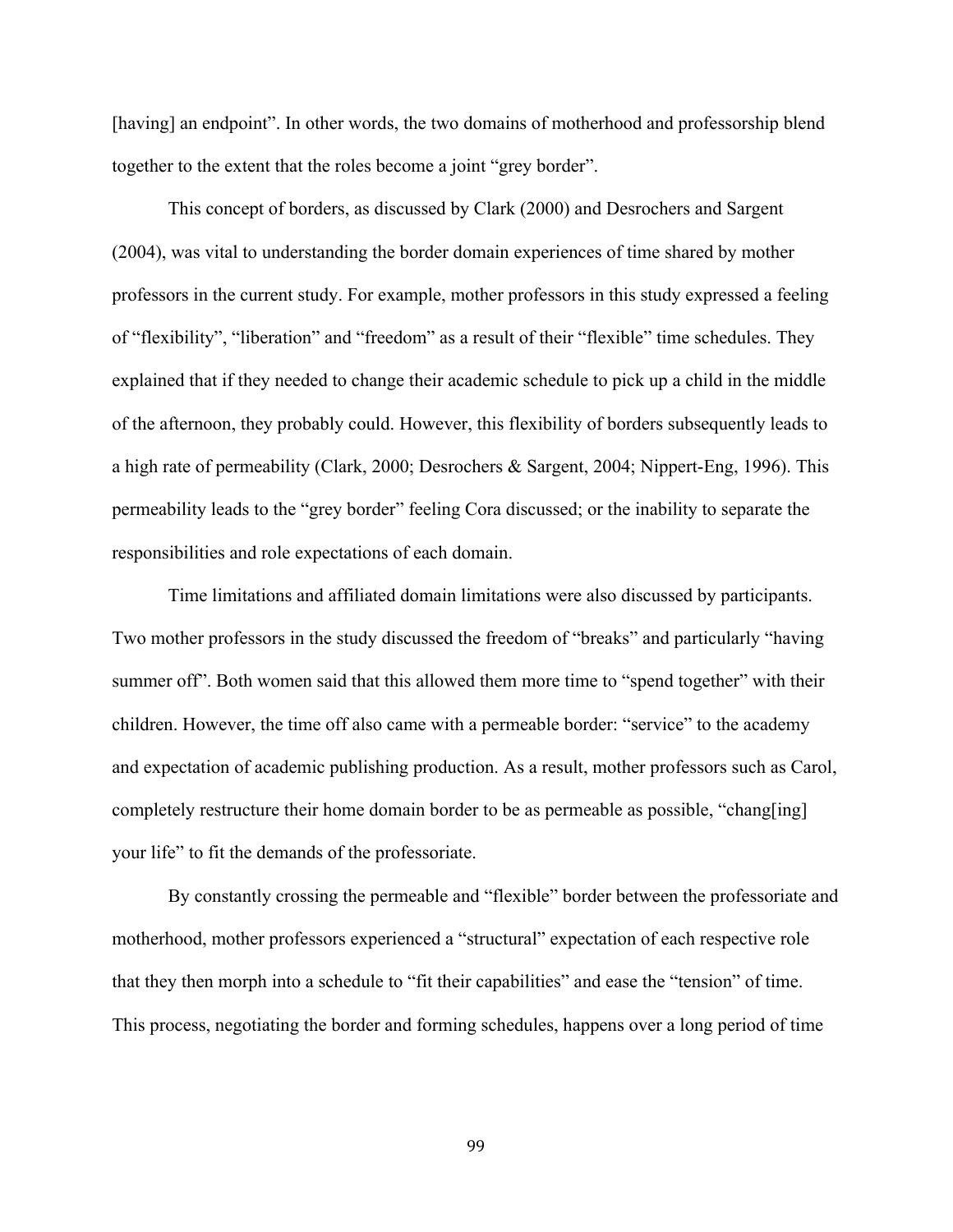[having] an endpoint". In other words, the two domains of motherhood and professorship blend together to the extent that the roles become a joint "grey border".

This concept of borders, as discussed by Clark (2000) and Desrochers and Sargent (2004), was vital to understanding the border domain experiences of time shared by mother professors in the current study. For example, mother professors in this study expressed a feeling of "flexibility", "liberation" and "freedom" as a result of their "flexible" time schedules. They explained that if they needed to change their academic schedule to pick up a child in the middle of the afternoon, they probably could. However, this flexibility of borders subsequently leads to a high rate of permeability (Clark, 2000; Desrochers & Sargent, 2004; Nippert-Eng, 1996). This permeability leads to the "grey border" feeling Cora discussed; or the inability to separate the responsibilities and role expectations of each domain.

Time limitations and affiliated domain limitations were also discussed by participants. Two mother professors in the study discussed the freedom of "breaks" and particularly "having summer off". Both women said that this allowed them more time to "spend together" with their children. However, the time off also came with a permeable border: "service" to the academy and expectation of academic publishing production. As a result, mother professors such as Carol, completely restructure their home domain border to be as permeable as possible, "chang[ing] your life" to fit the demands of the professoriate.

By constantly crossing the permeable and "flexible" border between the professoriate and motherhood, mother professors experienced a "structural" expectation of each respective role that they then morph into a schedule to "fit their capabilities" and ease the "tension" of time. This process, negotiating the border and forming schedules, happens over a long period of time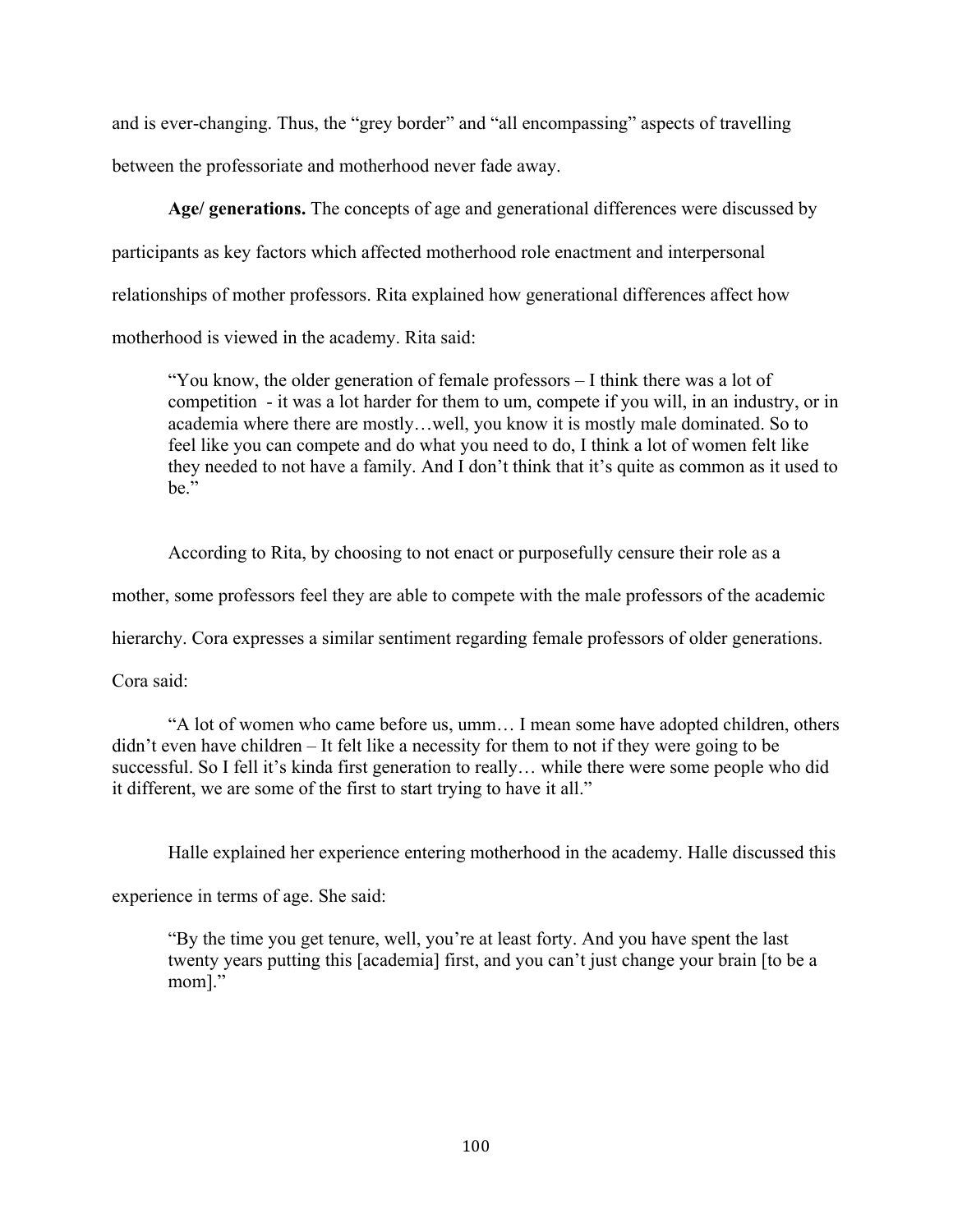and is ever-changing. Thus, the "grey border" and "all encompassing" aspects of travelling between the professoriate and motherhood never fade away.

**Age/ generations.** The concepts of age and generational differences were discussed by participants as key factors which affected motherhood role enactment and interpersonal relationships of mother professors. Rita explained how generational differences affect how motherhood is viewed in the academy. Rita said:

> "You know, the older generation of female professors – I think there was a lot of competition - it was a lot harder for them to um, compete if you will, in an industry, or in academia where there are mostly…well, you know it is mostly male dominated. So to feel like you can compete and do what you need to do, I think a lot of women felt like they needed to not have a family. And I don't think that it's quite as common as it used to be."

According to Rita, by choosing to not enact or purposefully censure their role as a mother, some professors feel they are able to compete with the male professors of the academic hierarchy. Cora expresses a similar sentiment regarding female professors of older generations. Cora said:

> "A lot of women who came before us, umm… I mean some have adopted children, others didn't even have children – It felt like a necessity for them to not if they were going to be successful. So I fell it's kinda first generation to really… while there were some people who did it different, we are some of the first to start trying to have it all."

Halle explained her experience entering motherhood in the academy. Halle discussed this experience in terms of age. She said:

> "By the time you get tenure, well, you're at least forty. And you have spent the last twenty years putting this [academia] first, and you can't just change your brain [to be a mom]."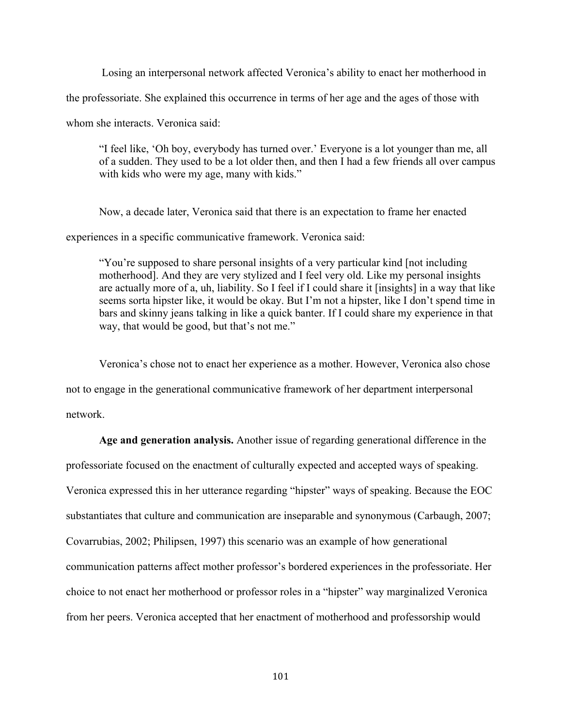Losing an interpersonal network affected Veronica's ability to enact her motherhood in the professoriate. She explained this occurrence in terms of her age and the ages of those with whom she interacts. Veronica said:

> "I feel like, 'Oh boy, everybody has turned over.' Everyone is a lot younger than me, all of a sudden. They used to be a lot older then, and then I had a few friends all over campus with kids who were my age, many with kids."

Now, a decade later, Veronica said that there is an expectation to frame her enacted experiences in a specific communicative framework. Veronica said:

> "You're supposed to share personal insights of a very particular kind [not including motherhood]. And they are very stylized and I feel very old. Like my personal insights are actually more of a, uh, liability. So I feel if I could share it [insights] in a way that like seems sorta hipster like, it would be okay. But I'm not a hipster, like I don't spend time in bars and skinny jeans talking in like a quick banter. If I could share my experience in that way, that would be good, but that's not me."

Veronica's chose not to enact her experience as a mother. However, Veronica also chose not to engage in the generational communicative framework of her department interpersonal network.

**Age and generation analysis.** Another issue of regarding generational difference in the professoriate focused on the enactment of culturally expected and accepted ways of speaking. Veronica expressed this in her utterance regarding "hipster" ways of speaking. Because the EOC substantiates that culture and communication are inseparable and synonymous (Carbaugh, 2007; Covarrubias, 2002; Philipsen, 1997) this scenario was an example of how generational communication patterns affect mother professor's bordered experiences in the professoriate. Her choice to not enact her motherhood or professor roles in a "hipster" way marginalized Veronica from her peers. Veronica accepted that her enactment of motherhood and professorship would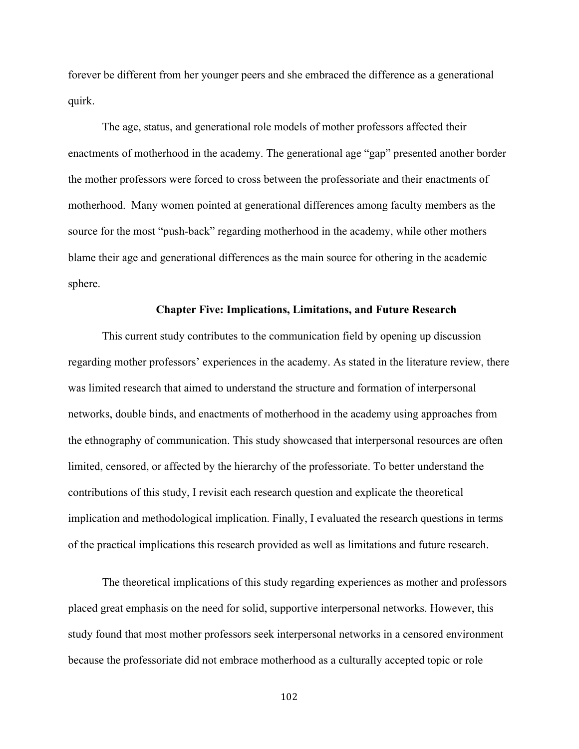forever be different from her younger peers and she embraced the difference as a generational quirk.

The age, status, and generational role models of mother professors affected their enactments of motherhood in the academy. The generational age "gap" presented another border the mother professors were forced to cross between the professoriate and their enactments of motherhood. Many women pointed at generational differences among faculty members as the source for the most "push-back" regarding motherhood in the academy, while other mothers blame their age and generational differences as the main source for othering in the academic sphere.

## Chapter Five: Implications, Limitations, and Future Research

This current study contributes to the communication field by opening up discussion regarding mother professors' experiences in the academy. As stated in the literature review, there was limited research that aimed to understand the structure and formation of interpersonal networks, double binds, and enactments of motherhood in the academy using approaches from the ethnography of communication. This study showcased that interpersonal resources are often limited, censored, or affected by the hierarchy of the professoriate. To better understand the contributions of this study, I revisit each research question and explicate the theoretical implication and methodological implication. Finally, I evaluated the research questions in terms of the practical implications this research provided as well as limitations and future research.

The theoretical implications of this study regarding experiences as mother and professors placed great emphasis on the need for solid, supportive interpersonal networks. However, this study found that most mother professors seek interpersonal networks in a censored environment because the professoriate did not embrace motherhood as a culturally accepted topic or role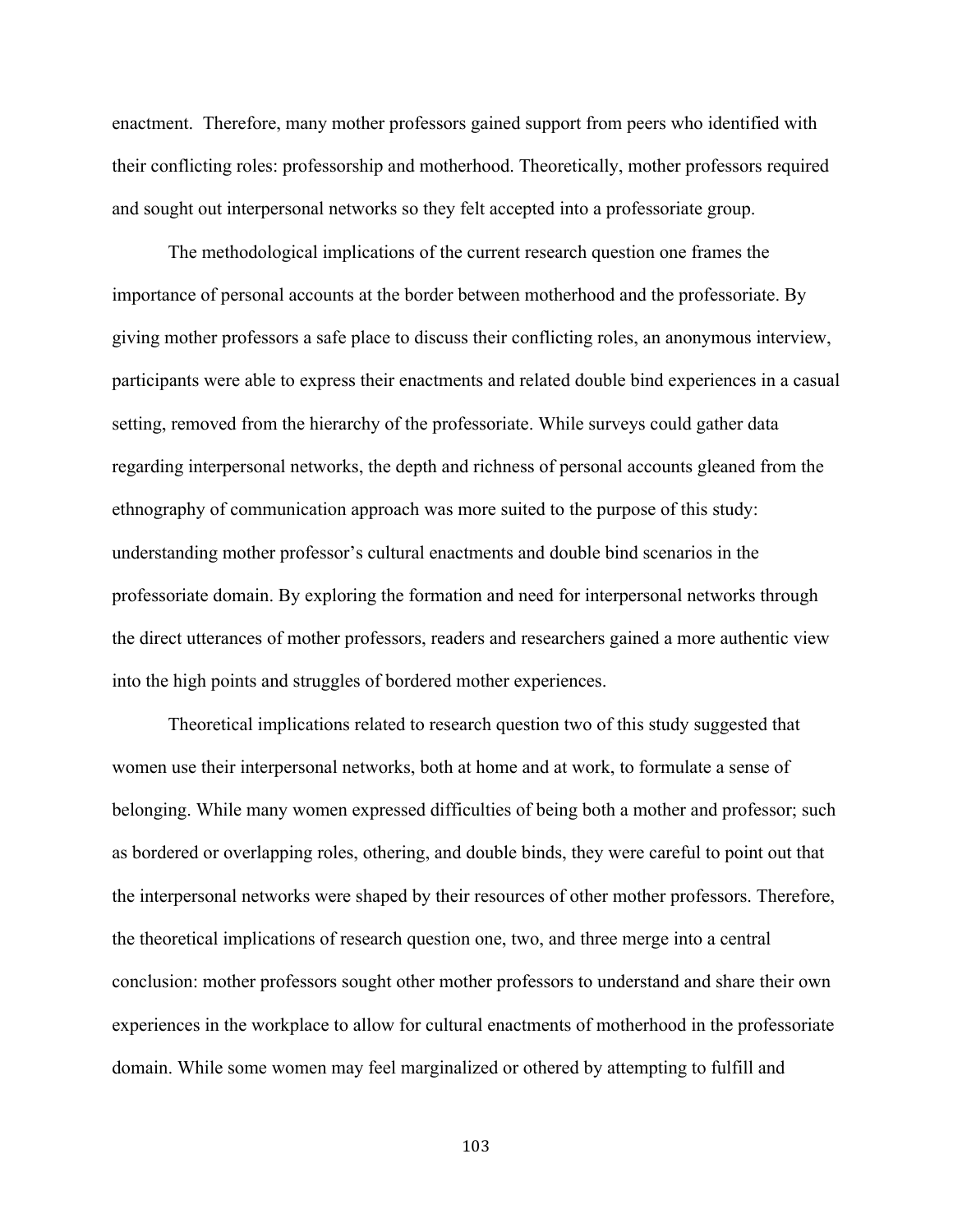enactment. Therefore, many mother professors gained support from peers who identified with their conflicting roles: professorship and motherhood. Theoretically, mother professors required and sought out interpersonal networks so they felt accepted into a professoriate group.

The methodological implications of the current research question one frames the importance of personal accounts at the border between motherhood and the professoriate. By giving mother professors a safe place to discuss their conflicting roles, an anonymous interview, participants were able to express their enactments and related double bind experiences in a casual setting, removed from the hierarchy of the professoriate. While surveys could gather data regarding interpersonal networks, the depth and richness of personal accounts gleaned from the ethnography of communication approach was more suited to the purpose of this study: understanding mother professor's cultural enactments and double bind scenarios in the professoriate domain. By exploring the formation and need for interpersonal networks through the direct utterances of mother professors, readers and researchers gained a more authentic view into the high points and struggles of bordered mother experiences.

Theoretical implications related to research question two of this study suggested that women use their interpersonal networks, both at home and at work, to formulate a sense of belonging. While many women expressed difficulties of being both a mother and professor; such as bordered or overlapping roles, othering, and double binds, they were careful to point out that the interpersonal networks were shaped by their resources of other mother professors. Therefore, the theoretical implications of research question one, two, and three merge into a central conclusion: mother professors sought other mother professors to understand and share their own experiences in the workplace to allow for cultural enactments of motherhood in the professoriate domain. While some women may feel marginalized or othered by attempting to fulfill and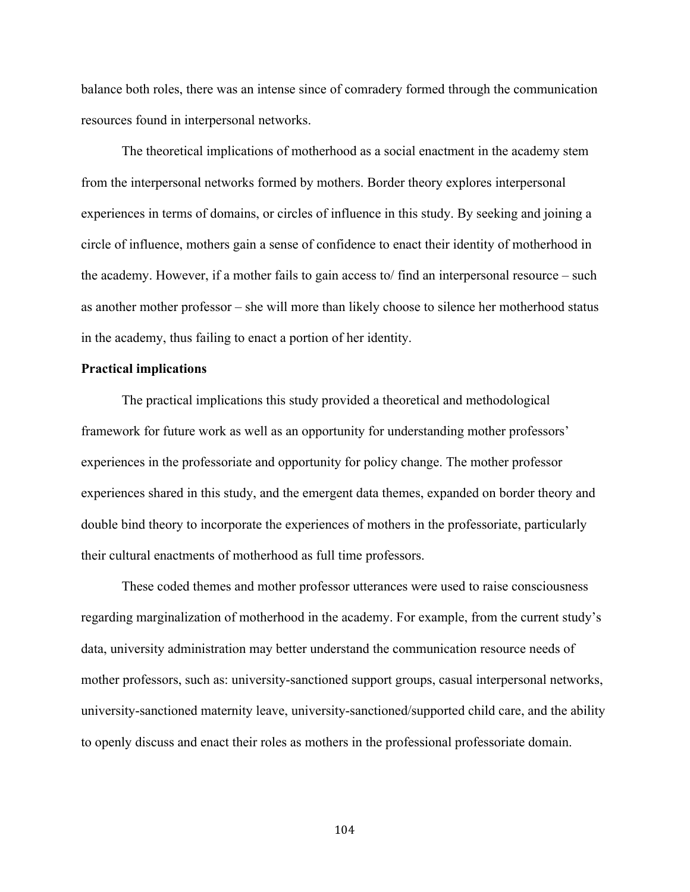balance both roles, there was an intense since of comradery formed through the communication resources found in interpersonal networks.

The theoretical implications of motherhood as a social enactment in the academy stem from the interpersonal networks formed by mothers. Border theory explores interpersonal experiences in terms of domains, or circles of influence in this study. By seeking and joining a circle of influence, mothers gain a sense of confidence to enact their identity of motherhood in the academy. However, if a mother fails to gain access to/ find an interpersonal resource – such as another mother professor – she will more than likely choose to silence her motherhood status in the academy, thus failing to enact a portion of her identity.

**Practical implications**

The practical implications this study provided a theoretical and methodological framework for future work as well as an opportunity for understanding mother professors' experiences in the professoriate and opportunity for policy change. The mother professor experiences shared in this study, and the emergent data themes, expanded on border theory and double bind theory to incorporate the experiences of mothers in the professoriate, particularly their cultural enactments of motherhood as full time professors.

These coded themes and mother professor utterances were used to raise consciousness regarding marginalization of motherhood in the academy. For example, from the current study's data, university administration may better understand the communication resource needs of mother professors, such as: university-sanctioned support groups, casual interpersonal networks, university-sanctioned maternity leave, university-sanctioned/supported child care, and the ability to openly discuss and enact their roles as mothers in the professional professoriate domain.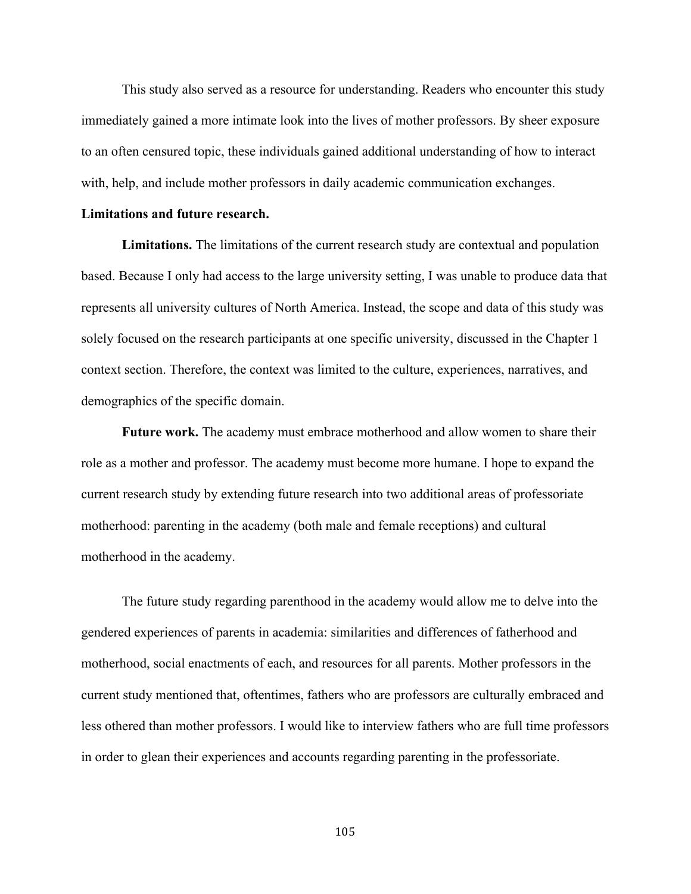This study also served as a resource for understanding. Readers who encounter this study immediately gained a more intimate look into the lives of mother professors. By sheer exposure to an often censured topic, these individuals gained additional understanding of how to interact with, help, and include mother professors in daily academic communication exchanges.

**Limitations and future research.**

**Limitations.** The limitations of the current research study are contextual and population based. Because I only had access to the large university setting, I was unable to produce data that represents all university cultures of North America. Instead, the scope and data of this study was solely focused on the research participants at one specific university, discussed in the Chapter 1 context section. Therefore, the context was limited to the culture, experiences, narratives, and demographics of the specific domain.

**Future work.** The academy must embrace motherhood and allow women to share their role as a mother and professor. The academy must become more humane. I hope to expand the current research study by extending future research into two additional areas of professoriate motherhood: parenting in the academy (both male and female receptions) and cultural motherhood in the academy.

The future study regarding parenthood in the academy would allow me to delve into the gendered experiences of parents in academia: similarities and differences of fatherhood and motherhood, social enactments of each, and resources for all parents. Mother professors in the current study mentioned that, oftentimes, fathers who are professors are culturally embraced and less othered than mother professors. I would like to interview fathers who are full time professors in order to glean their experiences and accounts regarding parenting in the professoriate.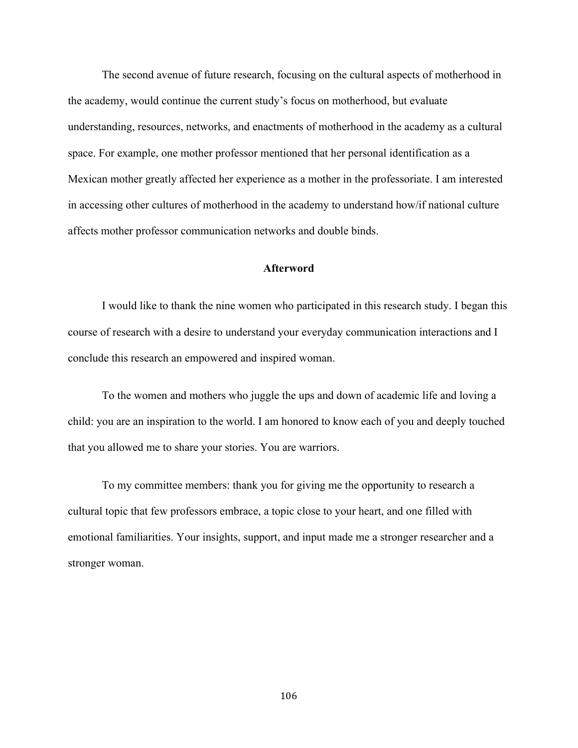The second avenue of future research, focusing on the cultural aspects of motherhood in the academy, would continue the current study's focus on motherhood, but evaluate understanding, resources, networks, and enactments of motherhood in the academy as a cultural space. For example, one mother professor mentioned that her personal identification as a Mexican mother greatly affected her experience as a mother in the professoriate. I am interested in accessing other cultures of motherhood in the academy to understand how/if national culture affects mother professor communication networks and double binds.

## Afterword

I would like to thank the nine women who participated in this research study. I began this course of research with a desire to understand your everyday communication interactions and I conclude this research an empowered and inspired woman.

To the women and mothers who juggle the ups and down of academic life and loving a child: you are an inspiration to the world. I am honored to know each of you and deeply touched that you allowed me to share your stories. You are warriors.

To my committee members: thank you for giving me the opportunity to research a cultural topic that few professors embrace, a topic close to your heart, and one filled with emotional familiarities. Your insights, support, and input made me a stronger researcher and a stronger woman.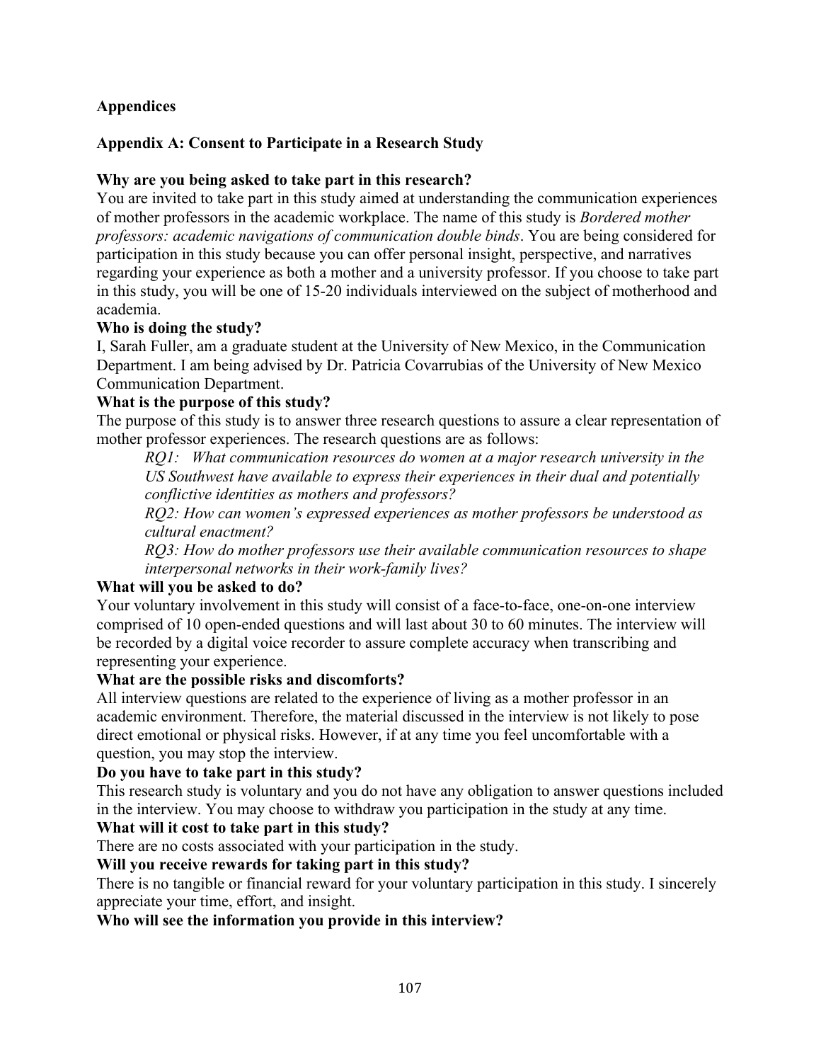**Appendices**

**Appendix A: Consent to Participate in a Research Study**

**Why are you being asked to take part in this research?**
You are invited to take part in this study aimed at understanding the communication experiences of mother professors in the academic workplace. The name of this study is *Bordered mother professors: academic navigations of communication double binds*. You are being considered for participation in this study because you can offer personal insight, perspective, and narratives regarding your experience as both a mother and a university professor. If you choose to take part in this study, you will be one of 15-20 individuals interviewed on the subject of motherhood and academia.

**Who is doing the study?**
I, Sarah Fuller, am a graduate student at the University of New Mexico, in the Communication Department. I am being advised by Dr. Patricia Covarrubias of the University of New Mexico Communication Department.

**What is the purpose of this study?**
The purpose of this study is to answer three research questions to assure a clear representation of mother professor experiences. The research questions are as follows:

> *RQ1: What communication resources do women at a major research university in the US Southwest have available to express their experiences in their dual and potentially conflictive identities as mothers and professors?*
>
> *RQ2: How can women's expressed experiences as mother professors be understood as cultural enactment?*
>
> *RQ3: How do mother professors use their available communication resources to shape interpersonal networks in their work-family lives?*

**What will you be asked to do?**
Your voluntary involvement in this study will consist of a face-to-face, one-on-one interview comprised of 10 open-ended questions and will last about 30 to 60 minutes. The interview will be recorded by a digital voice recorder to assure complete accuracy when transcribing and representing your experience.

**What are the possible risks and discomforts?**
All interview questions are related to the experience of living as a mother professor in an academic environment. Therefore, the material discussed in the interview is not likely to pose direct emotional or physical risks. However, if at any time you feel uncomfortable with a question, you may stop the interview.

**Do you have to take part in this study?**
This research study is voluntary and you do not have any obligation to answer questions included in the interview. You may choose to withdraw you participation in the study at any time.

**What will it cost to take part in this study?**
There are no costs associated with your participation in the study.

**Will you receive rewards for taking part in this study?**
There is no tangible or financial reward for your voluntary participation in this study. I sincerely appreciate your time, effort, and insight.

**Who will see the information you provide in this interview?**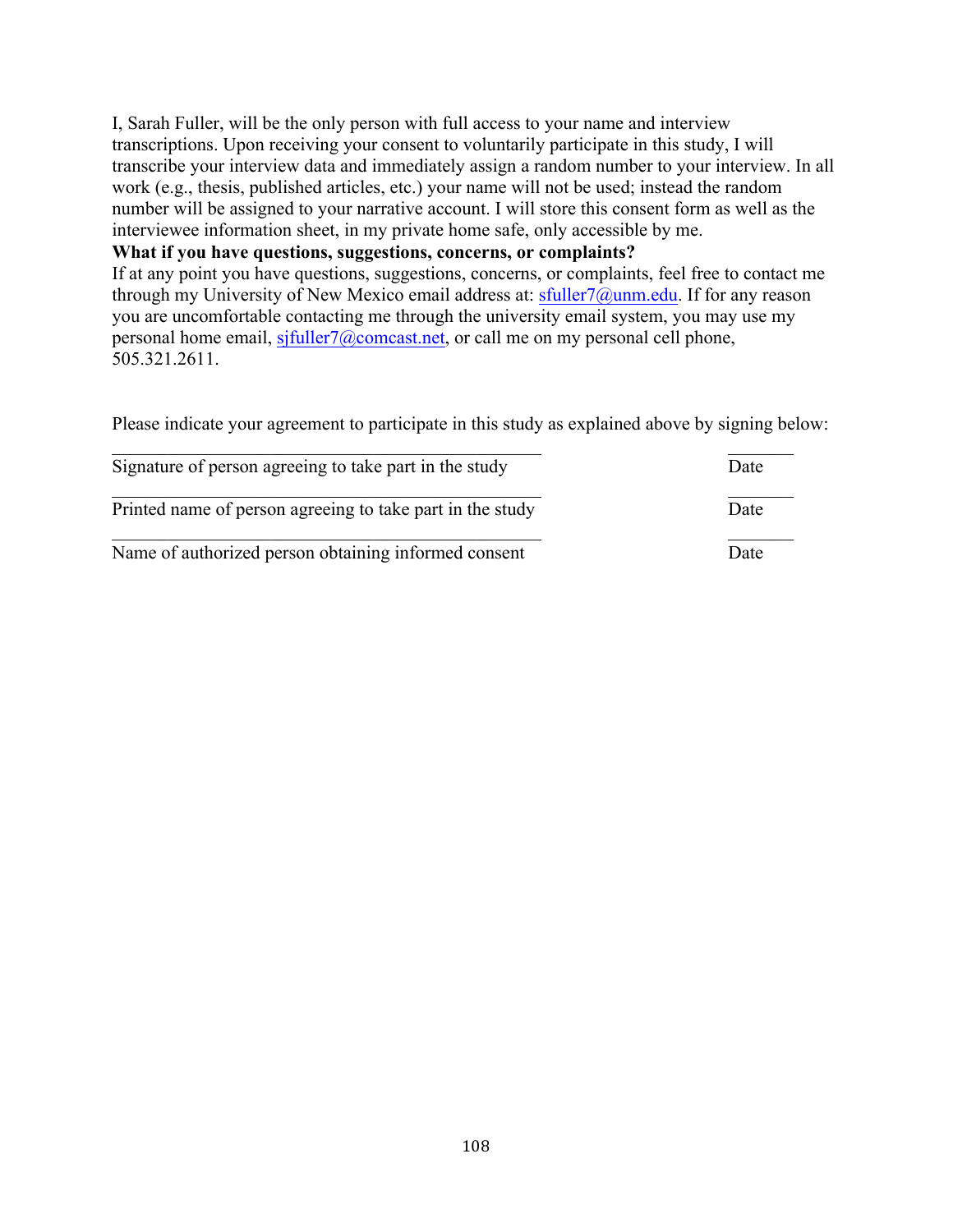I, Sarah Fuller, will be the only person with full access to your name and interview transcriptions. Upon receiving your consent to voluntarily participate in this study, I will transcribe your interview data and immediately assign a random number to your interview. In all work (e.g., thesis, published articles, etc.) your name will not be used; instead the random number will be assigned to your narrative account. I will store this consent form as well as the interviewee information sheet, in my private home safe, only accessible by me.

**What if you have questions, suggestions, concerns, or complaints?**

If at any point you have questions, suggestions, concerns, or complaints, feel free to contact me through my University of New Mexico email address at: sfuller7@unm.edu. If for any reason you are uncomfortable contacting me through the university email system, you may use my personal home email, sjfuller7@comcast.net, or call me on my personal cell phone, 505.321.2611.

Please indicate your agreement to participate in this study as explained above by signing below:

\_\_\_\_\_\_\_\_\_\_\_\_\_\_\_\_\_\_\_\_\_\_\_\_\_\_\_\_\_\_\_\_\_\_\_\_\_\_\_\_\_\_ \_\_\_\_\_\_\_\_

Signature of person agreeing to take part in the study Date

\_\_\_\_\_\_\_\_\_\_\_\_\_\_\_\_\_\_\_\_\_\_\_\_\_\_\_\_\_\_\_\_\_\_\_\_\_\_\_\_\_\_ \_\_\_\_\_\_\_\_

Printed name of person agreeing to take part in the study Date

\_\_\_\_\_\_\_\_\_\_\_\_\_\_\_\_\_\_\_\_\_\_\_\_\_\_\_\_\_\_\_\_\_\_\_\_\_\_\_\_\_\_ \_\_\_\_\_\_\_\_

Name of authorized person obtaining informed consent Date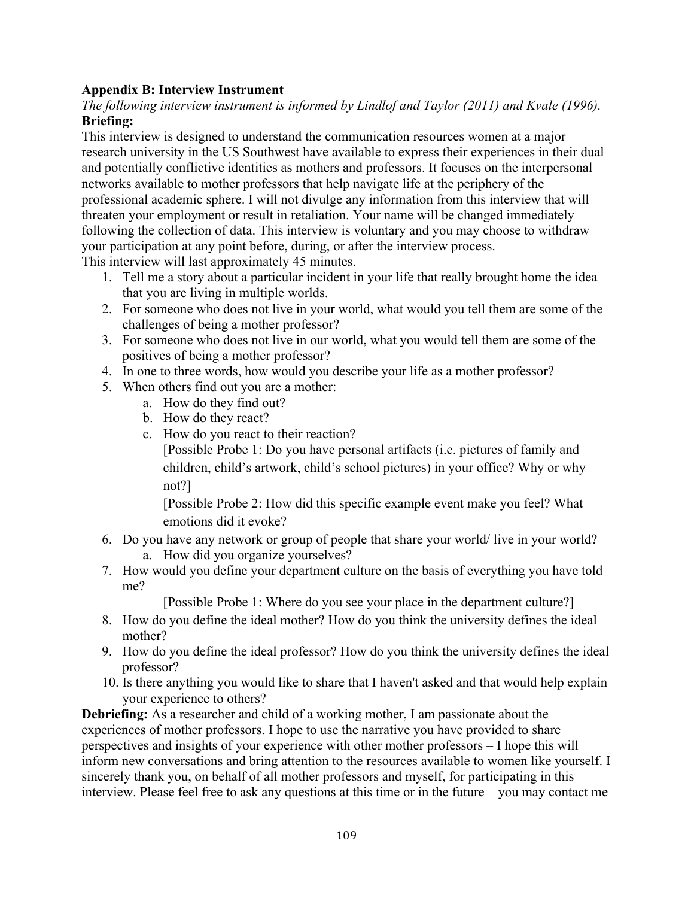**Appendix B: Interview Instrument**

*The following interview instrument is informed by Lindlof and Taylor (2011) and Kvale (1996).*

**Briefing:**

This interview is designed to understand the communication resources women at a major research university in the US Southwest have available to express their experiences in their dual and potentially conflictive identities as mothers and professors. It focuses on the interpersonal networks available to mother professors that help navigate life at the periphery of the professional academic sphere. I will not divulge any information from this interview that will threaten your employment or result in retaliation. Your name will be changed immediately following the collection of data. This interview is voluntary and you may choose to withdraw your participation at any point before, during, or after the interview process.

This interview will last approximately 45 minutes.

1. Tell me a story about a particular incident in your life that really brought home the idea that you are living in multiple worlds.
2. For someone who does not live in your world, what would you tell them are some of the challenges of being a mother professor?
3. For someone who does not live in our world, what you would tell them are some of the positives of being a mother professor?
4. In one to three words, how would you describe your life as a mother professor?
5. When others find out you are a mother:
   a. How do they find out?
   b. How do they react?
   c. How do you react to their reaction?
      [Possible Probe 1: Do you have personal artifacts (i.e. pictures of family and children, child's artwork, child's school pictures) in your office? Why or why not?]
      [Possible Probe 2: How did this specific example event make you feel? What emotions did it evoke?
6. Do you have any network or group of people that share your world/ live in your world?
   a. How did you organize yourselves?
7. How would you define your department culture on the basis of everything you have told me?
   [Possible Probe 1: Where do you see your place in the department culture?]
8. How do you define the ideal mother? How do you think the university defines the ideal mother?
9. How do you define the ideal professor? How do you think the university defines the ideal professor?
10. Is there anything you would like to share that I haven't asked and that would help explain your experience to others?

**Debriefing:** As a researcher and child of a working mother, I am passionate about the experiences of mother professors. I hope to use the narrative you have provided to share perspectives and insights of your experience with other mother professors – I hope this will inform new conversations and bring attention to the resources available to women like yourself. I sincerely thank you, on behalf of all mother professors and myself, for participating in this interview. Please feel free to ask any questions at this time or in the future – you may contact me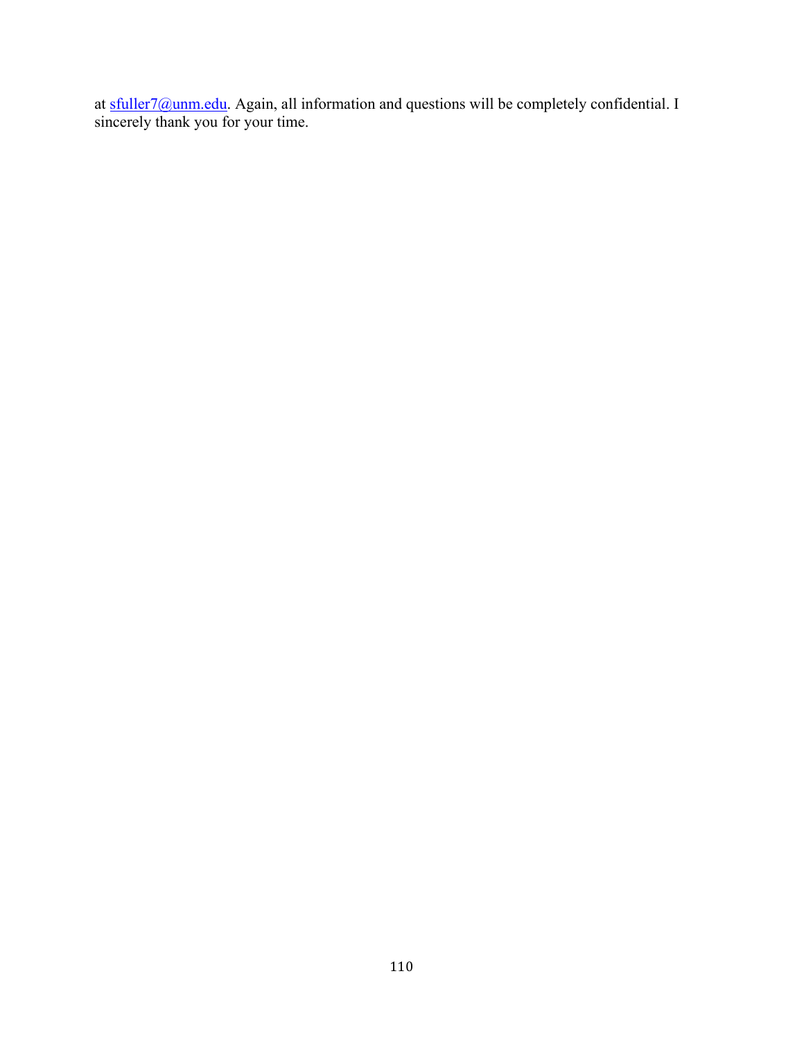at sfuller7@unm.edu. Again, all information and questions will be completely confidential. I sincerely thank you for your time.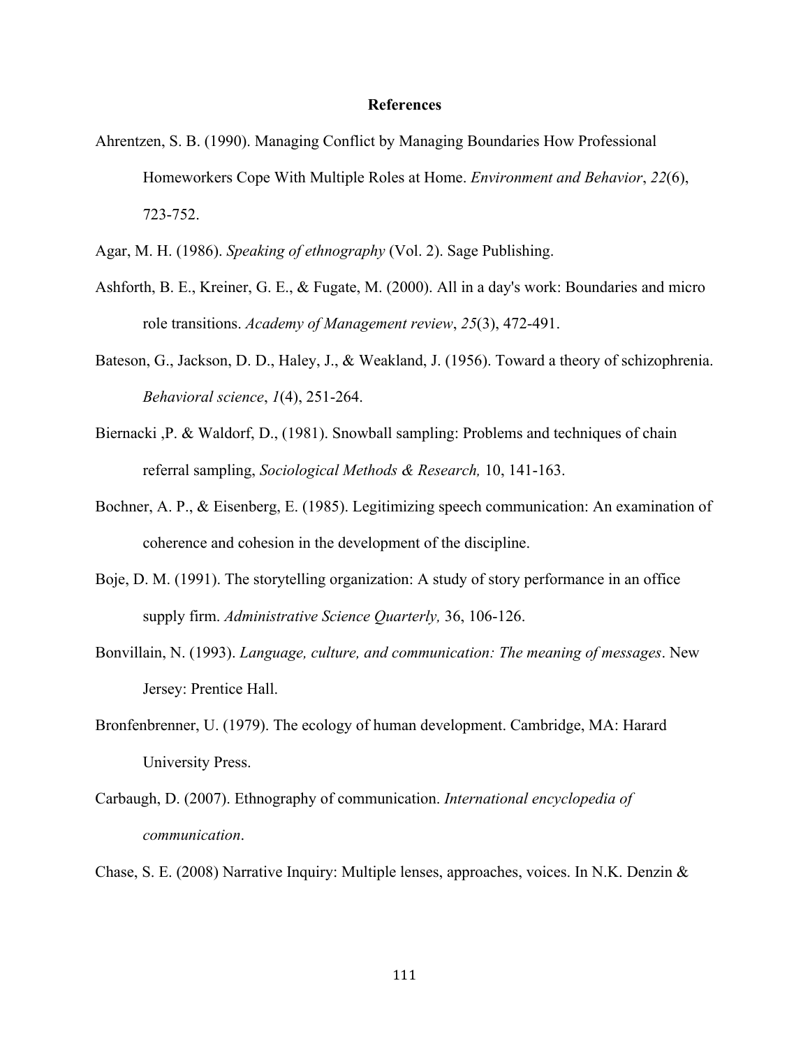# References

Ahrentzen, S. B. (1990). Managing Conflict by Managing Boundaries How Professional Homeworkers Cope With Multiple Roles at Home. *Environment and Behavior*, *22*(6), 723-752.

Agar, M. H. (1986). *Speaking of ethnography* (Vol. 2). Sage Publishing.

Ashforth, B. E., Kreiner, G. E., & Fugate, M. (2000). All in a day's work: Boundaries and micro role transitions. *Academy of Management review*, *25*(3), 472-491.

Bateson, G., Jackson, D. D., Haley, J., & Weakland, J. (1956). Toward a theory of schizophrenia. *Behavioral science*, *1*(4), 251-264.

Biernacki ,P. & Waldorf, D., (1981). Snowball sampling: Problems and techniques of chain referral sampling, *Sociological Methods & Research,* 10, 141-163.

Bochner, A. P., & Eisenberg, E. (1985). Legitimizing speech communication: An examination of coherence and cohesion in the development of the discipline.

Boje, D. M. (1991). The storytelling organization: A study of story performance in an office supply firm. *Administrative Science Quarterly,* 36, 106-126.

Bonvillain, N. (1993). *Language, culture, and communication: The meaning of messages*. New Jersey: Prentice Hall.

Bronfenbrenner, U. (1979). The ecology of human development. Cambridge, MA: Harard University Press.

Carbaugh, D. (2007). Ethnography of communication. *International encyclopedia of communication*.

Chase, S. E. (2008) Narrative Inquiry: Multiple lenses, approaches, voices. In N.K. Denzin &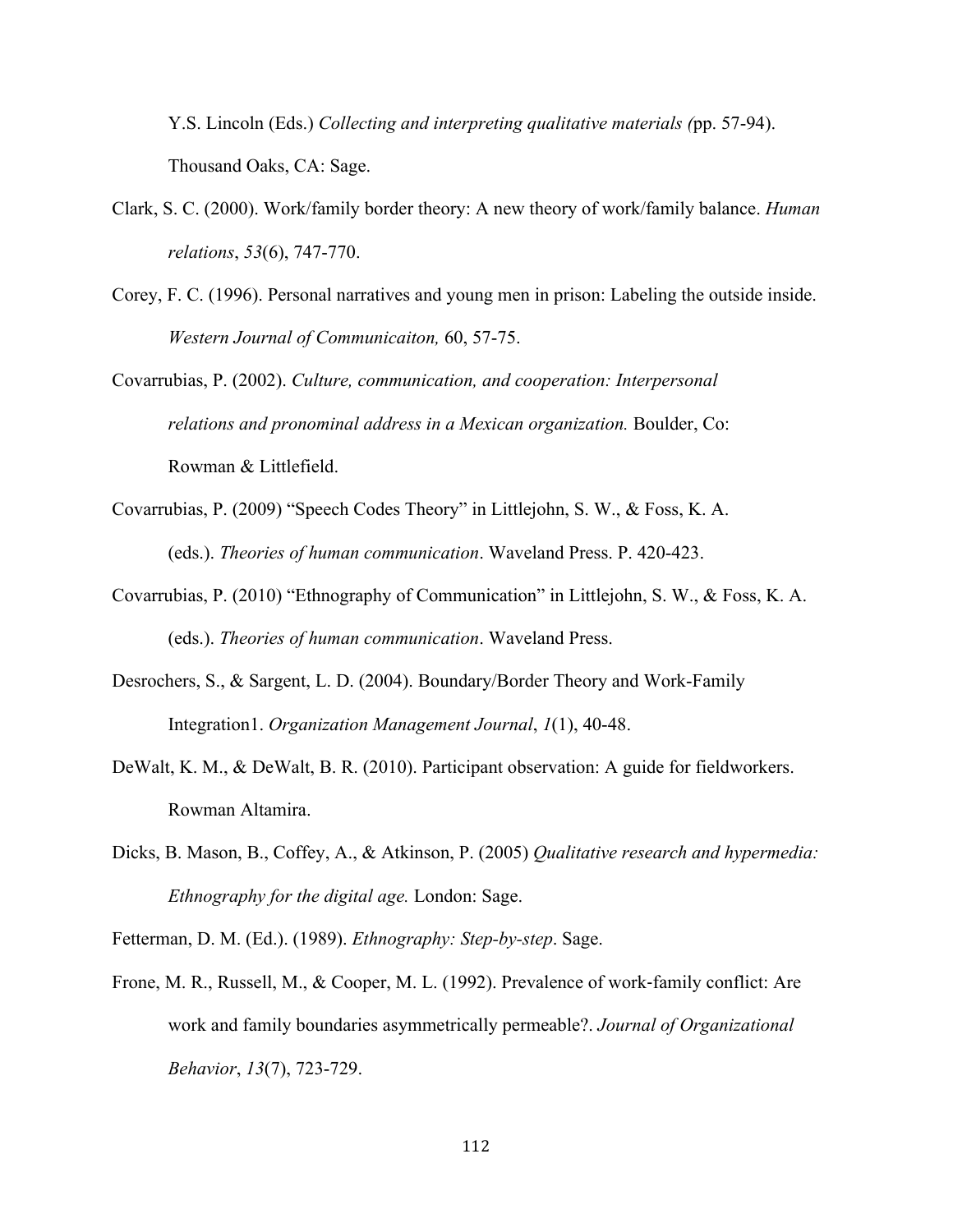Y.S. Lincoln (Eds.) *Collecting and interpreting qualitative materials (*pp. 57-94). Thousand Oaks, CA: Sage.

Clark, S. C. (2000). Work/family border theory: A new theory of work/family balance. *Human relations*, *53*(6), 747-770.

Corey, F. C. (1996). Personal narratives and young men in prison: Labeling the outside inside. *Western Journal of Communicaiton,* 60, 57-75.

Covarrubias, P. (2002). *Culture, communication, and cooperation: Interpersonal relations and pronominal address in a Mexican organization.* Boulder, Co: Rowman & Littlefield.

Covarrubias, P. (2009) "Speech Codes Theory" in Littlejohn, S. W., & Foss, K. A. (eds.). *Theories of human communication*. Waveland Press. P. 420-423.

Covarrubias, P. (2010) "Ethnography of Communication" in Littlejohn, S. W., & Foss, K. A. (eds.). *Theories of human communication*. Waveland Press.

Desrochers, S., & Sargent, L. D. (2004). Boundary/Border Theory and Work-Family Integration1. *Organization Management Journal*, *1*(1), 40-48.

DeWalt, K. M., & DeWalt, B. R. (2010). Participant observation: A guide for fieldworkers. Rowman Altamira.

Dicks, B. Mason, B., Coffey, A., & Atkinson, P. (2005) *Qualitative research and hypermedia: Ethnography for the digital age.* London: Sage.

Fetterman, D. M. (Ed.). (1989). *Ethnography: Step-by-step*. Sage.

Frone, M. R., Russell, M., & Cooper, M. L. (1992). Prevalence of work‐family conflict: Are work and family boundaries asymmetrically permeable?. *Journal of Organizational Behavior*, *13*(7), 723-729.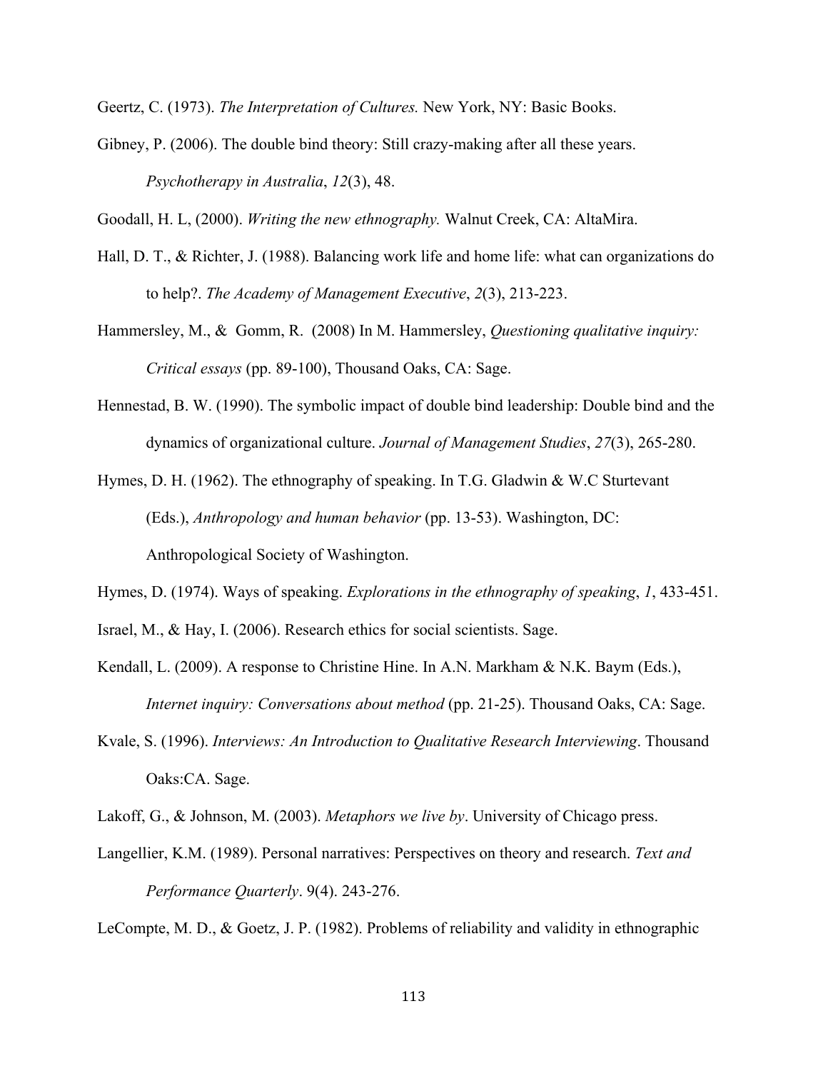Geertz, C. (1973). *The Interpretation of Cultures.* New York, NY: Basic Books.

Gibney, P. (2006). The double bind theory: Still crazy-making after all these years. *Psychotherapy in Australia*, *12*(3), 48.

Goodall, H. L, (2000). *Writing the new ethnography.* Walnut Creek, CA: AltaMira.

Hall, D. T., & Richter, J. (1988). Balancing work life and home life: what can organizations do to help?. *The Academy of Management Executive*, *2*(3), 213-223.

Hammersley, M., & Gomm, R. (2008) In M. Hammersley, *Questioning qualitative inquiry: Critical essays* (pp. 89-100), Thousand Oaks, CA: Sage.

Hennestad, B. W. (1990). The symbolic impact of double bind leadership: Double bind and the dynamics of organizational culture. *Journal of Management Studies*, *27*(3), 265-280.

Hymes, D. H. (1962). The ethnography of speaking. In T.G. Gladwin & W.C Sturtevant (Eds.), *Anthropology and human behavior* (pp. 13-53). Washington, DC: Anthropological Society of Washington.

Hymes, D. (1974). Ways of speaking. *Explorations in the ethnography of speaking*, *1*, 433-451.

Israel, M., & Hay, I. (2006). Research ethics for social scientists. Sage.

Kendall, L. (2009). A response to Christine Hine. In A.N. Markham & N.K. Baym (Eds.), *Internet inquiry: Conversations about method* (pp. 21-25). Thousand Oaks, CA: Sage.

Kvale, S. (1996). *Interviews: An Introduction to Qualitative Research Interviewing*. Thousand Oaks:CA. Sage.

Lakoff, G., & Johnson, M. (2003). *Metaphors we live by*. University of Chicago press.

Langellier, K.M. (1989). Personal narratives: Perspectives on theory and research. *Text and Performance Quarterly*. 9(4). 243-276.

LeCompte, M. D., & Goetz, J. P. (1982). Problems of reliability and validity in ethnographic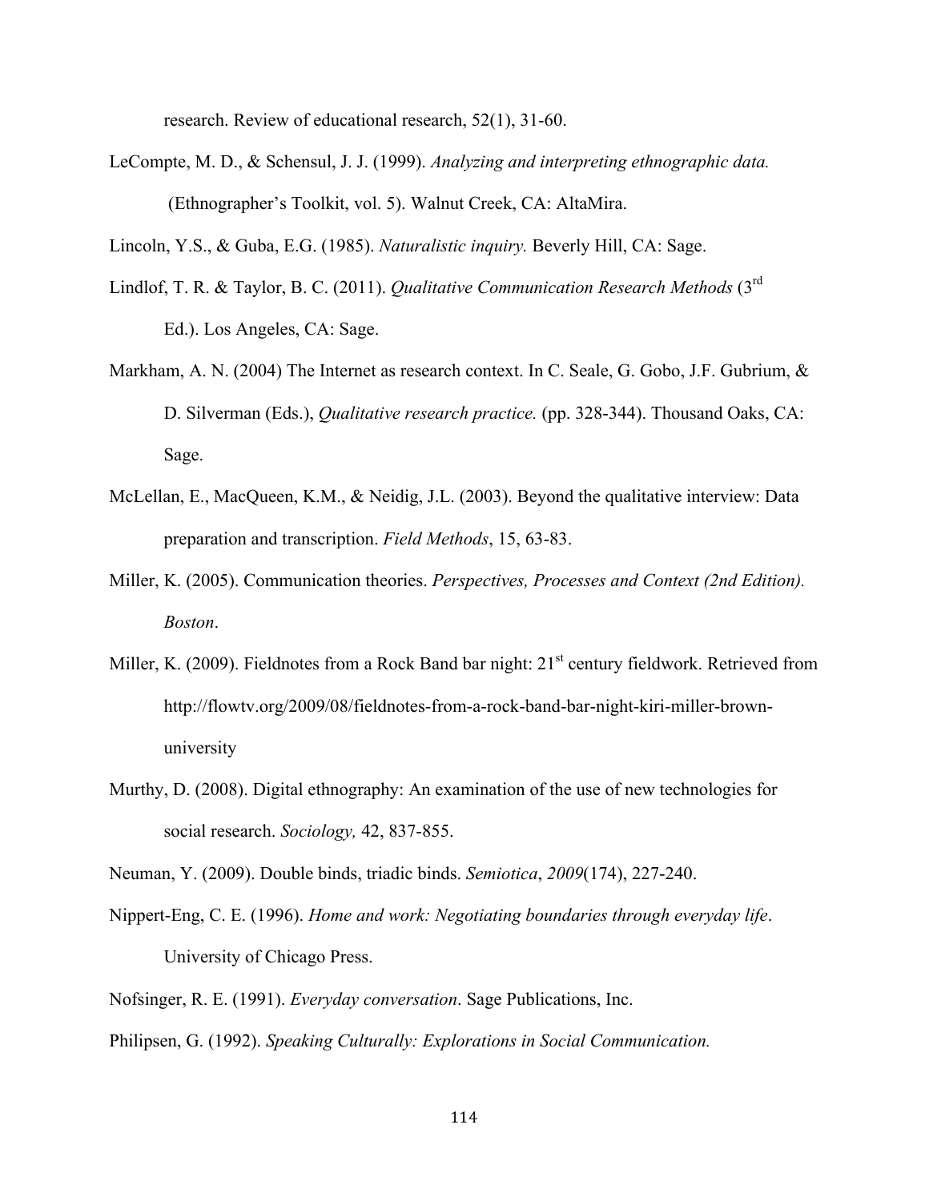research. Review of educational research, 52(1), 31-60.

LeCompte, M. D., & Schensul, J. J. (1999). *Analyzing and interpreting ethnographic data.* (Ethnographer's Toolkit, vol. 5). Walnut Creek, CA: AltaMira.

Lincoln, Y.S., & Guba, E.G. (1985). *Naturalistic inquiry.* Beverly Hill, CA: Sage.

Lindlof, T. R. & Taylor, B. C. (2011). *Qualitative Communication Research Methods* (3rd Ed.). Los Angeles, CA: Sage.

Markham, A. N. (2004) The Internet as research context. In C. Seale, G. Gobo, J.F. Gubrium, & D. Silverman (Eds.), *Qualitative research practice.* (pp. 328-344). Thousand Oaks, CA: Sage.

McLellan, E., MacQueen, K.M., & Neidig, J.L. (2003). Beyond the qualitative interview: Data preparation and transcription. *Field Methods*, 15, 63-83.

Miller, K. (2005). Communication theories. *Perspectives, Processes and Context (2nd Edition). Boston*.

Miller, K. (2009). Fieldnotes from a Rock Band bar night: 21st century fieldwork. Retrieved from http://flowtv.org/2009/08/fieldnotes-from-a-rock-band-bar-night-kiri-miller-brown-university

Murthy, D. (2008). Digital ethnography: An examination of the use of new technologies for social research. *Sociology,* 42, 837-855.

Neuman, Y. (2009). Double binds, triadic binds. *Semiotica*, *2009*(174), 227-240.

Nippert-Eng, C. E. (1996). *Home and work: Negotiating boundaries through everyday life*. University of Chicago Press.

Nofsinger, R. E. (1991). *Everyday conversation*. Sage Publications, Inc.

Philipsen, G. (1992). *Speaking Culturally: Explorations in Social Communication.*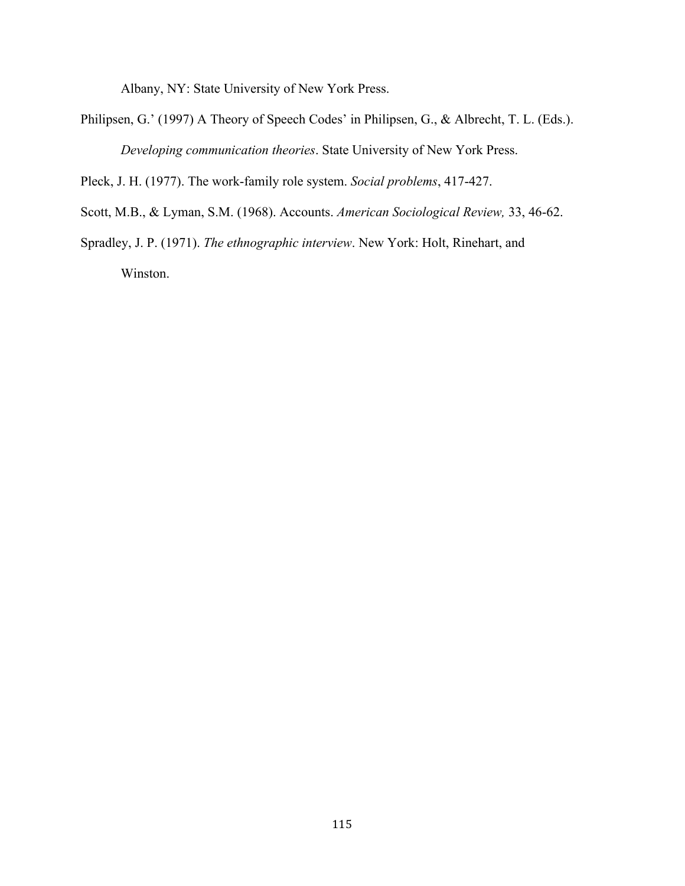Albany, NY: State University of New York Press.

Philipsen, G.' (1997) A Theory of Speech Codes' in Philipsen, G., & Albrecht, T. L. (Eds.). *Developing communication theories*. State University of New York Press.

Pleck, J. H. (1977). The work-family role system. *Social problems*, 417-427.

Scott, M.B., & Lyman, S.M. (1968). Accounts. *American Sociological Review,* 33, 46-62.

Spradley, J. P. (1971). *The ethnographic interview*. New York: Holt, Rinehart, and Winston.